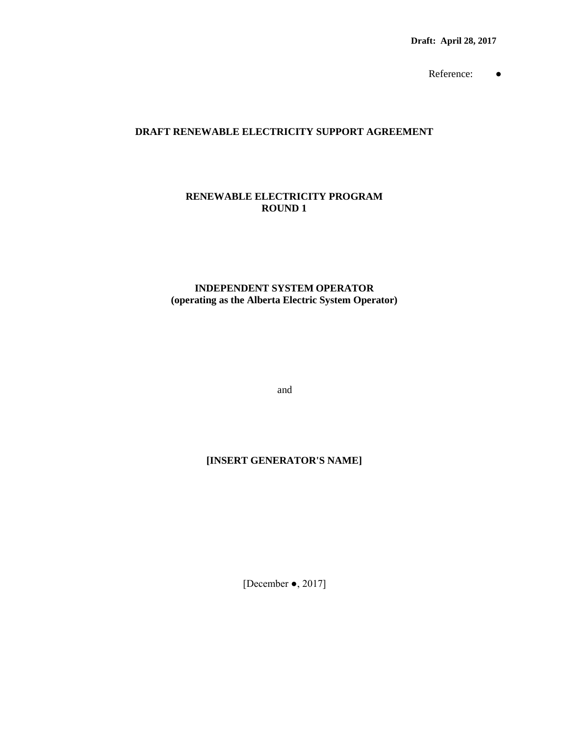**Draft: April 28, 2017**

Reference: ●

# DRAFT RENEWABLE ELECTRICITY SUPPORT AGREEMENT

## RENEWABLE ELECTRICITY PROGRAM
## ROUND 1

**INDEPENDENT SYSTEM OPERATOR**
**(operating as the Alberta Electric System Operator)**

and

**[INSERT GENERATOR'S NAME]**

[December ●, 2017]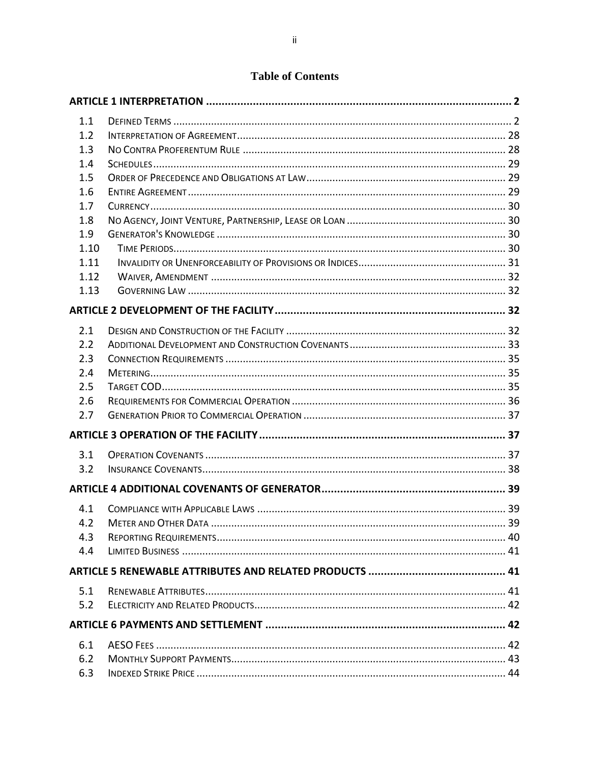# Table of Contents

**ARTICLE 1 INTERPRETATION** ..... 2

1.1 Defined Terms ..... 2
1.2 Interpretation of Agreement ..... 28
1.3 No Contra Proferentum Rule ..... 28
1.4 Schedules ..... 29
1.5 Order of Precedence and Obligations at Law ..... 29
1.6 Entire Agreement ..... 29
1.7 Currency ..... 30
1.8 No Agency, Joint Venture, Partnership, Lease or Loan ..... 30
1.9 Generator's Knowledge ..... 30
1.10 Time Periods ..... 30
1.11 Invalidity or Unenforceability of Provisions or Indices ..... 31
1.12 Waiver, Amendment ..... 32
1.13 Governing Law ..... 32

**ARTICLE 2 DEVELOPMENT OF THE FACILITY** ..... 32

2.1 Design and Construction of the Facility ..... 32
2.2 Additional Development and Construction Covenants ..... 33
2.3 Connection Requirements ..... 35
2.4 Metering ..... 35
2.5 Target COD ..... 35
2.6 Requirements for Commercial Operation ..... 36
2.7 Generation Prior to Commercial Operation ..... 37

**ARTICLE 3 OPERATION OF THE FACILITY** ..... 37

3.1 Operation Covenants ..... 37
3.2 Insurance Covenants ..... 38

**ARTICLE 4 ADDITIONAL COVENANTS OF GENERATOR** ..... 39

4.1 Compliance with Applicable Laws ..... 39
4.2 Meter and Other Data ..... 39
4.3 Reporting Requirements ..... 40
4.4 Limited Business ..... 41

**ARTICLE 5 RENEWABLE ATTRIBUTES AND RELATED PRODUCTS** ..... 41

5.1 Renewable Attributes ..... 41
5.2 Electricity and Related Products ..... 42

**ARTICLE 6 PAYMENTS AND SETTLEMENT** ..... 42

6.1 AESO Fees ..... 42
6.2 Monthly Support Payments ..... 43
6.3 Indexed Strike Price ..... 44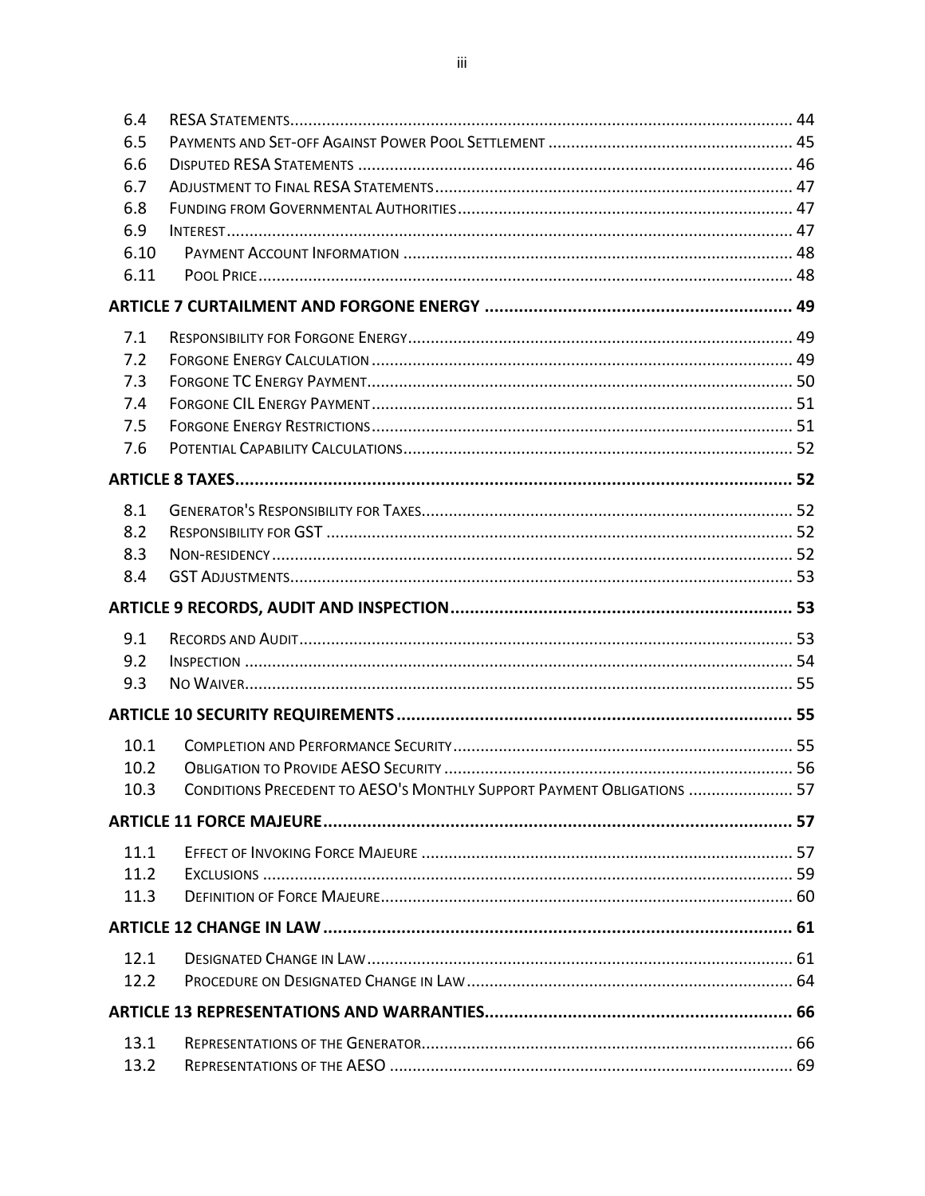| | | |
|---|---|---|
| 6.4 | RESA STATEMENTS | 44 |
| 6.5 | PAYMENTS AND SET-OFF AGAINST POWER POOL SETTLEMENT | 45 |
| 6.6 | DISPUTED RESA STATEMENTS | 46 |
| 6.7 | ADJUSTMENT TO FINAL RESA STATEMENTS | 47 |
| 6.8 | FUNDING FROM GOVERNMENTAL AUTHORITIES | 47 |
| 6.9 | INTEREST | 47 |
| 6.10 | PAYMENT ACCOUNT INFORMATION | 48 |
| 6.11 | POOL PRICE | 48 |
| **ARTICLE 7 CURTAILMENT AND FORGONE ENERGY** | | **49** |
| 7.1 | RESPONSIBILITY FOR FORGONE ENERGY | 49 |
| 7.2 | FORGONE ENERGY CALCULATION | 49 |
| 7.3 | FORGONE TC ENERGY PAYMENT | 50 |
| 7.4 | FORGONE CIL ENERGY PAYMENT | 51 |
| 7.5 | FORGONE ENERGY RESTRICTIONS | 51 |
| 7.6 | POTENTIAL CAPABILITY CALCULATIONS | 52 |
| **ARTICLE 8 TAXES** | | **52** |
| 8.1 | GENERATOR'S RESPONSIBILITY FOR TAXES | 52 |
| 8.2 | RESPONSIBILITY FOR GST | 52 |
| 8.3 | NON-RESIDENCY | 52 |
| 8.4 | GST ADJUSTMENTS | 53 |
| **ARTICLE 9 RECORDS, AUDIT AND INSPECTION** | | **53** |
| 9.1 | RECORDS AND AUDIT | 53 |
| 9.2 | INSPECTION | 54 |
| 9.3 | NO WAIVER | 55 |
| **ARTICLE 10 SECURITY REQUIREMENTS** | | **55** |
| 10.1 | COMPLETION AND PERFORMANCE SECURITY | 55 |
| 10.2 | OBLIGATION TO PROVIDE AESO SECURITY | 56 |
| 10.3 | CONDITIONS PRECEDENT TO AESO'S MONTHLY SUPPORT PAYMENT OBLIGATIONS | 57 |
| **ARTICLE 11 FORCE MAJEURE** | | **57** |
| 11.1 | EFFECT OF INVOKING FORCE MAJEURE | 57 |
| 11.2 | EXCLUSIONS | 59 |
| 11.3 | DEFINITION OF FORCE MAJEURE | 60 |
| **ARTICLE 12 CHANGE IN LAW** | | **61** |
| 12.1 | DESIGNATED CHANGE IN LAW | 61 |
| 12.2 | PROCEDURE ON DESIGNATED CHANGE IN LAW | 64 |
| **ARTICLE 13 REPRESENTATIONS AND WARRANTIES** | | **66** |
| 13.1 | REPRESENTATIONS OF THE GENERATOR | 66 |
| 13.2 | REPRESENTATIONS OF THE AESO | 69 |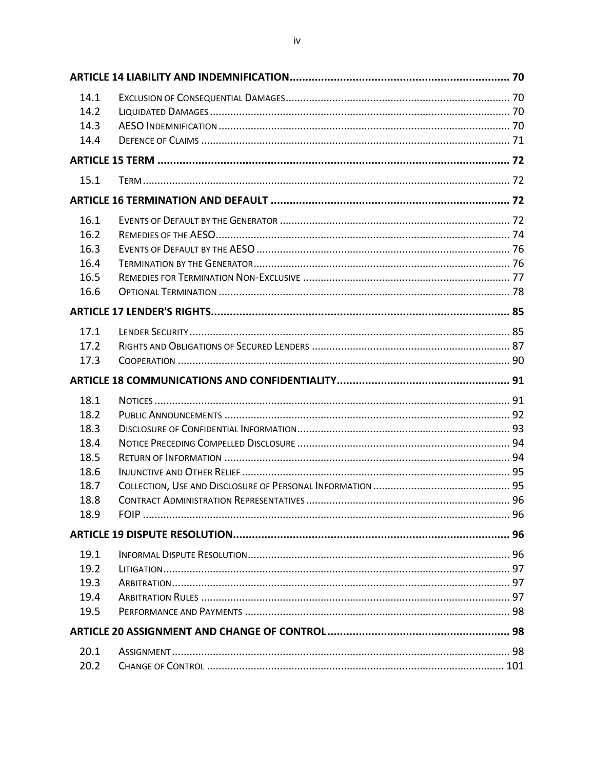| | | |
|---|---|---|
| **ARTICLE 14 LIABILITY AND INDEMNIFICATION** | | **70** |
| 14.1 | Exclusion of Consequential Damages | 70 |
| 14.2 | Liquidated Damages | 70 |
| 14.3 | AESO Indemnification | 70 |
| 14.4 | Defence of Claims | 71 |
| **ARTICLE 15 TERM** | | **72** |
| 15.1 | Term | 72 |
| **ARTICLE 16 TERMINATION AND DEFAULT** | | **72** |
| 16.1 | Events of Default by the Generator | 72 |
| 16.2 | Remedies of the AESO | 74 |
| 16.3 | Events of Default by the AESO | 76 |
| 16.4 | Termination by the Generator | 76 |
| 16.5 | Remedies for Termination Non-Exclusive | 77 |
| 16.6 | Optional Termination | 78 |
| **ARTICLE 17 LENDER'S RIGHTS** | | **85** |
| 17.1 | Lender Security | 85 |
| 17.2 | Rights and Obligations of Secured Lenders | 87 |
| 17.3 | Cooperation | 90 |
| **ARTICLE 18 COMMUNICATIONS AND CONFIDENTIALITY** | | **91** |
| 18.1 | Notices | 91 |
| 18.2 | Public Announcements | 92 |
| 18.3 | Disclosure of Confidential Information | 93 |
| 18.4 | Notice Preceding Compelled Disclosure | 94 |
| 18.5 | Return of Information | 94 |
| 18.6 | Injunctive and Other Relief | 95 |
| 18.7 | Collection, Use and Disclosure of Personal Information | 95 |
| 18.8 | Contract Administration Representatives | 96 |
| 18.9 | FOIP | 96 |
| **ARTICLE 19 DISPUTE RESOLUTION** | | **96** |
| 19.1 | Informal Dispute Resolution | 96 |
| 19.2 | Litigation | 97 |
| 19.3 | Arbitration | 97 |
| 19.4 | Arbitration Rules | 97 |
| 19.5 | Performance and Payments | 98 |
| **ARTICLE 20 ASSIGNMENT AND CHANGE OF CONTROL** | | **98** |
| 20.1 | Assignment | 98 |
| 20.2 | Change of Control | 101 |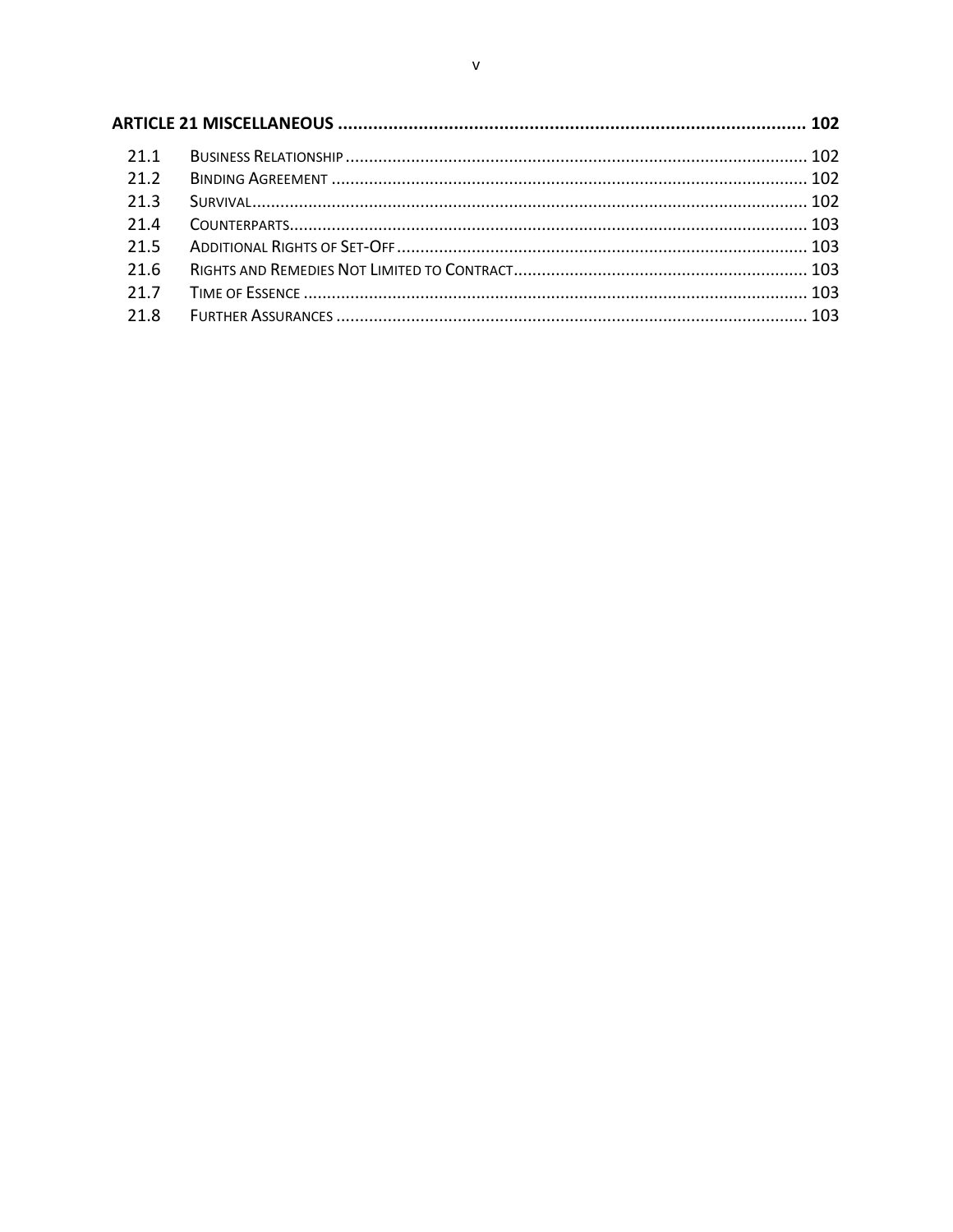**ARTICLE 21 MISCELLANEOUS** .......... 102

| | | |
|---|---|---|
| 21.1 | Business Relationship | 102 |
| 21.2 | Binding Agreement | 102 |
| 21.3 | Survival | 102 |
| 21.4 | Counterparts | 103 |
| 21.5 | Additional Rights of Set-Off | 103 |
| 21.6 | Rights and Remedies Not Limited to Contract | 103 |
| 21.7 | Time of Essence | 103 |
| 21.8 | Further Assurances | 103 |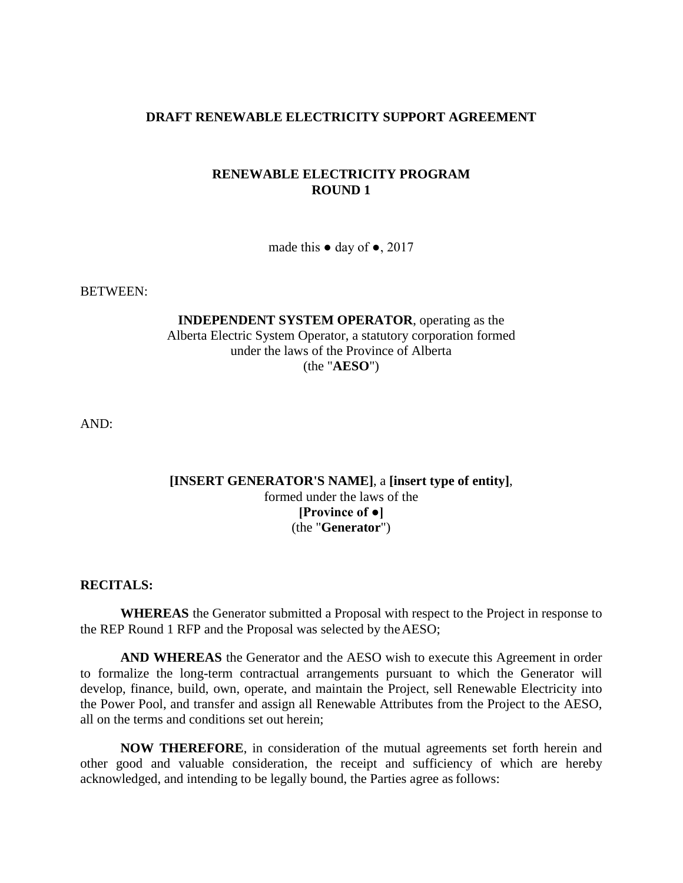# DRAFT RENEWABLE ELECTRICITY SUPPORT AGREEMENT

## RENEWABLE ELECTRICITY PROGRAM
## ROUND 1

made this ● day of ●, 2017

BETWEEN:

**INDEPENDENT SYSTEM OPERATOR**, operating as the Alberta Electric System Operator, a statutory corporation formed under the laws of the Province of Alberta
(the "**AESO**")

AND:

**[INSERT GENERATOR'S NAME]**, a **[insert type of entity]**, formed under the laws of the
**[Province of ●]**
(the "**Generator**")

**RECITALS:**

**WHEREAS** the Generator submitted a Proposal with respect to the Project in response to the REP Round 1 RFP and the Proposal was selected by the AESO;

**AND WHEREAS** the Generator and the AESO wish to execute this Agreement in order to formalize the long-term contractual arrangements pursuant to which the Generator will develop, finance, build, own, operate, and maintain the Project, sell Renewable Electricity into the Power Pool, and transfer and assign all Renewable Attributes from the Project to the AESO, all on the terms and conditions set out herein;

**NOW THEREFORE**, in consideration of the mutual agreements set forth herein and other good and valuable consideration, the receipt and sufficiency of which are hereby acknowledged, and intending to be legally bound, the Parties agree as follows: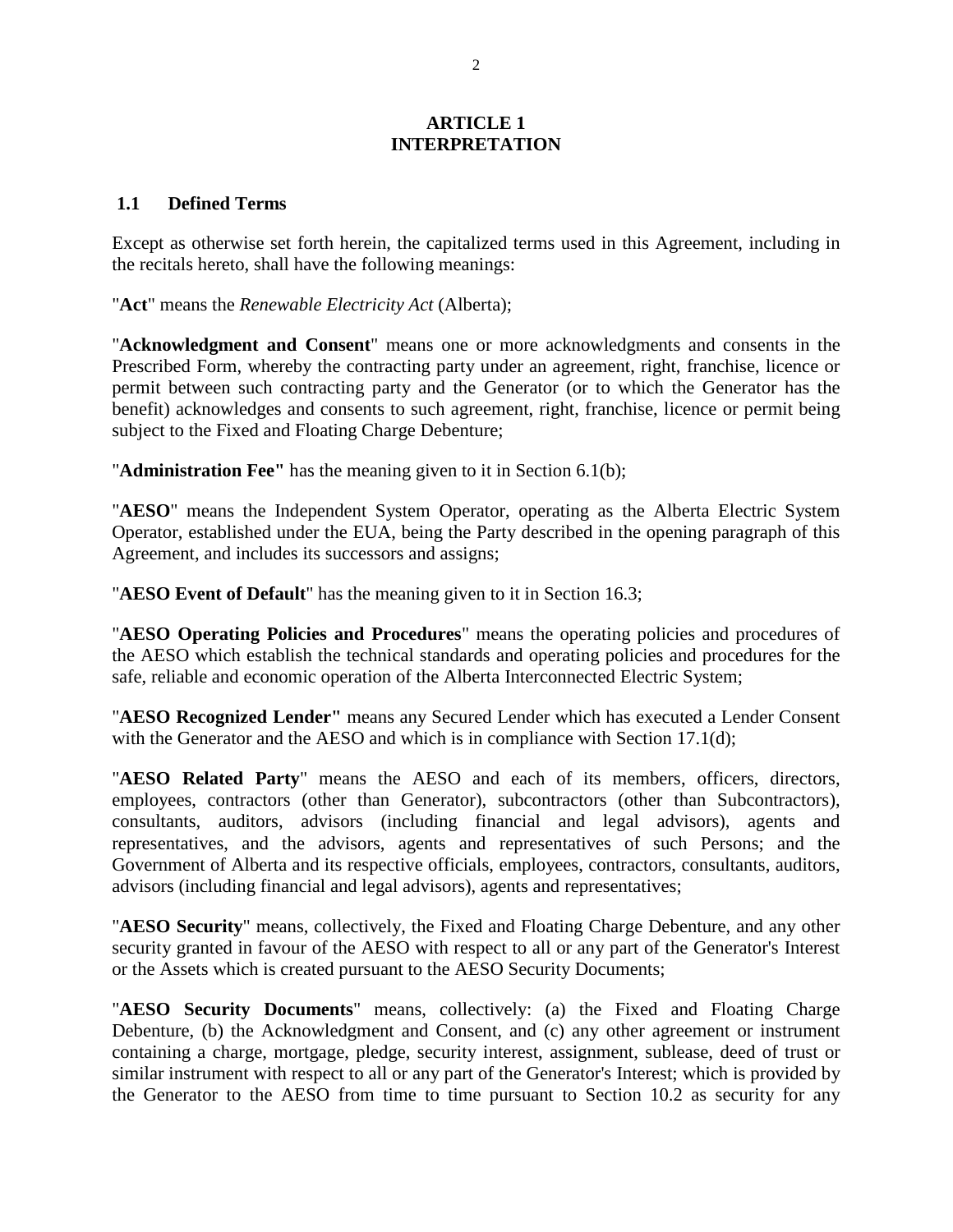## ARTICLE 1
## INTERPRETATION

### 1.1 Defined Terms

Except as otherwise set forth herein, the capitalized terms used in this Agreement, including in the recitals hereto, shall have the following meanings:

"**Act**" means the *Renewable Electricity Act* (Alberta);

"**Acknowledgment and Consent**" means one or more acknowledgments and consents in the Prescribed Form, whereby the contracting party under an agreement, right, franchise, licence or permit between such contracting party and the Generator (or to which the Generator has the benefit) acknowledges and consents to such agreement, right, franchise, licence or permit being subject to the Fixed and Floating Charge Debenture;

"**Administration Fee"** has the meaning given to it in Section 6.1(b);

"**AESO**" means the Independent System Operator, operating as the Alberta Electric System Operator, established under the EUA, being the Party described in the opening paragraph of this Agreement, and includes its successors and assigns;

"**AESO Event of Default**" has the meaning given to it in Section 16.3;

"**AESO Operating Policies and Procedures**" means the operating policies and procedures of the AESO which establish the technical standards and operating policies and procedures for the safe, reliable and economic operation of the Alberta Interconnected Electric System;

"**AESO Recognized Lender"** means any Secured Lender which has executed a Lender Consent with the Generator and the AESO and which is in compliance with Section 17.1(d);

"**AESO Related Party**" means the AESO and each of its members, officers, directors, employees, contractors (other than Generator), subcontractors (other than Subcontractors), consultants, auditors, advisors (including financial and legal advisors), agents and representatives, and the advisors, agents and representatives of such Persons; and the Government of Alberta and its respective officials, employees, contractors, consultants, auditors, advisors (including financial and legal advisors), agents and representatives;

"**AESO Security**" means, collectively, the Fixed and Floating Charge Debenture, and any other security granted in favour of the AESO with respect to all or any part of the Generator's Interest or the Assets which is created pursuant to the AESO Security Documents;

"**AESO Security Documents**" means, collectively: (a) the Fixed and Floating Charge Debenture, (b) the Acknowledgment and Consent, and (c) any other agreement or instrument containing a charge, mortgage, pledge, security interest, assignment, sublease, deed of trust or similar instrument with respect to all or any part of the Generator's Interest; which is provided by the Generator to the AESO from time to time pursuant to Section 10.2 as security for any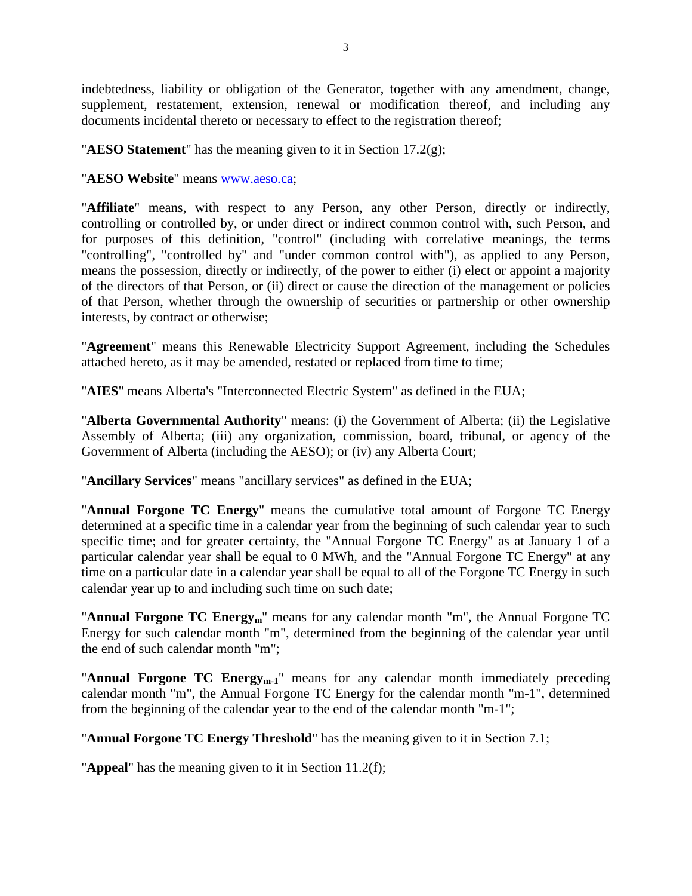indebtedness, liability or obligation of the Generator, together with any amendment, change, supplement, restatement, extension, renewal or modification thereof, and including any documents incidental thereto or necessary to effect to the registration thereof;

"**AESO Statement**" has the meaning given to it in Section 17.2(g);

"**AESO Website**" means www.aeso.ca;

"**Affiliate**" means, with respect to any Person, any other Person, directly or indirectly, controlling or controlled by, or under direct or indirect common control with, such Person, and for purposes of this definition, "control" (including with correlative meanings, the terms "controlling", "controlled by" and "under common control with"), as applied to any Person, means the possession, directly or indirectly, of the power to either (i) elect or appoint a majority of the directors of that Person, or (ii) direct or cause the direction of the management or policies of that Person, whether through the ownership of securities or partnership or other ownership interests, by contract or otherwise;

"**Agreement**" means this Renewable Electricity Support Agreement, including the Schedules attached hereto, as it may be amended, restated or replaced from time to time;

"**AIES**" means Alberta's "Interconnected Electric System" as defined in the EUA;

"**Alberta Governmental Authority**" means: (i) the Government of Alberta; (ii) the Legislative Assembly of Alberta; (iii) any organization, commission, board, tribunal, or agency of the Government of Alberta (including the AESO); or (iv) any Alberta Court;

"**Ancillary Services**" means "ancillary services" as defined in the EUA;

"**Annual Forgone TC Energy**" means the cumulative total amount of Forgone TC Energy determined at a specific time in a calendar year from the beginning of such calendar year to such specific time; and for greater certainty, the "Annual Forgone TC Energy" as at January 1 of a particular calendar year shall be equal to 0 MWh, and the "Annual Forgone TC Energy" at any time on a particular date in a calendar year shall be equal to all of the Forgone TC Energy in such calendar year up to and including such time on such date;

"**Annual Forgone TC Energy$_m$**" means for any calendar month "m", the Annual Forgone TC Energy for such calendar month "m", determined from the beginning of the calendar year until the end of such calendar month "m";

"**Annual Forgone TC Energy$_{m-1}$**" means for any calendar month immediately preceding calendar month "m", the Annual Forgone TC Energy for the calendar month "m-1", determined from the beginning of the calendar year to the end of the calendar month "m-1";

"**Annual Forgone TC Energy Threshold**" has the meaning given to it in Section 7.1;

"**Appeal**" has the meaning given to it in Section 11.2(f);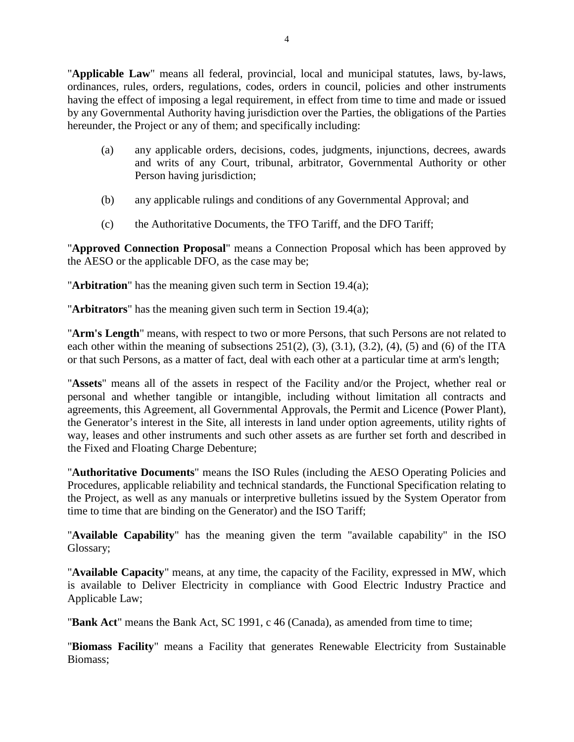"**Applicable Law**" means all federal, provincial, local and municipal statutes, laws, by-laws, ordinances, rules, orders, regulations, codes, orders in council, policies and other instruments having the effect of imposing a legal requirement, in effect from time to time and made or issued by any Governmental Authority having jurisdiction over the Parties, the obligations of the Parties hereunder, the Project or any of them; and specifically including:

(a) any applicable orders, decisions, codes, judgments, injunctions, decrees, awards and writs of any Court, tribunal, arbitrator, Governmental Authority or other Person having jurisdiction;

(b) any applicable rulings and conditions of any Governmental Approval; and

(c) the Authoritative Documents, the TFO Tariff, and the DFO Tariff;

"**Approved Connection Proposal**" means a Connection Proposal which has been approved by the AESO or the applicable DFO, as the case may be;

"**Arbitration**" has the meaning given such term in Section 19.4(a);

"**Arbitrators**" has the meaning given such term in Section 19.4(a);

"**Arm's Length**" means, with respect to two or more Persons, that such Persons are not related to each other within the meaning of subsections 251(2), (3), (3.1), (3.2), (4), (5) and (6) of the ITA or that such Persons, as a matter of fact, deal with each other at a particular time at arm's length;

"**Assets**" means all of the assets in respect of the Facility and/or the Project, whether real or personal and whether tangible or intangible, including without limitation all contracts and agreements, this Agreement, all Governmental Approvals, the Permit and Licence (Power Plant), the Generator's interest in the Site, all interests in land under option agreements, utility rights of way, leases and other instruments and such other assets as are further set forth and described in the Fixed and Floating Charge Debenture;

"**Authoritative Documents**" means the ISO Rules (including the AESO Operating Policies and Procedures, applicable reliability and technical standards, the Functional Specification relating to the Project, as well as any manuals or interpretive bulletins issued by the System Operator from time to time that are binding on the Generator) and the ISO Tariff;

"**Available Capability**" has the meaning given the term "available capability" in the ISO Glossary;

"**Available Capacity**" means, at any time, the capacity of the Facility, expressed in MW, which is available to Deliver Electricity in compliance with Good Electric Industry Practice and Applicable Law;

"**Bank Act**" means the Bank Act, SC 1991, c 46 (Canada), as amended from time to time;

"**Biomass Facility**" means a Facility that generates Renewable Electricity from Sustainable Biomass;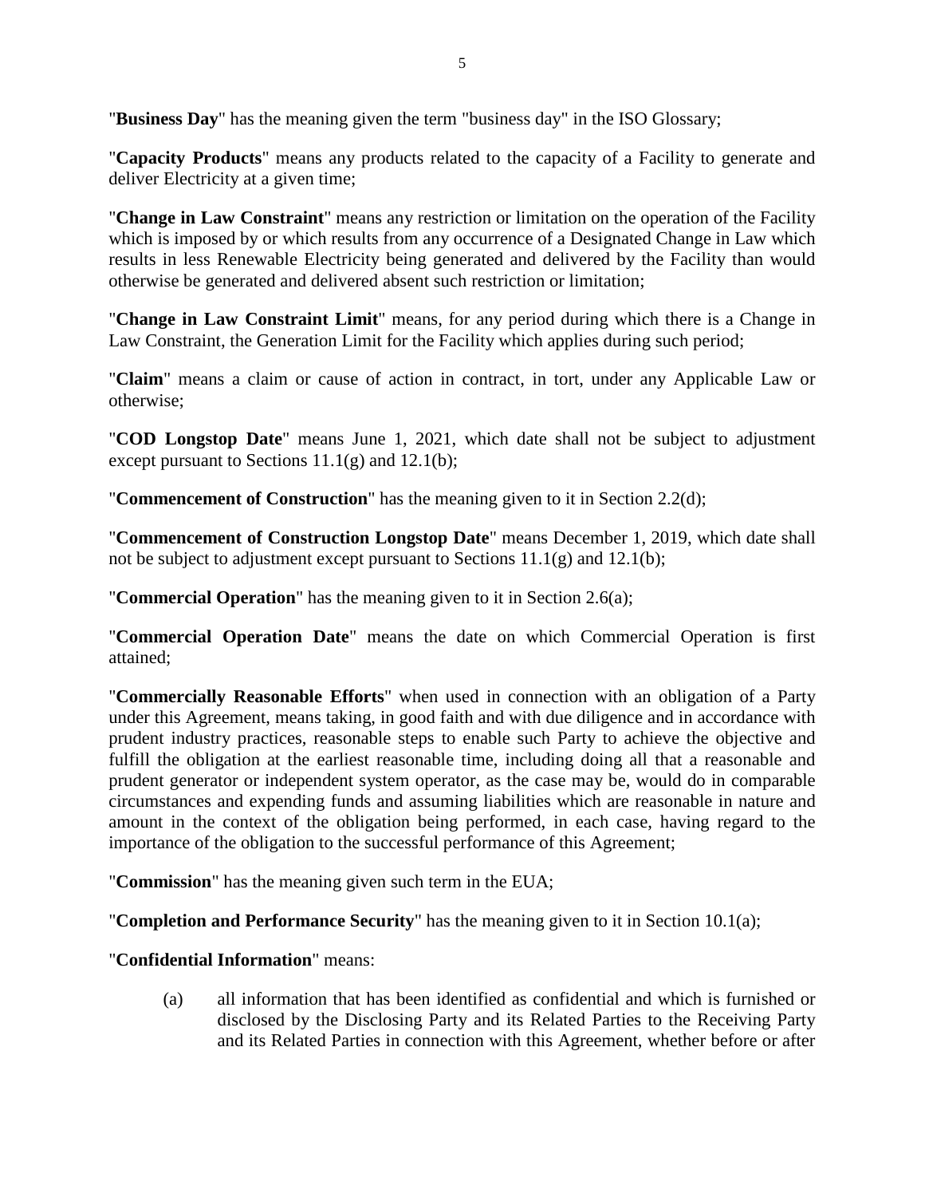"**Business Day**" has the meaning given the term "business day" in the ISO Glossary;

"**Capacity Products**" means any products related to the capacity of a Facility to generate and deliver Electricity at a given time;

"**Change in Law Constraint**" means any restriction or limitation on the operation of the Facility which is imposed by or which results from any occurrence of a Designated Change in Law which results in less Renewable Electricity being generated and delivered by the Facility than would otherwise be generated and delivered absent such restriction or limitation;

"**Change in Law Constraint Limit**" means, for any period during which there is a Change in Law Constraint, the Generation Limit for the Facility which applies during such period;

"**Claim**" means a claim or cause of action in contract, in tort, under any Applicable Law or otherwise;

"**COD Longstop Date**" means June 1, 2021, which date shall not be subject to adjustment except pursuant to Sections 11.1(g) and 12.1(b);

"**Commencement of Construction**" has the meaning given to it in Section 2.2(d);

"**Commencement of Construction Longstop Date**" means December 1, 2019, which date shall not be subject to adjustment except pursuant to Sections 11.1(g) and 12.1(b);

"**Commercial Operation**" has the meaning given to it in Section 2.6(a);

"**Commercial Operation Date**" means the date on which Commercial Operation is first attained;

"**Commercially Reasonable Efforts**" when used in connection with an obligation of a Party under this Agreement, means taking, in good faith and with due diligence and in accordance with prudent industry practices, reasonable steps to enable such Party to achieve the objective and fulfill the obligation at the earliest reasonable time, including doing all that a reasonable and prudent generator or independent system operator, as the case may be, would do in comparable circumstances and expending funds and assuming liabilities which are reasonable in nature and amount in the context of the obligation being performed, in each case, having regard to the importance of the obligation to the successful performance of this Agreement;

"**Commission**" has the meaning given such term in the EUA;

"**Completion and Performance Security**" has the meaning given to it in Section 10.1(a);

"**Confidential Information**" means:

(a) all information that has been identified as confidential and which is furnished or disclosed by the Disclosing Party and its Related Parties to the Receiving Party and its Related Parties in connection with this Agreement, whether before or after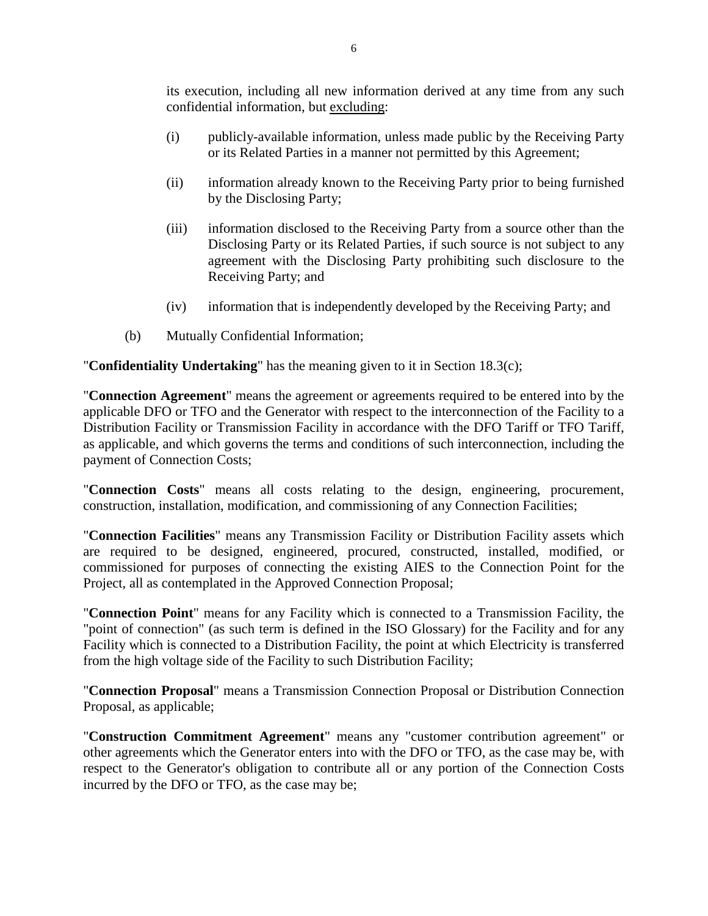its execution, including all new information derived at any time from any such confidential information, but excluding:

(i) publicly-available information, unless made public by the Receiving Party or its Related Parties in a manner not permitted by this Agreement;

(ii) information already known to the Receiving Party prior to being furnished by the Disclosing Party;

(iii) information disclosed to the Receiving Party from a source other than the Disclosing Party or its Related Parties, if such source is not subject to any agreement with the Disclosing Party prohibiting such disclosure to the Receiving Party; and

(iv) information that is independently developed by the Receiving Party; and

(b) Mutually Confidential Information;

"**Confidentiality Undertaking**" has the meaning given to it in Section 18.3(c);

"**Connection Agreement**" means the agreement or agreements required to be entered into by the applicable DFO or TFO and the Generator with respect to the interconnection of the Facility to a Distribution Facility or Transmission Facility in accordance with the DFO Tariff or TFO Tariff, as applicable, and which governs the terms and conditions of such interconnection, including the payment of Connection Costs;

"**Connection Costs**" means all costs relating to the design, engineering, procurement, construction, installation, modification, and commissioning of any Connection Facilities;

"**Connection Facilities**" means any Transmission Facility or Distribution Facility assets which are required to be designed, engineered, procured, constructed, installed, modified, or commissioned for purposes of connecting the existing AIES to the Connection Point for the Project, all as contemplated in the Approved Connection Proposal;

"**Connection Point**" means for any Facility which is connected to a Transmission Facility, the "point of connection" (as such term is defined in the ISO Glossary) for the Facility and for any Facility which is connected to a Distribution Facility, the point at which Electricity is transferred from the high voltage side of the Facility to such Distribution Facility;

"**Connection Proposal**" means a Transmission Connection Proposal or Distribution Connection Proposal, as applicable;

"**Construction Commitment Agreement**" means any "customer contribution agreement" or other agreements which the Generator enters into with the DFO or TFO, as the case may be, with respect to the Generator's obligation to contribute all or any portion of the Connection Costs incurred by the DFO or TFO, as the case may be;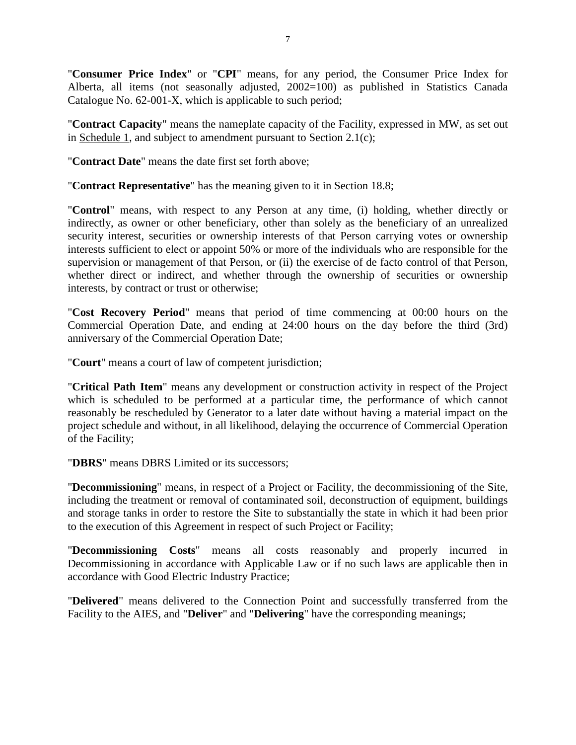"**Consumer Price Index**" or "**CPI**" means, for any period, the Consumer Price Index for Alberta, all items (not seasonally adjusted, 2002=100) as published in Statistics Canada Catalogue No. 62-001-X, which is applicable to such period;

"**Contract Capacity**" means the nameplate capacity of the Facility, expressed in MW, as set out in Schedule 1, and subject to amendment pursuant to Section 2.1(c);

"**Contract Date**" means the date first set forth above;

"**Contract Representative**" has the meaning given to it in Section 18.8;

"**Control**" means, with respect to any Person at any time, (i) holding, whether directly or indirectly, as owner or other beneficiary, other than solely as the beneficiary of an unrealized security interest, securities or ownership interests of that Person carrying votes or ownership interests sufficient to elect or appoint 50% or more of the individuals who are responsible for the supervision or management of that Person, or (ii) the exercise of de facto control of that Person, whether direct or indirect, and whether through the ownership of securities or ownership interests, by contract or trust or otherwise;

"**Cost Recovery Period**" means that period of time commencing at 00:00 hours on the Commercial Operation Date, and ending at 24:00 hours on the day before the third (3rd) anniversary of the Commercial Operation Date;

"**Court**" means a court of law of competent jurisdiction;

"**Critical Path Item**" means any development or construction activity in respect of the Project which is scheduled to be performed at a particular time, the performance of which cannot reasonably be rescheduled by Generator to a later date without having a material impact on the project schedule and without, in all likelihood, delaying the occurrence of Commercial Operation of the Facility;

"**DBRS**" means DBRS Limited or its successors;

"**Decommissioning**" means, in respect of a Project or Facility, the decommissioning of the Site, including the treatment or removal of contaminated soil, deconstruction of equipment, buildings and storage tanks in order to restore the Site to substantially the state in which it had been prior to the execution of this Agreement in respect of such Project or Facility;

"**Decommissioning Costs**" means all costs reasonably and properly incurred in Decommissioning in accordance with Applicable Law or if no such laws are applicable then in accordance with Good Electric Industry Practice;

"**Delivered**" means delivered to the Connection Point and successfully transferred from the Facility to the AIES, and "**Deliver**" and "**Delivering**" have the corresponding meanings;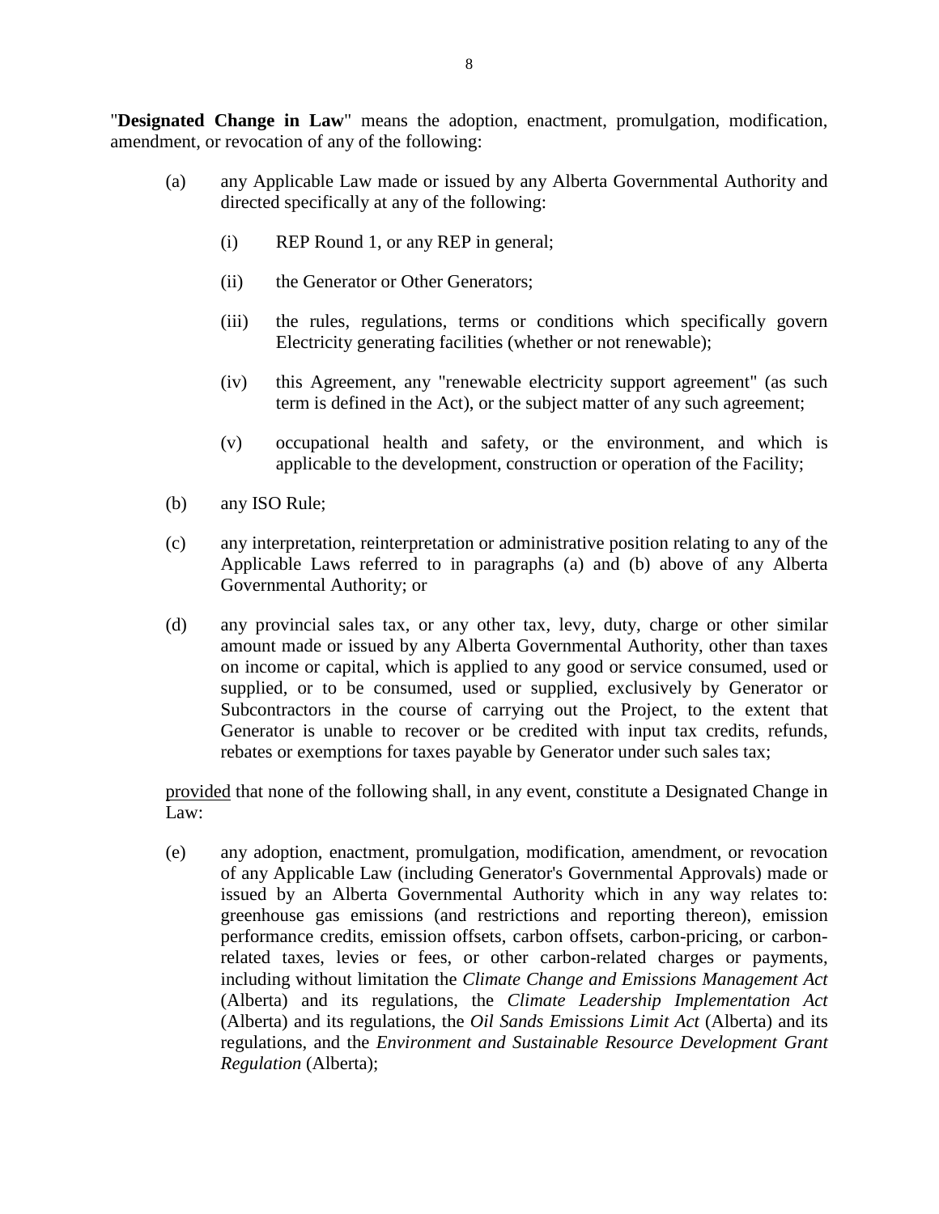"**Designated Change in Law**" means the adoption, enactment, promulgation, modification, amendment, or revocation of any of the following:

(a) any Applicable Law made or issued by any Alberta Governmental Authority and directed specifically at any of the following:

(i) REP Round 1, or any REP in general;

(ii) the Generator or Other Generators;

(iii) the rules, regulations, terms or conditions which specifically govern Electricity generating facilities (whether or not renewable);

(iv) this Agreement, any "renewable electricity support agreement" (as such term is defined in the Act), or the subject matter of any such agreement;

(v) occupational health and safety, or the environment, and which is applicable to the development, construction or operation of the Facility;

(b) any ISO Rule;

(c) any interpretation, reinterpretation or administrative position relating to any of the Applicable Laws referred to in paragraphs (a) and (b) above of any Alberta Governmental Authority; or

(d) any provincial sales tax, or any other tax, levy, duty, charge or other similar amount made or issued by any Alberta Governmental Authority, other than taxes on income or capital, which is applied to any good or service consumed, used or supplied, or to be consumed, used or supplied, exclusively by Generator or Subcontractors in the course of carrying out the Project, to the extent that Generator is unable to recover or be credited with input tax credits, refunds, rebates or exemptions for taxes payable by Generator under such sales tax;

provided that none of the following shall, in any event, constitute a Designated Change in Law:

(e) any adoption, enactment, promulgation, modification, amendment, or revocation of any Applicable Law (including Generator's Governmental Approvals) made or issued by an Alberta Governmental Authority which in any way relates to: greenhouse gas emissions (and restrictions and reporting thereon), emission performance credits, emission offsets, carbon offsets, carbon-pricing, or carbon-related taxes, levies or fees, or other carbon-related charges or payments, including without limitation the *Climate Change and Emissions Management Act* (Alberta) and its regulations, the *Climate Leadership Implementation Act* (Alberta) and its regulations, the *Oil Sands Emissions Limit Act* (Alberta) and its regulations, and the *Environment and Sustainable Resource Development Grant Regulation* (Alberta);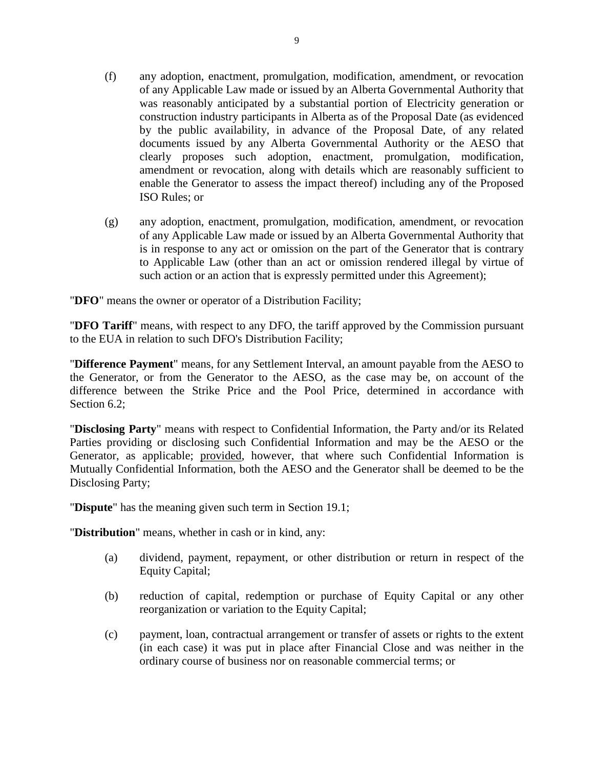(f) any adoption, enactment, promulgation, modification, amendment, or revocation of any Applicable Law made or issued by an Alberta Governmental Authority that was reasonably anticipated by a substantial portion of Electricity generation or construction industry participants in Alberta as of the Proposal Date (as evidenced by the public availability, in advance of the Proposal Date, of any related documents issued by any Alberta Governmental Authority or the AESO that clearly proposes such adoption, enactment, promulgation, modification, amendment or revocation, along with details which are reasonably sufficient to enable the Generator to assess the impact thereof) including any of the Proposed ISO Rules; or

(g) any adoption, enactment, promulgation, modification, amendment, or revocation of any Applicable Law made or issued by an Alberta Governmental Authority that is in response to any act or omission on the part of the Generator that is contrary to Applicable Law (other than an act or omission rendered illegal by virtue of such action or an action that is expressly permitted under this Agreement);

"**DFO**" means the owner or operator of a Distribution Facility;

"**DFO Tariff**" means, with respect to any DFO, the tariff approved by the Commission pursuant to the EUA in relation to such DFO's Distribution Facility;

"**Difference Payment**" means, for any Settlement Interval, an amount payable from the AESO to the Generator, or from the Generator to the AESO, as the case may be, on account of the difference between the Strike Price and the Pool Price, determined in accordance with Section 6.2;

"**Disclosing Party**" means with respect to Confidential Information, the Party and/or its Related Parties providing or disclosing such Confidential Information and may be the AESO or the Generator, as applicable; provided, however, that where such Confidential Information is Mutually Confidential Information, both the AESO and the Generator shall be deemed to be the Disclosing Party;

"**Dispute**" has the meaning given such term in Section 19.1;

"**Distribution**" means, whether in cash or in kind, any:

(a) dividend, payment, repayment, or other distribution or return in respect of the Equity Capital;

(b) reduction of capital, redemption or purchase of Equity Capital or any other reorganization or variation to the Equity Capital;

(c) payment, loan, contractual arrangement or transfer of assets or rights to the extent (in each case) it was put in place after Financial Close and was neither in the ordinary course of business nor on reasonable commercial terms; or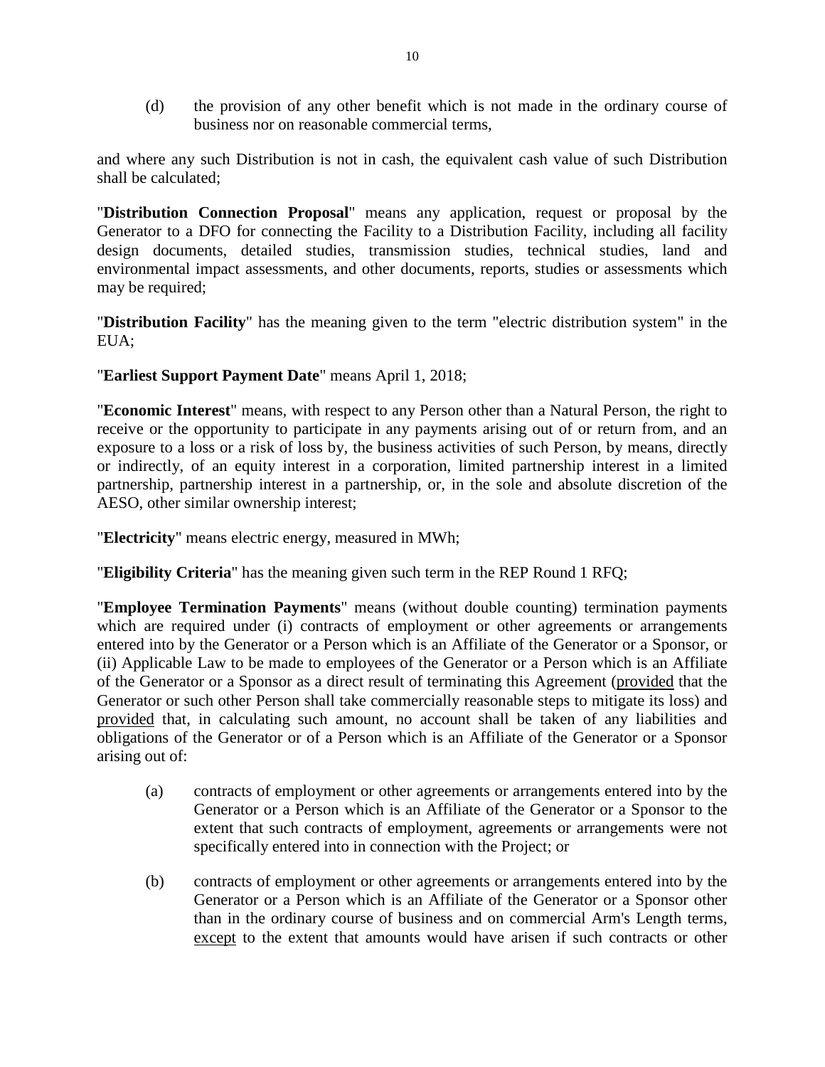(d) the provision of any other benefit which is not made in the ordinary course of business nor on reasonable commercial terms,

and where any such Distribution is not in cash, the equivalent cash value of such Distribution shall be calculated;

"**Distribution Connection Proposal**" means any application, request or proposal by the Generator to a DFO for connecting the Facility to a Distribution Facility, including all facility design documents, detailed studies, transmission studies, technical studies, land and environmental impact assessments, and other documents, reports, studies or assessments which may be required;

"**Distribution Facility**" has the meaning given to the term "electric distribution system" in the EUA;

"**Earliest Support Payment Date**" means April 1, 2018;

"**Economic Interest**" means, with respect to any Person other than a Natural Person, the right to receive or the opportunity to participate in any payments arising out of or return from, and an exposure to a loss or a risk of loss by, the business activities of such Person, by means, directly or indirectly, of an equity interest in a corporation, limited partnership interest in a limited partnership, partnership interest in a partnership, or, in the sole and absolute discretion of the AESO, other similar ownership interest;

"**Electricity**" means electric energy, measured in MWh;

"**Eligibility Criteria**" has the meaning given such term in the REP Round 1 RFQ;

"**Employee Termination Payments**" means (without double counting) termination payments which are required under (i) contracts of employment or other agreements or arrangements entered into by the Generator or a Person which is an Affiliate of the Generator or a Sponsor, or (ii) Applicable Law to be made to employees of the Generator or a Person which is an Affiliate of the Generator or a Sponsor as a direct result of terminating this Agreement (provided that the Generator or such other Person shall take commercially reasonable steps to mitigate its loss) and provided that, in calculating such amount, no account shall be taken of any liabilities and obligations of the Generator or of a Person which is an Affiliate of the Generator or a Sponsor arising out of:

(a) contracts of employment or other agreements or arrangements entered into by the Generator or a Person which is an Affiliate of the Generator or a Sponsor to the extent that such contracts of employment, agreements or arrangements were not specifically entered into in connection with the Project; or

(b) contracts of employment or other agreements or arrangements entered into by the Generator or a Person which is an Affiliate of the Generator or a Sponsor other than in the ordinary course of business and on commercial Arm's Length terms, except to the extent that amounts would have arisen if such contracts or other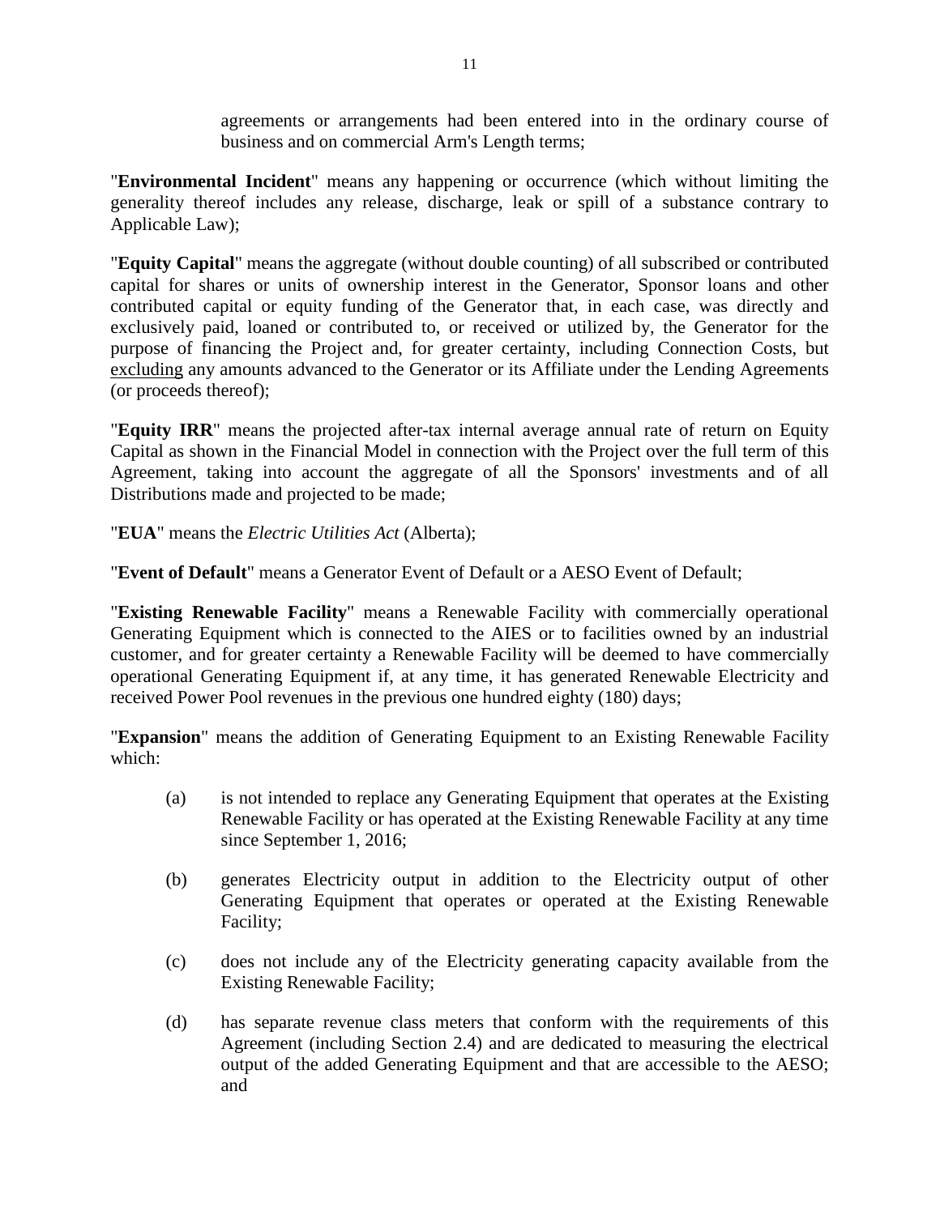agreements or arrangements had been entered into in the ordinary course of business and on commercial Arm's Length terms;

"**Environmental Incident**" means any happening or occurrence (which without limiting the generality thereof includes any release, discharge, leak or spill of a substance contrary to Applicable Law);

"**Equity Capital**" means the aggregate (without double counting) of all subscribed or contributed capital for shares or units of ownership interest in the Generator, Sponsor loans and other contributed capital or equity funding of the Generator that, in each case, was directly and exclusively paid, loaned or contributed to, or received or utilized by, the Generator for the purpose of financing the Project and, for greater certainty, including Connection Costs, but excluding any amounts advanced to the Generator or its Affiliate under the Lending Agreements (or proceeds thereof);

"**Equity IRR**" means the projected after-tax internal average annual rate of return on Equity Capital as shown in the Financial Model in connection with the Project over the full term of this Agreement, taking into account the aggregate of all the Sponsors' investments and of all Distributions made and projected to be made;

"**EUA**" means the *Electric Utilities Act* (Alberta);

"**Event of Default**" means a Generator Event of Default or a AESO Event of Default;

"**Existing Renewable Facility**" means a Renewable Facility with commercially operational Generating Equipment which is connected to the AIES or to facilities owned by an industrial customer, and for greater certainty a Renewable Facility will be deemed to have commercially operational Generating Equipment if, at any time, it has generated Renewable Electricity and received Power Pool revenues in the previous one hundred eighty (180) days;

"**Expansion**" means the addition of Generating Equipment to an Existing Renewable Facility which:

(a) is not intended to replace any Generating Equipment that operates at the Existing Renewable Facility or has operated at the Existing Renewable Facility at any time since September 1, 2016;

(b) generates Electricity output in addition to the Electricity output of other Generating Equipment that operates or operated at the Existing Renewable Facility;

(c) does not include any of the Electricity generating capacity available from the Existing Renewable Facility;

(d) has separate revenue class meters that conform with the requirements of this Agreement (including Section 2.4) and are dedicated to measuring the electrical output of the added Generating Equipment and that are accessible to the AESO; and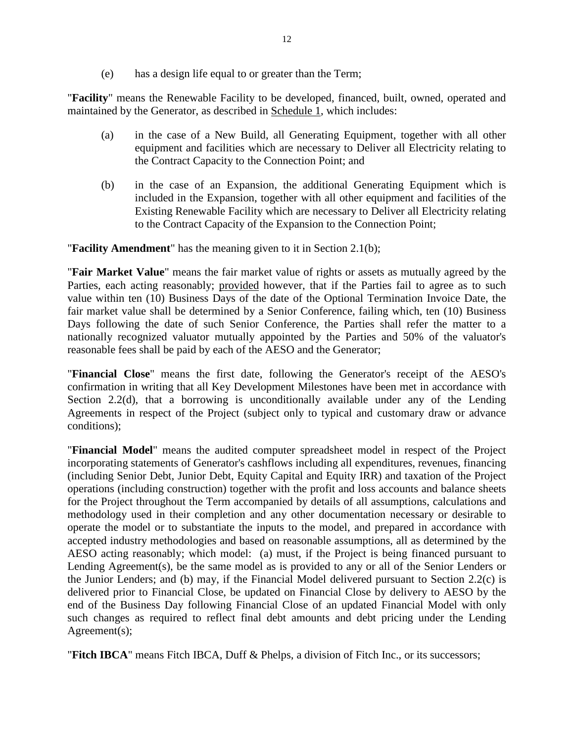(e) has a design life equal to or greater than the Term;

"**Facility**" means the Renewable Facility to be developed, financed, built, owned, operated and maintained by the Generator, as described in Schedule 1, which includes:

(a) in the case of a New Build, all Generating Equipment, together with all other equipment and facilities which are necessary to Deliver all Electricity relating to the Contract Capacity to the Connection Point; and

(b) in the case of an Expansion, the additional Generating Equipment which is included in the Expansion, together with all other equipment and facilities of the Existing Renewable Facility which are necessary to Deliver all Electricity relating to the Contract Capacity of the Expansion to the Connection Point;

"**Facility Amendment**" has the meaning given to it in Section 2.1(b);

"**Fair Market Value**" means the fair market value of rights or assets as mutually agreed by the Parties, each acting reasonably; provided however, that if the Parties fail to agree as to such value within ten (10) Business Days of the date of the Optional Termination Invoice Date, the fair market value shall be determined by a Senior Conference, failing which, ten (10) Business Days following the date of such Senior Conference, the Parties shall refer the matter to a nationally recognized valuator mutually appointed by the Parties and 50% of the valuator's reasonable fees shall be paid by each of the AESO and the Generator;

"**Financial Close**" means the first date, following the Generator's receipt of the AESO's confirmation in writing that all Key Development Milestones have been met in accordance with Section 2.2(d), that a borrowing is unconditionally available under any of the Lending Agreements in respect of the Project (subject only to typical and customary draw or advance conditions);

"**Financial Model**" means the audited computer spreadsheet model in respect of the Project incorporating statements of Generator's cashflows including all expenditures, revenues, financing (including Senior Debt, Junior Debt, Equity Capital and Equity IRR) and taxation of the Project operations (including construction) together with the profit and loss accounts and balance sheets for the Project throughout the Term accompanied by details of all assumptions, calculations and methodology used in their completion and any other documentation necessary or desirable to operate the model or to substantiate the inputs to the model, and prepared in accordance with accepted industry methodologies and based on reasonable assumptions, all as determined by the AESO acting reasonably; which model: (a) must, if the Project is being financed pursuant to Lending Agreement(s), be the same model as is provided to any or all of the Senior Lenders or the Junior Lenders; and (b) may, if the Financial Model delivered pursuant to Section 2.2(c) is delivered prior to Financial Close, be updated on Financial Close by delivery to AESO by the end of the Business Day following Financial Close of an updated Financial Model with only such changes as required to reflect final debt amounts and debt pricing under the Lending Agreement(s);

"**Fitch IBCA**" means Fitch IBCA, Duff & Phelps, a division of Fitch Inc., or its successors;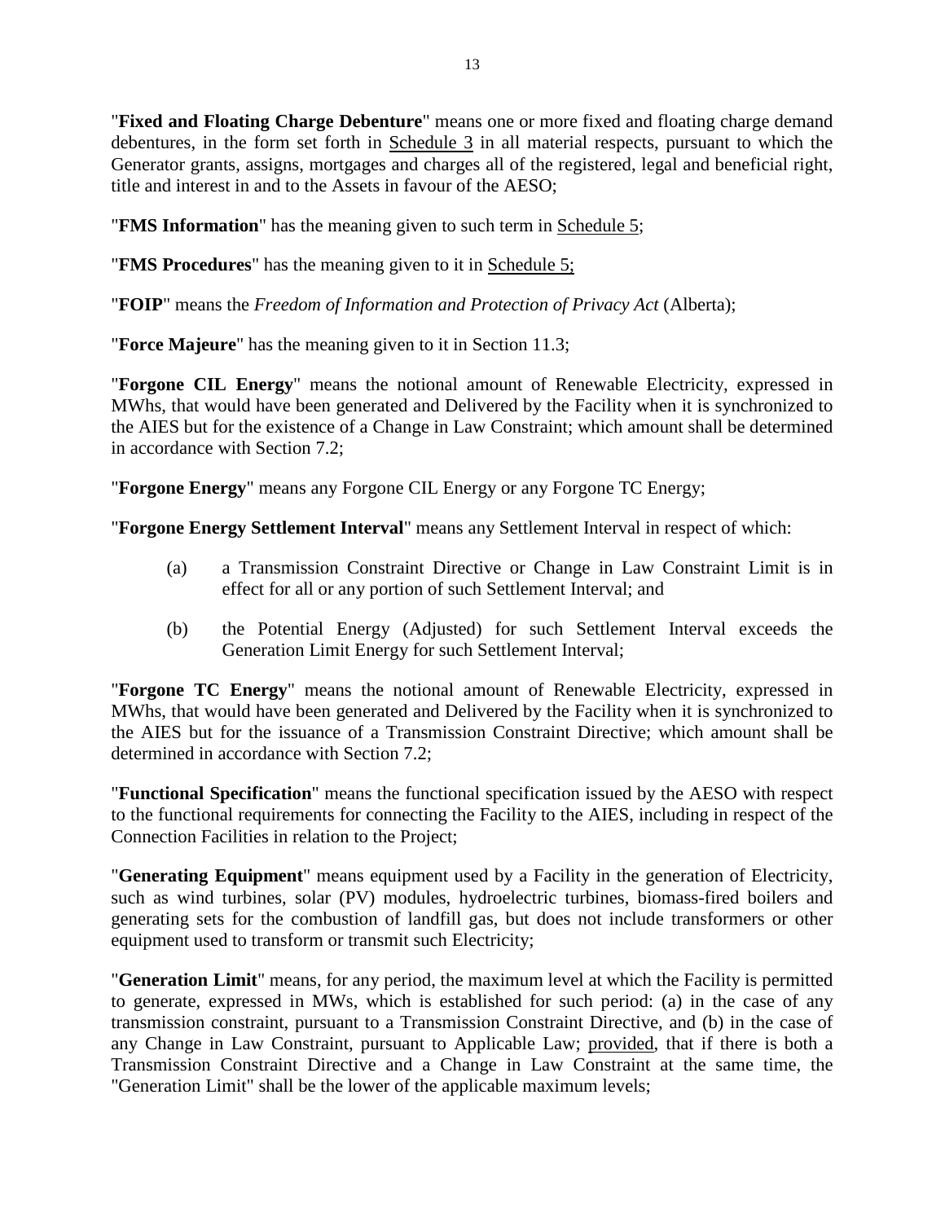"**Fixed and Floating Charge Debenture**" means one or more fixed and floating charge demand debentures, in the form set forth in Schedule 3 in all material respects, pursuant to which the Generator grants, assigns, mortgages and charges all of the registered, legal and beneficial right, title and interest in and to the Assets in favour of the AESO;

"**FMS Information**" has the meaning given to such term in Schedule 5;

"**FMS Procedures**" has the meaning given to it in Schedule 5;

"**FOIP**" means the *Freedom of Information and Protection of Privacy Act* (Alberta);

"**Force Majeure**" has the meaning given to it in Section 11.3;

"**Forgone CIL Energy**" means the notional amount of Renewable Electricity, expressed in MWhs, that would have been generated and Delivered by the Facility when it is synchronized to the AIES but for the existence of a Change in Law Constraint; which amount shall be determined in accordance with Section 7.2;

"**Forgone Energy**" means any Forgone CIL Energy or any Forgone TC Energy;

"**Forgone Energy Settlement Interval**" means any Settlement Interval in respect of which:

(a) a Transmission Constraint Directive or Change in Law Constraint Limit is in effect for all or any portion of such Settlement Interval; and

(b) the Potential Energy (Adjusted) for such Settlement Interval exceeds the Generation Limit Energy for such Settlement Interval;

"**Forgone TC Energy**" means the notional amount of Renewable Electricity, expressed in MWhs, that would have been generated and Delivered by the Facility when it is synchronized to the AIES but for the issuance of a Transmission Constraint Directive; which amount shall be determined in accordance with Section 7.2;

"**Functional Specification**" means the functional specification issued by the AESO with respect to the functional requirements for connecting the Facility to the AIES, including in respect of the Connection Facilities in relation to the Project;

"**Generating Equipment**" means equipment used by a Facility in the generation of Electricity, such as wind turbines, solar (PV) modules, hydroelectric turbines, biomass-fired boilers and generating sets for the combustion of landfill gas, but does not include transformers or other equipment used to transform or transmit such Electricity;

"**Generation Limit**" means, for any period, the maximum level at which the Facility is permitted to generate, expressed in MWs, which is established for such period: (a) in the case of any transmission constraint, pursuant to a Transmission Constraint Directive, and (b) in the case of any Change in Law Constraint, pursuant to Applicable Law; provided, that if there is both a Transmission Constraint Directive and a Change in Law Constraint at the same time, the "Generation Limit" shall be the lower of the applicable maximum levels;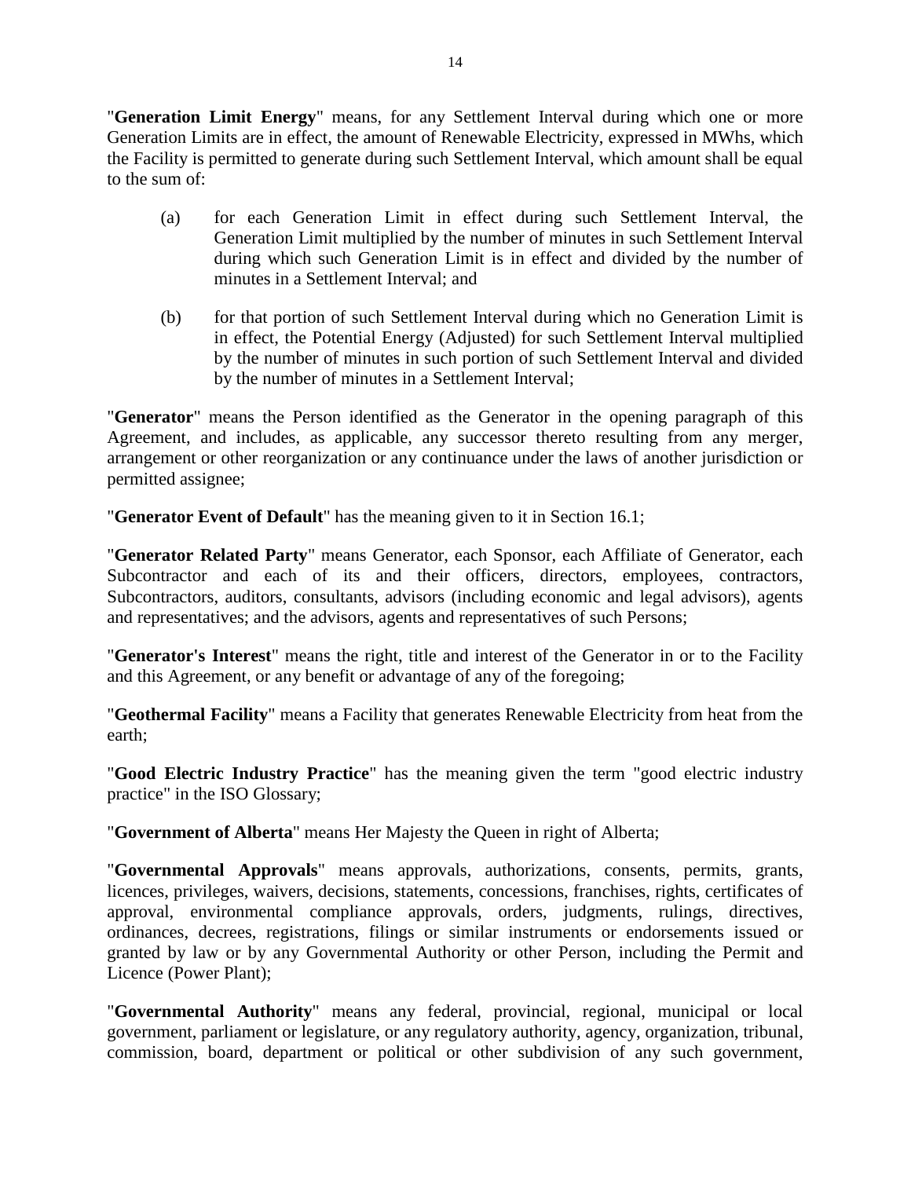"**Generation Limit Energy**" means, for any Settlement Interval during which one or more Generation Limits are in effect, the amount of Renewable Electricity, expressed in MWhs, which the Facility is permitted to generate during such Settlement Interval, which amount shall be equal to the sum of:

(a) for each Generation Limit in effect during such Settlement Interval, the Generation Limit multiplied by the number of minutes in such Settlement Interval during which such Generation Limit is in effect and divided by the number of minutes in a Settlement Interval; and

(b) for that portion of such Settlement Interval during which no Generation Limit is in effect, the Potential Energy (Adjusted) for such Settlement Interval multiplied by the number of minutes in such portion of such Settlement Interval and divided by the number of minutes in a Settlement Interval;

"**Generator**" means the Person identified as the Generator in the opening paragraph of this Agreement, and includes, as applicable, any successor thereto resulting from any merger, arrangement or other reorganization or any continuance under the laws of another jurisdiction or permitted assignee;

"**Generator Event of Default**" has the meaning given to it in Section 16.1;

"**Generator Related Party**" means Generator, each Sponsor, each Affiliate of Generator, each Subcontractor and each of its and their officers, directors, employees, contractors, Subcontractors, auditors, consultants, advisors (including economic and legal advisors), agents and representatives; and the advisors, agents and representatives of such Persons;

"**Generator's Interest**" means the right, title and interest of the Generator in or to the Facility and this Agreement, or any benefit or advantage of any of the foregoing;

"**Geothermal Facility**" means a Facility that generates Renewable Electricity from heat from the earth;

"**Good Electric Industry Practice**" has the meaning given the term "good electric industry practice" in the ISO Glossary;

"**Government of Alberta**" means Her Majesty the Queen in right of Alberta;

"**Governmental Approvals**" means approvals, authorizations, consents, permits, grants, licences, privileges, waivers, decisions, statements, concessions, franchises, rights, certificates of approval, environmental compliance approvals, orders, judgments, rulings, directives, ordinances, decrees, registrations, filings or similar instruments or endorsements issued or granted by law or by any Governmental Authority or other Person, including the Permit and Licence (Power Plant);

"**Governmental Authority**" means any federal, provincial, regional, municipal or local government, parliament or legislature, or any regulatory authority, agency, organization, tribunal, commission, board, department or political or other subdivision of any such government,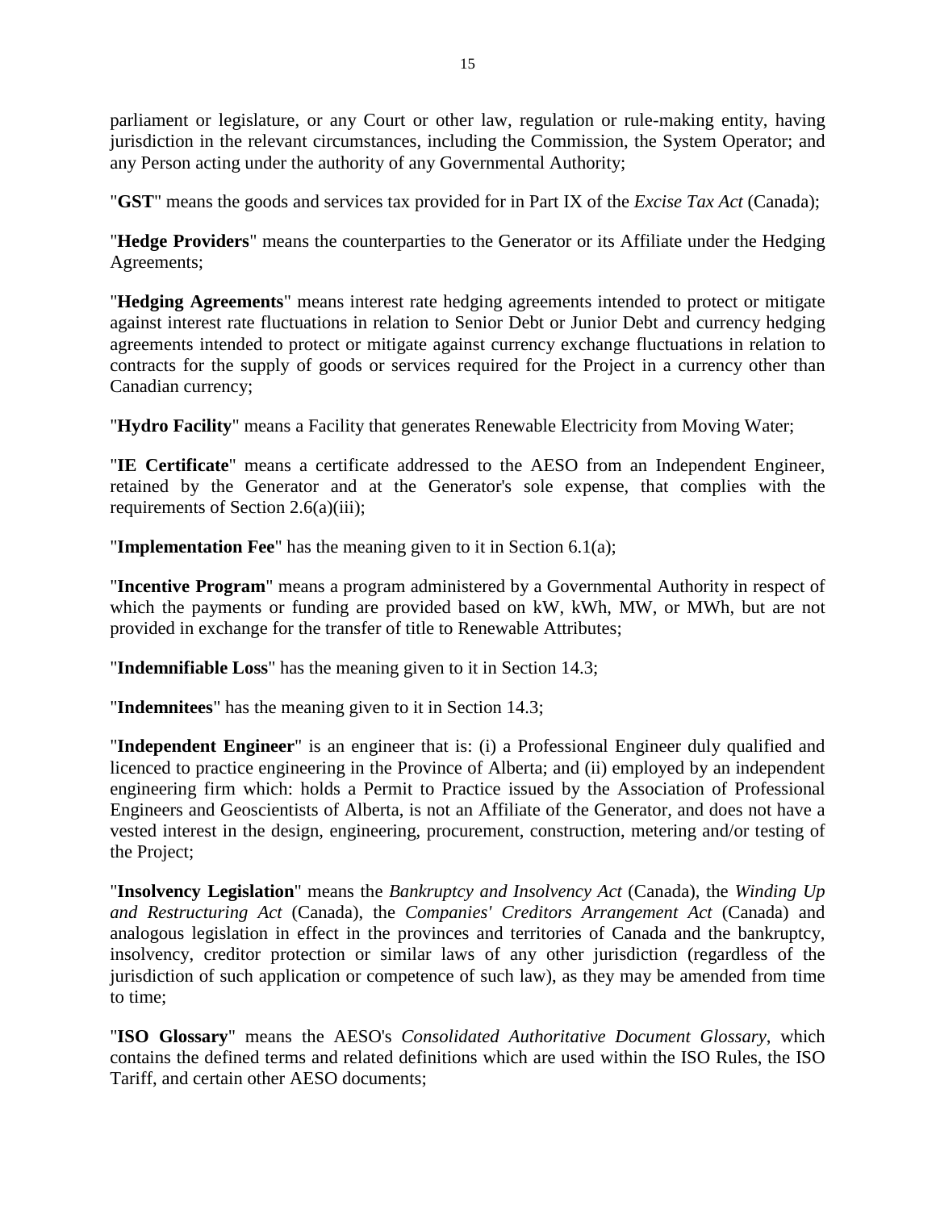parliament or legislature, or any Court or other law, regulation or rule-making entity, having jurisdiction in the relevant circumstances, including the Commission, the System Operator; and any Person acting under the authority of any Governmental Authority;

"**GST**" means the goods and services tax provided for in Part IX of the *Excise Tax Act* (Canada);

"**Hedge Providers**" means the counterparties to the Generator or its Affiliate under the Hedging Agreements;

"**Hedging Agreements**" means interest rate hedging agreements intended to protect or mitigate against interest rate fluctuations in relation to Senior Debt or Junior Debt and currency hedging agreements intended to protect or mitigate against currency exchange fluctuations in relation to contracts for the supply of goods or services required for the Project in a currency other than Canadian currency;

"**Hydro Facility**" means a Facility that generates Renewable Electricity from Moving Water;

"**IE Certificate**" means a certificate addressed to the AESO from an Independent Engineer, retained by the Generator and at the Generator's sole expense, that complies with the requirements of Section 2.6(a)(iii);

"**Implementation Fee**" has the meaning given to it in Section 6.1(a);

"**Incentive Program**" means a program administered by a Governmental Authority in respect of which the payments or funding are provided based on kW, kWh, MW, or MWh, but are not provided in exchange for the transfer of title to Renewable Attributes;

"**Indemnifiable Loss**" has the meaning given to it in Section 14.3;

"**Indemnitees**" has the meaning given to it in Section 14.3;

"**Independent Engineer**" is an engineer that is: (i) a Professional Engineer duly qualified and licenced to practice engineering in the Province of Alberta; and (ii) employed by an independent engineering firm which: holds a Permit to Practice issued by the Association of Professional Engineers and Geoscientists of Alberta, is not an Affiliate of the Generator, and does not have a vested interest in the design, engineering, procurement, construction, metering and/or testing of the Project;

"**Insolvency Legislation**" means the *Bankruptcy and Insolvency Act* (Canada), the *Winding Up and Restructuring Act* (Canada), the *Companies' Creditors Arrangement Act* (Canada) and analogous legislation in effect in the provinces and territories of Canada and the bankruptcy, insolvency, creditor protection or similar laws of any other jurisdiction (regardless of the jurisdiction of such application or competence of such law), as they may be amended from time to time;

"**ISO Glossary**" means the AESO's *Consolidated Authoritative Document Glossary*, which contains the defined terms and related definitions which are used within the ISO Rules, the ISO Tariff, and certain other AESO documents;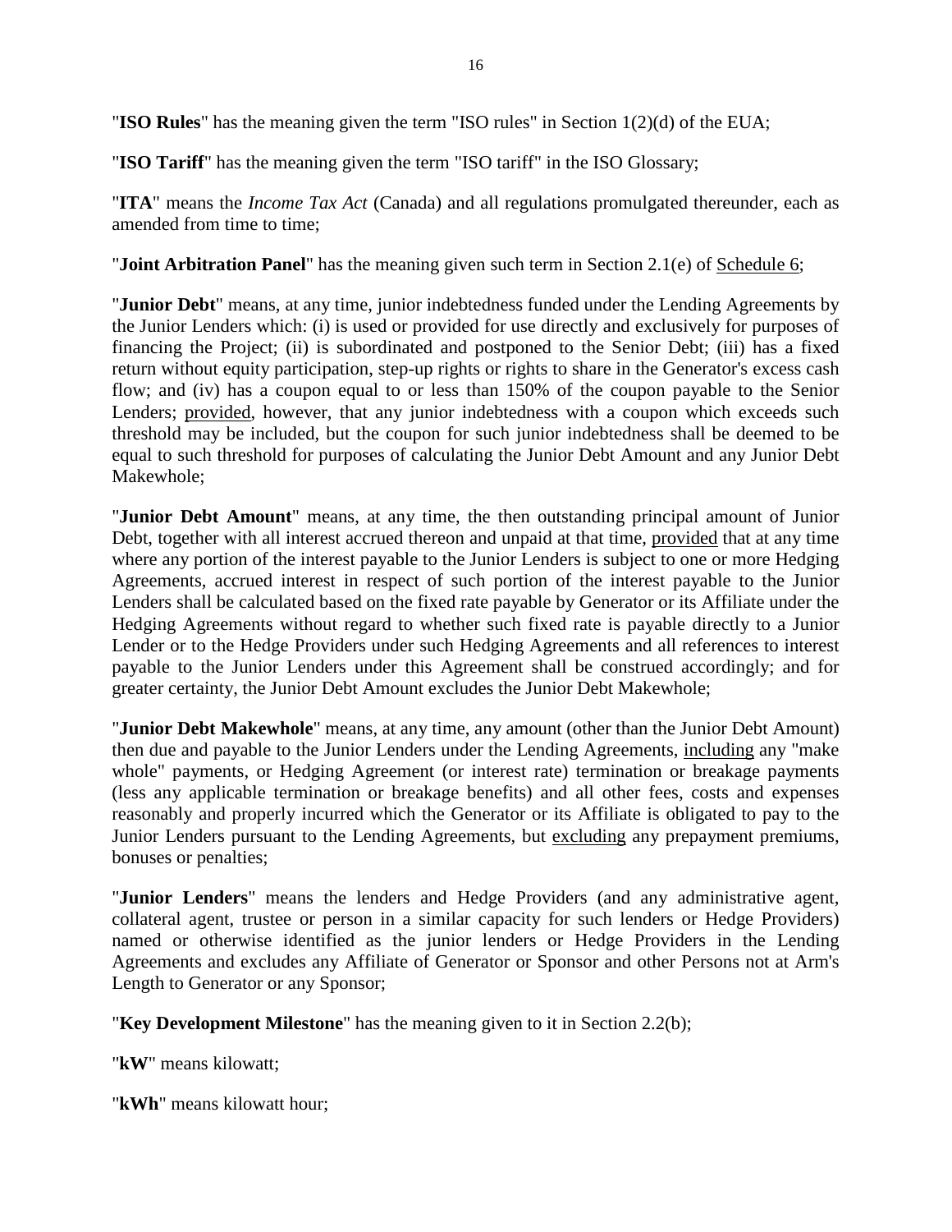"**ISO Rules**" has the meaning given the term "ISO rules" in Section 1(2)(d) of the EUA;

"**ISO Tariff**" has the meaning given the term "ISO tariff" in the ISO Glossary;

"**ITA**" means the *Income Tax Act* (Canada) and all regulations promulgated thereunder, each as amended from time to time;

"**Joint Arbitration Panel**" has the meaning given such term in Section 2.1(e) of Schedule 6;

"**Junior Debt**" means, at any time, junior indebtedness funded under the Lending Agreements by the Junior Lenders which: (i) is used or provided for use directly and exclusively for purposes of financing the Project; (ii) is subordinated and postponed to the Senior Debt; (iii) has a fixed return without equity participation, step-up rights or rights to share in the Generator's excess cash flow; and (iv) has a coupon equal to or less than 150% of the coupon payable to the Senior Lenders; provided, however, that any junior indebtedness with a coupon which exceeds such threshold may be included, but the coupon for such junior indebtedness shall be deemed to be equal to such threshold for purposes of calculating the Junior Debt Amount and any Junior Debt Makewhole;

"**Junior Debt Amount**" means, at any time, the then outstanding principal amount of Junior Debt, together with all interest accrued thereon and unpaid at that time, provided that at any time where any portion of the interest payable to the Junior Lenders is subject to one or more Hedging Agreements, accrued interest in respect of such portion of the interest payable to the Junior Lenders shall be calculated based on the fixed rate payable by Generator or its Affiliate under the Hedging Agreements without regard to whether such fixed rate is payable directly to a Junior Lender or to the Hedge Providers under such Hedging Agreements and all references to interest payable to the Junior Lenders under this Agreement shall be construed accordingly; and for greater certainty, the Junior Debt Amount excludes the Junior Debt Makewhole;

"**Junior Debt Makewhole**" means, at any time, any amount (other than the Junior Debt Amount) then due and payable to the Junior Lenders under the Lending Agreements, including any "make whole" payments, or Hedging Agreement (or interest rate) termination or breakage payments (less any applicable termination or breakage benefits) and all other fees, costs and expenses reasonably and properly incurred which the Generator or its Affiliate is obligated to pay to the Junior Lenders pursuant to the Lending Agreements, but excluding any prepayment premiums, bonuses or penalties;

"**Junior Lenders**" means the lenders and Hedge Providers (and any administrative agent, collateral agent, trustee or person in a similar capacity for such lenders or Hedge Providers) named or otherwise identified as the junior lenders or Hedge Providers in the Lending Agreements and excludes any Affiliate of Generator or Sponsor and other Persons not at Arm's Length to Generator or any Sponsor;

"**Key Development Milestone**" has the meaning given to it in Section 2.2(b);

"**kW**" means kilowatt;

"**kWh**" means kilowatt hour;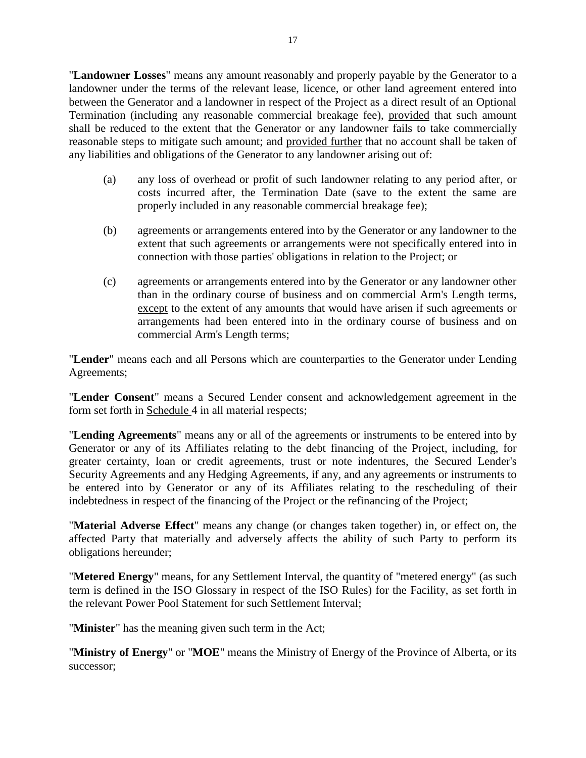"**Landowner Losses**" means any amount reasonably and properly payable by the Generator to a landowner under the terms of the relevant lease, licence, or other land agreement entered into between the Generator and a landowner in respect of the Project as a direct result of an Optional Termination (including any reasonable commercial breakage fee), provided that such amount shall be reduced to the extent that the Generator or any landowner fails to take commercially reasonable steps to mitigate such amount; and provided further that no account shall be taken of any liabilities and obligations of the Generator to any landowner arising out of:

(a) any loss of overhead or profit of such landowner relating to any period after, or costs incurred after, the Termination Date (save to the extent the same are properly included in any reasonable commercial breakage fee);

(b) agreements or arrangements entered into by the Generator or any landowner to the extent that such agreements or arrangements were not specifically entered into in connection with those parties' obligations in relation to the Project; or

(c) agreements or arrangements entered into by the Generator or any landowner other than in the ordinary course of business and on commercial Arm's Length terms, except to the extent of any amounts that would have arisen if such agreements or arrangements had been entered into in the ordinary course of business and on commercial Arm's Length terms;

"**Lender**" means each and all Persons which are counterparties to the Generator under Lending Agreements;

"**Lender Consent**" means a Secured Lender consent and acknowledgement agreement in the form set forth in Schedule 4 in all material respects;

"**Lending Agreements**" means any or all of the agreements or instruments to be entered into by Generator or any of its Affiliates relating to the debt financing of the Project, including, for greater certainty, loan or credit agreements, trust or note indentures, the Secured Lender's Security Agreements and any Hedging Agreements, if any, and any agreements or instruments to be entered into by Generator or any of its Affiliates relating to the rescheduling of their indebtedness in respect of the financing of the Project or the refinancing of the Project;

"**Material Adverse Effect**" means any change (or changes taken together) in, or effect on, the affected Party that materially and adversely affects the ability of such Party to perform its obligations hereunder;

"**Metered Energy**" means, for any Settlement Interval, the quantity of "metered energy" (as such term is defined in the ISO Glossary in respect of the ISO Rules) for the Facility, as set forth in the relevant Power Pool Statement for such Settlement Interval;

"**Minister**" has the meaning given such term in the Act;

"**Ministry of Energy**" or "**MOE**" means the Ministry of Energy of the Province of Alberta, or its successor;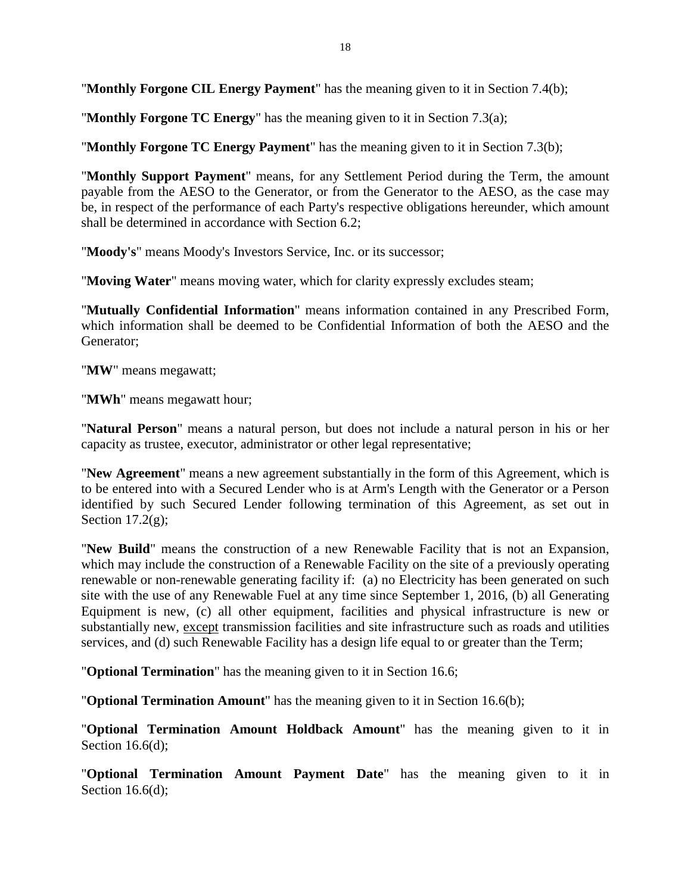"**Monthly Forgone CIL Energy Payment**" has the meaning given to it in Section 7.4(b);

"**Monthly Forgone TC Energy**" has the meaning given to it in Section 7.3(a);

"**Monthly Forgone TC Energy Payment**" has the meaning given to it in Section 7.3(b);

"**Monthly Support Payment**" means, for any Settlement Period during the Term, the amount payable from the AESO to the Generator, or from the Generator to the AESO, as the case may be, in respect of the performance of each Party's respective obligations hereunder, which amount shall be determined in accordance with Section 6.2;

"**Moody's**" means Moody's Investors Service, Inc. or its successor;

"**Moving Water**" means moving water, which for clarity expressly excludes steam;

"**Mutually Confidential Information**" means information contained in any Prescribed Form, which information shall be deemed to be Confidential Information of both the AESO and the Generator;

"**MW**" means megawatt;

"**MWh**" means megawatt hour;

"**Natural Person**" means a natural person, but does not include a natural person in his or her capacity as trustee, executor, administrator or other legal representative;

"**New Agreement**" means a new agreement substantially in the form of this Agreement, which is to be entered into with a Secured Lender who is at Arm's Length with the Generator or a Person identified by such Secured Lender following termination of this Agreement, as set out in Section 17.2(g);

"**New Build**" means the construction of a new Renewable Facility that is not an Expansion, which may include the construction of a Renewable Facility on the site of a previously operating renewable or non-renewable generating facility if: (a) no Electricity has been generated on such site with the use of any Renewable Fuel at any time since September 1, 2016, (b) all Generating Equipment is new, (c) all other equipment, facilities and physical infrastructure is new or substantially new, <u>except</u> transmission facilities and site infrastructure such as roads and utilities services, and (d) such Renewable Facility has a design life equal to or greater than the Term;

"**Optional Termination**" has the meaning given to it in Section 16.6;

"**Optional Termination Amount**" has the meaning given to it in Section 16.6(b);

"**Optional Termination Amount Holdback Amount**" has the meaning given to it in Section 16.6(d);

"**Optional Termination Amount Payment Date**" has the meaning given to it in Section 16.6(d);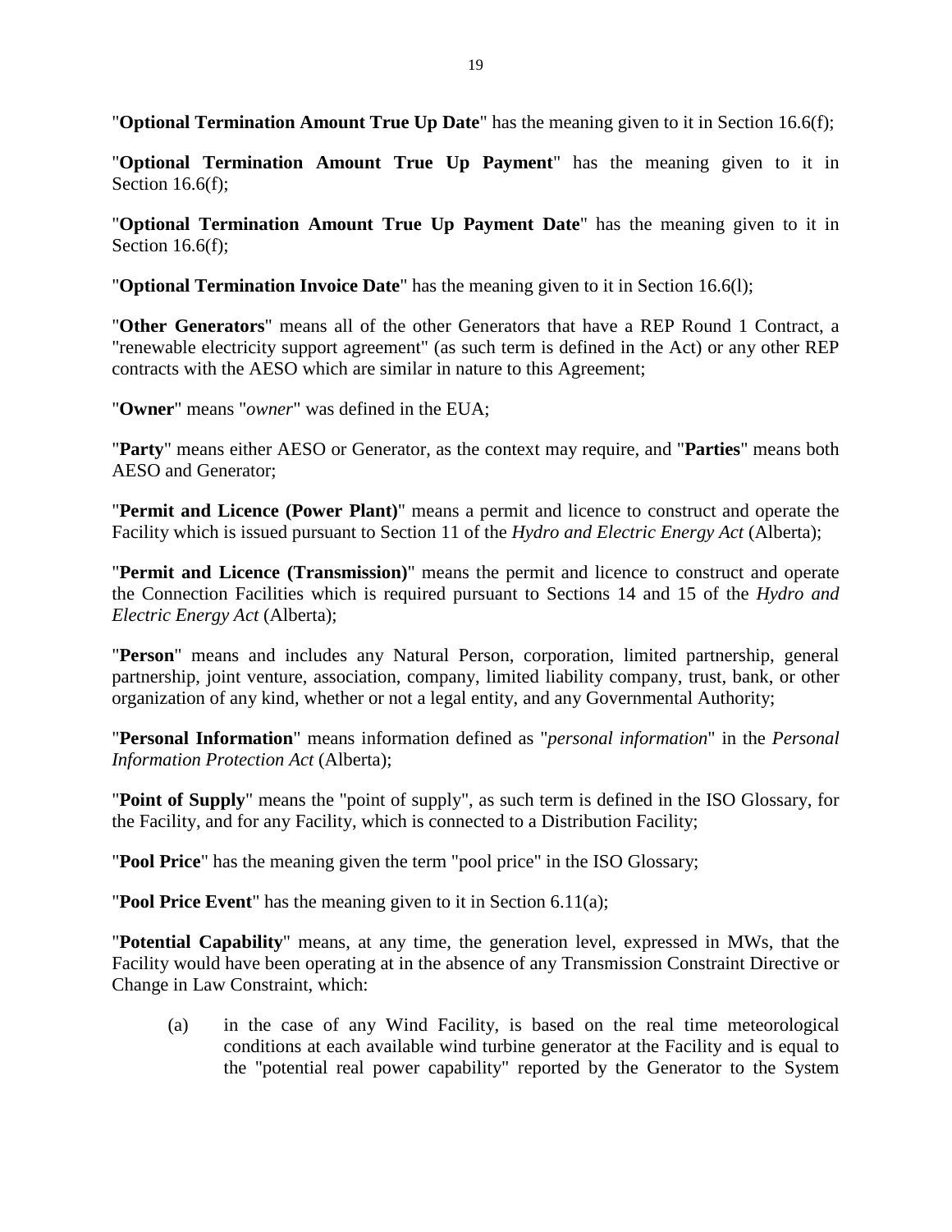"**Optional Termination Amount True Up Date**" has the meaning given to it in Section 16.6(f);

"**Optional Termination Amount True Up Payment**" has the meaning given to it in Section 16.6(f);

"**Optional Termination Amount True Up Payment Date**" has the meaning given to it in Section 16.6(f);

"**Optional Termination Invoice Date**" has the meaning given to it in Section 16.6(l);

"**Other Generators**" means all of the other Generators that have a REP Round 1 Contract, a "renewable electricity support agreement" (as such term is defined in the Act) or any other REP contracts with the AESO which are similar in nature to this Agreement;

"**Owner**" means "*owner*" was defined in the EUA;

"**Party**" means either AESO or Generator, as the context may require, and "**Parties**" means both AESO and Generator;

"**Permit and Licence (Power Plant)**" means a permit and licence to construct and operate the Facility which is issued pursuant to Section 11 of the *Hydro and Electric Energy Act* (Alberta);

"**Permit and Licence (Transmission)**" means the permit and licence to construct and operate the Connection Facilities which is required pursuant to Sections 14 and 15 of the *Hydro and Electric Energy Act* (Alberta);

"**Person**" means and includes any Natural Person, corporation, limited partnership, general partnership, joint venture, association, company, limited liability company, trust, bank, or other organization of any kind, whether or not a legal entity, and any Governmental Authority;

"**Personal Information**" means information defined as "*personal information*" in the *Personal Information Protection Act* (Alberta);

"**Point of Supply**" means the "point of supply", as such term is defined in the ISO Glossary, for the Facility, and for any Facility, which is connected to a Distribution Facility;

"**Pool Price**" has the meaning given the term "pool price" in the ISO Glossary;

"**Pool Price Event**" has the meaning given to it in Section 6.11(a);

"**Potential Capability**" means, at any time, the generation level, expressed in MWs, that the Facility would have been operating at in the absence of any Transmission Constraint Directive or Change in Law Constraint, which:

(a) in the case of any Wind Facility, is based on the real time meteorological conditions at each available wind turbine generator at the Facility and is equal to the "potential real power capability" reported by the Generator to the System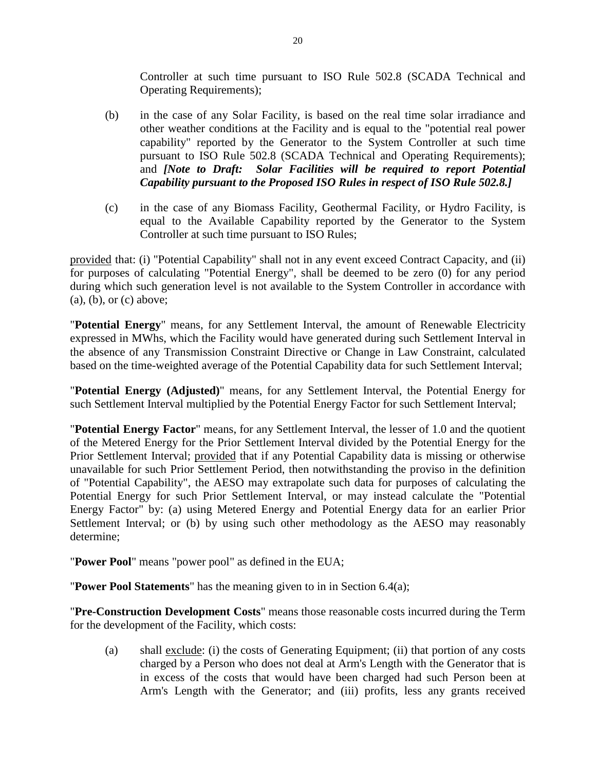Controller at such time pursuant to ISO Rule 502.8 (SCADA Technical and Operating Requirements);

(b) in the case of any Solar Facility, is based on the real time solar irradiance and other weather conditions at the Facility and is equal to the "potential real power capability" reported by the Generator to the System Controller at such time pursuant to ISO Rule 502.8 (SCADA Technical and Operating Requirements); and ***[Note to Draft: Solar Facilities will be required to report Potential Capability pursuant to the Proposed ISO Rules in respect of ISO Rule 502.8.]***

(c) in the case of any Biomass Facility, Geothermal Facility, or Hydro Facility, is equal to the Available Capability reported by the Generator to the System Controller at such time pursuant to ISO Rules;

provided that: (i) "Potential Capability" shall not in any event exceed Contract Capacity, and (ii) for purposes of calculating "Potential Energy", shall be deemed to be zero (0) for any period during which such generation level is not available to the System Controller in accordance with (a), (b), or (c) above;

"**Potential Energy**" means, for any Settlement Interval, the amount of Renewable Electricity expressed in MWhs, which the Facility would have generated during such Settlement Interval in the absence of any Transmission Constraint Directive or Change in Law Constraint, calculated based on the time-weighted average of the Potential Capability data for such Settlement Interval;

"**Potential Energy (Adjusted)**" means, for any Settlement Interval, the Potential Energy for such Settlement Interval multiplied by the Potential Energy Factor for such Settlement Interval;

"**Potential Energy Factor**" means, for any Settlement Interval, the lesser of 1.0 and the quotient of the Metered Energy for the Prior Settlement Interval divided by the Potential Energy for the Prior Settlement Interval; provided that if any Potential Capability data is missing or otherwise unavailable for such Prior Settlement Period, then notwithstanding the proviso in the definition of "Potential Capability", the AESO may extrapolate such data for purposes of calculating the Potential Energy for such Prior Settlement Interval, or may instead calculate the "Potential Energy Factor" by: (a) using Metered Energy and Potential Energy data for an earlier Prior Settlement Interval; or (b) by using such other methodology as the AESO may reasonably determine;

"**Power Pool**" means "power pool" as defined in the EUA;

"**Power Pool Statements**" has the meaning given to in in Section 6.4(a);

"**Pre-Construction Development Costs**" means those reasonable costs incurred during the Term for the development of the Facility, which costs:

(a) shall exclude: (i) the costs of Generating Equipment; (ii) that portion of any costs charged by a Person who does not deal at Arm's Length with the Generator that is in excess of the costs that would have been charged had such Person been at Arm's Length with the Generator; and (iii) profits, less any grants received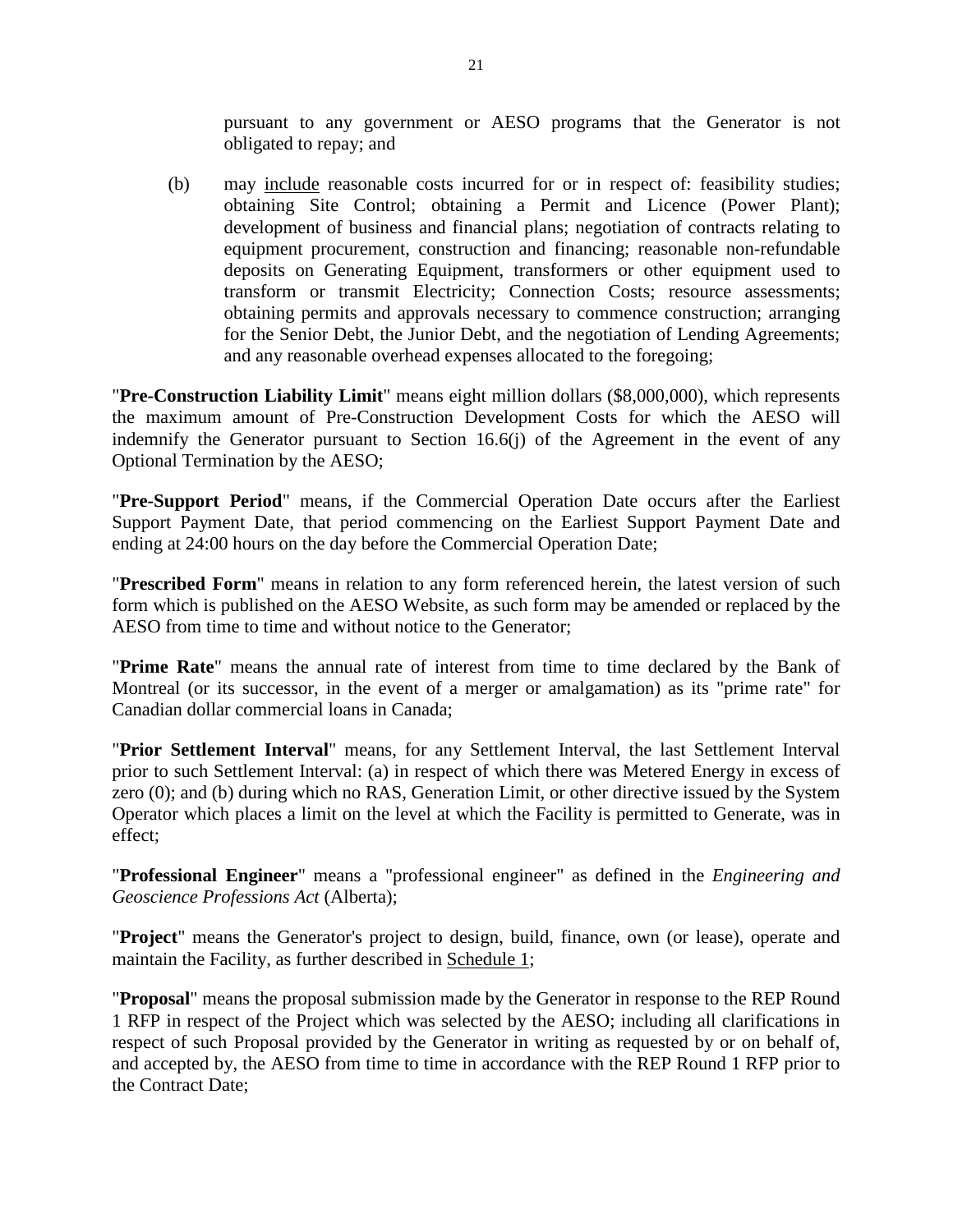pursuant to any government or AESO programs that the Generator is not obligated to repay; and

(b) may <u>include</u> reasonable costs incurred for or in respect of: feasibility studies; obtaining Site Control; obtaining a Permit and Licence (Power Plant); development of business and financial plans; negotiation of contracts relating to equipment procurement, construction and financing; reasonable non-refundable deposits on Generating Equipment, transformers or other equipment used to transform or transmit Electricity; Connection Costs; resource assessments; obtaining permits and approvals necessary to commence construction; arranging for the Senior Debt, the Junior Debt, and the negotiation of Lending Agreements; and any reasonable overhead expenses allocated to the foregoing;

"**Pre-Construction Liability Limit**" means eight million dollars ($8,000,000), which represents the maximum amount of Pre-Construction Development Costs for which the AESO will indemnify the Generator pursuant to Section 16.6(j) of the Agreement in the event of any Optional Termination by the AESO;

"**Pre-Support Period**" means, if the Commercial Operation Date occurs after the Earliest Support Payment Date, that period commencing on the Earliest Support Payment Date and ending at 24:00 hours on the day before the Commercial Operation Date;

"**Prescribed Form**" means in relation to any form referenced herein, the latest version of such form which is published on the AESO Website, as such form may be amended or replaced by the AESO from time to time and without notice to the Generator;

"**Prime Rate**" means the annual rate of interest from time to time declared by the Bank of Montreal (or its successor, in the event of a merger or amalgamation) as its "prime rate" for Canadian dollar commercial loans in Canada;

"**Prior Settlement Interval**" means, for any Settlement Interval, the last Settlement Interval prior to such Settlement Interval: (a) in respect of which there was Metered Energy in excess of zero (0); and (b) during which no RAS, Generation Limit, or other directive issued by the System Operator which places a limit on the level at which the Facility is permitted to Generate, was in effect;

"**Professional Engineer**" means a "professional engineer" as defined in the *Engineering and Geoscience Professions Act* (Alberta);

"**Project**" means the Generator's project to design, build, finance, own (or lease), operate and maintain the Facility, as further described in <u>Schedule 1</u>;

"**Proposal**" means the proposal submission made by the Generator in response to the REP Round 1 RFP in respect of the Project which was selected by the AESO; including all clarifications in respect of such Proposal provided by the Generator in writing as requested by or on behalf of, and accepted by, the AESO from time to time in accordance with the REP Round 1 RFP prior to the Contract Date;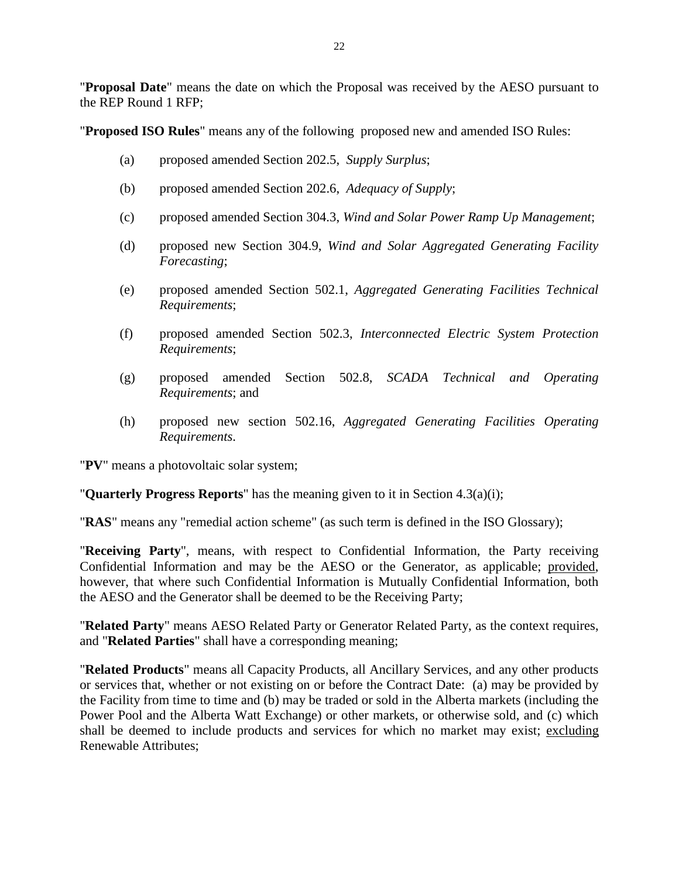"**Proposal Date**" means the date on which the Proposal was received by the AESO pursuant to the REP Round 1 RFP;

"**Proposed ISO Rules**" means any of the following proposed new and amended ISO Rules:

(a) proposed amended Section 202.5, *Supply Surplus*;

(b) proposed amended Section 202.6, *Adequacy of Supply*;

(c) proposed amended Section 304.3, *Wind and Solar Power Ramp Up Management*;

(d) proposed new Section 304.9, *Wind and Solar Aggregated Generating Facility Forecasting*;

(e) proposed amended Section 502.1, *Aggregated Generating Facilities Technical Requirements*;

(f) proposed amended Section 502.3, *Interconnected Electric System Protection Requirements*;

(g) proposed amended Section 502.8, *SCADA Technical and Operating Requirements*; and

(h) proposed new section 502.16, *Aggregated Generating Facilities Operating Requirements*.

"**PV**" means a photovoltaic solar system;

"**Quarterly Progress Reports**" has the meaning given to it in Section 4.3(a)(i);

"**RAS**" means any "remedial action scheme" (as such term is defined in the ISO Glossary);

"**Receiving Party**", means, with respect to Confidential Information, the Party receiving Confidential Information and may be the AESO or the Generator, as applicable; provided, however, that where such Confidential Information is Mutually Confidential Information, both the AESO and the Generator shall be deemed to be the Receiving Party;

"**Related Party**" means AESO Related Party or Generator Related Party, as the context requires, and "**Related Parties**" shall have a corresponding meaning;

"**Related Products**" means all Capacity Products, all Ancillary Services, and any other products or services that, whether or not existing on or before the Contract Date: (a) may be provided by the Facility from time to time and (b) may be traded or sold in the Alberta markets (including the Power Pool and the Alberta Watt Exchange) or other markets, or otherwise sold, and (c) which shall be deemed to include products and services for which no market may exist; excluding Renewable Attributes;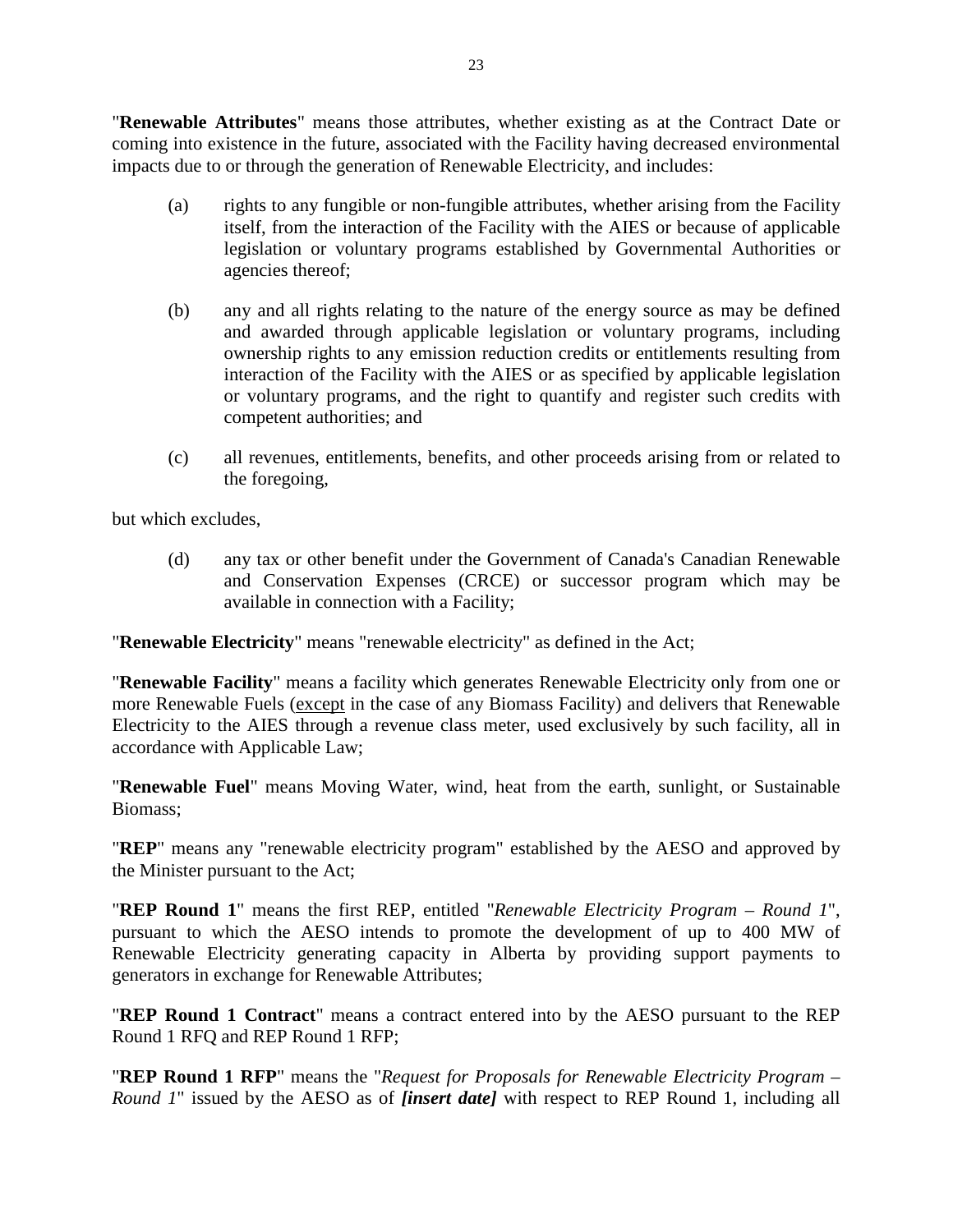"**Renewable Attributes**" means those attributes, whether existing as at the Contract Date or coming into existence in the future, associated with the Facility having decreased environmental impacts due to or through the generation of Renewable Electricity, and includes:

(a) rights to any fungible or non-fungible attributes, whether arising from the Facility itself, from the interaction of the Facility with the AIES or because of applicable legislation or voluntary programs established by Governmental Authorities or agencies thereof;

(b) any and all rights relating to the nature of the energy source as may be defined and awarded through applicable legislation or voluntary programs, including ownership rights to any emission reduction credits or entitlements resulting from interaction of the Facility with the AIES or as specified by applicable legislation or voluntary programs, and the right to quantify and register such credits with competent authorities; and

(c) all revenues, entitlements, benefits, and other proceeds arising from or related to the foregoing,

but which excludes,

(d) any tax or other benefit under the Government of Canada's Canadian Renewable and Conservation Expenses (CRCE) or successor program which may be available in connection with a Facility;

"**Renewable Electricity**" means "renewable electricity" as defined in the Act;

"**Renewable Facility**" means a facility which generates Renewable Electricity only from one or more Renewable Fuels (<u>except</u> in the case of any Biomass Facility) and delivers that Renewable Electricity to the AIES through a revenue class meter, used exclusively by such facility, all in accordance with Applicable Law;

"**Renewable Fuel**" means Moving Water, wind, heat from the earth, sunlight, or Sustainable Biomass;

"**REP**" means any "renewable electricity program" established by the AESO and approved by the Minister pursuant to the Act;

"**REP Round 1**" means the first REP, entitled "*Renewable Electricity Program – Round 1*", pursuant to which the AESO intends to promote the development of up to 400 MW of Renewable Electricity generating capacity in Alberta by providing support payments to generators in exchange for Renewable Attributes;

"**REP Round 1 Contract**" means a contract entered into by the AESO pursuant to the REP Round 1 RFQ and REP Round 1 RFP;

"**REP Round 1 RFP**" means the "*Request for Proposals for Renewable Electricity Program – Round 1*" issued by the AESO as of ***[insert date]*** with respect to REP Round 1, including all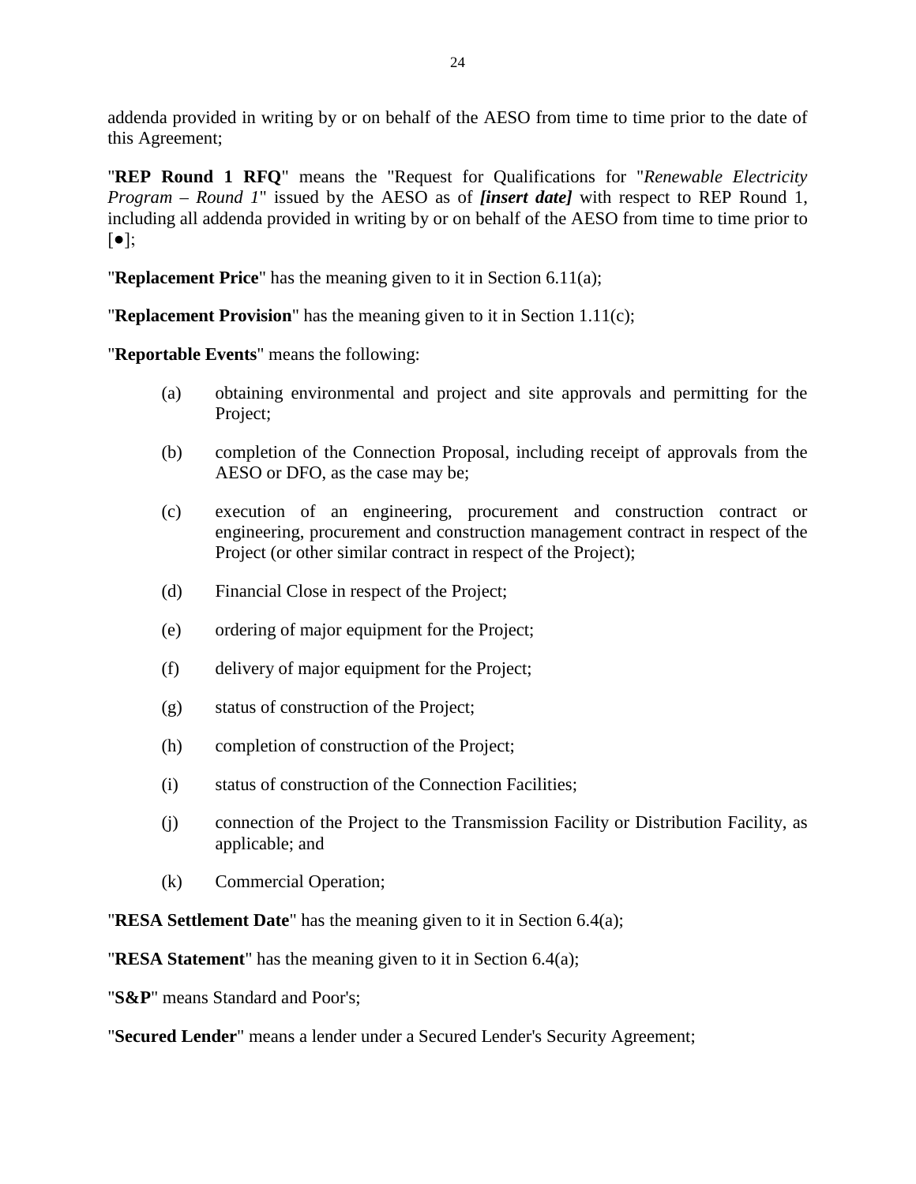addenda provided in writing by or on behalf of the AESO from time to time prior to the date of this Agreement;

"**REP Round 1 RFQ**" means the "Request for Qualifications for "*Renewable Electricity Program – Round 1*" issued by the AESO as of ***[insert date]*** with respect to REP Round 1, including all addenda provided in writing by or on behalf of the AESO from time to time prior to [●];

"**Replacement Price**" has the meaning given to it in Section 6.11(a);

"**Replacement Provision**" has the meaning given to it in Section 1.11(c);

"**Reportable Events**" means the following:

(a) obtaining environmental and project and site approvals and permitting for the Project;

(b) completion of the Connection Proposal, including receipt of approvals from the AESO or DFO, as the case may be;

(c) execution of an engineering, procurement and construction contract or engineering, procurement and construction management contract in respect of the Project (or other similar contract in respect of the Project);

(d) Financial Close in respect of the Project;

(e) ordering of major equipment for the Project;

(f) delivery of major equipment for the Project;

(g) status of construction of the Project;

(h) completion of construction of the Project;

(i) status of construction of the Connection Facilities;

(j) connection of the Project to the Transmission Facility or Distribution Facility, as applicable; and

(k) Commercial Operation;

"**RESA Settlement Date**" has the meaning given to it in Section 6.4(a);

"**RESA Statement**" has the meaning given to it in Section 6.4(a);

"**S&P**" means Standard and Poor's;

"**Secured Lender**" means a lender under a Secured Lender's Security Agreement;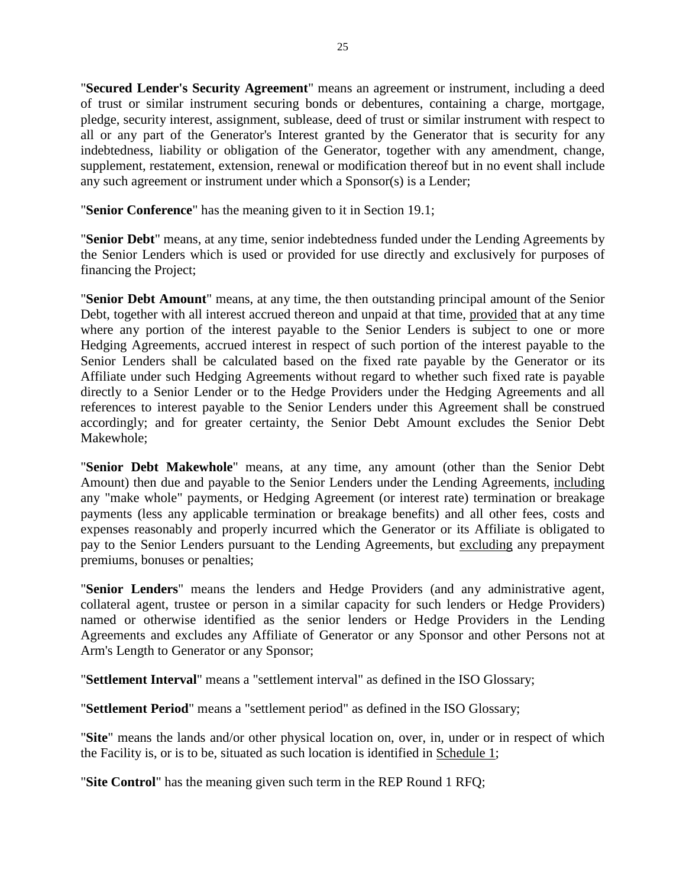"**Secured Lender's Security Agreement**" means an agreement or instrument, including a deed of trust or similar instrument securing bonds or debentures, containing a charge, mortgage, pledge, security interest, assignment, sublease, deed of trust or similar instrument with respect to all or any part of the Generator's Interest granted by the Generator that is security for any indebtedness, liability or obligation of the Generator, together with any amendment, change, supplement, restatement, extension, renewal or modification thereof but in no event shall include any such agreement or instrument under which a Sponsor(s) is a Lender;

"**Senior Conference**" has the meaning given to it in Section 19.1;

"**Senior Debt**" means, at any time, senior indebtedness funded under the Lending Agreements by the Senior Lenders which is used or provided for use directly and exclusively for purposes of financing the Project;

"**Senior Debt Amount**" means, at any time, the then outstanding principal amount of the Senior Debt, together with all interest accrued thereon and unpaid at that time, provided that at any time where any portion of the interest payable to the Senior Lenders is subject to one or more Hedging Agreements, accrued interest in respect of such portion of the interest payable to the Senior Lenders shall be calculated based on the fixed rate payable by the Generator or its Affiliate under such Hedging Agreements without regard to whether such fixed rate is payable directly to a Senior Lender or to the Hedge Providers under the Hedging Agreements and all references to interest payable to the Senior Lenders under this Agreement shall be construed accordingly; and for greater certainty, the Senior Debt Amount excludes the Senior Debt Makewhole;

"**Senior Debt Makewhole**" means, at any time, any amount (other than the Senior Debt Amount) then due and payable to the Senior Lenders under the Lending Agreements, including any "make whole" payments, or Hedging Agreement (or interest rate) termination or breakage payments (less any applicable termination or breakage benefits) and all other fees, costs and expenses reasonably and properly incurred which the Generator or its Affiliate is obligated to pay to the Senior Lenders pursuant to the Lending Agreements, but excluding any prepayment premiums, bonuses or penalties;

"**Senior Lenders**" means the lenders and Hedge Providers (and any administrative agent, collateral agent, trustee or person in a similar capacity for such lenders or Hedge Providers) named or otherwise identified as the senior lenders or Hedge Providers in the Lending Agreements and excludes any Affiliate of Generator or any Sponsor and other Persons not at Arm's Length to Generator or any Sponsor;

"**Settlement Interval**" means a "settlement interval" as defined in the ISO Glossary;

"**Settlement Period**" means a "settlement period" as defined in the ISO Glossary;

"**Site**" means the lands and/or other physical location on, over, in, under or in respect of which the Facility is, or is to be, situated as such location is identified in Schedule 1;

"**Site Control**" has the meaning given such term in the REP Round 1 RFQ;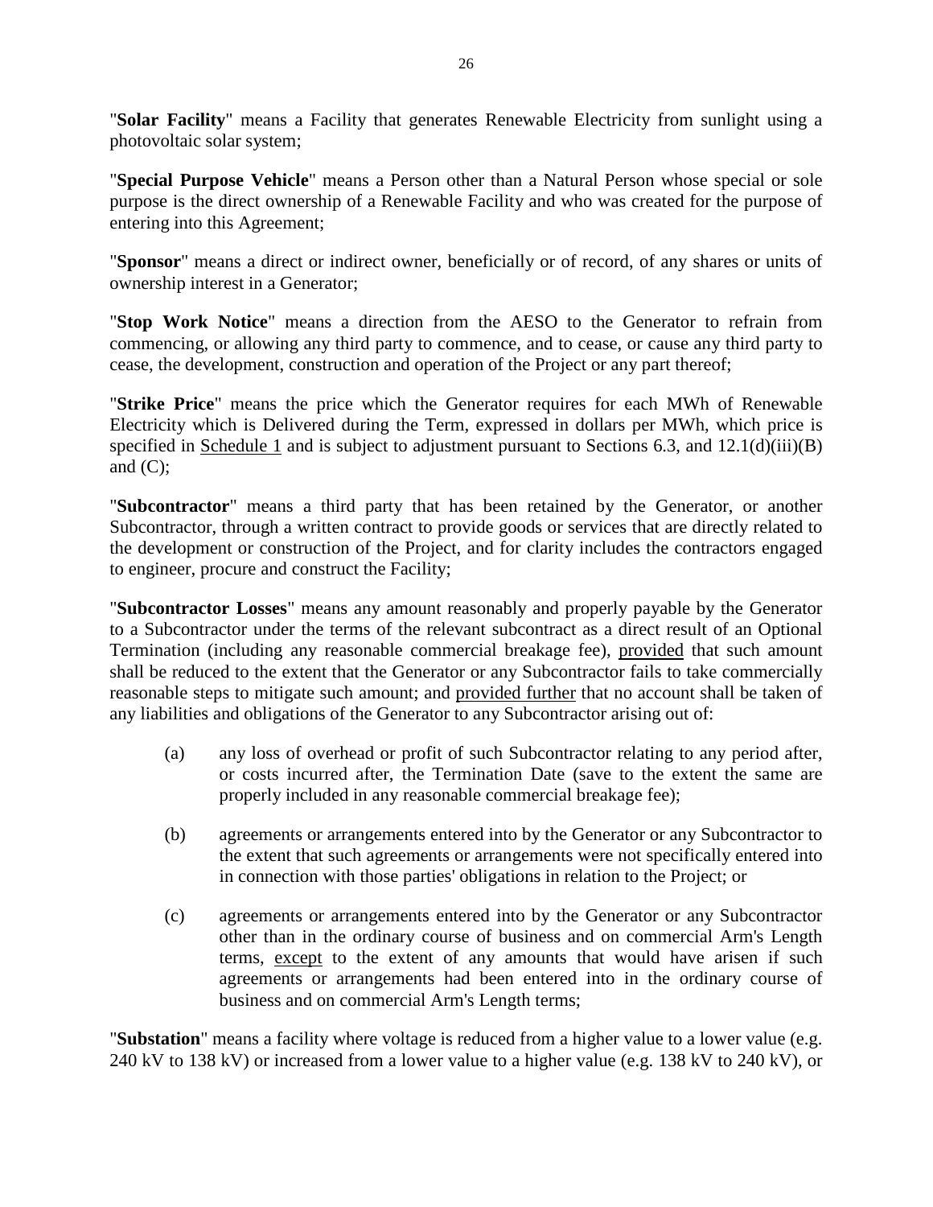"**Solar Facility**" means a Facility that generates Renewable Electricity from sunlight using a photovoltaic solar system;

"**Special Purpose Vehicle**" means a Person other than a Natural Person whose special or sole purpose is the direct ownership of a Renewable Facility and who was created for the purpose of entering into this Agreement;

"**Sponsor**" means a direct or indirect owner, beneficially or of record, of any shares or units of ownership interest in a Generator;

"**Stop Work Notice**" means a direction from the AESO to the Generator to refrain from commencing, or allowing any third party to commence, and to cease, or cause any third party to cease, the development, construction and operation of the Project or any part thereof;

"**Strike Price**" means the price which the Generator requires for each MWh of Renewable Electricity which is Delivered during the Term, expressed in dollars per MWh, which price is specified in Schedule 1 and is subject to adjustment pursuant to Sections 6.3, and 12.1(d)(iii)(B) and (C);

"**Subcontractor**" means a third party that has been retained by the Generator, or another Subcontractor, through a written contract to provide goods or services that are directly related to the development or construction of the Project, and for clarity includes the contractors engaged to engineer, procure and construct the Facility;

"**Subcontractor Losses**" means any amount reasonably and properly payable by the Generator to a Subcontractor under the terms of the relevant subcontract as a direct result of an Optional Termination (including any reasonable commercial breakage fee), provided that such amount shall be reduced to the extent that the Generator or any Subcontractor fails to take commercially reasonable steps to mitigate such amount; and provided further that no account shall be taken of any liabilities and obligations of the Generator to any Subcontractor arising out of:

(a) any loss of overhead or profit of such Subcontractor relating to any period after, or costs incurred after, the Termination Date (save to the extent the same are properly included in any reasonable commercial breakage fee);

(b) agreements or arrangements entered into by the Generator or any Subcontractor to the extent that such agreements or arrangements were not specifically entered into in connection with those parties' obligations in relation to the Project; or

(c) agreements or arrangements entered into by the Generator or any Subcontractor other than in the ordinary course of business and on commercial Arm's Length terms, except to the extent of any amounts that would have arisen if such agreements or arrangements had been entered into in the ordinary course of business and on commercial Arm's Length terms;

"**Substation**" means a facility where voltage is reduced from a higher value to a lower value (e.g. 240 kV to 138 kV) or increased from a lower value to a higher value (e.g. 138 kV to 240 kV), or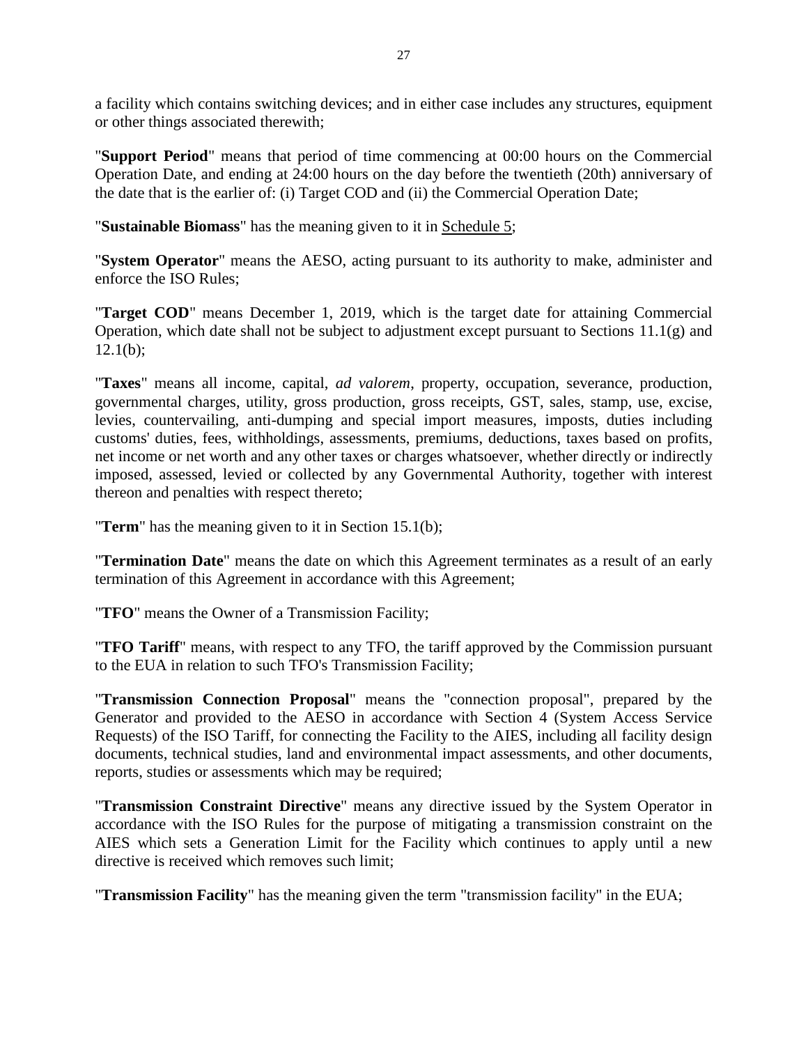a facility which contains switching devices; and in either case includes any structures, equipment or other things associated therewith;

"**Support Period**" means that period of time commencing at 00:00 hours on the Commercial Operation Date, and ending at 24:00 hours on the day before the twentieth (20th) anniversary of the date that is the earlier of: (i) Target COD and (ii) the Commercial Operation Date;

"**Sustainable Biomass**" has the meaning given to it in Schedule 5;

"**System Operator**" means the AESO, acting pursuant to its authority to make, administer and enforce the ISO Rules;

"**Target COD**" means December 1, 2019, which is the target date for attaining Commercial Operation, which date shall not be subject to adjustment except pursuant to Sections 11.1(g) and 12.1(b);

"**Taxes**" means all income, capital, *ad valorem*, property, occupation, severance, production, governmental charges, utility, gross production, gross receipts, GST, sales, stamp, use, excise, levies, countervailing, anti-dumping and special import measures, imposts, duties including customs' duties, fees, withholdings, assessments, premiums, deductions, taxes based on profits, net income or net worth and any other taxes or charges whatsoever, whether directly or indirectly imposed, assessed, levied or collected by any Governmental Authority, together with interest thereon and penalties with respect thereto;

"**Term**" has the meaning given to it in Section 15.1(b);

"**Termination Date**" means the date on which this Agreement terminates as a result of an early termination of this Agreement in accordance with this Agreement;

"**TFO**" means the Owner of a Transmission Facility;

"**TFO Tariff**" means, with respect to any TFO, the tariff approved by the Commission pursuant to the EUA in relation to such TFO's Transmission Facility;

"**Transmission Connection Proposal**" means the "connection proposal", prepared by the Generator and provided to the AESO in accordance with Section 4 (System Access Service Requests) of the ISO Tariff, for connecting the Facility to the AIES, including all facility design documents, technical studies, land and environmental impact assessments, and other documents, reports, studies or assessments which may be required;

"**Transmission Constraint Directive**" means any directive issued by the System Operator in accordance with the ISO Rules for the purpose of mitigating a transmission constraint on the AIES which sets a Generation Limit for the Facility which continues to apply until a new directive is received which removes such limit;

"**Transmission Facility**" has the meaning given the term "transmission facility" in the EUA;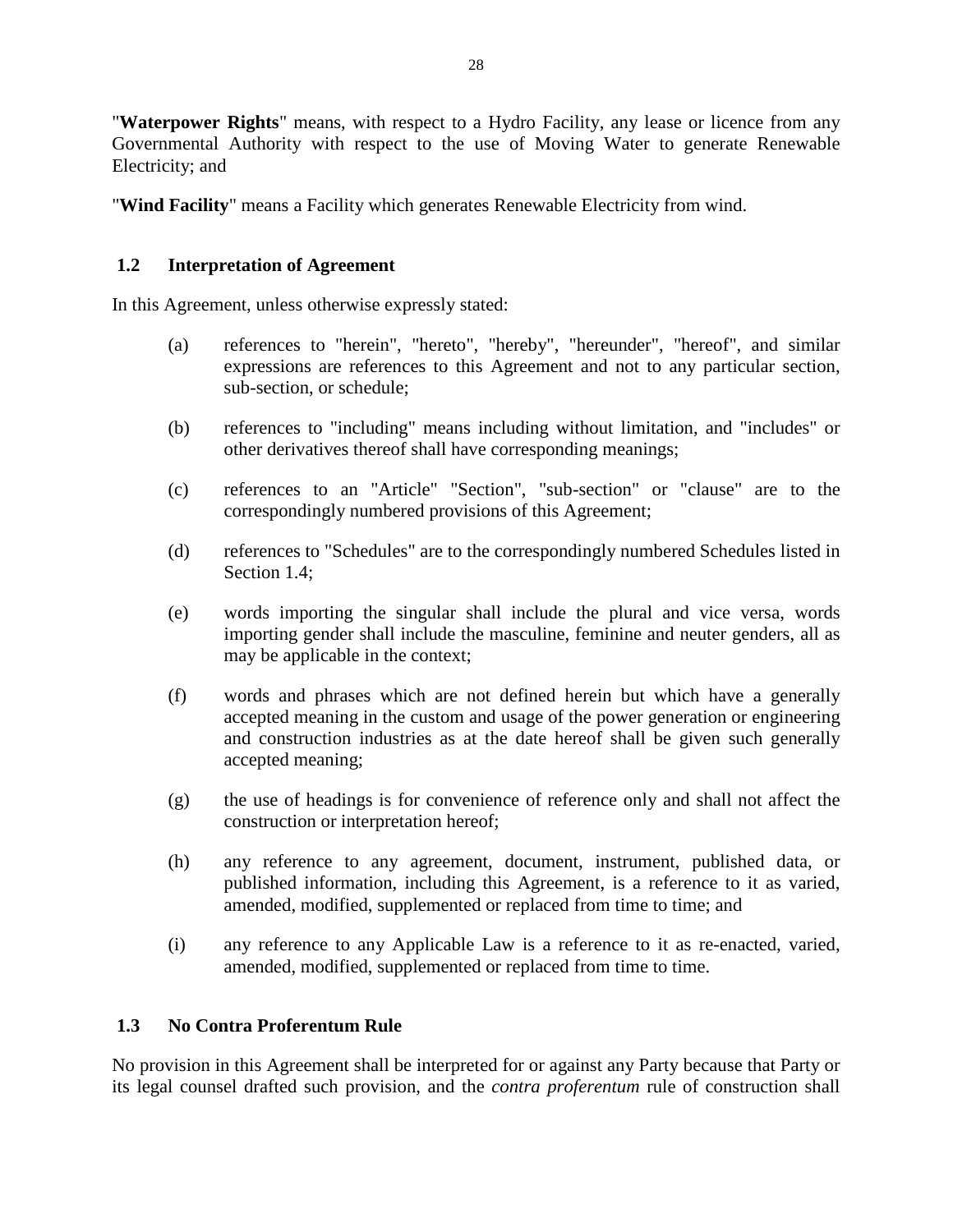"**Waterpower Rights**" means, with respect to a Hydro Facility, any lease or licence from any Governmental Authority with respect to the use of Moving Water to generate Renewable Electricity; and

"**Wind Facility**" means a Facility which generates Renewable Electricity from wind.

### 1.2 Interpretation of Agreement

In this Agreement, unless otherwise expressly stated:

(a) references to "herein", "hereto", "hereby", "hereunder", "hereof", and similar expressions are references to this Agreement and not to any particular section, sub-section, or schedule;

(b) references to "including" means including without limitation, and "includes" or other derivatives thereof shall have corresponding meanings;

(c) references to an "Article" "Section", "sub-section" or "clause" are to the correspondingly numbered provisions of this Agreement;

(d) references to "Schedules" are to the correspondingly numbered Schedules listed in Section 1.4;

(e) words importing the singular shall include the plural and vice versa, words importing gender shall include the masculine, feminine and neuter genders, all as may be applicable in the context;

(f) words and phrases which are not defined herein but which have a generally accepted meaning in the custom and usage of the power generation or engineering and construction industries as at the date hereof shall be given such generally accepted meaning;

(g) the use of headings is for convenience of reference only and shall not affect the construction or interpretation hereof;

(h) any reference to any agreement, document, instrument, published data, or published information, including this Agreement, is a reference to it as varied, amended, modified, supplemented or replaced from time to time; and

(i) any reference to any Applicable Law is a reference to it as re-enacted, varied, amended, modified, supplemented or replaced from time to time.

### 1.3 No Contra Proferentum Rule

No provision in this Agreement shall be interpreted for or against any Party because that Party or its legal counsel drafted such provision, and the *contra proferentum* rule of construction shall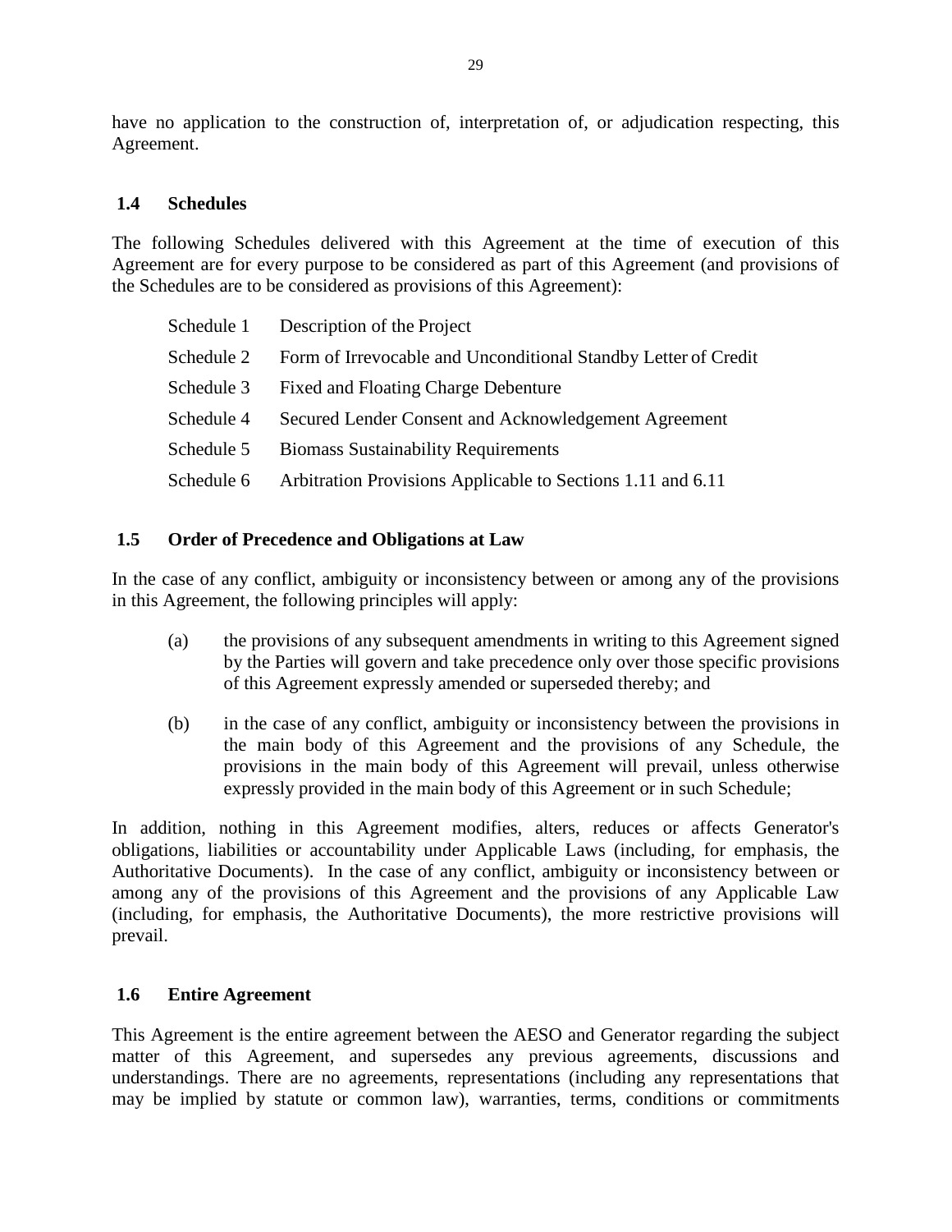have no application to the construction of, interpretation of, or adjudication respecting, this Agreement.

### 1.4 Schedules

The following Schedules delivered with this Agreement at the time of execution of this Agreement are for every purpose to be considered as part of this Agreement (and provisions of the Schedules are to be considered as provisions of this Agreement):

| | |
|---|---|
| Schedule 1 | Description of the Project |
| Schedule 2 | Form of Irrevocable and Unconditional Standby Letter of Credit |
| Schedule 3 | Fixed and Floating Charge Debenture |
| Schedule 4 | Secured Lender Consent and Acknowledgement Agreement |
| Schedule 5 | Biomass Sustainability Requirements |
| Schedule 6 | Arbitration Provisions Applicable to Sections 1.11 and 6.11 |

### 1.5 Order of Precedence and Obligations at Law

In the case of any conflict, ambiguity or inconsistency between or among any of the provisions in this Agreement, the following principles will apply:

(a) the provisions of any subsequent amendments in writing to this Agreement signed by the Parties will govern and take precedence only over those specific provisions of this Agreement expressly amended or superseded thereby; and

(b) in the case of any conflict, ambiguity or inconsistency between the provisions in the main body of this Agreement and the provisions of any Schedule, the provisions in the main body of this Agreement will prevail, unless otherwise expressly provided in the main body of this Agreement or in such Schedule;

In addition, nothing in this Agreement modifies, alters, reduces or affects Generator's obligations, liabilities or accountability under Applicable Laws (including, for emphasis, the Authoritative Documents). In the case of any conflict, ambiguity or inconsistency between or among any of the provisions of this Agreement and the provisions of any Applicable Law (including, for emphasis, the Authoritative Documents), the more restrictive provisions will prevail.

### 1.6 Entire Agreement

This Agreement is the entire agreement between the AESO and Generator regarding the subject matter of this Agreement, and supersedes any previous agreements, discussions and understandings. There are no agreements, representations (including any representations that may be implied by statute or common law), warranties, terms, conditions or commitments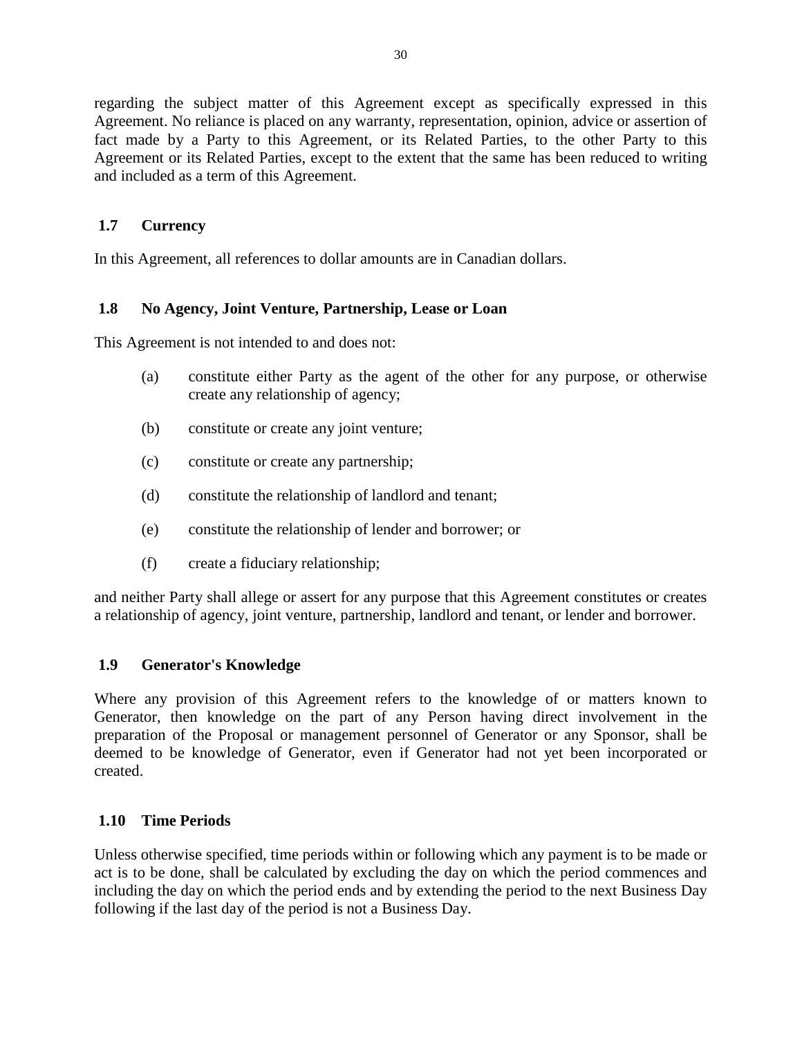regarding the subject matter of this Agreement except as specifically expressed in this Agreement. No reliance is placed on any warranty, representation, opinion, advice or assertion of fact made by a Party to this Agreement, or its Related Parties, to the other Party to this Agreement or its Related Parties, except to the extent that the same has been reduced to writing and included as a term of this Agreement.

### 1.7 Currency

In this Agreement, all references to dollar amounts are in Canadian dollars.

### 1.8 No Agency, Joint Venture, Partnership, Lease or Loan

This Agreement is not intended to and does not:

(a) constitute either Party as the agent of the other for any purpose, or otherwise create any relationship of agency;

(b) constitute or create any joint venture;

(c) constitute or create any partnership;

(d) constitute the relationship of landlord and tenant;

(e) constitute the relationship of lender and borrower; or

(f) create a fiduciary relationship;

and neither Party shall allege or assert for any purpose that this Agreement constitutes or creates a relationship of agency, joint venture, partnership, landlord and tenant, or lender and borrower.

### 1.9 Generator's Knowledge

Where any provision of this Agreement refers to the knowledge of or matters known to Generator, then knowledge on the part of any Person having direct involvement in the preparation of the Proposal or management personnel of Generator or any Sponsor, shall be deemed to be knowledge of Generator, even if Generator had not yet been incorporated or created.

### 1.10 Time Periods

Unless otherwise specified, time periods within or following which any payment is to be made or act is to be done, shall be calculated by excluding the day on which the period commences and including the day on which the period ends and by extending the period to the next Business Day following if the last day of the period is not a Business Day.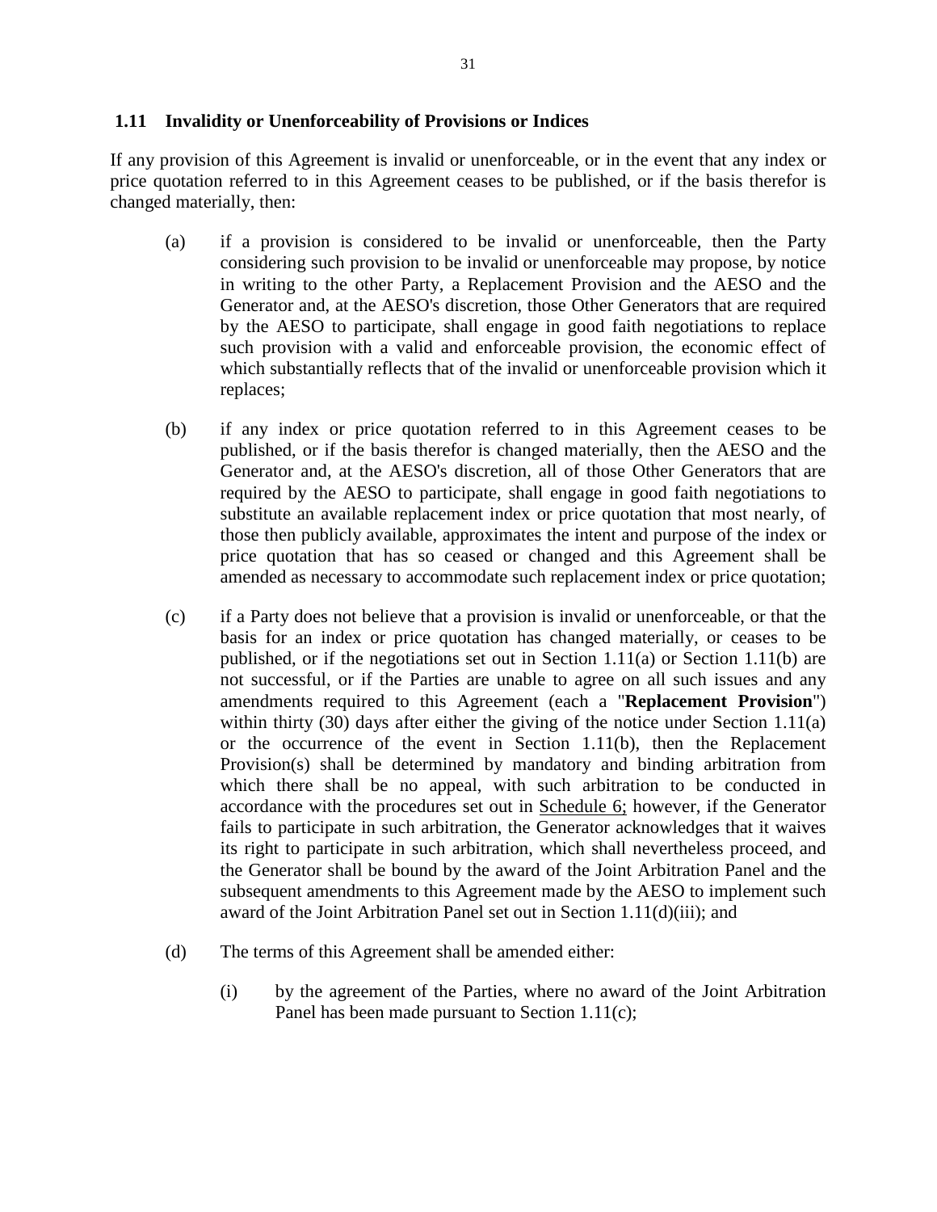### 1.11 Invalidity or Unenforceability of Provisions or Indices

If any provision of this Agreement is invalid or unenforceable, or in the event that any index or price quotation referred to in this Agreement ceases to be published, or if the basis therefor is changed materially, then:

(a) if a provision is considered to be invalid or unenforceable, then the Party considering such provision to be invalid or unenforceable may propose, by notice in writing to the other Party, a Replacement Provision and the AESO and the Generator and, at the AESO's discretion, those Other Generators that are required by the AESO to participate, shall engage in good faith negotiations to replace such provision with a valid and enforceable provision, the economic effect of which substantially reflects that of the invalid or unenforceable provision which it replaces;

(b) if any index or price quotation referred to in this Agreement ceases to be published, or if the basis therefor is changed materially, then the AESO and the Generator and, at the AESO's discretion, all of those Other Generators that are required by the AESO to participate, shall engage in good faith negotiations to substitute an available replacement index or price quotation that most nearly, of those then publicly available, approximates the intent and purpose of the index or price quotation that has so ceased or changed and this Agreement shall be amended as necessary to accommodate such replacement index or price quotation;

(c) if a Party does not believe that a provision is invalid or unenforceable, or that the basis for an index or price quotation has changed materially, or ceases to be published, or if the negotiations set out in Section 1.11(a) or Section 1.11(b) are not successful, or if the Parties are unable to agree on all such issues and any amendments required to this Agreement (each a "**Replacement Provision**") within thirty (30) days after either the giving of the notice under Section 1.11(a) or the occurrence of the event in Section 1.11(b), then the Replacement Provision(s) shall be determined by mandatory and binding arbitration from which there shall be no appeal, with such arbitration to be conducted in accordance with the procedures set out in Schedule 6; however, if the Generator fails to participate in such arbitration, the Generator acknowledges that it waives its right to participate in such arbitration, which shall nevertheless proceed, and the Generator shall be bound by the award of the Joint Arbitration Panel and the subsequent amendments to this Agreement made by the AESO to implement such award of the Joint Arbitration Panel set out in Section 1.11(d)(iii); and

(d) The terms of this Agreement shall be amended either:

 (i) by the agreement of the Parties, where no award of the Joint Arbitration Panel has been made pursuant to Section 1.11(c);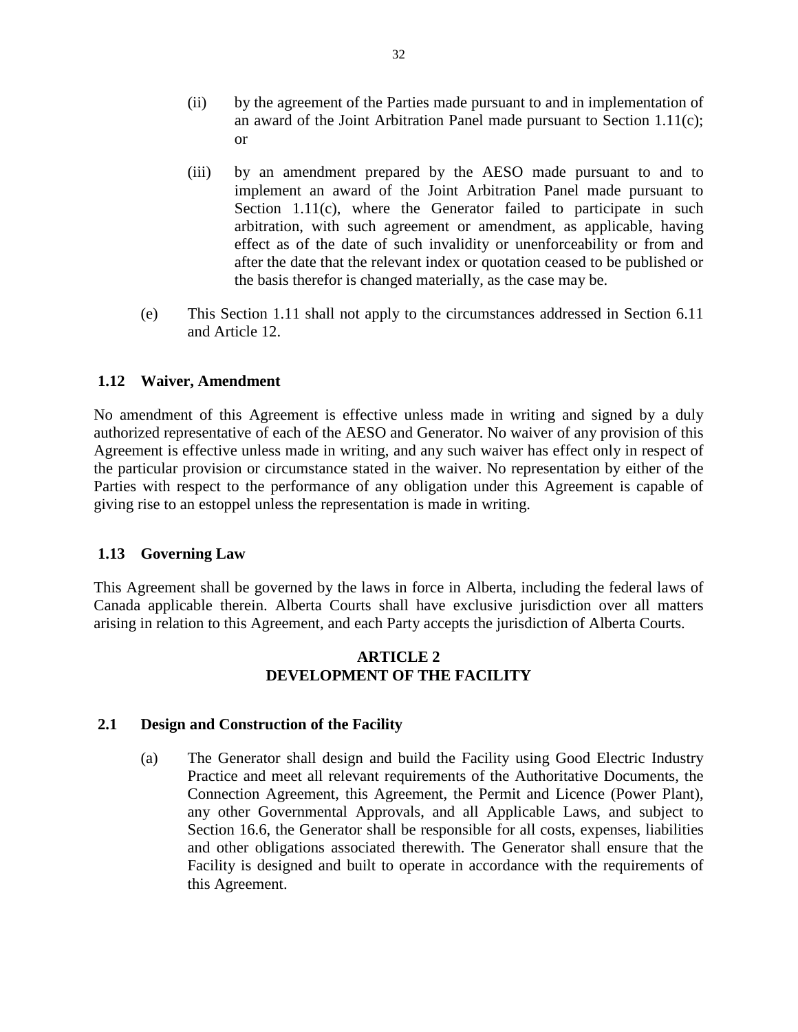(ii) by the agreement of the Parties made pursuant to and in implementation of an award of the Joint Arbitration Panel made pursuant to Section 1.11(c); or

(iii) by an amendment prepared by the AESO made pursuant to and to implement an award of the Joint Arbitration Panel made pursuant to Section 1.11(c), where the Generator failed to participate in such arbitration, with such agreement or amendment, as applicable, having effect as of the date of such invalidity or unenforceability or from and after the date that the relevant index or quotation ceased to be published or the basis therefor is changed materially, as the case may be.

(e) This Section 1.11 shall not apply to the circumstances addressed in Section 6.11 and Article 12.

### 1.12 Waiver, Amendment

No amendment of this Agreement is effective unless made in writing and signed by a duly authorized representative of each of the AESO and Generator. No waiver of any provision of this Agreement is effective unless made in writing, and any such waiver has effect only in respect of the particular provision or circumstance stated in the waiver. No representation by either of the Parties with respect to the performance of any obligation under this Agreement is capable of giving rise to an estoppel unless the representation is made in writing.

### 1.13 Governing Law

This Agreement shall be governed by the laws in force in Alberta, including the federal laws of Canada applicable therein. Alberta Courts shall have exclusive jurisdiction over all matters arising in relation to this Agreement, and each Party accepts the jurisdiction of Alberta Courts.

## ARTICLE 2
## DEVELOPMENT OF THE FACILITY

### 2.1 Design and Construction of the Facility

(a) The Generator shall design and build the Facility using Good Electric Industry Practice and meet all relevant requirements of the Authoritative Documents, the Connection Agreement, this Agreement, the Permit and Licence (Power Plant), any other Governmental Approvals, and all Applicable Laws, and subject to Section 16.6, the Generator shall be responsible for all costs, expenses, liabilities and other obligations associated therewith. The Generator shall ensure that the Facility is designed and built to operate in accordance with the requirements of this Agreement.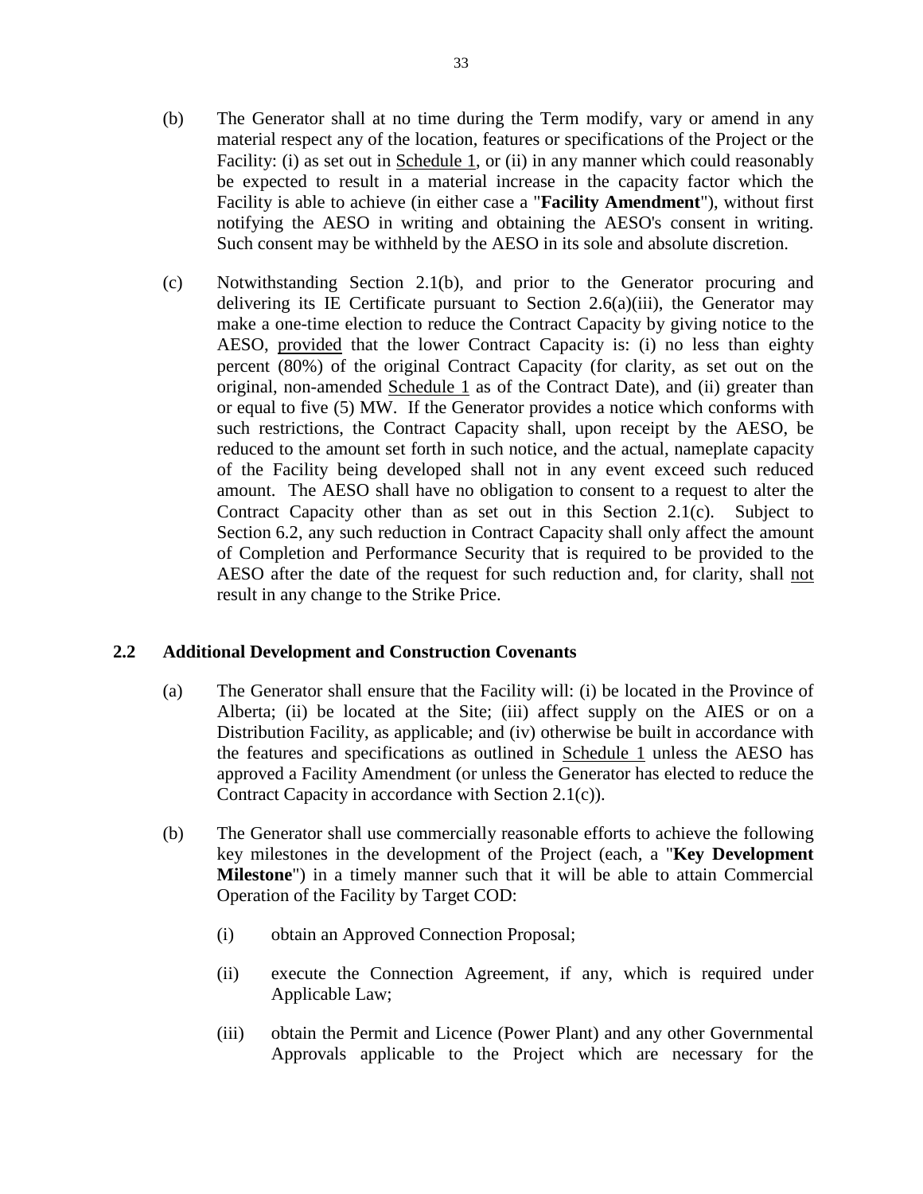(b) The Generator shall at no time during the Term modify, vary or amend in any material respect any of the location, features or specifications of the Project or the Facility: (i) as set out in Schedule 1, or (ii) in any manner which could reasonably be expected to result in a material increase in the capacity factor which the Facility is able to achieve (in either case a "**Facility Amendment**"), without first notifying the AESO in writing and obtaining the AESO's consent in writing. Such consent may be withheld by the AESO in its sole and absolute discretion.

(c) Notwithstanding Section 2.1(b), and prior to the Generator procuring and delivering its IE Certificate pursuant to Section 2.6(a)(iii), the Generator may make a one-time election to reduce the Contract Capacity by giving notice to the AESO, provided that the lower Contract Capacity is: (i) no less than eighty percent (80%) of the original Contract Capacity (for clarity, as set out on the original, non-amended Schedule 1 as of the Contract Date), and (ii) greater than or equal to five (5) MW. If the Generator provides a notice which conforms with such restrictions, the Contract Capacity shall, upon receipt by the AESO, be reduced to the amount set forth in such notice, and the actual, nameplate capacity of the Facility being developed shall not in any event exceed such reduced amount. The AESO shall have no obligation to consent to a request to alter the Contract Capacity other than as set out in this Section 2.1(c). Subject to Section 6.2, any such reduction in Contract Capacity shall only affect the amount of Completion and Performance Security that is required to be provided to the AESO after the date of the request for such reduction and, for clarity, shall not result in any change to the Strike Price.

## 2.2 Additional Development and Construction Covenants

(a) The Generator shall ensure that the Facility will: (i) be located in the Province of Alberta; (ii) be located at the Site; (iii) affect supply on the AIES or on a Distribution Facility, as applicable; and (iv) otherwise be built in accordance with the features and specifications as outlined in Schedule 1 unless the AESO has approved a Facility Amendment (or unless the Generator has elected to reduce the Contract Capacity in accordance with Section 2.1(c)).

(b) The Generator shall use commercially reasonable efforts to achieve the following key milestones in the development of the Project (each, a "**Key Development Milestone**") in a timely manner such that it will be able to attain Commercial Operation of the Facility by Target COD:

(i) obtain an Approved Connection Proposal;

(ii) execute the Connection Agreement, if any, which is required under Applicable Law;

(iii) obtain the Permit and Licence (Power Plant) and any other Governmental Approvals applicable to the Project which are necessary for the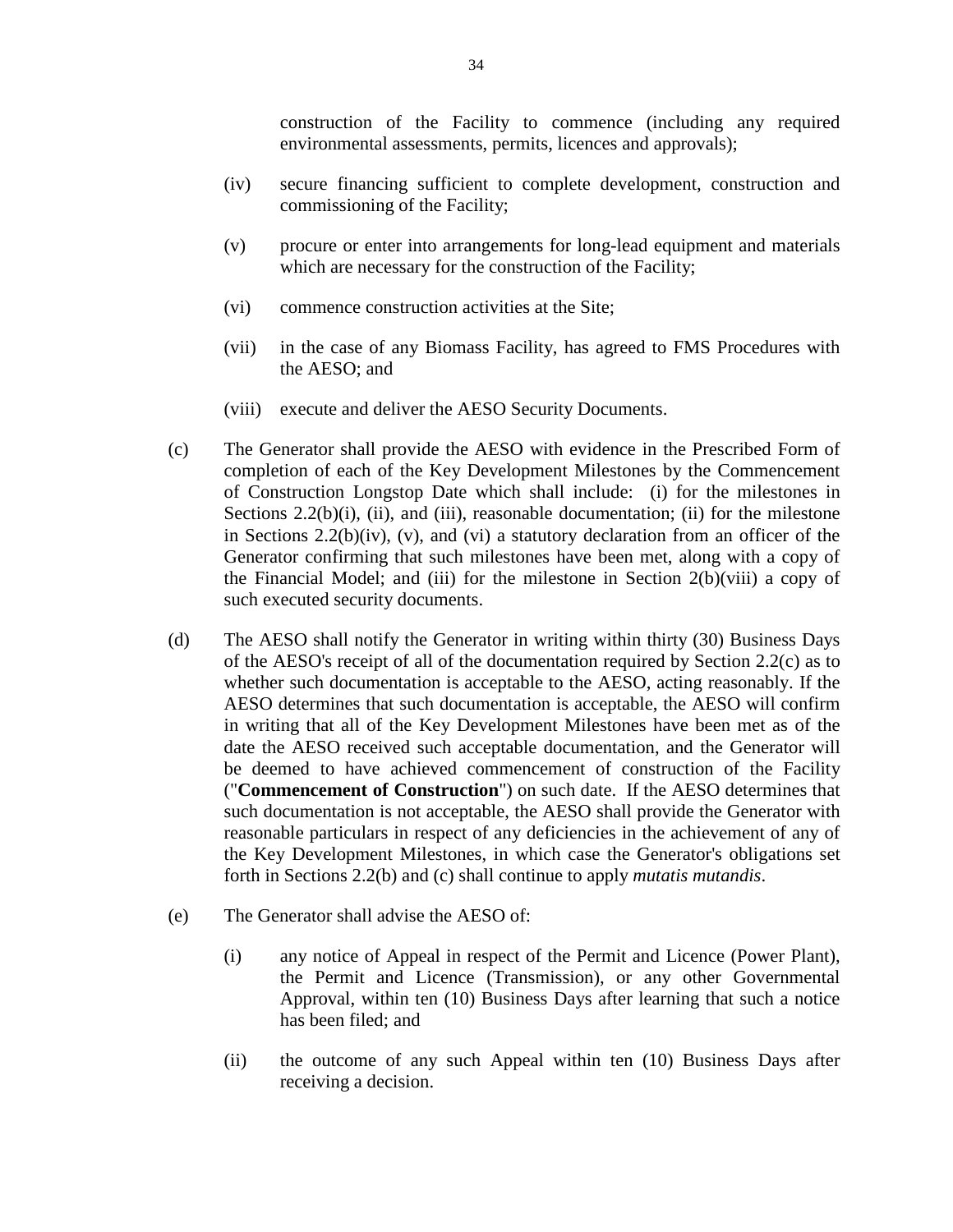construction of the Facility to commence (including any required environmental assessments, permits, licences and approvals);

(iv) secure financing sufficient to complete development, construction and commissioning of the Facility;

(v) procure or enter into arrangements for long-lead equipment and materials which are necessary for the construction of the Facility;

(vi) commence construction activities at the Site;

(vii) in the case of any Biomass Facility, has agreed to FMS Procedures with the AESO; and

(viii) execute and deliver the AESO Security Documents.

(c) The Generator shall provide the AESO with evidence in the Prescribed Form of completion of each of the Key Development Milestones by the Commencement of Construction Longstop Date which shall include: (i) for the milestones in Sections 2.2(b)(i), (ii), and (iii), reasonable documentation; (ii) for the milestone in Sections 2.2(b)(iv), (v), and (vi) a statutory declaration from an officer of the Generator confirming that such milestones have been met, along with a copy of the Financial Model; and (iii) for the milestone in Section 2(b)(viii) a copy of such executed security documents.

(d) The AESO shall notify the Generator in writing within thirty (30) Business Days of the AESO's receipt of all of the documentation required by Section 2.2(c) as to whether such documentation is acceptable to the AESO, acting reasonably. If the AESO determines that such documentation is acceptable, the AESO will confirm in writing that all of the Key Development Milestones have been met as of the date the AESO received such acceptable documentation, and the Generator will be deemed to have achieved commencement of construction of the Facility ("**Commencement of Construction**") on such date. If the AESO determines that such documentation is not acceptable, the AESO shall provide the Generator with reasonable particulars in respect of any deficiencies in the achievement of any of the Key Development Milestones, in which case the Generator's obligations set forth in Sections 2.2(b) and (c) shall continue to apply *mutatis mutandis*.

(e) The Generator shall advise the AESO of:

(i) any notice of Appeal in respect of the Permit and Licence (Power Plant), the Permit and Licence (Transmission), or any other Governmental Approval, within ten (10) Business Days after learning that such a notice has been filed; and

(ii) the outcome of any such Appeal within ten (10) Business Days after receiving a decision.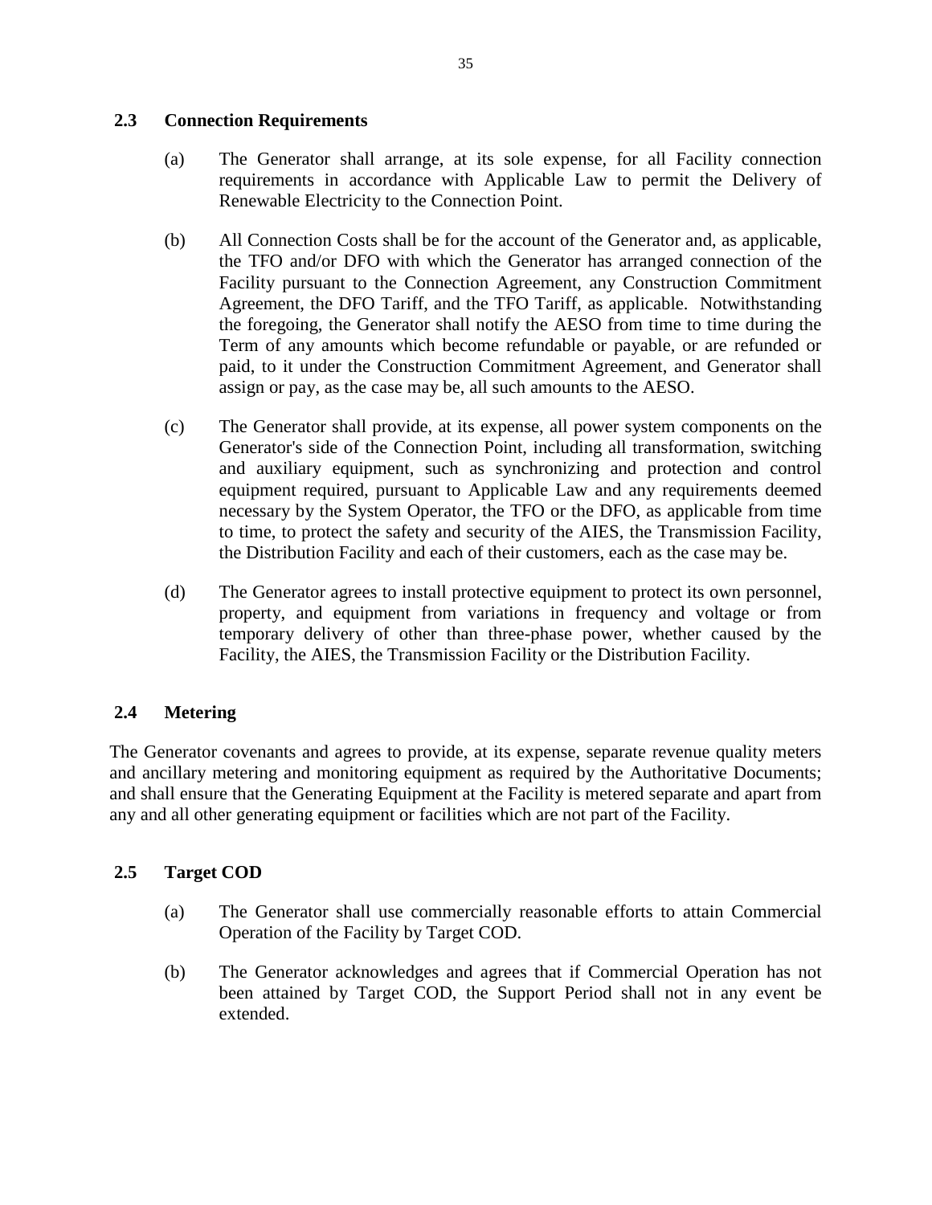### 2.3 Connection Requirements

(a) The Generator shall arrange, at its sole expense, for all Facility connection requirements in accordance with Applicable Law to permit the Delivery of Renewable Electricity to the Connection Point.

(b) All Connection Costs shall be for the account of the Generator and, as applicable, the TFO and/or DFO with which the Generator has arranged connection of the Facility pursuant to the Connection Agreement, any Construction Commitment Agreement, the DFO Tariff, and the TFO Tariff, as applicable. Notwithstanding the foregoing, the Generator shall notify the AESO from time to time during the Term of any amounts which become refundable or payable, or are refunded or paid, to it under the Construction Commitment Agreement, and Generator shall assign or pay, as the case may be, all such amounts to the AESO.

(c) The Generator shall provide, at its expense, all power system components on the Generator's side of the Connection Point, including all transformation, switching and auxiliary equipment, such as synchronizing and protection and control equipment required, pursuant to Applicable Law and any requirements deemed necessary by the System Operator, the TFO or the DFO, as applicable from time to time, to protect the safety and security of the AIES, the Transmission Facility, the Distribution Facility and each of their customers, each as the case may be.

(d) The Generator agrees to install protective equipment to protect its own personnel, property, and equipment from variations in frequency and voltage or from temporary delivery of other than three-phase power, whether caused by the Facility, the AIES, the Transmission Facility or the Distribution Facility.

### 2.4 Metering

The Generator covenants and agrees to provide, at its expense, separate revenue quality meters and ancillary metering and monitoring equipment as required by the Authoritative Documents; and shall ensure that the Generating Equipment at the Facility is metered separate and apart from any and all other generating equipment or facilities which are not part of the Facility.

### 2.5 Target COD

(a) The Generator shall use commercially reasonable efforts to attain Commercial Operation of the Facility by Target COD.

(b) The Generator acknowledges and agrees that if Commercial Operation has not been attained by Target COD, the Support Period shall not in any event be extended.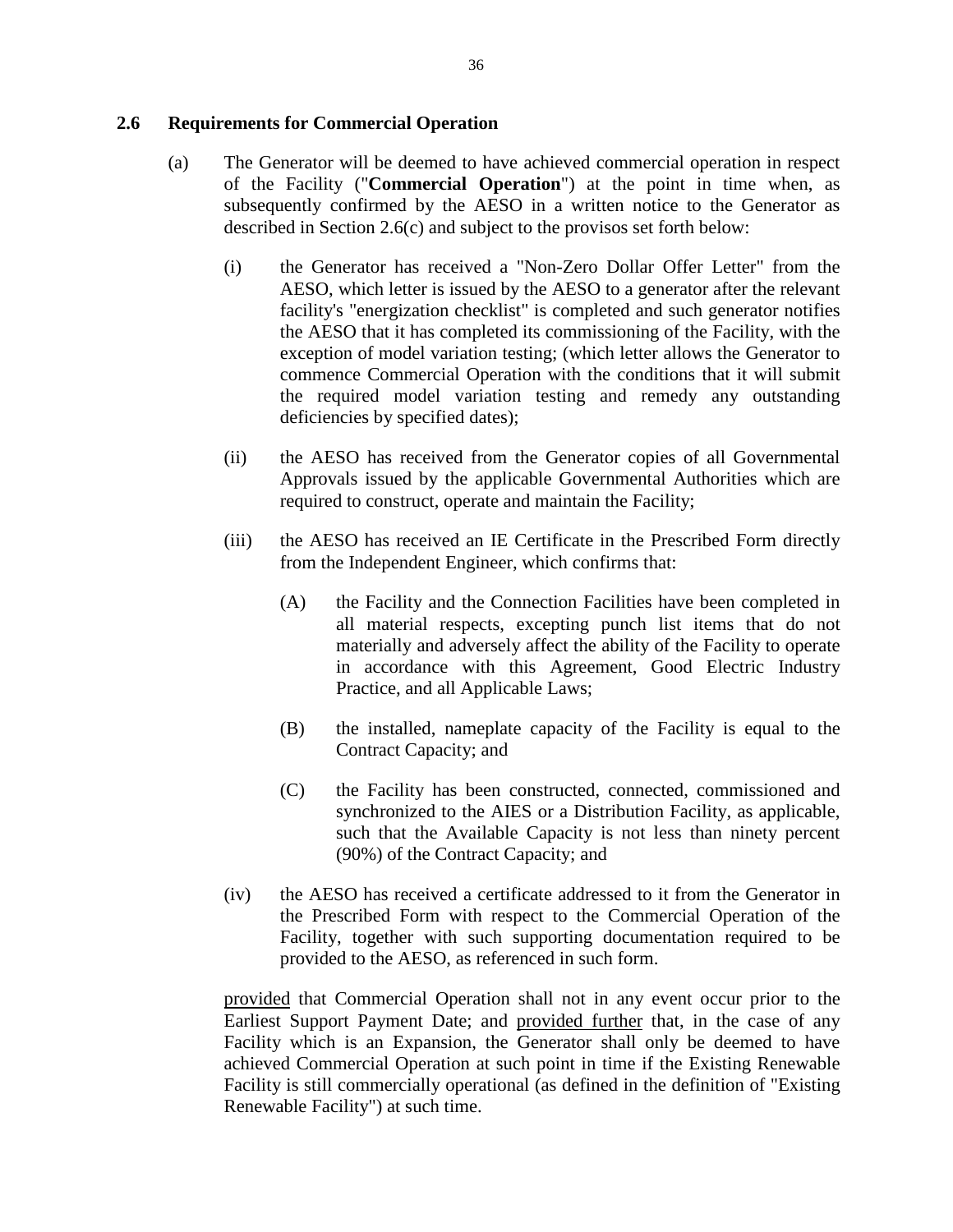## 2.6 Requirements for Commercial Operation

(a) The Generator will be deemed to have achieved commercial operation in respect of the Facility ("**Commercial Operation**") at the point in time when, as subsequently confirmed by the AESO in a written notice to the Generator as described in Section 2.6(c) and subject to the provisos set forth below:

(i) the Generator has received a "Non-Zero Dollar Offer Letter" from the AESO, which letter is issued by the AESO to a generator after the relevant facility's "energization checklist" is completed and such generator notifies the AESO that it has completed its commissioning of the Facility, with the exception of model variation testing; (which letter allows the Generator to commence Commercial Operation with the conditions that it will submit the required model variation testing and remedy any outstanding deficiencies by specified dates);

(ii) the AESO has received from the Generator copies of all Governmental Approvals issued by the applicable Governmental Authorities which are required to construct, operate and maintain the Facility;

(iii) the AESO has received an IE Certificate in the Prescribed Form directly from the Independent Engineer, which confirms that:

(A) the Facility and the Connection Facilities have been completed in all material respects, excepting punch list items that do not materially and adversely affect the ability of the Facility to operate in accordance with this Agreement, Good Electric Industry Practice, and all Applicable Laws;

(B) the installed, nameplate capacity of the Facility is equal to the Contract Capacity; and

(C) the Facility has been constructed, connected, commissioned and synchronized to the AIES or a Distribution Facility, as applicable, such that the Available Capacity is not less than ninety percent (90%) of the Contract Capacity; and

(iv) the AESO has received a certificate addressed to it from the Generator in the Prescribed Form with respect to the Commercial Operation of the Facility, together with such supporting documentation required to be provided to the AESO, as referenced in such form.

provided that Commercial Operation shall not in any event occur prior to the Earliest Support Payment Date; and provided further that, in the case of any Facility which is an Expansion, the Generator shall only be deemed to have achieved Commercial Operation at such point in time if the Existing Renewable Facility is still commercially operational (as defined in the definition of "Existing Renewable Facility") at such time.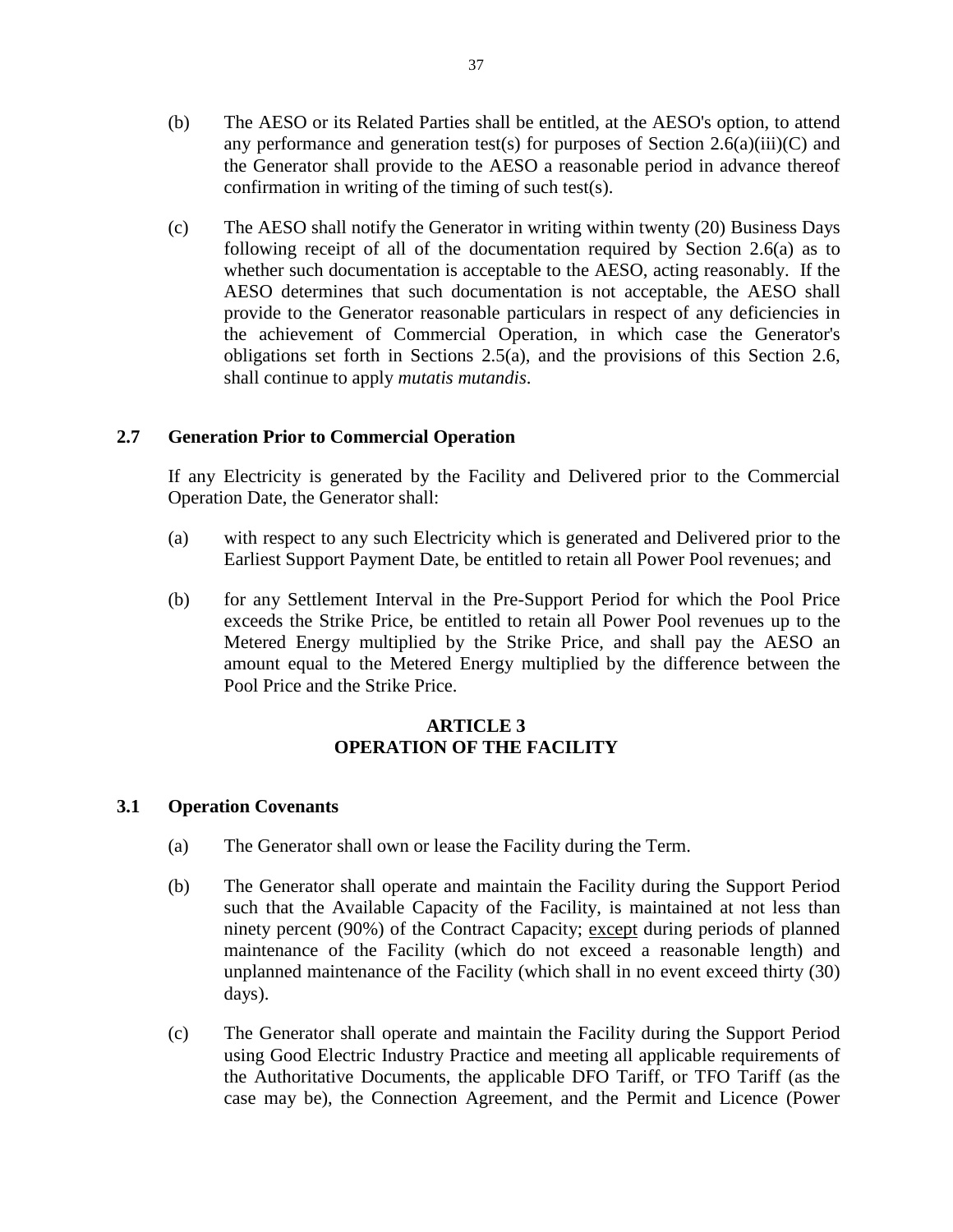(b) The AESO or its Related Parties shall be entitled, at the AESO's option, to attend any performance and generation test(s) for purposes of Section 2.6(a)(iii)(C) and the Generator shall provide to the AESO a reasonable period in advance thereof confirmation in writing of the timing of such test(s).

(c) The AESO shall notify the Generator in writing within twenty (20) Business Days following receipt of all of the documentation required by Section 2.6(a) as to whether such documentation is acceptable to the AESO, acting reasonably. If the AESO determines that such documentation is not acceptable, the AESO shall provide to the Generator reasonable particulars in respect of any deficiencies in the achievement of Commercial Operation, in which case the Generator's obligations set forth in Sections 2.5(a), and the provisions of this Section 2.6, shall continue to apply *mutatis mutandis*.

### 2.7 Generation Prior to Commercial Operation

If any Electricity is generated by the Facility and Delivered prior to the Commercial Operation Date, the Generator shall:

(a) with respect to any such Electricity which is generated and Delivered prior to the Earliest Support Payment Date, be entitled to retain all Power Pool revenues; and

(b) for any Settlement Interval in the Pre-Support Period for which the Pool Price exceeds the Strike Price, be entitled to retain all Power Pool revenues up to the Metered Energy multiplied by the Strike Price, and shall pay the AESO an amount equal to the Metered Energy multiplied by the difference between the Pool Price and the Strike Price.

## ARTICLE 3
## OPERATION OF THE FACILITY

### 3.1 Operation Covenants

(a) The Generator shall own or lease the Facility during the Term.

(b) The Generator shall operate and maintain the Facility during the Support Period such that the Available Capacity of the Facility, is maintained at not less than ninety percent (90%) of the Contract Capacity; <u>except</u> during periods of planned maintenance of the Facility (which do not exceed a reasonable length) and unplanned maintenance of the Facility (which shall in no event exceed thirty (30) days).

(c) The Generator shall operate and maintain the Facility during the Support Period using Good Electric Industry Practice and meeting all applicable requirements of the Authoritative Documents, the applicable DFO Tariff, or TFO Tariff (as the case may be), the Connection Agreement, and the Permit and Licence (Power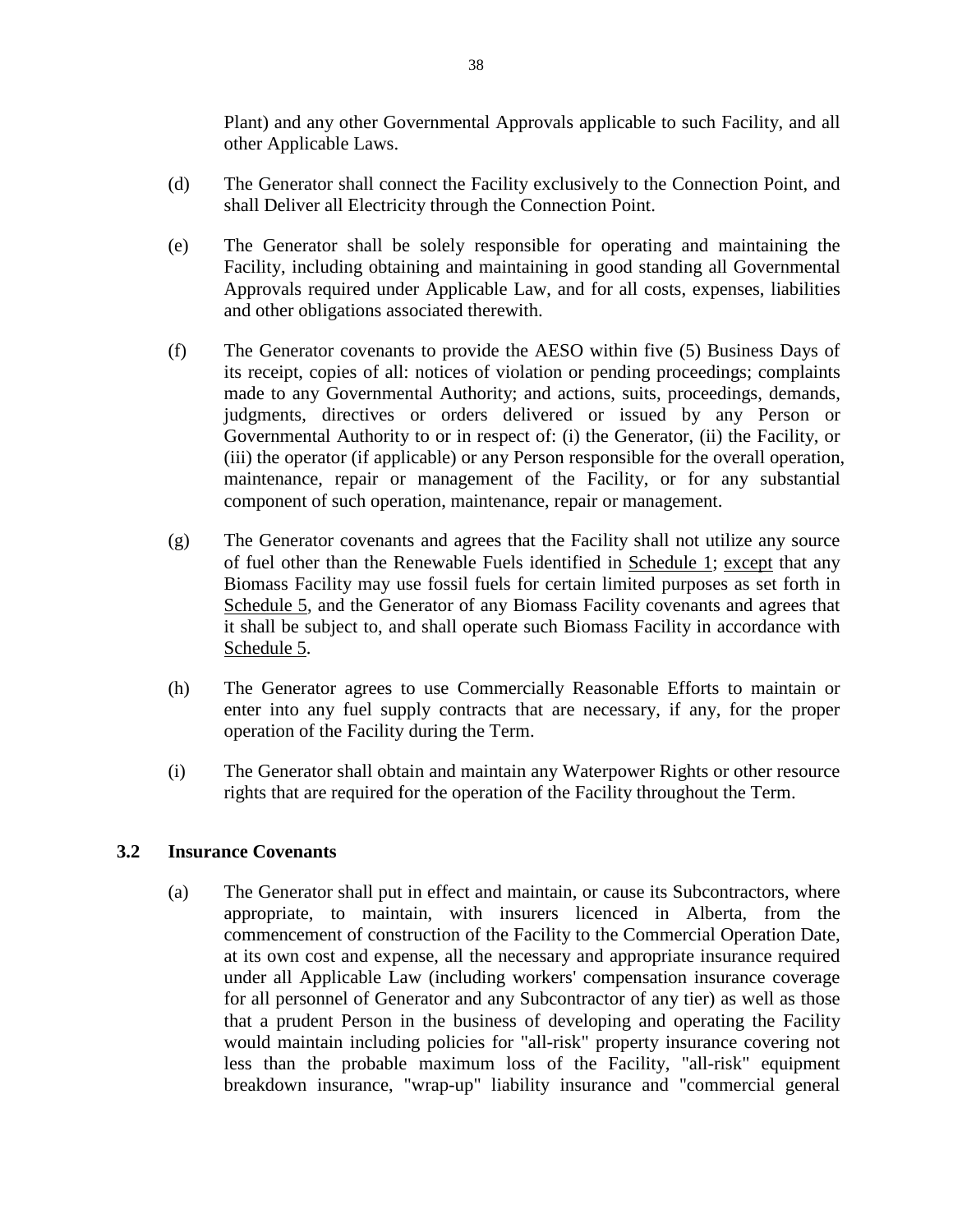Plant) and any other Governmental Approvals applicable to such Facility, and all other Applicable Laws.

(d) The Generator shall connect the Facility exclusively to the Connection Point, and shall Deliver all Electricity through the Connection Point.

(e) The Generator shall be solely responsible for operating and maintaining the Facility, including obtaining and maintaining in good standing all Governmental Approvals required under Applicable Law, and for all costs, expenses, liabilities and other obligations associated therewith.

(f) The Generator covenants to provide the AESO within five (5) Business Days of its receipt, copies of all: notices of violation or pending proceedings; complaints made to any Governmental Authority; and actions, suits, proceedings, demands, judgments, directives or orders delivered or issued by any Person or Governmental Authority to or in respect of: (i) the Generator, (ii) the Facility, or (iii) the operator (if applicable) or any Person responsible for the overall operation, maintenance, repair or management of the Facility, or for any substantial component of such operation, maintenance, repair or management.

(g) The Generator covenants and agrees that the Facility shall not utilize any source of fuel other than the Renewable Fuels identified in Schedule 1; except that any Biomass Facility may use fossil fuels for certain limited purposes as set forth in Schedule 5, and the Generator of any Biomass Facility covenants and agrees that it shall be subject to, and shall operate such Biomass Facility in accordance with Schedule 5.

(h) The Generator agrees to use Commercially Reasonable Efforts to maintain or enter into any fuel supply contracts that are necessary, if any, for the proper operation of the Facility during the Term.

(i) The Generator shall obtain and maintain any Waterpower Rights or other resource rights that are required for the operation of the Facility throughout the Term.

### 3.2 Insurance Covenants

(a) The Generator shall put in effect and maintain, or cause its Subcontractors, where appropriate, to maintain, with insurers licenced in Alberta, from the commencement of construction of the Facility to the Commercial Operation Date, at its own cost and expense, all the necessary and appropriate insurance required under all Applicable Law (including workers' compensation insurance coverage for all personnel of Generator and any Subcontractor of any tier) as well as those that a prudent Person in the business of developing and operating the Facility would maintain including policies for "all-risk" property insurance covering not less than the probable maximum loss of the Facility, "all-risk" equipment breakdown insurance, "wrap-up" liability insurance and "commercial general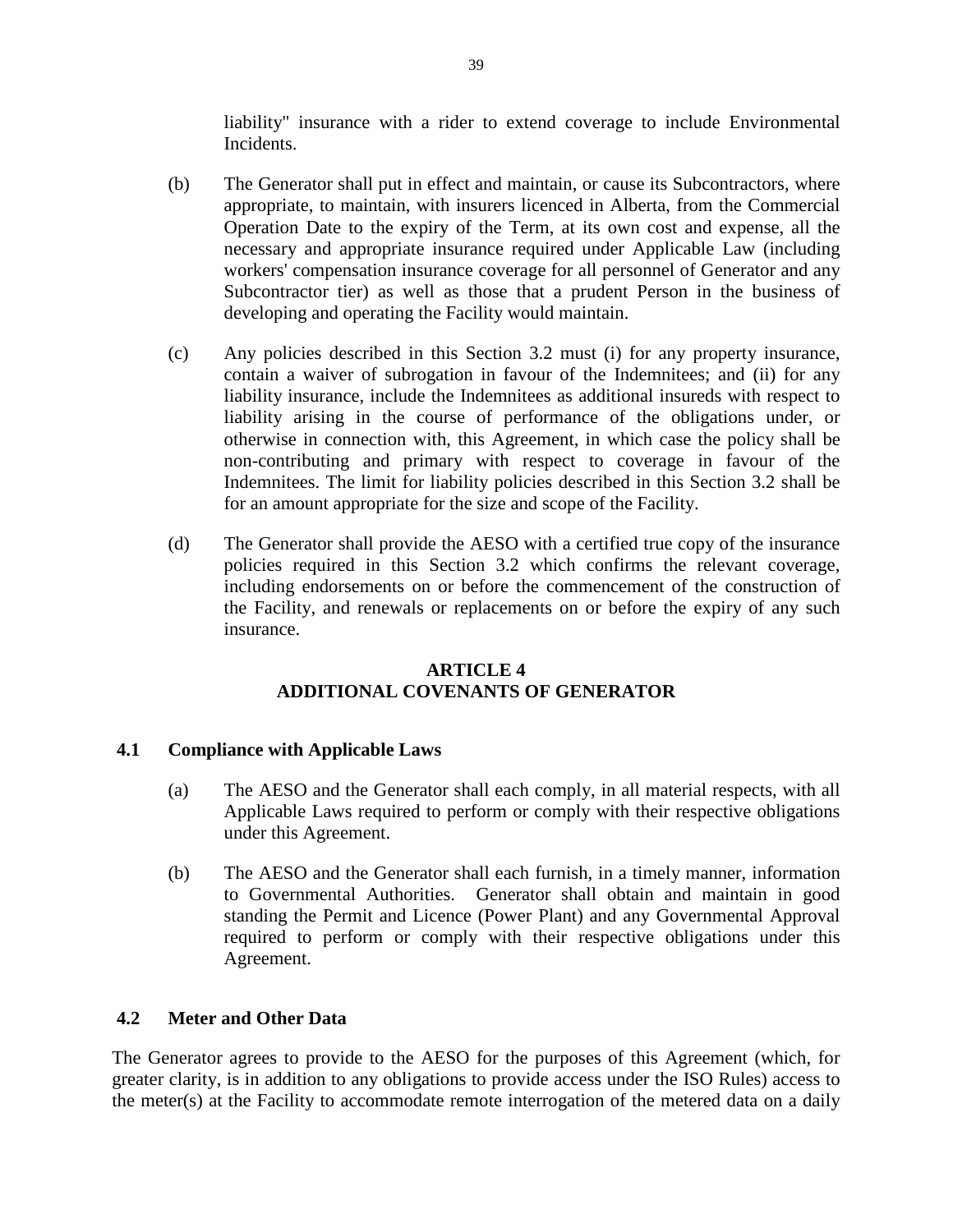liability" insurance with a rider to extend coverage to include Environmental Incidents.

(b) The Generator shall put in effect and maintain, or cause its Subcontractors, where appropriate, to maintain, with insurers licenced in Alberta, from the Commercial Operation Date to the expiry of the Term, at its own cost and expense, all the necessary and appropriate insurance required under Applicable Law (including workers' compensation insurance coverage for all personnel of Generator and any Subcontractor tier) as well as those that a prudent Person in the business of developing and operating the Facility would maintain.

(c) Any policies described in this Section 3.2 must (i) for any property insurance, contain a waiver of subrogation in favour of the Indemnitees; and (ii) for any liability insurance, include the Indemnitees as additional insureds with respect to liability arising in the course of performance of the obligations under, or otherwise in connection with, this Agreement, in which case the policy shall be non-contributing and primary with respect to coverage in favour of the Indemnitees. The limit for liability policies described in this Section 3.2 shall be for an amount appropriate for the size and scope of the Facility.

(d) The Generator shall provide the AESO with a certified true copy of the insurance policies required in this Section 3.2 which confirms the relevant coverage, including endorsements on or before the commencement of the construction of the Facility, and renewals or replacements on or before the expiry of any such insurance.

## ARTICLE 4
## ADDITIONAL COVENANTS OF GENERATOR

### 4.1 Compliance with Applicable Laws

(a) The AESO and the Generator shall each comply, in all material respects, with all Applicable Laws required to perform or comply with their respective obligations under this Agreement.

(b) The AESO and the Generator shall each furnish, in a timely manner, information to Governmental Authorities. Generator shall obtain and maintain in good standing the Permit and Licence (Power Plant) and any Governmental Approval required to perform or comply with their respective obligations under this Agreement.

### 4.2 Meter and Other Data

The Generator agrees to provide to the AESO for the purposes of this Agreement (which, for greater clarity, is in addition to any obligations to provide access under the ISO Rules) access to the meter(s) at the Facility to accommodate remote interrogation of the metered data on a daily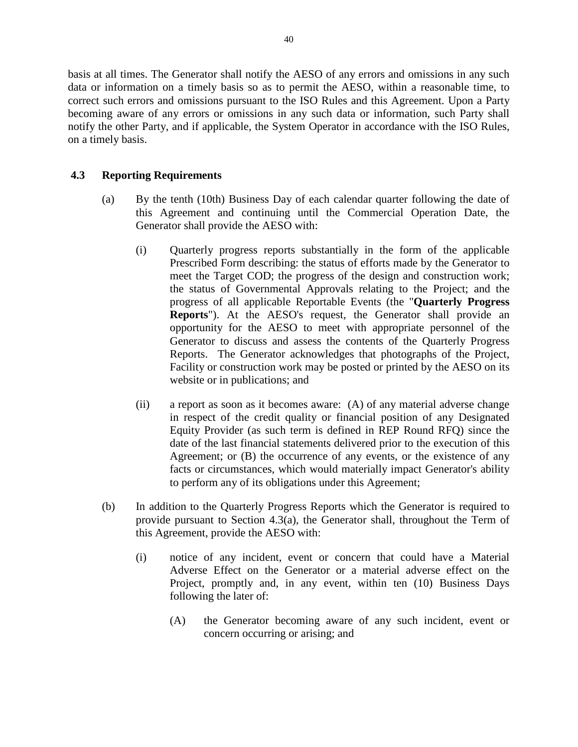basis at all times. The Generator shall notify the AESO of any errors and omissions in any such data or information on a timely basis so as to permit the AESO, within a reasonable time, to correct such errors and omissions pursuant to the ISO Rules and this Agreement. Upon a Party becoming aware of any errors or omissions in any such data or information, such Party shall notify the other Party, and if applicable, the System Operator in accordance with the ISO Rules, on a timely basis.

### 4.3 Reporting Requirements

(a) By the tenth (10th) Business Day of each calendar quarter following the date of this Agreement and continuing until the Commercial Operation Date, the Generator shall provide the AESO with:

(i) Quarterly progress reports substantially in the form of the applicable Prescribed Form describing: the status of efforts made by the Generator to meet the Target COD; the progress of the design and construction work; the status of Governmental Approvals relating to the Project; and the progress of all applicable Reportable Events (the "**Quarterly Progress Reports**"). At the AESO's request, the Generator shall provide an opportunity for the AESO to meet with appropriate personnel of the Generator to discuss and assess the contents of the Quarterly Progress Reports. The Generator acknowledges that photographs of the Project, Facility or construction work may be posted or printed by the AESO on its website or in publications; and

(ii) a report as soon as it becomes aware: (A) of any material adverse change in respect of the credit quality or financial position of any Designated Equity Provider (as such term is defined in REP Round RFQ) since the date of the last financial statements delivered prior to the execution of this Agreement; or (B) the occurrence of any events, or the existence of any facts or circumstances, which would materially impact Generator's ability to perform any of its obligations under this Agreement;

(b) In addition to the Quarterly Progress Reports which the Generator is required to provide pursuant to Section 4.3(a), the Generator shall, throughout the Term of this Agreement, provide the AESO with:

(i) notice of any incident, event or concern that could have a Material Adverse Effect on the Generator or a material adverse effect on the Project, promptly and, in any event, within ten (10) Business Days following the later of:

(A) the Generator becoming aware of any such incident, event or concern occurring or arising; and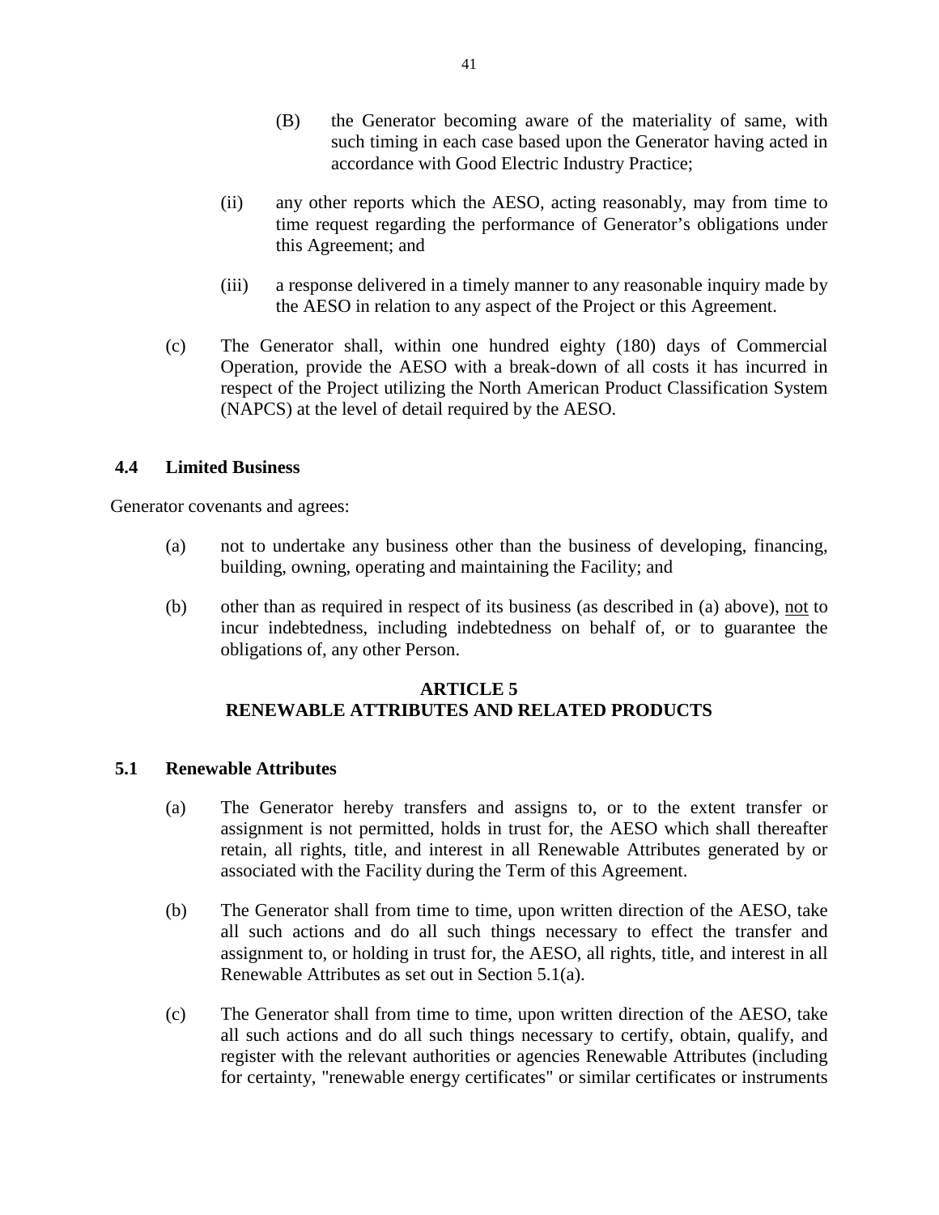(B) the Generator becoming aware of the materiality of same, with such timing in each case based upon the Generator having acted in accordance with Good Electric Industry Practice;

(ii) any other reports which the AESO, acting reasonably, may from time to time request regarding the performance of Generator's obligations under this Agreement; and

(iii) a response delivered in a timely manner to any reasonable inquiry made by the AESO in relation to any aspect of the Project or this Agreement.

(c) The Generator shall, within one hundred eighty (180) days of Commercial Operation, provide the AESO with a break-down of all costs it has incurred in respect of the Project utilizing the North American Product Classification System (NAPCS) at the level of detail required by the AESO.

### 4.4 Limited Business

Generator covenants and agrees:

(a) not to undertake any business other than the business of developing, financing, building, owning, operating and maintaining the Facility; and

(b) other than as required in respect of its business (as described in (a) above), <u>not</u> to incur indebtedness, including indebtedness on behalf of, or to guarantee the obligations of, any other Person.

## ARTICLE 5
## RENEWABLE ATTRIBUTES AND RELATED PRODUCTS

### 5.1 Renewable Attributes

(a) The Generator hereby transfers and assigns to, or to the extent transfer or assignment is not permitted, holds in trust for, the AESO which shall thereafter retain, all rights, title, and interest in all Renewable Attributes generated by or associated with the Facility during the Term of this Agreement.

(b) The Generator shall from time to time, upon written direction of the AESO, take all such actions and do all such things necessary to effect the transfer and assignment to, or holding in trust for, the AESO, all rights, title, and interest in all Renewable Attributes as set out in Section 5.1(a).

(c) The Generator shall from time to time, upon written direction of the AESO, take all such actions and do all such things necessary to certify, obtain, qualify, and register with the relevant authorities or agencies Renewable Attributes (including for certainty, "renewable energy certificates" or similar certificates or instruments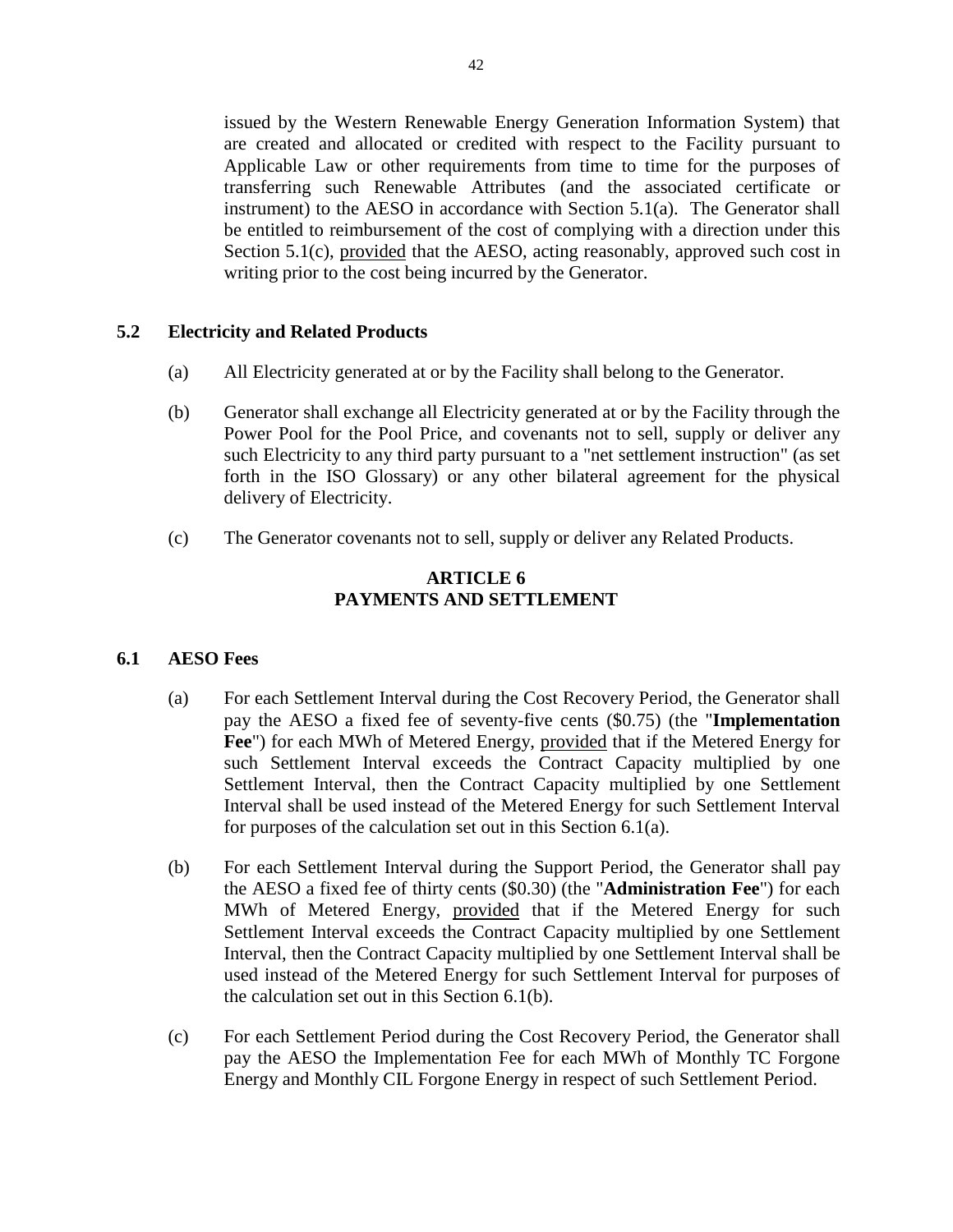issued by the Western Renewable Energy Generation Information System) that are created and allocated or credited with respect to the Facility pursuant to Applicable Law or other requirements from time to time for the purposes of transferring such Renewable Attributes (and the associated certificate or instrument) to the AESO in accordance with Section 5.1(a). The Generator shall be entitled to reimbursement of the cost of complying with a direction under this Section 5.1(c), provided that the AESO, acting reasonably, approved such cost in writing prior to the cost being incurred by the Generator.

### 5.2 Electricity and Related Products

(a) All Electricity generated at or by the Facility shall belong to the Generator.

(b) Generator shall exchange all Electricity generated at or by the Facility through the Power Pool for the Pool Price, and covenants not to sell, supply or deliver any such Electricity to any third party pursuant to a "net settlement instruction" (as set forth in the ISO Glossary) or any other bilateral agreement for the physical delivery of Electricity.

(c) The Generator covenants not to sell, supply or deliver any Related Products.

## ARTICLE 6
## PAYMENTS AND SETTLEMENT

### 6.1 AESO Fees

(a) For each Settlement Interval during the Cost Recovery Period, the Generator shall pay the AESO a fixed fee of seventy-five cents ($0.75) (the "**Implementation Fee**") for each MWh of Metered Energy, provided that if the Metered Energy for such Settlement Interval exceeds the Contract Capacity multiplied by one Settlement Interval, then the Contract Capacity multiplied by one Settlement Interval shall be used instead of the Metered Energy for such Settlement Interval for purposes of the calculation set out in this Section 6.1(a).

(b) For each Settlement Interval during the Support Period, the Generator shall pay the AESO a fixed fee of thirty cents ($0.30) (the "**Administration Fee**") for each MWh of Metered Energy, provided that if the Metered Energy for such Settlement Interval exceeds the Contract Capacity multiplied by one Settlement Interval, then the Contract Capacity multiplied by one Settlement Interval shall be used instead of the Metered Energy for such Settlement Interval for purposes of the calculation set out in this Section 6.1(b).

(c) For each Settlement Period during the Cost Recovery Period, the Generator shall pay the AESO the Implementation Fee for each MWh of Monthly TC Forgone Energy and Monthly CIL Forgone Energy in respect of such Settlement Period.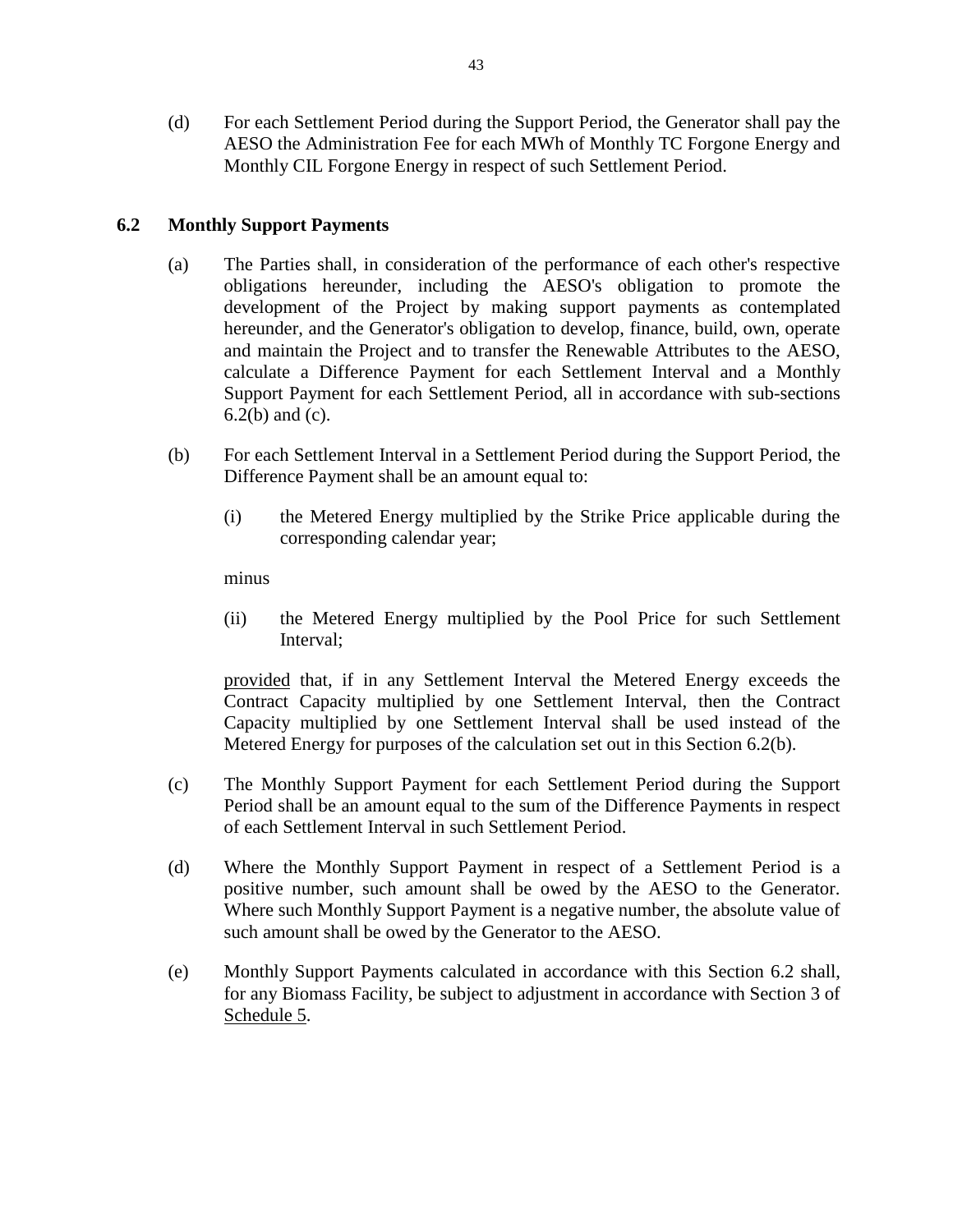(d) For each Settlement Period during the Support Period, the Generator shall pay the AESO the Administration Fee for each MWh of Monthly TC Forgone Energy and Monthly CIL Forgone Energy in respect of such Settlement Period.

### 6.2 Monthly Support Payments

(a) The Parties shall, in consideration of the performance of each other's respective obligations hereunder, including the AESO's obligation to promote the development of the Project by making support payments as contemplated hereunder, and the Generator's obligation to develop, finance, build, own, operate and maintain the Project and to transfer the Renewable Attributes to the AESO, calculate a Difference Payment for each Settlement Interval and a Monthly Support Payment for each Settlement Period, all in accordance with sub-sections 6.2(b) and (c).

(b) For each Settlement Interval in a Settlement Period during the Support Period, the Difference Payment shall be an amount equal to:

(i) the Metered Energy multiplied by the Strike Price applicable during the corresponding calendar year;

minus

(ii) the Metered Energy multiplied by the Pool Price for such Settlement Interval;

provided that, if in any Settlement Interval the Metered Energy exceeds the Contract Capacity multiplied by one Settlement Interval, then the Contract Capacity multiplied by one Settlement Interval shall be used instead of the Metered Energy for purposes of the calculation set out in this Section 6.2(b).

(c) The Monthly Support Payment for each Settlement Period during the Support Period shall be an amount equal to the sum of the Difference Payments in respect of each Settlement Interval in such Settlement Period.

(d) Where the Monthly Support Payment in respect of a Settlement Period is a positive number, such amount shall be owed by the AESO to the Generator. Where such Monthly Support Payment is a negative number, the absolute value of such amount shall be owed by the Generator to the AESO.

(e) Monthly Support Payments calculated in accordance with this Section 6.2 shall, for any Biomass Facility, be subject to adjustment in accordance with Section 3 of Schedule 5.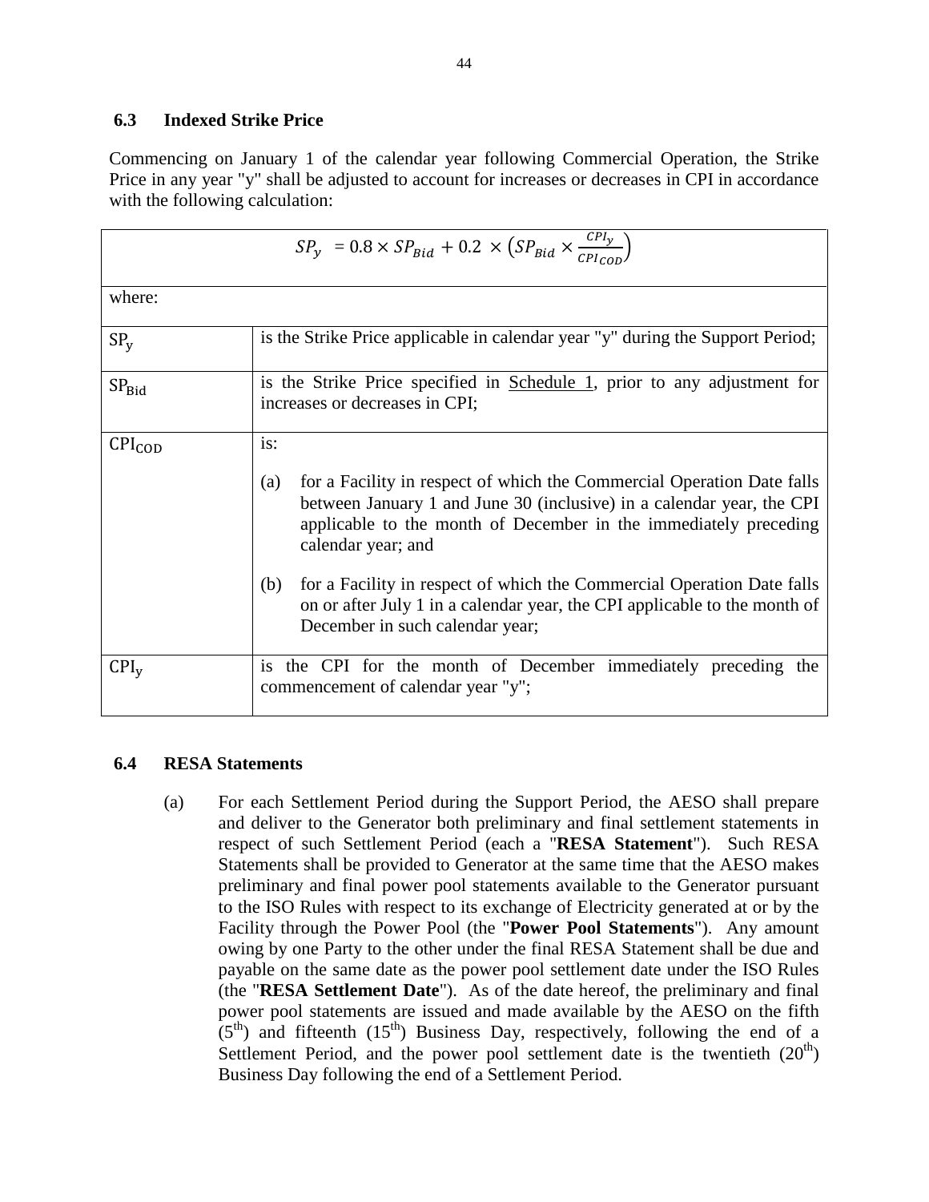### 6.3 Indexed Strike Price

Commencing on January 1 of the calendar year following Commercial Operation, the Strike Price in any year "y" shall be adjusted to account for increases or decreases in CPI in accordance with the following calculation:

$$SP_y = 0.8 \times SP_{Bid} + 0.2 \times \left(SP_{Bid} \times \frac{CPI_y}{CPI_{COD}}\right)$$

where:

| | |
|---|---|
| $SP_y$ | is the Strike Price applicable in calendar year "y" during the Support Period; |
| $SP_{Bid}$ | is the Strike Price specified in Schedule 1, prior to any adjustment for increases or decreases in CPI; |
| $CPI_{COD}$ | is: (a) for a Facility in respect of which the Commercial Operation Date falls between January 1 and June 30 (inclusive) in a calendar year, the CPI applicable to the month of December in the immediately preceding calendar year; and (b) for a Facility in respect of which the Commercial Operation Date falls on or after July 1 in a calendar year, the CPI applicable to the month of December in such calendar year; |
| $CPI_y$ | is the CPI for the month of December immediately preceding the commencement of calendar year "y"; |

### 6.4 RESA Statements

(a) For each Settlement Period during the Support Period, the AESO shall prepare and deliver to the Generator both preliminary and final settlement statements in respect of such Settlement Period (each a "**RESA Statement**"). Such RESA Statements shall be provided to Generator at the same time that the AESO makes preliminary and final power pool statements available to the Generator pursuant to the ISO Rules with respect to its exchange of Electricity generated at or by the Facility through the Power Pool (the "**Power Pool Statements**"). Any amount owing by one Party to the other under the final RESA Statement shall be due and payable on the same date as the power pool settlement date under the ISO Rules (the "**RESA Settlement Date**"). As of the date hereof, the preliminary and final power pool statements are issued and made available by the AESO on the fifth (5th) and fifteenth (15th) Business Day, respectively, following the end of a Settlement Period, and the power pool settlement date is the twentieth (20th) Business Day following the end of a Settlement Period.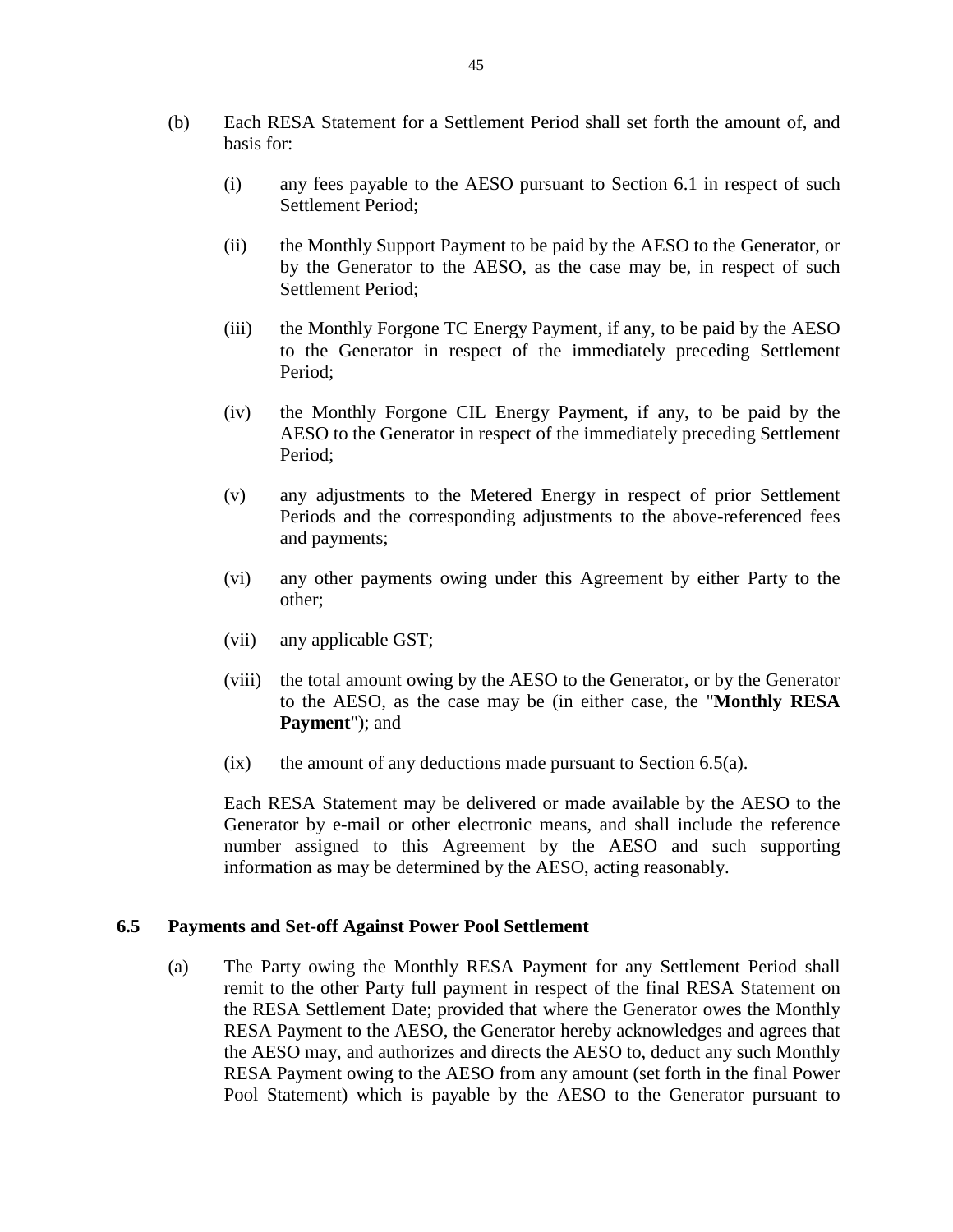(b) Each RESA Statement for a Settlement Period shall set forth the amount of, and basis for:

(i) any fees payable to the AESO pursuant to Section 6.1 in respect of such Settlement Period;

(ii) the Monthly Support Payment to be paid by the AESO to the Generator, or by the Generator to the AESO, as the case may be, in respect of such Settlement Period;

(iii) the Monthly Forgone TC Energy Payment, if any, to be paid by the AESO to the Generator in respect of the immediately preceding Settlement Period;

(iv) the Monthly Forgone CIL Energy Payment, if any, to be paid by the AESO to the Generator in respect of the immediately preceding Settlement Period;

(v) any adjustments to the Metered Energy in respect of prior Settlement Periods and the corresponding adjustments to the above-referenced fees and payments;

(vi) any other payments owing under this Agreement by either Party to the other;

(vii) any applicable GST;

(viii) the total amount owing by the AESO to the Generator, or by the Generator to the AESO, as the case may be (in either case, the "**Monthly RESA Payment**"); and

(ix) the amount of any deductions made pursuant to Section 6.5(a).

Each RESA Statement may be delivered or made available by the AESO to the Generator by e-mail or other electronic means, and shall include the reference number assigned to this Agreement by the AESO and such supporting information as may be determined by the AESO, acting reasonably.

### 6.5 Payments and Set-off Against Power Pool Settlement

(a) The Party owing the Monthly RESA Payment for any Settlement Period shall remit to the other Party full payment in respect of the final RESA Statement on the RESA Settlement Date; provided that where the Generator owes the Monthly RESA Payment to the AESO, the Generator hereby acknowledges and agrees that the AESO may, and authorizes and directs the AESO to, deduct any such Monthly RESA Payment owing to the AESO from any amount (set forth in the final Power Pool Statement) which is payable by the AESO to the Generator pursuant to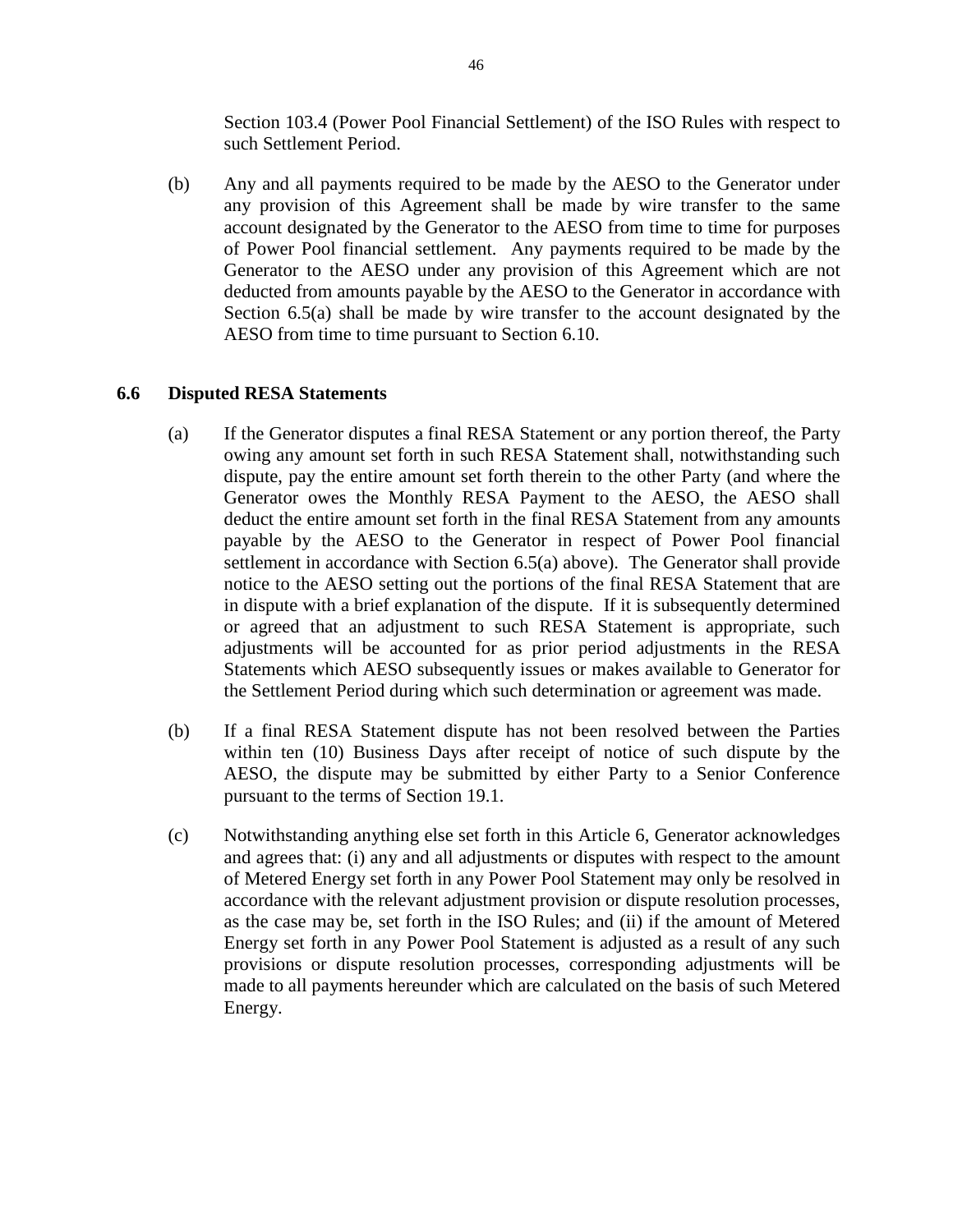Section 103.4 (Power Pool Financial Settlement) of the ISO Rules with respect to such Settlement Period.

(b) Any and all payments required to be made by the AESO to the Generator under any provision of this Agreement shall be made by wire transfer to the same account designated by the Generator to the AESO from time to time for purposes of Power Pool financial settlement. Any payments required to be made by the Generator to the AESO under any provision of this Agreement which are not deducted from amounts payable by the AESO to the Generator in accordance with Section 6.5(a) shall be made by wire transfer to the account designated by the AESO from time to time pursuant to Section 6.10.

### 6.6 Disputed RESA Statements

(a) If the Generator disputes a final RESA Statement or any portion thereof, the Party owing any amount set forth in such RESA Statement shall, notwithstanding such dispute, pay the entire amount set forth therein to the other Party (and where the Generator owes the Monthly RESA Payment to the AESO, the AESO shall deduct the entire amount set forth in the final RESA Statement from any amounts payable by the AESO to the Generator in respect of Power Pool financial settlement in accordance with Section 6.5(a) above). The Generator shall provide notice to the AESO setting out the portions of the final RESA Statement that are in dispute with a brief explanation of the dispute. If it is subsequently determined or agreed that an adjustment to such RESA Statement is appropriate, such adjustments will be accounted for as prior period adjustments in the RESA Statements which AESO subsequently issues or makes available to Generator for the Settlement Period during which such determination or agreement was made.

(b) If a final RESA Statement dispute has not been resolved between the Parties within ten (10) Business Days after receipt of notice of such dispute by the AESO, the dispute may be submitted by either Party to a Senior Conference pursuant to the terms of Section 19.1.

(c) Notwithstanding anything else set forth in this Article 6, Generator acknowledges and agrees that: (i) any and all adjustments or disputes with respect to the amount of Metered Energy set forth in any Power Pool Statement may only be resolved in accordance with the relevant adjustment provision or dispute resolution processes, as the case may be, set forth in the ISO Rules; and (ii) if the amount of Metered Energy set forth in any Power Pool Statement is adjusted as a result of any such provisions or dispute resolution processes, corresponding adjustments will be made to all payments hereunder which are calculated on the basis of such Metered Energy.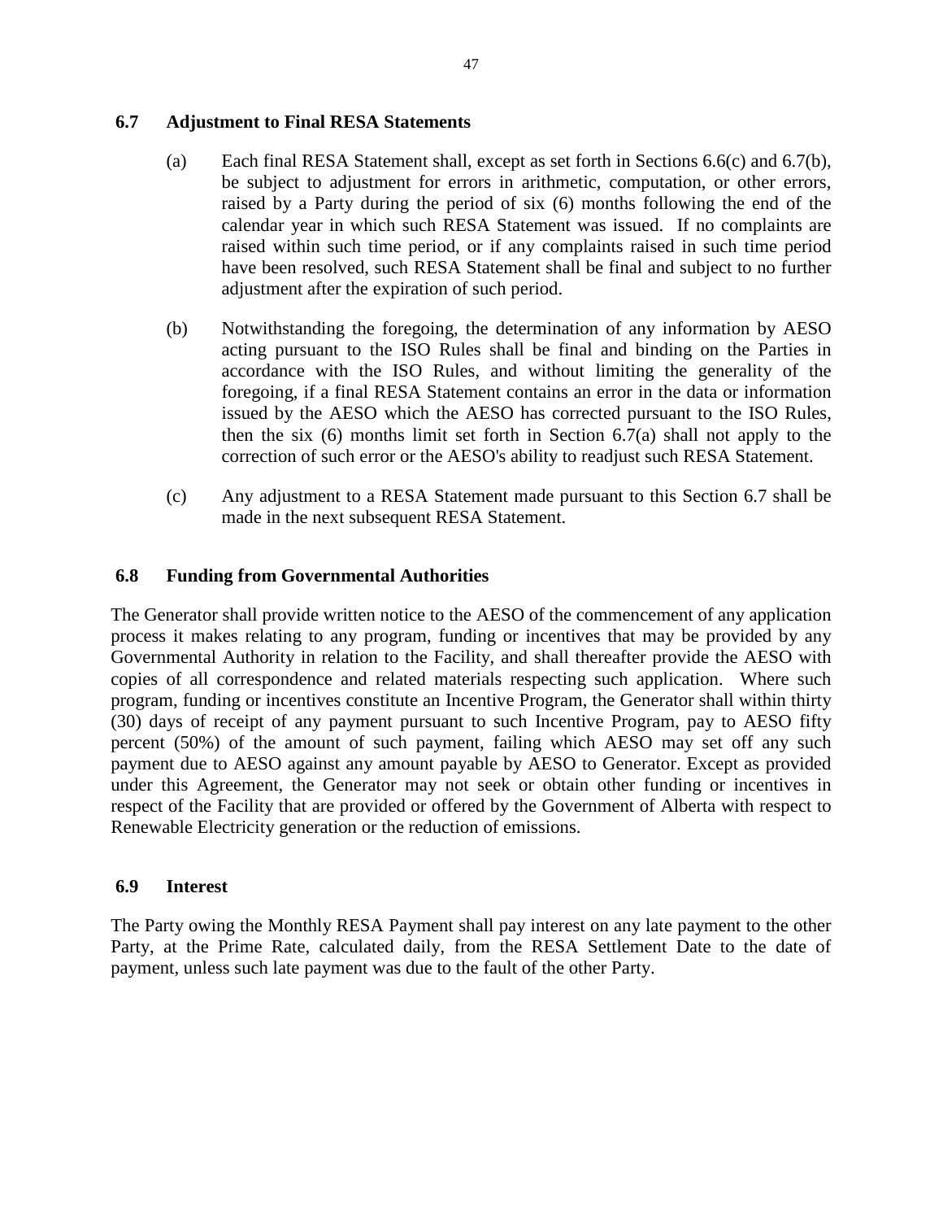### 6.7 Adjustment to Final RESA Statements

(a) Each final RESA Statement shall, except as set forth in Sections 6.6(c) and 6.7(b), be subject to adjustment for errors in arithmetic, computation, or other errors, raised by a Party during the period of six (6) months following the end of the calendar year in which such RESA Statement was issued. If no complaints are raised within such time period, or if any complaints raised in such time period have been resolved, such RESA Statement shall be final and subject to no further adjustment after the expiration of such period.

(b) Notwithstanding the foregoing, the determination of any information by AESO acting pursuant to the ISO Rules shall be final and binding on the Parties in accordance with the ISO Rules, and without limiting the generality of the foregoing, if a final RESA Statement contains an error in the data or information issued by the AESO which the AESO has corrected pursuant to the ISO Rules, then the six (6) months limit set forth in Section 6.7(a) shall not apply to the correction of such error or the AESO's ability to readjust such RESA Statement.

(c) Any adjustment to a RESA Statement made pursuant to this Section 6.7 shall be made in the next subsequent RESA Statement.

### 6.8 Funding from Governmental Authorities

The Generator shall provide written notice to the AESO of the commencement of any application process it makes relating to any program, funding or incentives that may be provided by any Governmental Authority in relation to the Facility, and shall thereafter provide the AESO with copies of all correspondence and related materials respecting such application. Where such program, funding or incentives constitute an Incentive Program, the Generator shall within thirty (30) days of receipt of any payment pursuant to such Incentive Program, pay to AESO fifty percent (50%) of the amount of such payment, failing which AESO may set off any such payment due to AESO against any amount payable by AESO to Generator. Except as provided under this Agreement, the Generator may not seek or obtain other funding or incentives in respect of the Facility that are provided or offered by the Government of Alberta with respect to Renewable Electricity generation or the reduction of emissions.

### 6.9 Interest

The Party owing the Monthly RESA Payment shall pay interest on any late payment to the other Party, at the Prime Rate, calculated daily, from the RESA Settlement Date to the date of payment, unless such late payment was due to the fault of the other Party.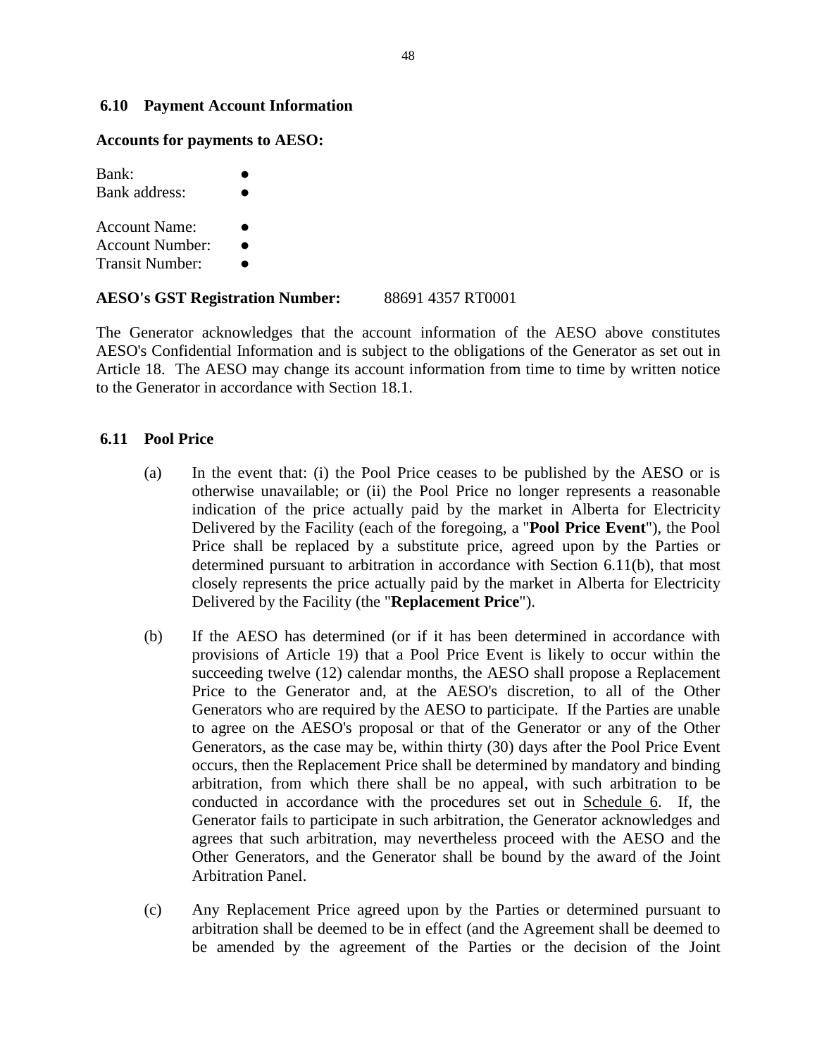### 6.10 Payment Account Information

**Accounts for payments to AESO:**

Bank: ●
Bank address: ●

Account Name: ●
Account Number: ●
Transit Number: ●

**AESO's GST Registration Number:** 88691 4357 RT0001

The Generator acknowledges that the account information of the AESO above constitutes AESO's Confidential Information and is subject to the obligations of the Generator as set out in Article 18. The AESO may change its account information from time to time by written notice to the Generator in accordance with Section 18.1.

### 6.11 Pool Price

(a) In the event that: (i) the Pool Price ceases to be published by the AESO or is otherwise unavailable; or (ii) the Pool Price no longer represents a reasonable indication of the price actually paid by the market in Alberta for Electricity Delivered by the Facility (each of the foregoing, a "**Pool Price Event**"), the Pool Price shall be replaced by a substitute price, agreed upon by the Parties or determined pursuant to arbitration in accordance with Section 6.11(b), that most closely represents the price actually paid by the market in Alberta for Electricity Delivered by the Facility (the "**Replacement Price**").

(b) If the AESO has determined (or if it has been determined in accordance with provisions of Article 19) that a Pool Price Event is likely to occur within the succeeding twelve (12) calendar months, the AESO shall propose a Replacement Price to the Generator and, at the AESO's discretion, to all of the Other Generators who are required by the AESO to participate. If the Parties are unable to agree on the AESO's proposal or that of the Generator or any of the Other Generators, as the case may be, within thirty (30) days after the Pool Price Event occurs, then the Replacement Price shall be determined by mandatory and binding arbitration, from which there shall be no appeal, with such arbitration to be conducted in accordance with the procedures set out in Schedule 6. If, the Generator fails to participate in such arbitration, the Generator acknowledges and agrees that such arbitration, may nevertheless proceed with the AESO and the Other Generators, and the Generator shall be bound by the award of the Joint Arbitration Panel.

(c) Any Replacement Price agreed upon by the Parties or determined pursuant to arbitration shall be deemed to be in effect (and the Agreement shall be deemed to be amended by the agreement of the Parties or the decision of the Joint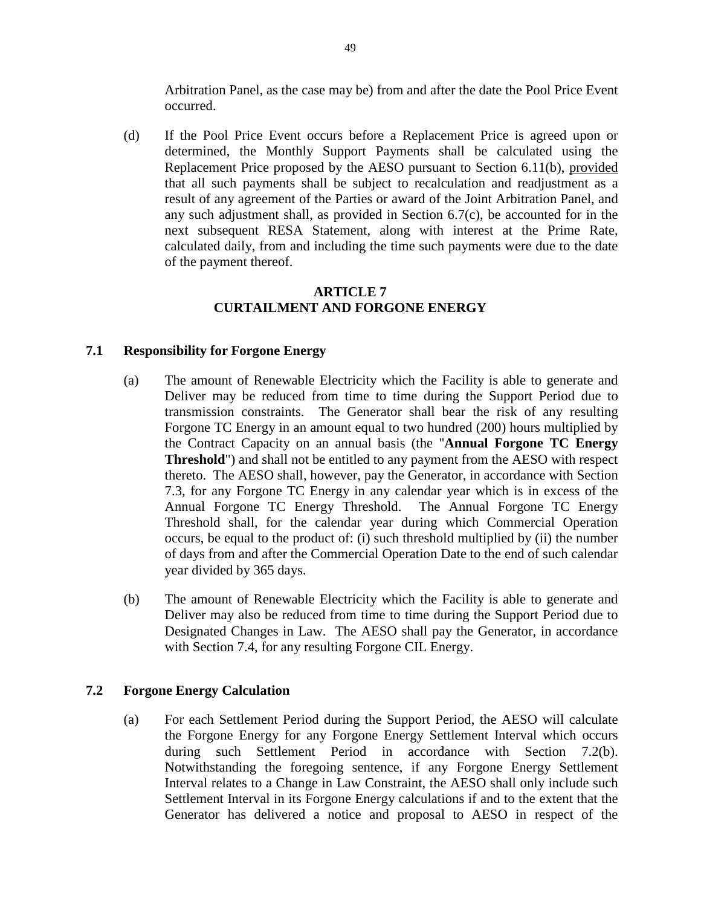Arbitration Panel, as the case may be) from and after the date the Pool Price Event occurred.

(d) If the Pool Price Event occurs before a Replacement Price is agreed upon or determined, the Monthly Support Payments shall be calculated using the Replacement Price proposed by the AESO pursuant to Section 6.11(b), <u>provided</u> that all such payments shall be subject to recalculation and readjustment as a result of any agreement of the Parties or award of the Joint Arbitration Panel, and any such adjustment shall, as provided in Section 6.7(c), be accounted for in the next subsequent RESA Statement, along with interest at the Prime Rate, calculated daily, from and including the time such payments were due to the date of the payment thereof.

## ARTICLE 7
## CURTAILMENT AND FORGONE ENERGY

### 7.1 Responsibility for Forgone Energy

(a) The amount of Renewable Electricity which the Facility is able to generate and Deliver may be reduced from time to time during the Support Period due to transmission constraints. The Generator shall bear the risk of any resulting Forgone TC Energy in an amount equal to two hundred (200) hours multiplied by the Contract Capacity on an annual basis (the "**Annual Forgone TC Energy Threshold**") and shall not be entitled to any payment from the AESO with respect thereto. The AESO shall, however, pay the Generator, in accordance with Section 7.3, for any Forgone TC Energy in any calendar year which is in excess of the Annual Forgone TC Energy Threshold. The Annual Forgone TC Energy Threshold shall, for the calendar year during which Commercial Operation occurs, be equal to the product of: (i) such threshold multiplied by (ii) the number of days from and after the Commercial Operation Date to the end of such calendar year divided by 365 days.

(b) The amount of Renewable Electricity which the Facility is able to generate and Deliver may also be reduced from time to time during the Support Period due to Designated Changes in Law. The AESO shall pay the Generator, in accordance with Section 7.4, for any resulting Forgone CIL Energy.

### 7.2 Forgone Energy Calculation

(a) For each Settlement Period during the Support Period, the AESO will calculate the Forgone Energy for any Forgone Energy Settlement Interval which occurs during such Settlement Period in accordance with Section 7.2(b). Notwithstanding the foregoing sentence, if any Forgone Energy Settlement Interval relates to a Change in Law Constraint, the AESO shall only include such Settlement Interval in its Forgone Energy calculations if and to the extent that the Generator has delivered a notice and proposal to AESO in respect of the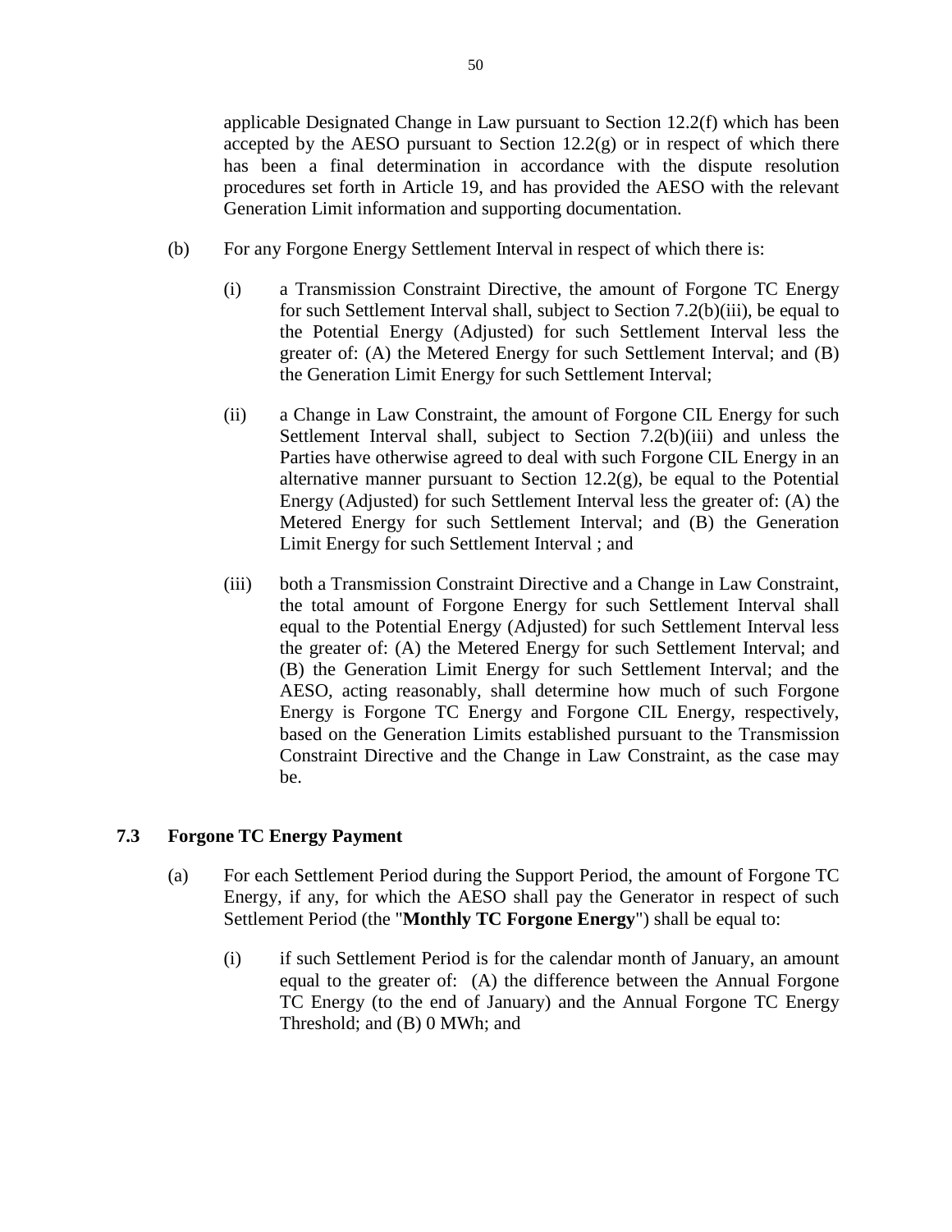applicable Designated Change in Law pursuant to Section 12.2(f) which has been accepted by the AESO pursuant to Section 12.2(g) or in respect of which there has been a final determination in accordance with the dispute resolution procedures set forth in Article 19, and has provided the AESO with the relevant Generation Limit information and supporting documentation.

(b) For any Forgone Energy Settlement Interval in respect of which there is:

(i) a Transmission Constraint Directive, the amount of Forgone TC Energy for such Settlement Interval shall, subject to Section 7.2(b)(iii), be equal to the Potential Energy (Adjusted) for such Settlement Interval less the greater of: (A) the Metered Energy for such Settlement Interval; and (B) the Generation Limit Energy for such Settlement Interval;

(ii) a Change in Law Constraint, the amount of Forgone CIL Energy for such Settlement Interval shall, subject to Section 7.2(b)(iii) and unless the Parties have otherwise agreed to deal with such Forgone CIL Energy in an alternative manner pursuant to Section 12.2(g), be equal to the Potential Energy (Adjusted) for such Settlement Interval less the greater of: (A) the Metered Energy for such Settlement Interval; and (B) the Generation Limit Energy for such Settlement Interval ; and

(iii) both a Transmission Constraint Directive and a Change in Law Constraint, the total amount of Forgone Energy for such Settlement Interval shall equal to the Potential Energy (Adjusted) for such Settlement Interval less the greater of: (A) the Metered Energy for such Settlement Interval; and (B) the Generation Limit Energy for such Settlement Interval; and the AESO, acting reasonably, shall determine how much of such Forgone Energy is Forgone TC Energy and Forgone CIL Energy, respectively, based on the Generation Limits established pursuant to the Transmission Constraint Directive and the Change in Law Constraint, as the case may be.

### 7.3 Forgone TC Energy Payment

(a) For each Settlement Period during the Support Period, the amount of Forgone TC Energy, if any, for which the AESO shall pay the Generator in respect of such Settlement Period (the "**Monthly TC Forgone Energy**") shall be equal to:

(i) if such Settlement Period is for the calendar month of January, an amount equal to the greater of: (A) the difference between the Annual Forgone TC Energy (to the end of January) and the Annual Forgone TC Energy Threshold; and (B) 0 MWh; and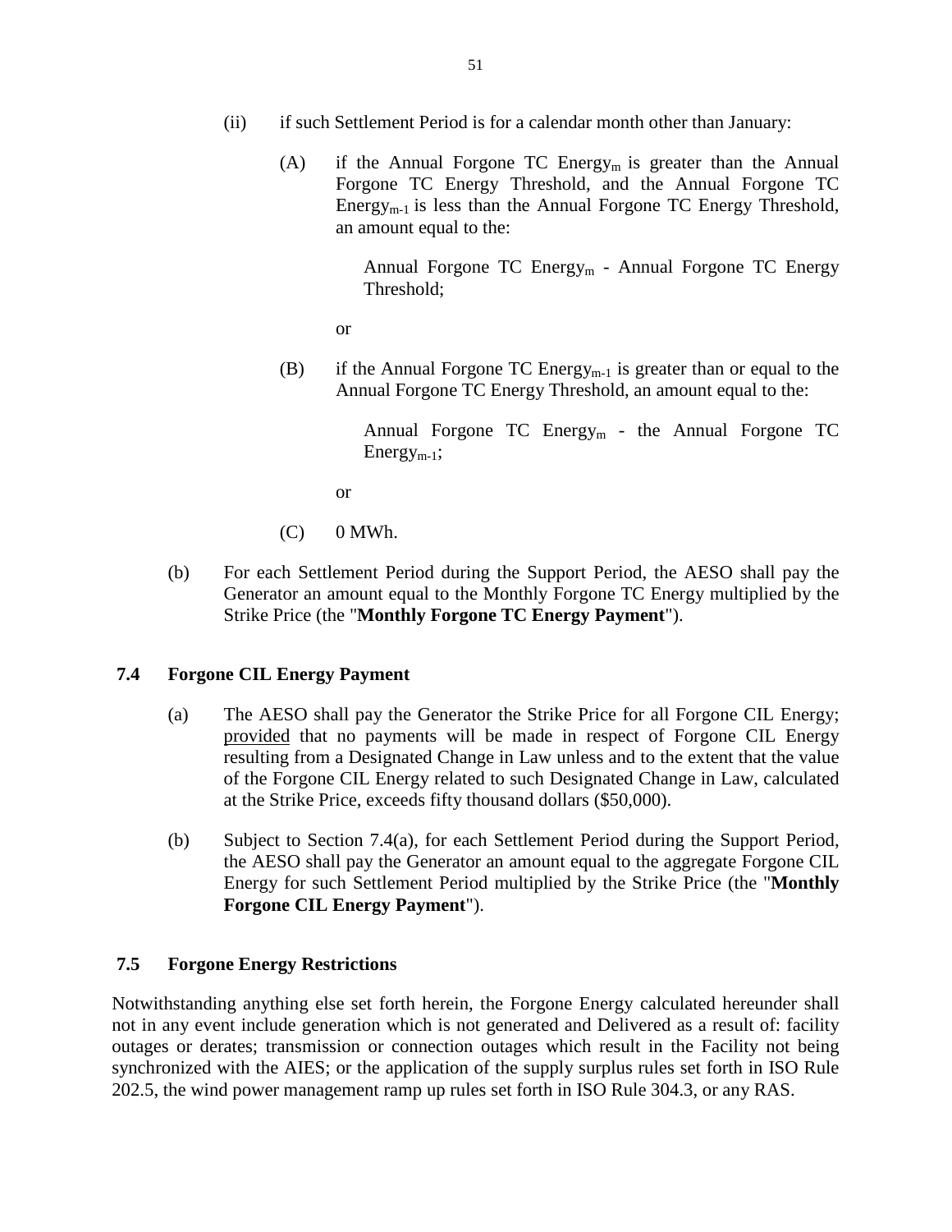(ii) if such Settlement Period is for a calendar month other than January:

(A) if the Annual Forgone TC $\text{Energy}_m$ is greater than the Annual Forgone TC Energy Threshold, and the Annual Forgone TC $\text{Energy}_{m-1}$ is less than the Annual Forgone TC Energy Threshold, an amount equal to the:

Annual Forgone TC $\text{Energy}_m$ - Annual Forgone TC Energy Threshold;

or

(B) if the Annual Forgone TC $\text{Energy}_{m-1}$ is greater than or equal to the Annual Forgone TC Energy Threshold, an amount equal to the:

Annual Forgone TC $\text{Energy}_m$ - the Annual Forgone TC $\text{Energy}_{m-1}$;

or

(C) 0 MWh.

(b) For each Settlement Period during the Support Period, the AESO shall pay the Generator an amount equal to the Monthly Forgone TC Energy multiplied by the Strike Price (the "**Monthly Forgone TC Energy Payment**").

### 7.4 Forgone CIL Energy Payment

(a) The AESO shall pay the Generator the Strike Price for all Forgone CIL Energy; provided that no payments will be made in respect of Forgone CIL Energy resulting from a Designated Change in Law unless and to the extent that the value of the Forgone CIL Energy related to such Designated Change in Law, calculated at the Strike Price, exceeds fifty thousand dollars ($50,000).

(b) Subject to Section 7.4(a), for each Settlement Period during the Support Period, the AESO shall pay the Generator an amount equal to the aggregate Forgone CIL Energy for such Settlement Period multiplied by the Strike Price (the "**Monthly Forgone CIL Energy Payment**").

### 7.5 Forgone Energy Restrictions

Notwithstanding anything else set forth herein, the Forgone Energy calculated hereunder shall not in any event include generation which is not generated and Delivered as a result of: facility outages or derates; transmission or connection outages which result in the Facility not being synchronized with the AIES; or the application of the supply surplus rules set forth in ISO Rule 202.5, the wind power management ramp up rules set forth in ISO Rule 304.3, or any RAS.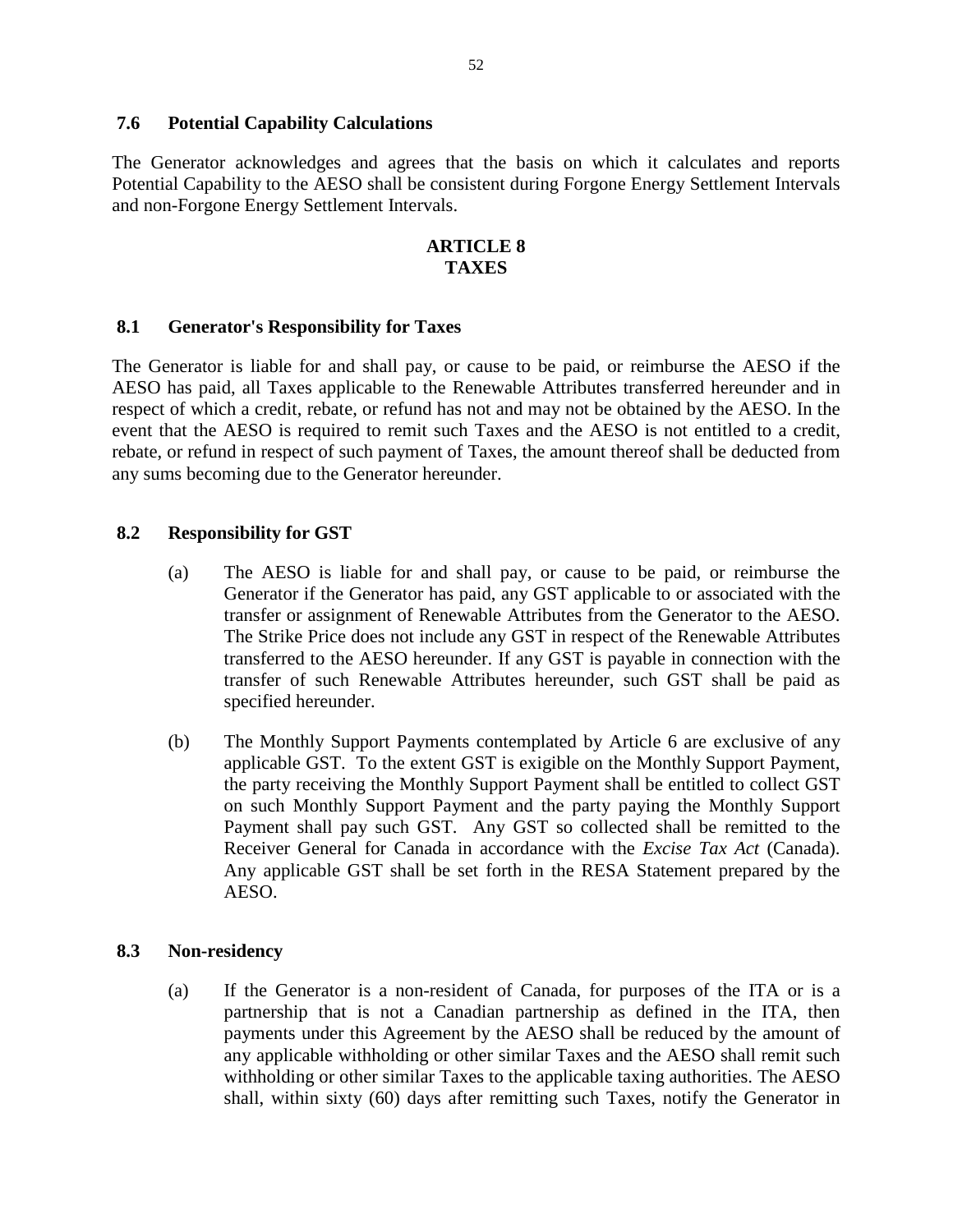### 7.6 Potential Capability Calculations

The Generator acknowledges and agrees that the basis on which it calculates and reports Potential Capability to the AESO shall be consistent during Forgone Energy Settlement Intervals and non-Forgone Energy Settlement Intervals.

## ARTICLE 8
## TAXES

### 8.1 Generator's Responsibility for Taxes

The Generator is liable for and shall pay, or cause to be paid, or reimburse the AESO if the AESO has paid, all Taxes applicable to the Renewable Attributes transferred hereunder and in respect of which a credit, rebate, or refund has not and may not be obtained by the AESO. In the event that the AESO is required to remit such Taxes and the AESO is not entitled to a credit, rebate, or refund in respect of such payment of Taxes, the amount thereof shall be deducted from any sums becoming due to the Generator hereunder.

### 8.2 Responsibility for GST

(a) The AESO is liable for and shall pay, or cause to be paid, or reimburse the Generator if the Generator has paid, any GST applicable to or associated with the transfer or assignment of Renewable Attributes from the Generator to the AESO. The Strike Price does not include any GST in respect of the Renewable Attributes transferred to the AESO hereunder. If any GST is payable in connection with the transfer of such Renewable Attributes hereunder, such GST shall be paid as specified hereunder.

(b) The Monthly Support Payments contemplated by Article 6 are exclusive of any applicable GST. To the extent GST is exigible on the Monthly Support Payment, the party receiving the Monthly Support Payment shall be entitled to collect GST on such Monthly Support Payment and the party paying the Monthly Support Payment shall pay such GST. Any GST so collected shall be remitted to the Receiver General for Canada in accordance with the *Excise Tax Act* (Canada). Any applicable GST shall be set forth in the RESA Statement prepared by the AESO.

### 8.3 Non-residency

(a) If the Generator is a non-resident of Canada, for purposes of the ITA or is a partnership that is not a Canadian partnership as defined in the ITA, then payments under this Agreement by the AESO shall be reduced by the amount of any applicable withholding or other similar Taxes and the AESO shall remit such withholding or other similar Taxes to the applicable taxing authorities. The AESO shall, within sixty (60) days after remitting such Taxes, notify the Generator in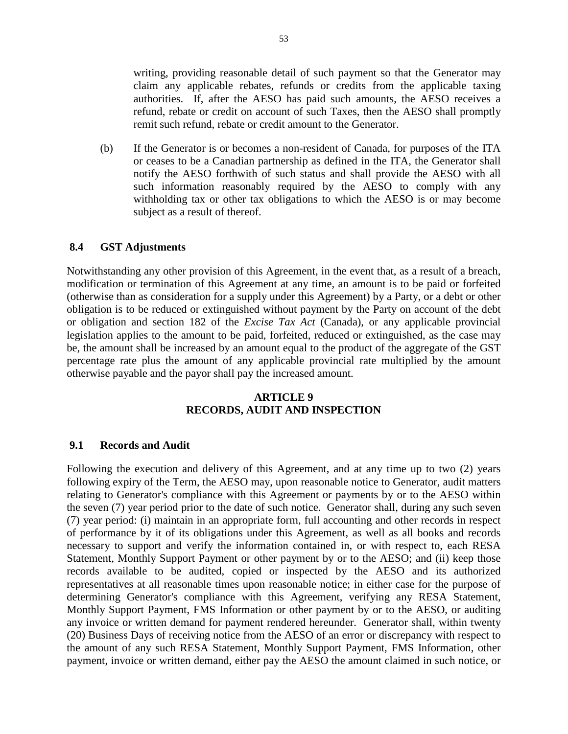writing, providing reasonable detail of such payment so that the Generator may claim any applicable rebates, refunds or credits from the applicable taxing authorities. If, after the AESO has paid such amounts, the AESO receives a refund, rebate or credit on account of such Taxes, then the AESO shall promptly remit such refund, rebate or credit amount to the Generator.

(b) If the Generator is or becomes a non-resident of Canada, for purposes of the ITA or ceases to be a Canadian partnership as defined in the ITA, the Generator shall notify the AESO forthwith of such status and shall provide the AESO with all such information reasonably required by the AESO to comply with any withholding tax or other tax obligations to which the AESO is or may become subject as a result of thereof.

### 8.4 GST Adjustments

Notwithstanding any other provision of this Agreement, in the event that, as a result of a breach, modification or termination of this Agreement at any time, an amount is to be paid or forfeited (otherwise than as consideration for a supply under this Agreement) by a Party, or a debt or other obligation is to be reduced or extinguished without payment by the Party on account of the debt or obligation and section 182 of the *Excise Tax Act* (Canada), or any applicable provincial legislation applies to the amount to be paid, forfeited, reduced or extinguished, as the case may be, the amount shall be increased by an amount equal to the product of the aggregate of the GST percentage rate plus the amount of any applicable provincial rate multiplied by the amount otherwise payable and the payor shall pay the increased amount.

## ARTICLE 9
## RECORDS, AUDIT AND INSPECTION

### 9.1 Records and Audit

Following the execution and delivery of this Agreement, and at any time up to two (2) years following expiry of the Term, the AESO may, upon reasonable notice to Generator, audit matters relating to Generator's compliance with this Agreement or payments by or to the AESO within the seven (7) year period prior to the date of such notice. Generator shall, during any such seven (7) year period: (i) maintain in an appropriate form, full accounting and other records in respect of performance by it of its obligations under this Agreement, as well as all books and records necessary to support and verify the information contained in, or with respect to, each RESA Statement, Monthly Support Payment or other payment by or to the AESO; and (ii) keep those records available to be audited, copied or inspected by the AESO and its authorized representatives at all reasonable times upon reasonable notice; in either case for the purpose of determining Generator's compliance with this Agreement, verifying any RESA Statement, Monthly Support Payment, FMS Information or other payment by or to the AESO, or auditing any invoice or written demand for payment rendered hereunder. Generator shall, within twenty (20) Business Days of receiving notice from the AESO of an error or discrepancy with respect to the amount of any such RESA Statement, Monthly Support Payment, FMS Information, other payment, invoice or written demand, either pay the AESO the amount claimed in such notice, or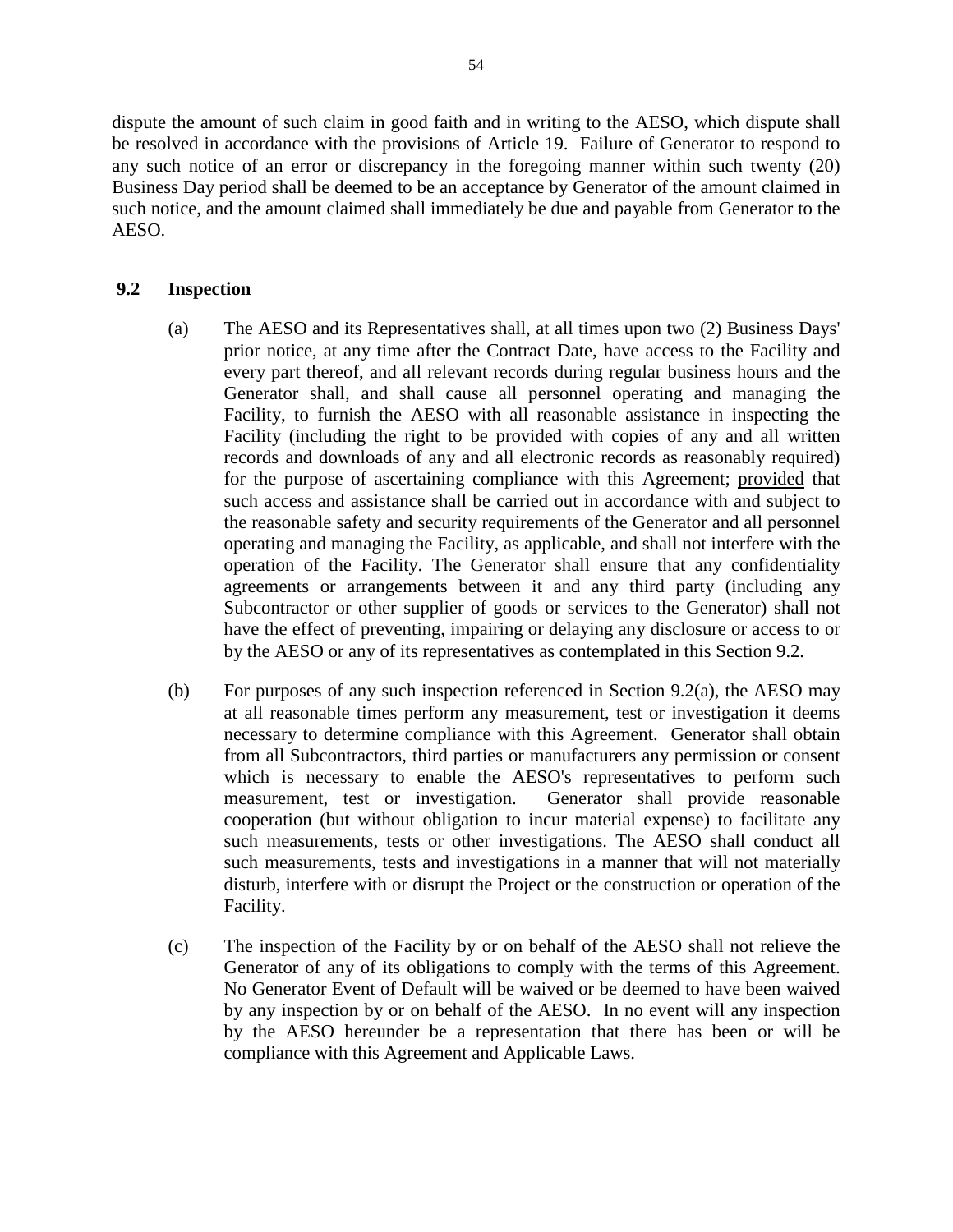dispute the amount of such claim in good faith and in writing to the AESO, which dispute shall be resolved in accordance with the provisions of Article 19. Failure of Generator to respond to any such notice of an error or discrepancy in the foregoing manner within such twenty (20) Business Day period shall be deemed to be an acceptance by Generator of the amount claimed in such notice, and the amount claimed shall immediately be due and payable from Generator to the AESO.

## 9.2 Inspection

(a) The AESO and its Representatives shall, at all times upon two (2) Business Days' prior notice, at any time after the Contract Date, have access to the Facility and every part thereof, and all relevant records during regular business hours and the Generator shall, and shall cause all personnel operating and managing the Facility, to furnish the AESO with all reasonable assistance in inspecting the Facility (including the right to be provided with copies of any and all written records and downloads of any and all electronic records as reasonably required) for the purpose of ascertaining compliance with this Agreement; provided that such access and assistance shall be carried out in accordance with and subject to the reasonable safety and security requirements of the Generator and all personnel operating and managing the Facility, as applicable, and shall not interfere with the operation of the Facility. The Generator shall ensure that any confidentiality agreements or arrangements between it and any third party (including any Subcontractor or other supplier of goods or services to the Generator) shall not have the effect of preventing, impairing or delaying any disclosure or access to or by the AESO or any of its representatives as contemplated in this Section 9.2.

(b) For purposes of any such inspection referenced in Section 9.2(a), the AESO may at all reasonable times perform any measurement, test or investigation it deems necessary to determine compliance with this Agreement. Generator shall obtain from all Subcontractors, third parties or manufacturers any permission or consent which is necessary to enable the AESO's representatives to perform such measurement, test or investigation. Generator shall provide reasonable cooperation (but without obligation to incur material expense) to facilitate any such measurements, tests or other investigations. The AESO shall conduct all such measurements, tests and investigations in a manner that will not materially disturb, interfere with or disrupt the Project or the construction or operation of the Facility.

(c) The inspection of the Facility by or on behalf of the AESO shall not relieve the Generator of any of its obligations to comply with the terms of this Agreement. No Generator Event of Default will be waived or be deemed to have been waived by any inspection by or on behalf of the AESO. In no event will any inspection by the AESO hereunder be a representation that there has been or will be compliance with this Agreement and Applicable Laws.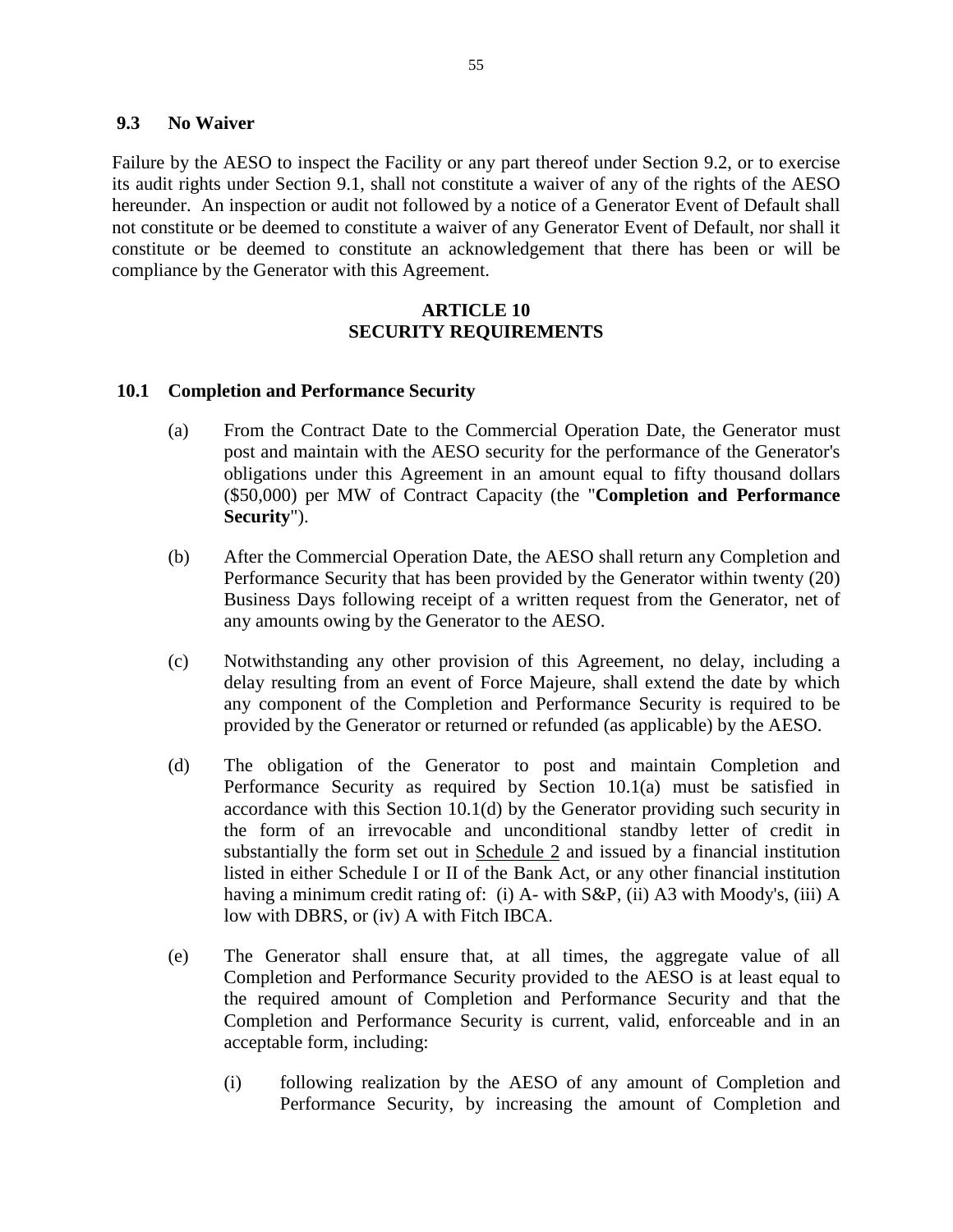### 9.3 No Waiver

Failure by the AESO to inspect the Facility or any part thereof under Section 9.2, or to exercise its audit rights under Section 9.1, shall not constitute a waiver of any of the rights of the AESO hereunder. An inspection or audit not followed by a notice of a Generator Event of Default shall not constitute or be deemed to constitute a waiver of any Generator Event of Default, nor shall it constitute or be deemed to constitute an acknowledgement that there has been or will be compliance by the Generator with this Agreement.

## ARTICLE 10
## SECURITY REQUIREMENTS

### 10.1 Completion and Performance Security

(a) From the Contract Date to the Commercial Operation Date, the Generator must post and maintain with the AESO security for the performance of the Generator's obligations under this Agreement in an amount equal to fifty thousand dollars ($50,000) per MW of Contract Capacity (the "**Completion and Performance Security**").

(b) After the Commercial Operation Date, the AESO shall return any Completion and Performance Security that has been provided by the Generator within twenty (20) Business Days following receipt of a written request from the Generator, net of any amounts owing by the Generator to the AESO.

(c) Notwithstanding any other provision of this Agreement, no delay, including a delay resulting from an event of Force Majeure, shall extend the date by which any component of the Completion and Performance Security is required to be provided by the Generator or returned or refunded (as applicable) by the AESO.

(d) The obligation of the Generator to post and maintain Completion and Performance Security as required by Section 10.1(a) must be satisfied in accordance with this Section 10.1(d) by the Generator providing such security in the form of an irrevocable and unconditional standby letter of credit in substantially the form set out in Schedule 2 and issued by a financial institution listed in either Schedule I or II of the Bank Act, or any other financial institution having a minimum credit rating of: (i) A- with S&P, (ii) A3 with Moody's, (iii) A low with DBRS, or (iv) A with Fitch IBCA.

(e) The Generator shall ensure that, at all times, the aggregate value of all Completion and Performance Security provided to the AESO is at least equal to the required amount of Completion and Performance Security and that the Completion and Performance Security is current, valid, enforceable and in an acceptable form, including:

(i) following realization by the AESO of any amount of Completion and Performance Security, by increasing the amount of Completion and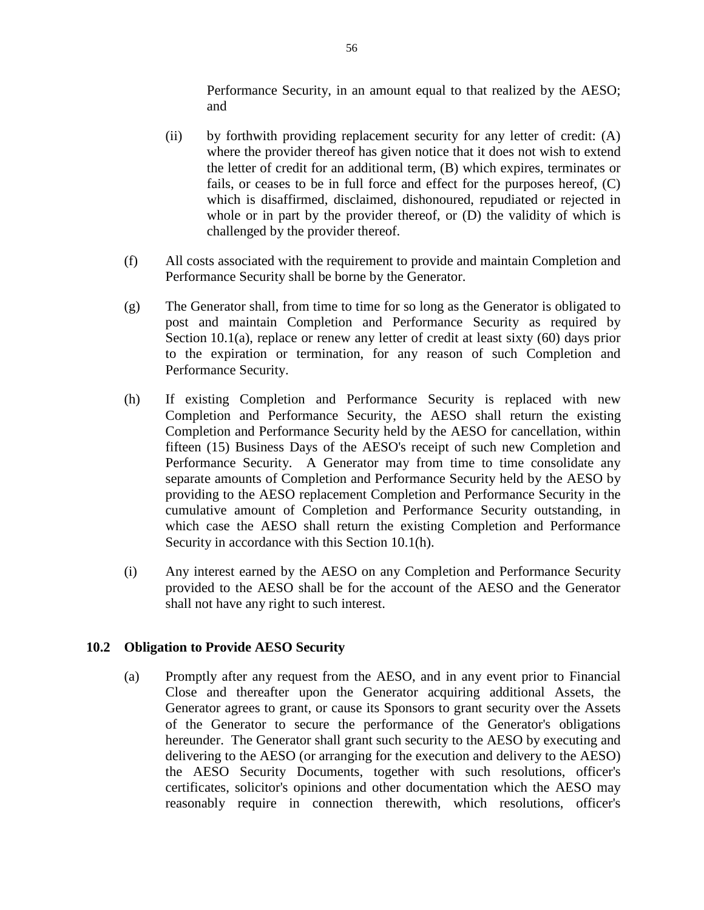Performance Security, in an amount equal to that realized by the AESO; and

(ii) by forthwith providing replacement security for any letter of credit: (A) where the provider thereof has given notice that it does not wish to extend the letter of credit for an additional term, (B) which expires, terminates or fails, or ceases to be in full force and effect for the purposes hereof, (C) which is disaffirmed, disclaimed, dishonoured, repudiated or rejected in whole or in part by the provider thereof, or (D) the validity of which is challenged by the provider thereof.

(f) All costs associated with the requirement to provide and maintain Completion and Performance Security shall be borne by the Generator.

(g) The Generator shall, from time to time for so long as the Generator is obligated to post and maintain Completion and Performance Security as required by Section 10.1(a), replace or renew any letter of credit at least sixty (60) days prior to the expiration or termination, for any reason of such Completion and Performance Security.

(h) If existing Completion and Performance Security is replaced with new Completion and Performance Security, the AESO shall return the existing Completion and Performance Security held by the AESO for cancellation, within fifteen (15) Business Days of the AESO's receipt of such new Completion and Performance Security. A Generator may from time to time consolidate any separate amounts of Completion and Performance Security held by the AESO by providing to the AESO replacement Completion and Performance Security in the cumulative amount of Completion and Performance Security outstanding, in which case the AESO shall return the existing Completion and Performance Security in accordance with this Section 10.1(h).

(i) Any interest earned by the AESO on any Completion and Performance Security provided to the AESO shall be for the account of the AESO and the Generator shall not have any right to such interest.

### 10.2 Obligation to Provide AESO Security

(a) Promptly after any request from the AESO, and in any event prior to Financial Close and thereafter upon the Generator acquiring additional Assets, the Generator agrees to grant, or cause its Sponsors to grant security over the Assets of the Generator to secure the performance of the Generator's obligations hereunder. The Generator shall grant such security to the AESO by executing and delivering to the AESO (or arranging for the execution and delivery to the AESO) the AESO Security Documents, together with such resolutions, officer's certificates, solicitor's opinions and other documentation which the AESO may reasonably require in connection therewith, which resolutions, officer's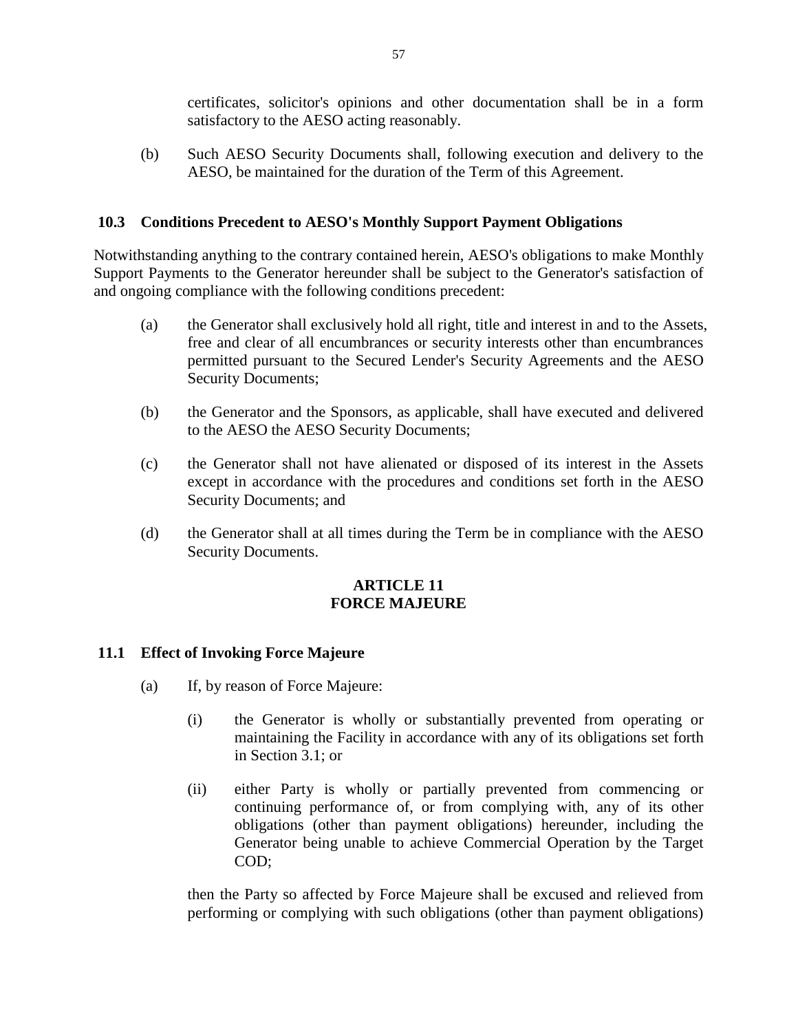certificates, solicitor's opinions and other documentation shall be in a form satisfactory to the AESO acting reasonably.

(b) Such AESO Security Documents shall, following execution and delivery to the AESO, be maintained for the duration of the Term of this Agreement.

### 10.3 Conditions Precedent to AESO's Monthly Support Payment Obligations

Notwithstanding anything to the contrary contained herein, AESO's obligations to make Monthly Support Payments to the Generator hereunder shall be subject to the Generator's satisfaction of and ongoing compliance with the following conditions precedent:

(a) the Generator shall exclusively hold all right, title and interest in and to the Assets, free and clear of all encumbrances or security interests other than encumbrances permitted pursuant to the Secured Lender's Security Agreements and the AESO Security Documents;

(b) the Generator and the Sponsors, as applicable, shall have executed and delivered to the AESO the AESO Security Documents;

(c) the Generator shall not have alienated or disposed of its interest in the Assets except in accordance with the procedures and conditions set forth in the AESO Security Documents; and

(d) the Generator shall at all times during the Term be in compliance with the AESO Security Documents.

## ARTICLE 11
## FORCE MAJEURE

### 11.1 Effect of Invoking Force Majeure

(a) If, by reason of Force Majeure:

(i) the Generator is wholly or substantially prevented from operating or maintaining the Facility in accordance with any of its obligations set forth in Section 3.1; or

(ii) either Party is wholly or partially prevented from commencing or continuing performance of, or from complying with, any of its other obligations (other than payment obligations) hereunder, including the Generator being unable to achieve Commercial Operation by the Target COD;

then the Party so affected by Force Majeure shall be excused and relieved from performing or complying with such obligations (other than payment obligations)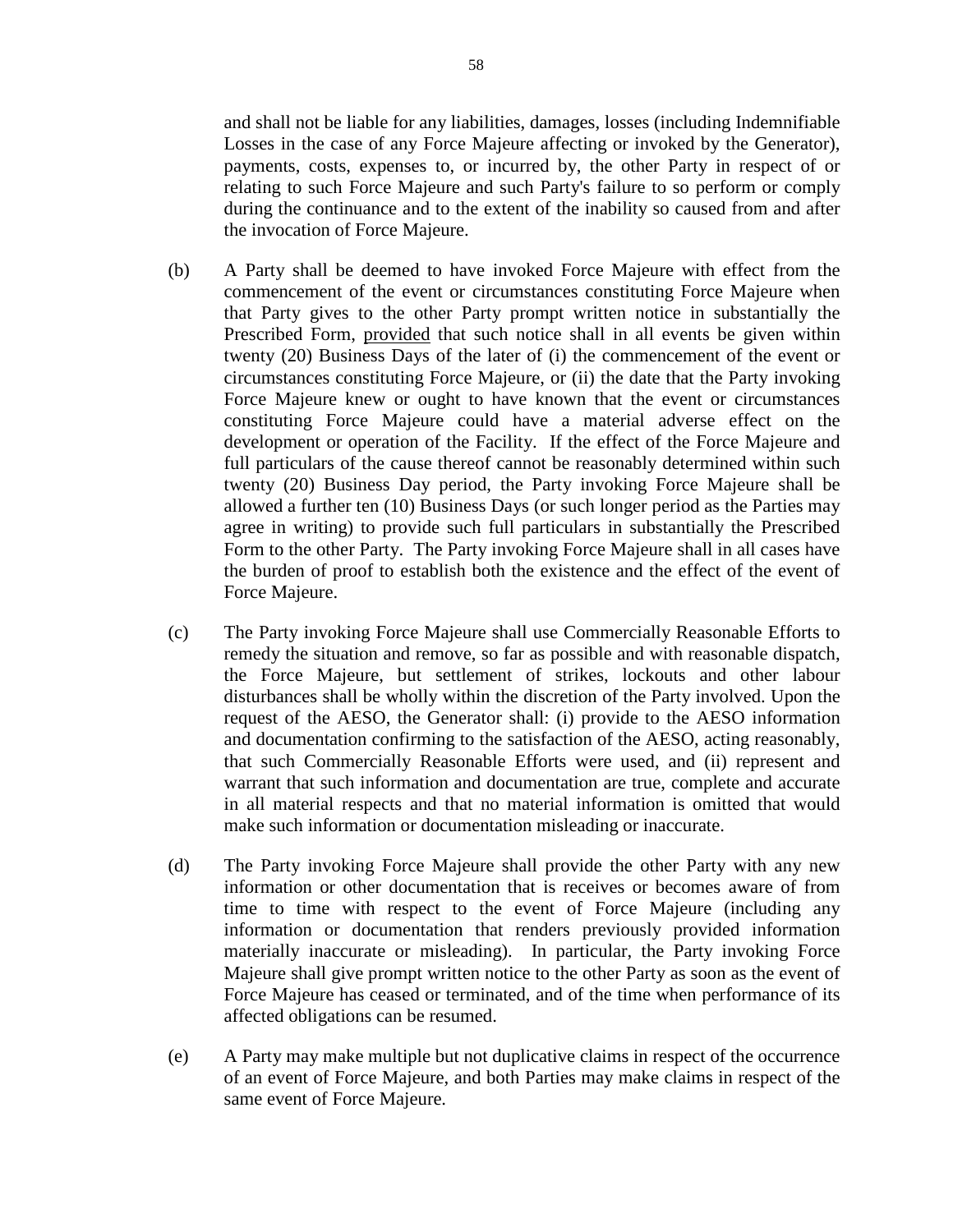and shall not be liable for any liabilities, damages, losses (including Indemnifiable Losses in the case of any Force Majeure affecting or invoked by the Generator), payments, costs, expenses to, or incurred by, the other Party in respect of or relating to such Force Majeure and such Party's failure to so perform or comply during the continuance and to the extent of the inability so caused from and after the invocation of Force Majeure.

(b) A Party shall be deemed to have invoked Force Majeure with effect from the commencement of the event or circumstances constituting Force Majeure when that Party gives to the other Party prompt written notice in substantially the Prescribed Form, provided that such notice shall in all events be given within twenty (20) Business Days of the later of (i) the commencement of the event or circumstances constituting Force Majeure, or (ii) the date that the Party invoking Force Majeure knew or ought to have known that the event or circumstances constituting Force Majeure could have a material adverse effect on the development or operation of the Facility. If the effect of the Force Majeure and full particulars of the cause thereof cannot be reasonably determined within such twenty (20) Business Day period, the Party invoking Force Majeure shall be allowed a further ten (10) Business Days (or such longer period as the Parties may agree in writing) to provide such full particulars in substantially the Prescribed Form to the other Party. The Party invoking Force Majeure shall in all cases have the burden of proof to establish both the existence and the effect of the event of Force Majeure.

(c) The Party invoking Force Majeure shall use Commercially Reasonable Efforts to remedy the situation and remove, so far as possible and with reasonable dispatch, the Force Majeure, but settlement of strikes, lockouts and other labour disturbances shall be wholly within the discretion of the Party involved. Upon the request of the AESO, the Generator shall: (i) provide to the AESO information and documentation confirming to the satisfaction of the AESO, acting reasonably, that such Commercially Reasonable Efforts were used, and (ii) represent and warrant that such information and documentation are true, complete and accurate in all material respects and that no material information is omitted that would make such information or documentation misleading or inaccurate.

(d) The Party invoking Force Majeure shall provide the other Party with any new information or other documentation that is receives or becomes aware of from time to time with respect to the event of Force Majeure (including any information or documentation that renders previously provided information materially inaccurate or misleading). In particular, the Party invoking Force Majeure shall give prompt written notice to the other Party as soon as the event of Force Majeure has ceased or terminated, and of the time when performance of its affected obligations can be resumed.

(e) A Party may make multiple but not duplicative claims in respect of the occurrence of an event of Force Majeure, and both Parties may make claims in respect of the same event of Force Majeure.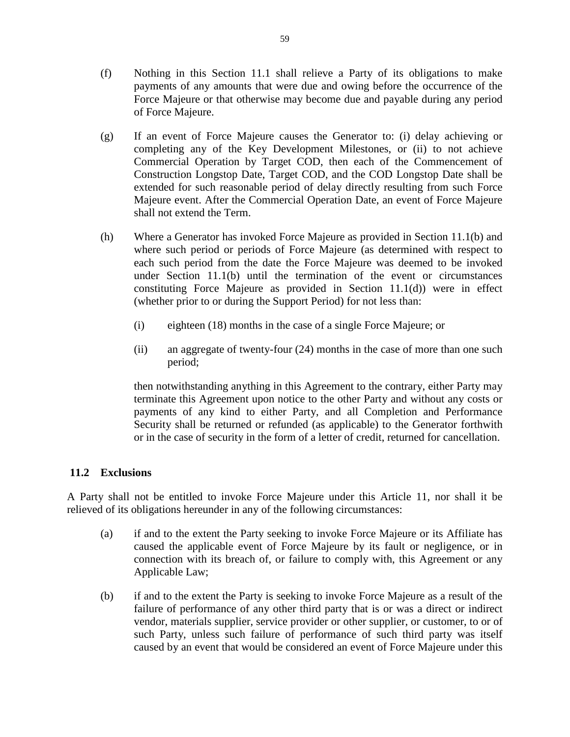(f) Nothing in this Section 11.1 shall relieve a Party of its obligations to make payments of any amounts that were due and owing before the occurrence of the Force Majeure or that otherwise may become due and payable during any period of Force Majeure.

(g) If an event of Force Majeure causes the Generator to: (i) delay achieving or completing any of the Key Development Milestones, or (ii) to not achieve Commercial Operation by Target COD, then each of the Commencement of Construction Longstop Date, Target COD, and the COD Longstop Date shall be extended for such reasonable period of delay directly resulting from such Force Majeure event. After the Commercial Operation Date, an event of Force Majeure shall not extend the Term.

(h) Where a Generator has invoked Force Majeure as provided in Section 11.1(b) and where such period or periods of Force Majeure (as determined with respect to each such period from the date the Force Majeure was deemed to be invoked under Section 11.1(b) until the termination of the event or circumstances constituting Force Majeure as provided in Section 11.1(d)) were in effect (whether prior to or during the Support Period) for not less than:

   (i) eighteen (18) months in the case of a single Force Majeure; or

   (ii) an aggregate of twenty-four (24) months in the case of more than one such period;

   then notwithstanding anything in this Agreement to the contrary, either Party may terminate this Agreement upon notice to the other Party and without any costs or payments of any kind to either Party, and all Completion and Performance Security shall be returned or refunded (as applicable) to the Generator forthwith or in the case of security in the form of a letter of credit, returned for cancellation.

### 11.2 Exclusions

A Party shall not be entitled to invoke Force Majeure under this Article 11, nor shall it be relieved of its obligations hereunder in any of the following circumstances:

(a) if and to the extent the Party seeking to invoke Force Majeure or its Affiliate has caused the applicable event of Force Majeure by its fault or negligence, or in connection with its breach of, or failure to comply with, this Agreement or any Applicable Law;

(b) if and to the extent the Party is seeking to invoke Force Majeure as a result of the failure of performance of any other third party that is or was a direct or indirect vendor, materials supplier, service provider or other supplier, or customer, to or of such Party, unless such failure of performance of such third party was itself caused by an event that would be considered an event of Force Majeure under this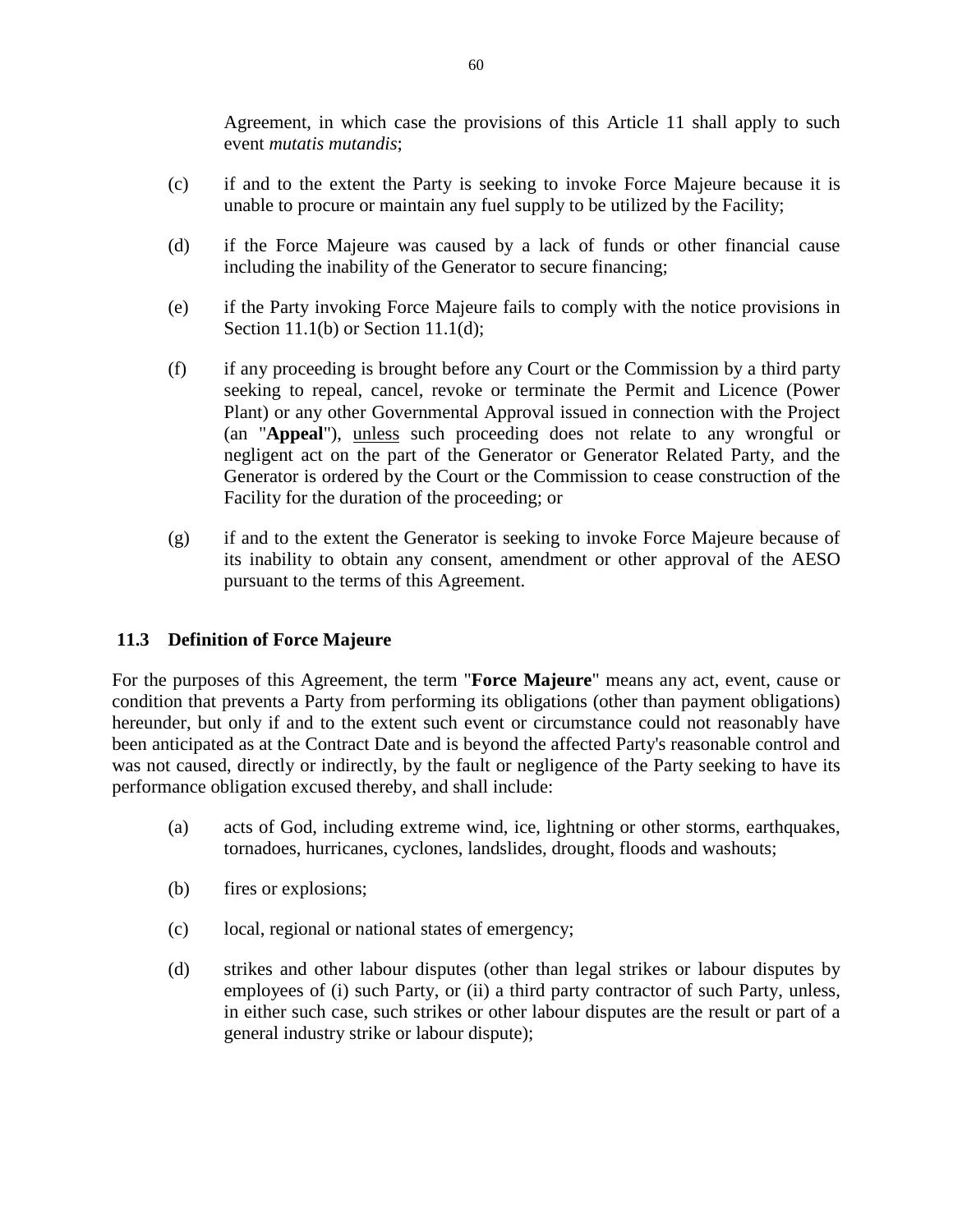Agreement, in which case the provisions of this Article 11 shall apply to such event *mutatis mutandis*;

(c) if and to the extent the Party is seeking to invoke Force Majeure because it is unable to procure or maintain any fuel supply to be utilized by the Facility;

(d) if the Force Majeure was caused by a lack of funds or other financial cause including the inability of the Generator to secure financing;

(e) if the Party invoking Force Majeure fails to comply with the notice provisions in Section 11.1(b) or Section 11.1(d);

(f) if any proceeding is brought before any Court or the Commission by a third party seeking to repeal, cancel, revoke or terminate the Permit and Licence (Power Plant) or any other Governmental Approval issued in connection with the Project (an "**Appeal**"), <u>unless</u> such proceeding does not relate to any wrongful or negligent act on the part of the Generator or Generator Related Party, and the Generator is ordered by the Court or the Commission to cease construction of the Facility for the duration of the proceeding; or

(g) if and to the extent the Generator is seeking to invoke Force Majeure because of its inability to obtain any consent, amendment or other approval of the AESO pursuant to the terms of this Agreement.

### 11.3 Definition of Force Majeure

For the purposes of this Agreement, the term "**Force Majeure**" means any act, event, cause or condition that prevents a Party from performing its obligations (other than payment obligations) hereunder, but only if and to the extent such event or circumstance could not reasonably have been anticipated as at the Contract Date and is beyond the affected Party's reasonable control and was not caused, directly or indirectly, by the fault or negligence of the Party seeking to have its performance obligation excused thereby, and shall include:

(a) acts of God, including extreme wind, ice, lightning or other storms, earthquakes, tornadoes, hurricanes, cyclones, landslides, drought, floods and washouts;

(b) fires or explosions;

(c) local, regional or national states of emergency;

(d) strikes and other labour disputes (other than legal strikes or labour disputes by employees of (i) such Party, or (ii) a third party contractor of such Party, unless, in either such case, such strikes or other labour disputes are the result or part of a general industry strike or labour dispute);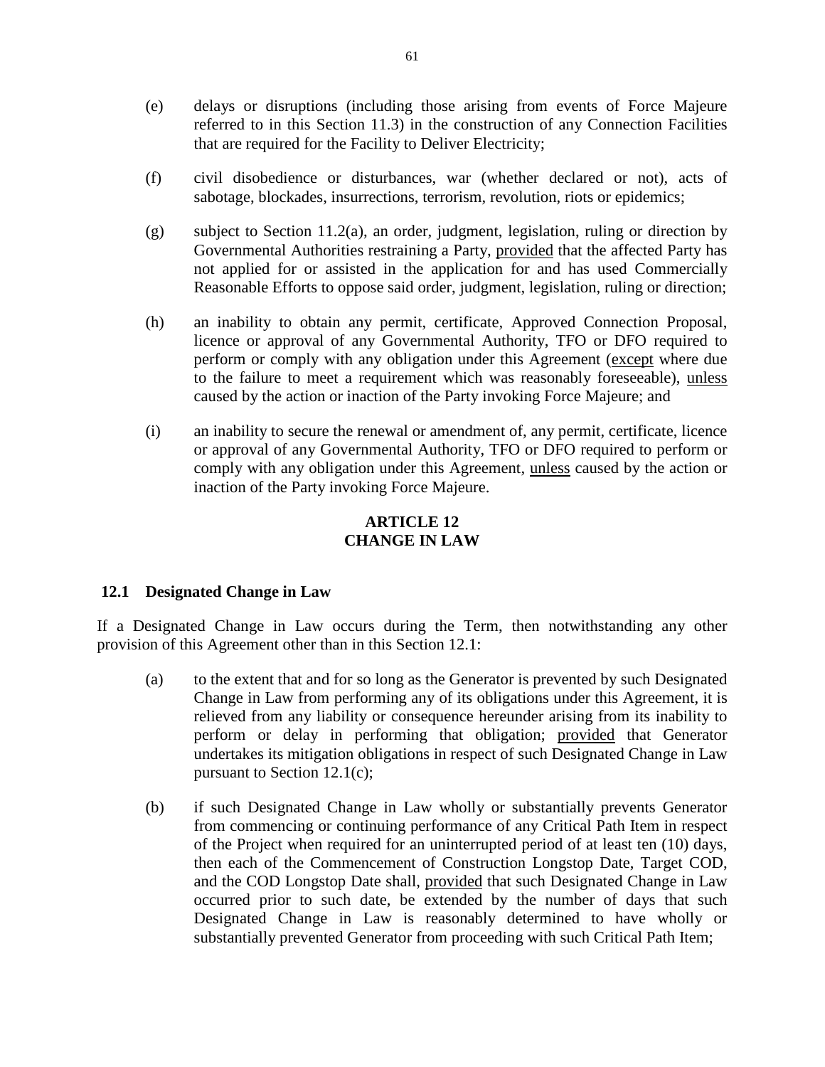(e) delays or disruptions (including those arising from events of Force Majeure referred to in this Section 11.3) in the construction of any Connection Facilities that are required for the Facility to Deliver Electricity;

(f) civil disobedience or disturbances, war (whether declared or not), acts of sabotage, blockades, insurrections, terrorism, revolution, riots or epidemics;

(g) subject to Section 11.2(a), an order, judgment, legislation, ruling or direction by Governmental Authorities restraining a Party, provided that the affected Party has not applied for or assisted in the application for and has used Commercially Reasonable Efforts to oppose said order, judgment, legislation, ruling or direction;

(h) an inability to obtain any permit, certificate, Approved Connection Proposal, licence or approval of any Governmental Authority, TFO or DFO required to perform or comply with any obligation under this Agreement (except where due to the failure to meet a requirement which was reasonably foreseeable), unless caused by the action or inaction of the Party invoking Force Majeure; and

(i) an inability to secure the renewal or amendment of, any permit, certificate, licence or approval of any Governmental Authority, TFO or DFO required to perform or comply with any obligation under this Agreement, unless caused by the action or inaction of the Party invoking Force Majeure.

## ARTICLE 12
## CHANGE IN LAW

### 12.1 Designated Change in Law

If a Designated Change in Law occurs during the Term, then notwithstanding any other provision of this Agreement other than in this Section 12.1:

(a) to the extent that and for so long as the Generator is prevented by such Designated Change in Law from performing any of its obligations under this Agreement, it is relieved from any liability or consequence hereunder arising from its inability to perform or delay in performing that obligation; provided that Generator undertakes its mitigation obligations in respect of such Designated Change in Law pursuant to Section 12.1(c);

(b) if such Designated Change in Law wholly or substantially prevents Generator from commencing or continuing performance of any Critical Path Item in respect of the Project when required for an uninterrupted period of at least ten (10) days, then each of the Commencement of Construction Longstop Date, Target COD, and the COD Longstop Date shall, provided that such Designated Change in Law occurred prior to such date, be extended by the number of days that such Designated Change in Law is reasonably determined to have wholly or substantially prevented Generator from proceeding with such Critical Path Item;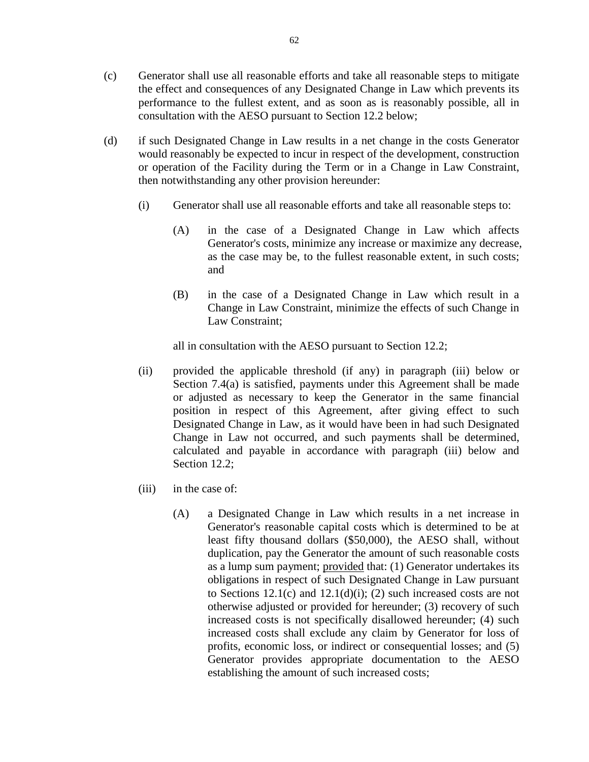(c) Generator shall use all reasonable efforts and take all reasonable steps to mitigate the effect and consequences of any Designated Change in Law which prevents its performance to the fullest extent, and as soon as is reasonably possible, all in consultation with the AESO pursuant to Section 12.2 below;

(d) if such Designated Change in Law results in a net change in the costs Generator would reasonably be expected to incur in respect of the development, construction or operation of the Facility during the Term or in a Change in Law Constraint, then notwithstanding any other provision hereunder:

   (i) Generator shall use all reasonable efforts and take all reasonable steps to:

      (A) in the case of a Designated Change in Law which affects Generator's costs, minimize any increase or maximize any decrease, as the case may be, to the fullest reasonable extent, in such costs; and

      (B) in the case of a Designated Change in Law which result in a Change in Law Constraint, minimize the effects of such Change in Law Constraint;

   all in consultation with the AESO pursuant to Section 12.2;

   (ii) provided the applicable threshold (if any) in paragraph (iii) below or Section 7.4(a) is satisfied, payments under this Agreement shall be made or adjusted as necessary to keep the Generator in the same financial position in respect of this Agreement, after giving effect to such Designated Change in Law, as it would have been in had such Designated Change in Law not occurred, and such payments shall be determined, calculated and payable in accordance with paragraph (iii) below and Section 12.2;

   (iii) in the case of:

      (A) a Designated Change in Law which results in a net increase in Generator's reasonable capital costs which is determined to be at least fifty thousand dollars ($50,000), the AESO shall, without duplication, pay the Generator the amount of such reasonable costs as a lump sum payment; provided that: (1) Generator undertakes its obligations in respect of such Designated Change in Law pursuant to Sections 12.1(c) and 12.1(d)(i); (2) such increased costs are not otherwise adjusted or provided for hereunder; (3) recovery of such increased costs is not specifically disallowed hereunder; (4) such increased costs shall exclude any claim by Generator for loss of profits, economic loss, or indirect or consequential losses; and (5) Generator provides appropriate documentation to the AESO establishing the amount of such increased costs;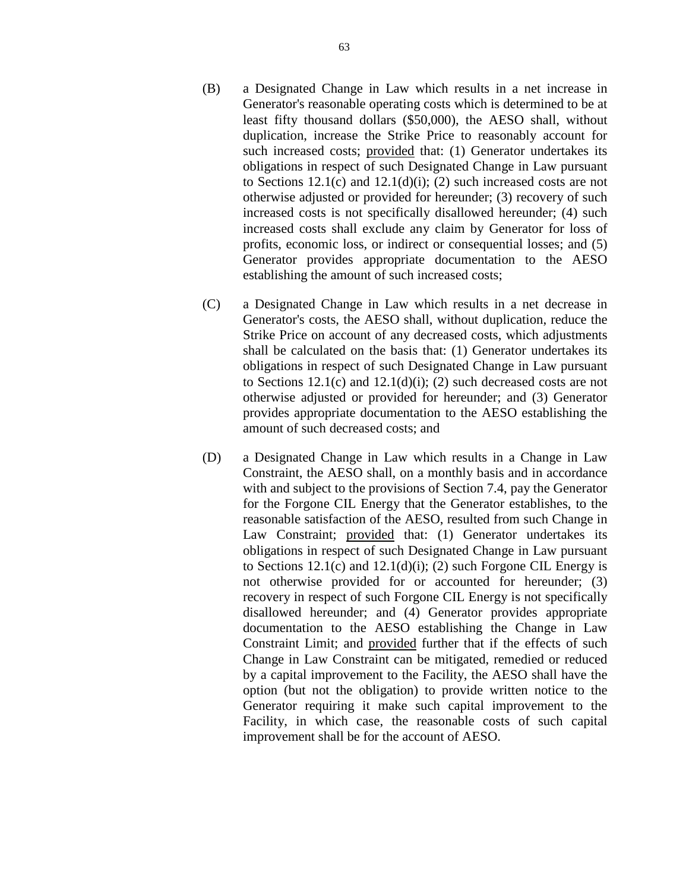(B) a Designated Change in Law which results in a net increase in Generator's reasonable operating costs which is determined to be at least fifty thousand dollars ($50,000), the AESO shall, without duplication, increase the Strike Price to reasonably account for such increased costs; provided that: (1) Generator undertakes its obligations in respect of such Designated Change in Law pursuant to Sections 12.1(c) and 12.1(d)(i); (2) such increased costs are not otherwise adjusted or provided for hereunder; (3) recovery of such increased costs is not specifically disallowed hereunder; (4) such increased costs shall exclude any claim by Generator for loss of profits, economic loss, or indirect or consequential losses; and (5) Generator provides appropriate documentation to the AESO establishing the amount of such increased costs;

(C) a Designated Change in Law which results in a net decrease in Generator's costs, the AESO shall, without duplication, reduce the Strike Price on account of any decreased costs, which adjustments shall be calculated on the basis that: (1) Generator undertakes its obligations in respect of such Designated Change in Law pursuant to Sections 12.1(c) and 12.1(d)(i); (2) such decreased costs are not otherwise adjusted or provided for hereunder; and (3) Generator provides appropriate documentation to the AESO establishing the amount of such decreased costs; and

(D) a Designated Change in Law which results in a Change in Law Constraint, the AESO shall, on a monthly basis and in accordance with and subject to the provisions of Section 7.4, pay the Generator for the Forgone CIL Energy that the Generator establishes, to the reasonable satisfaction of the AESO, resulted from such Change in Law Constraint; provided that: (1) Generator undertakes its obligations in respect of such Designated Change in Law pursuant to Sections 12.1(c) and 12.1(d)(i); (2) such Forgone CIL Energy is not otherwise provided for or accounted for hereunder; (3) recovery in respect of such Forgone CIL Energy is not specifically disallowed hereunder; and (4) Generator provides appropriate documentation to the AESO establishing the Change in Law Constraint Limit; and provided further that if the effects of such Change in Law Constraint can be mitigated, remedied or reduced by a capital improvement to the Facility, the AESO shall have the option (but not the obligation) to provide written notice to the Generator requiring it make such capital improvement to the Facility, in which case, the reasonable costs of such capital improvement shall be for the account of AESO.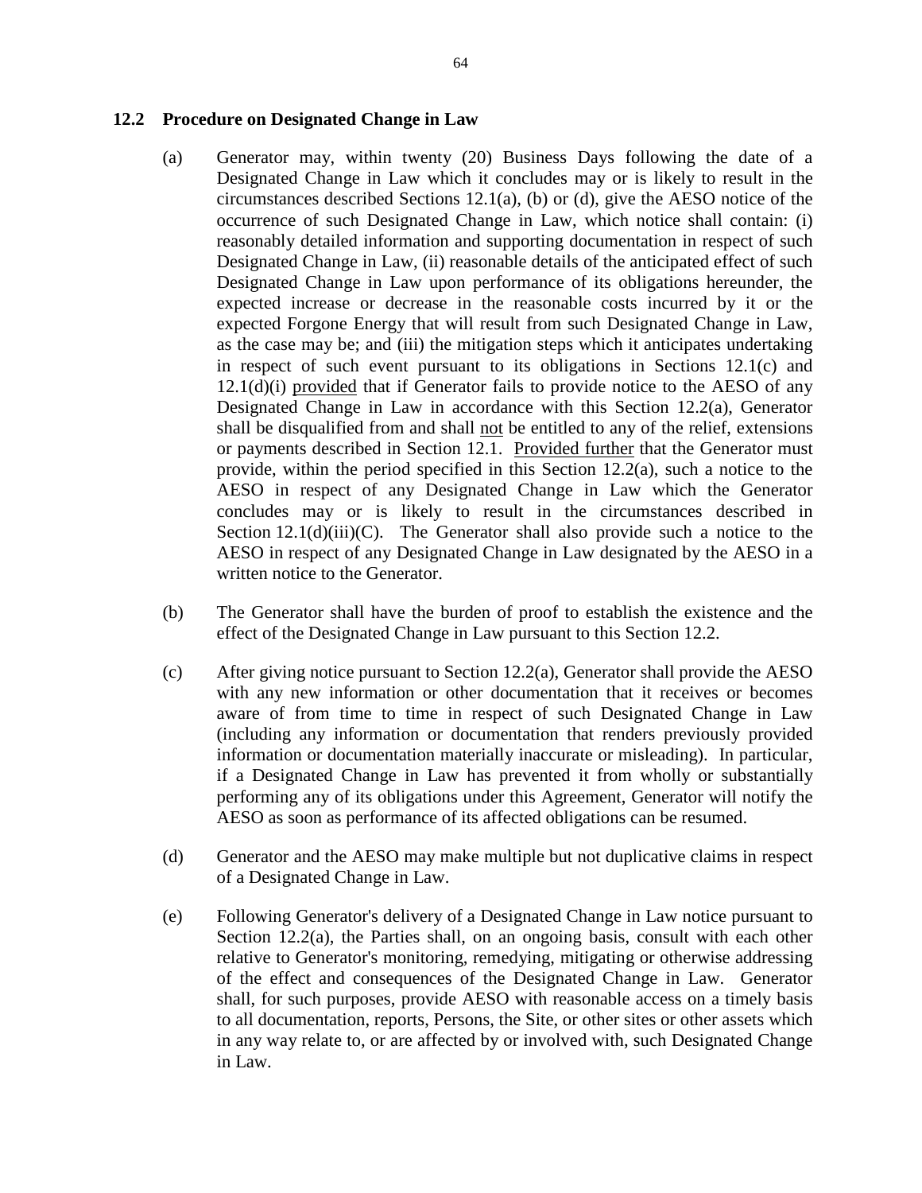## 12.2 Procedure on Designated Change in Law

(a) Generator may, within twenty (20) Business Days following the date of a Designated Change in Law which it concludes may or is likely to result in the circumstances described Sections 12.1(a), (b) or (d), give the AESO notice of the occurrence of such Designated Change in Law, which notice shall contain: (i) reasonably detailed information and supporting documentation in respect of such Designated Change in Law, (ii) reasonable details of the anticipated effect of such Designated Change in Law upon performance of its obligations hereunder, the expected increase or decrease in the reasonable costs incurred by it or the expected Forgone Energy that will result from such Designated Change in Law, as the case may be; and (iii) the mitigation steps which it anticipates undertaking in respect of such event pursuant to its obligations in Sections 12.1(c) and 12.1(d)(i) <u>provided</u> that if Generator fails to provide notice to the AESO of any Designated Change in Law in accordance with this Section 12.2(a), Generator shall be disqualified from and shall <u>not</u> be entitled to any of the relief, extensions or payments described in Section 12.1. <u>Provided further</u> that the Generator must provide, within the period specified in this Section 12.2(a), such a notice to the AESO in respect of any Designated Change in Law which the Generator concludes may or is likely to result in the circumstances described in Section 12.1(d)(iii)(C). The Generator shall also provide such a notice to the AESO in respect of any Designated Change in Law designated by the AESO in a written notice to the Generator.

(b) The Generator shall have the burden of proof to establish the existence and the effect of the Designated Change in Law pursuant to this Section 12.2.

(c) After giving notice pursuant to Section 12.2(a), Generator shall provide the AESO with any new information or other documentation that it receives or becomes aware of from time to time in respect of such Designated Change in Law (including any information or documentation that renders previously provided information or documentation materially inaccurate or misleading). In particular, if a Designated Change in Law has prevented it from wholly or substantially performing any of its obligations under this Agreement, Generator will notify the AESO as soon as performance of its affected obligations can be resumed.

(d) Generator and the AESO may make multiple but not duplicative claims in respect of a Designated Change in Law.

(e) Following Generator's delivery of a Designated Change in Law notice pursuant to Section 12.2(a), the Parties shall, on an ongoing basis, consult with each other relative to Generator's monitoring, remedying, mitigating or otherwise addressing of the effect and consequences of the Designated Change in Law. Generator shall, for such purposes, provide AESO with reasonable access on a timely basis to all documentation, reports, Persons, the Site, or other sites or other assets which in any way relate to, or are affected by or involved with, such Designated Change in Law.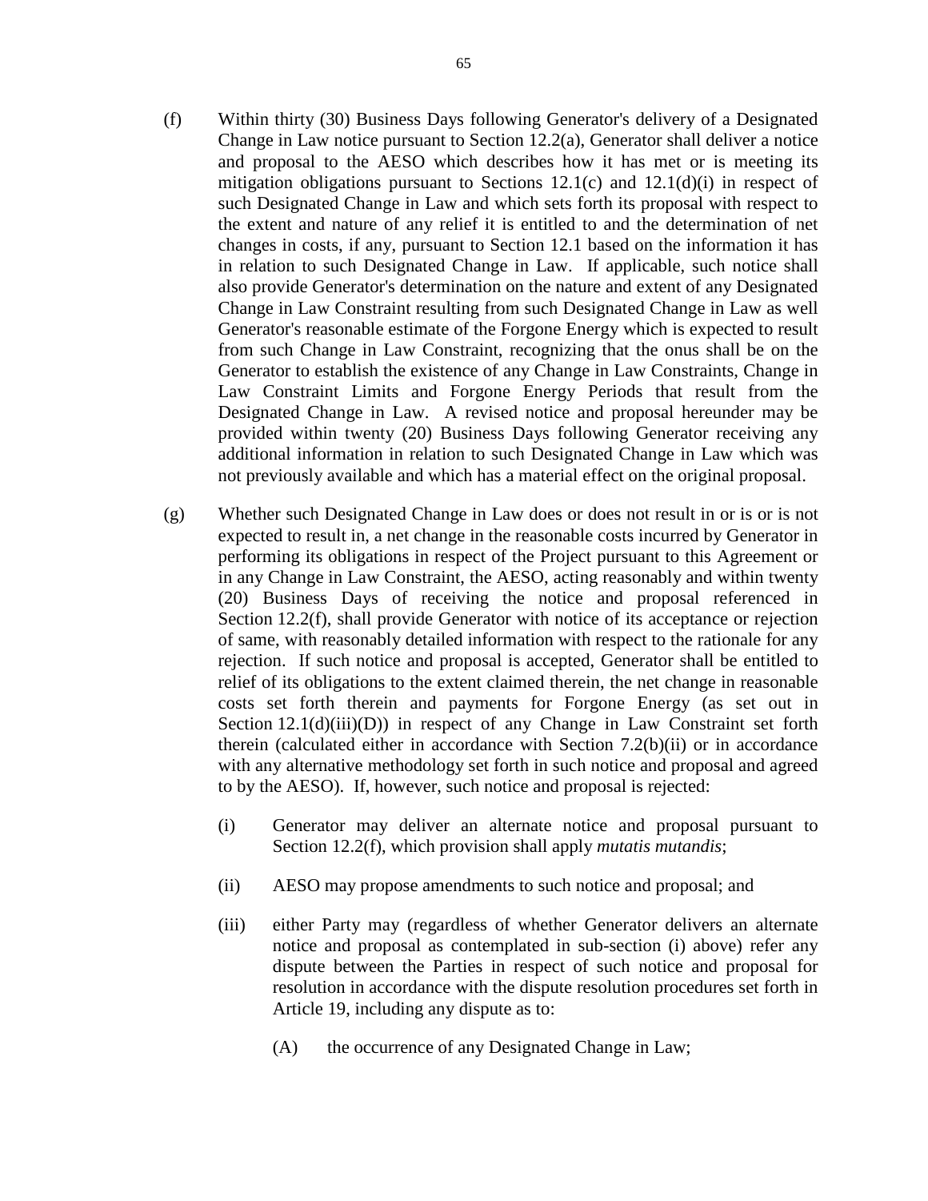(f) Within thirty (30) Business Days following Generator's delivery of a Designated Change in Law notice pursuant to Section 12.2(a), Generator shall deliver a notice and proposal to the AESO which describes how it has met or is meeting its mitigation obligations pursuant to Sections 12.1(c) and 12.1(d)(i) in respect of such Designated Change in Law and which sets forth its proposal with respect to the extent and nature of any relief it is entitled to and the determination of net changes in costs, if any, pursuant to Section 12.1 based on the information it has in relation to such Designated Change in Law. If applicable, such notice shall also provide Generator's determination on the nature and extent of any Designated Change in Law Constraint resulting from such Designated Change in Law as well Generator's reasonable estimate of the Forgone Energy which is expected to result from such Change in Law Constraint, recognizing that the onus shall be on the Generator to establish the existence of any Change in Law Constraints, Change in Law Constraint Limits and Forgone Energy Periods that result from the Designated Change in Law. A revised notice and proposal hereunder may be provided within twenty (20) Business Days following Generator receiving any additional information in relation to such Designated Change in Law which was not previously available and which has a material effect on the original proposal.

(g) Whether such Designated Change in Law does or does not result in or is or is not expected to result in, a net change in the reasonable costs incurred by Generator in performing its obligations in respect of the Project pursuant to this Agreement or in any Change in Law Constraint, the AESO, acting reasonably and within twenty (20) Business Days of receiving the notice and proposal referenced in Section 12.2(f), shall provide Generator with notice of its acceptance or rejection of same, with reasonably detailed information with respect to the rationale for any rejection. If such notice and proposal is accepted, Generator shall be entitled to relief of its obligations to the extent claimed therein, the net change in reasonable costs set forth therein and payments for Forgone Energy (as set out in Section 12.1(d)(iii)(D)) in respect of any Change in Law Constraint set forth therein (calculated either in accordance with Section 7.2(b)(ii) or in accordance with any alternative methodology set forth in such notice and proposal and agreed to by the AESO). If, however, such notice and proposal is rejected:

  (i) Generator may deliver an alternate notice and proposal pursuant to Section 12.2(f), which provision shall apply *mutatis mutandis*;

  (ii) AESO may propose amendments to such notice and proposal; and

  (iii) either Party may (regardless of whether Generator delivers an alternate notice and proposal as contemplated in sub-section (i) above) refer any dispute between the Parties in respect of such notice and proposal for resolution in accordance with the dispute resolution procedures set forth in Article 19, including any dispute as to:

    (A) the occurrence of any Designated Change in Law;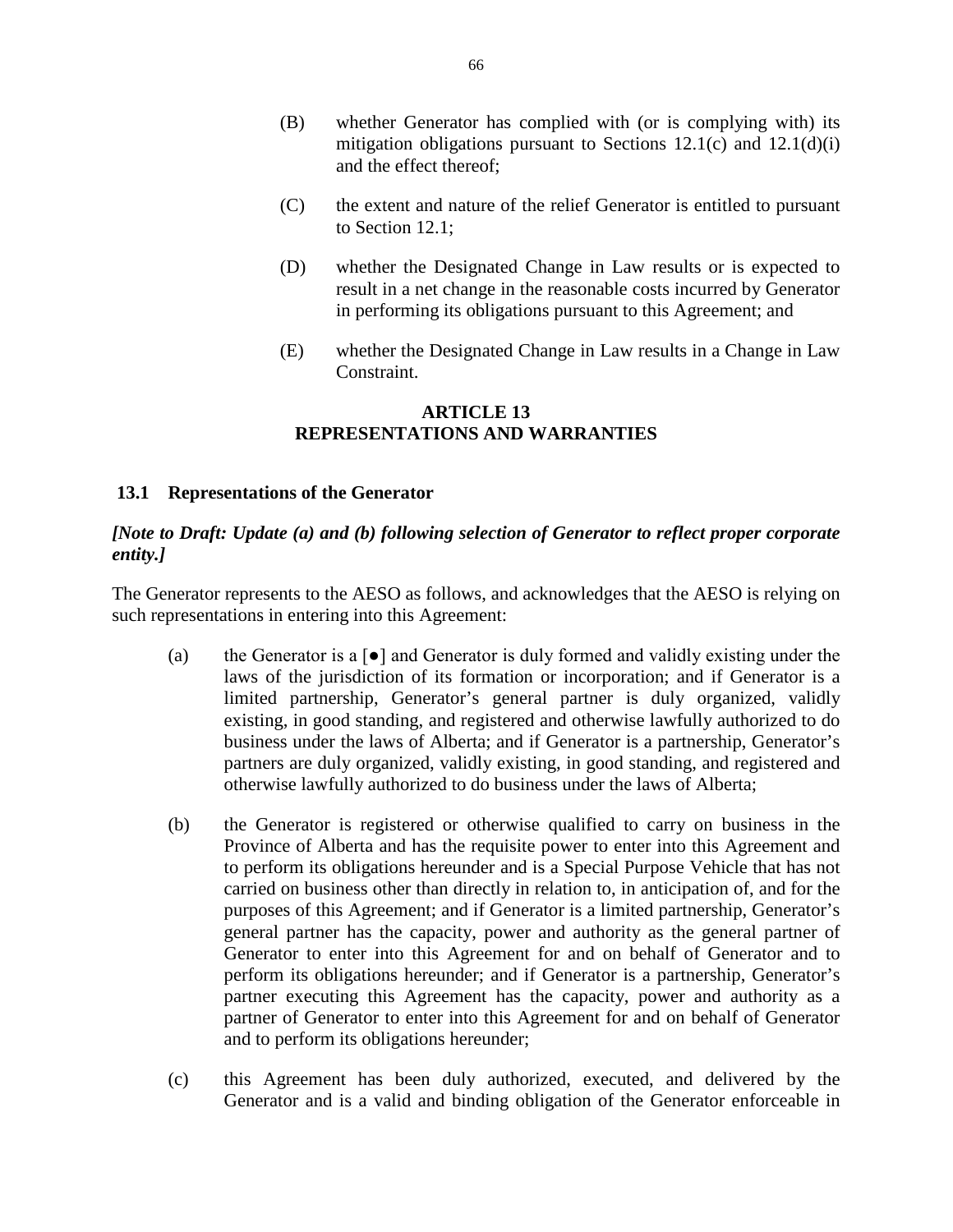(B) whether Generator has complied with (or is complying with) its mitigation obligations pursuant to Sections 12.1(c) and 12.1(d)(i) and the effect thereof;

(C) the extent and nature of the relief Generator is entitled to pursuant to Section 12.1;

(D) whether the Designated Change in Law results or is expected to result in a net change in the reasonable costs incurred by Generator in performing its obligations pursuant to this Agreement; and

(E) whether the Designated Change in Law results in a Change in Law Constraint.

## ARTICLE 13
## REPRESENTATIONS AND WARRANTIES

### 13.1 Representations of the Generator

***[Note to Draft: Update (a) and (b) following selection of Generator to reflect proper corporate entity.]***

The Generator represents to the AESO as follows, and acknowledges that the AESO is relying on such representations in entering into this Agreement:

(a) the Generator is a [●] and Generator is duly formed and validly existing under the laws of the jurisdiction of its formation or incorporation; and if Generator is a limited partnership, Generator's general partner is duly organized, validly existing, in good standing, and registered and otherwise lawfully authorized to do business under the laws of Alberta; and if Generator is a partnership, Generator's partners are duly organized, validly existing, in good standing, and registered and otherwise lawfully authorized to do business under the laws of Alberta;

(b) the Generator is registered or otherwise qualified to carry on business in the Province of Alberta and has the requisite power to enter into this Agreement and to perform its obligations hereunder and is a Special Purpose Vehicle that has not carried on business other than directly in relation to, in anticipation of, and for the purposes of this Agreement; and if Generator is a limited partnership, Generator's general partner has the capacity, power and authority as the general partner of Generator to enter into this Agreement for and on behalf of Generator and to perform its obligations hereunder; and if Generator is a partnership, Generator's partner executing this Agreement has the capacity, power and authority as a partner of Generator to enter into this Agreement for and on behalf of Generator and to perform its obligations hereunder;

(c) this Agreement has been duly authorized, executed, and delivered by the Generator and is a valid and binding obligation of the Generator enforceable in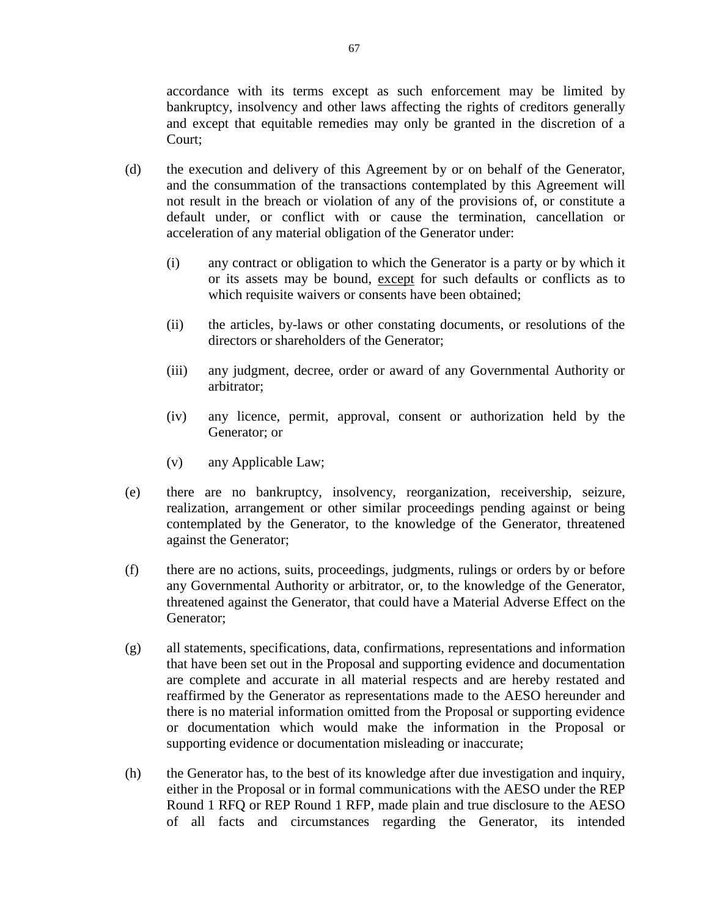accordance with its terms except as such enforcement may be limited by bankruptcy, insolvency and other laws affecting the rights of creditors generally and except that equitable remedies may only be granted in the discretion of a Court;

(d) the execution and delivery of this Agreement by or on behalf of the Generator, and the consummation of the transactions contemplated by this Agreement will not result in the breach or violation of any of the provisions of, or constitute a default under, or conflict with or cause the termination, cancellation or acceleration of any material obligation of the Generator under:

(i) any contract or obligation to which the Generator is a party or by which it or its assets may be bound, except for such defaults or conflicts as to which requisite waivers or consents have been obtained;

(ii) the articles, by-laws or other constating documents, or resolutions of the directors or shareholders of the Generator;

(iii) any judgment, decree, order or award of any Governmental Authority or arbitrator;

(iv) any licence, permit, approval, consent or authorization held by the Generator; or

(v) any Applicable Law;

(e) there are no bankruptcy, insolvency, reorganization, receivership, seizure, realization, arrangement or other similar proceedings pending against or being contemplated by the Generator, to the knowledge of the Generator, threatened against the Generator;

(f) there are no actions, suits, proceedings, judgments, rulings or orders by or before any Governmental Authority or arbitrator, or, to the knowledge of the Generator, threatened against the Generator, that could have a Material Adverse Effect on the Generator;

(g) all statements, specifications, data, confirmations, representations and information that have been set out in the Proposal and supporting evidence and documentation are complete and accurate in all material respects and are hereby restated and reaffirmed by the Generator as representations made to the AESO hereunder and there is no material information omitted from the Proposal or supporting evidence or documentation which would make the information in the Proposal or supporting evidence or documentation misleading or inaccurate;

(h) the Generator has, to the best of its knowledge after due investigation and inquiry, either in the Proposal or in formal communications with the AESO under the REP Round 1 RFQ or REP Round 1 RFP, made plain and true disclosure to the AESO of all facts and circumstances regarding the Generator, its intended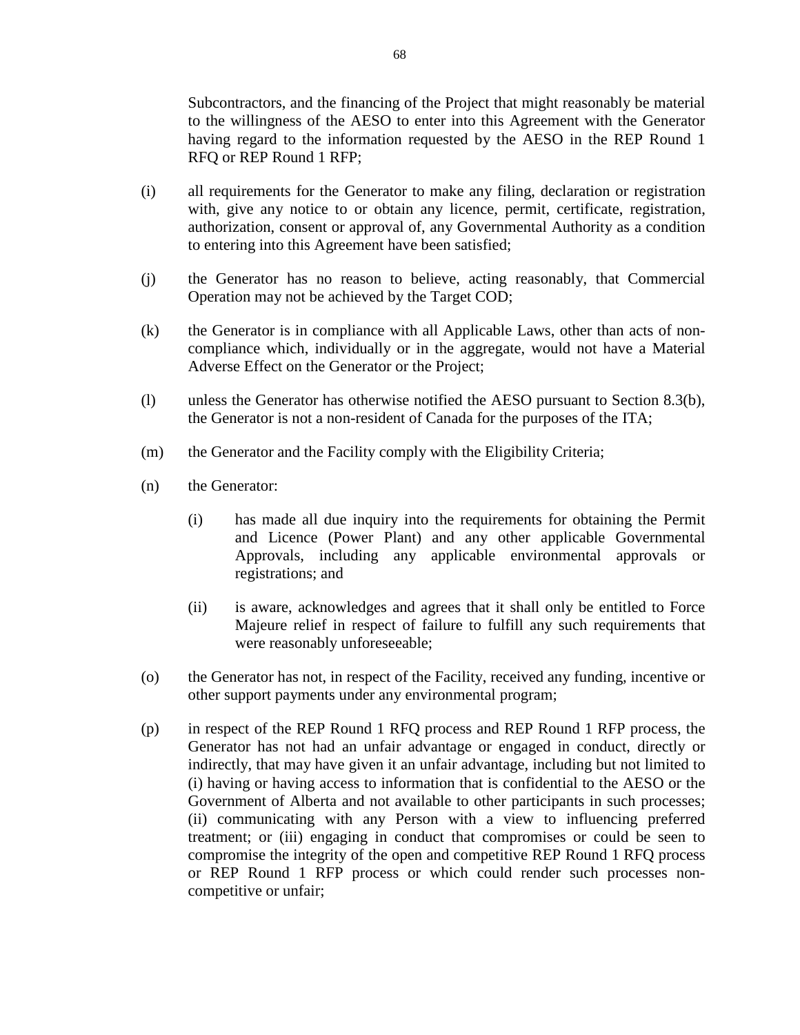Subcontractors, and the financing of the Project that might reasonably be material to the willingness of the AESO to enter into this Agreement with the Generator having regard to the information requested by the AESO in the REP Round 1 RFQ or REP Round 1 RFP;

(i) all requirements for the Generator to make any filing, declaration or registration with, give any notice to or obtain any licence, permit, certificate, registration, authorization, consent or approval of, any Governmental Authority as a condition to entering into this Agreement have been satisfied;

(j) the Generator has no reason to believe, acting reasonably, that Commercial Operation may not be achieved by the Target COD;

(k) the Generator is in compliance with all Applicable Laws, other than acts of non-compliance which, individually or in the aggregate, would not have a Material Adverse Effect on the Generator or the Project;

(l) unless the Generator has otherwise notified the AESO pursuant to Section 8.3(b), the Generator is not a non-resident of Canada for the purposes of the ITA;

(m) the Generator and the Facility comply with the Eligibility Criteria;

(n) the Generator:

  (i) has made all due inquiry into the requirements for obtaining the Permit and Licence (Power Plant) and any other applicable Governmental Approvals, including any applicable environmental approvals or registrations; and

  (ii) is aware, acknowledges and agrees that it shall only be entitled to Force Majeure relief in respect of failure to fulfill any such requirements that were reasonably unforeseeable;

(o) the Generator has not, in respect of the Facility, received any funding, incentive or other support payments under any environmental program;

(p) in respect of the REP Round 1 RFQ process and REP Round 1 RFP process, the Generator has not had an unfair advantage or engaged in conduct, directly or indirectly, that may have given it an unfair advantage, including but not limited to (i) having or having access to information that is confidential to the AESO or the Government of Alberta and not available to other participants in such processes; (ii) communicating with any Person with a view to influencing preferred treatment; or (iii) engaging in conduct that compromises or could be seen to compromise the integrity of the open and competitive REP Round 1 RFQ process or REP Round 1 RFP process or which could render such processes non-competitive or unfair;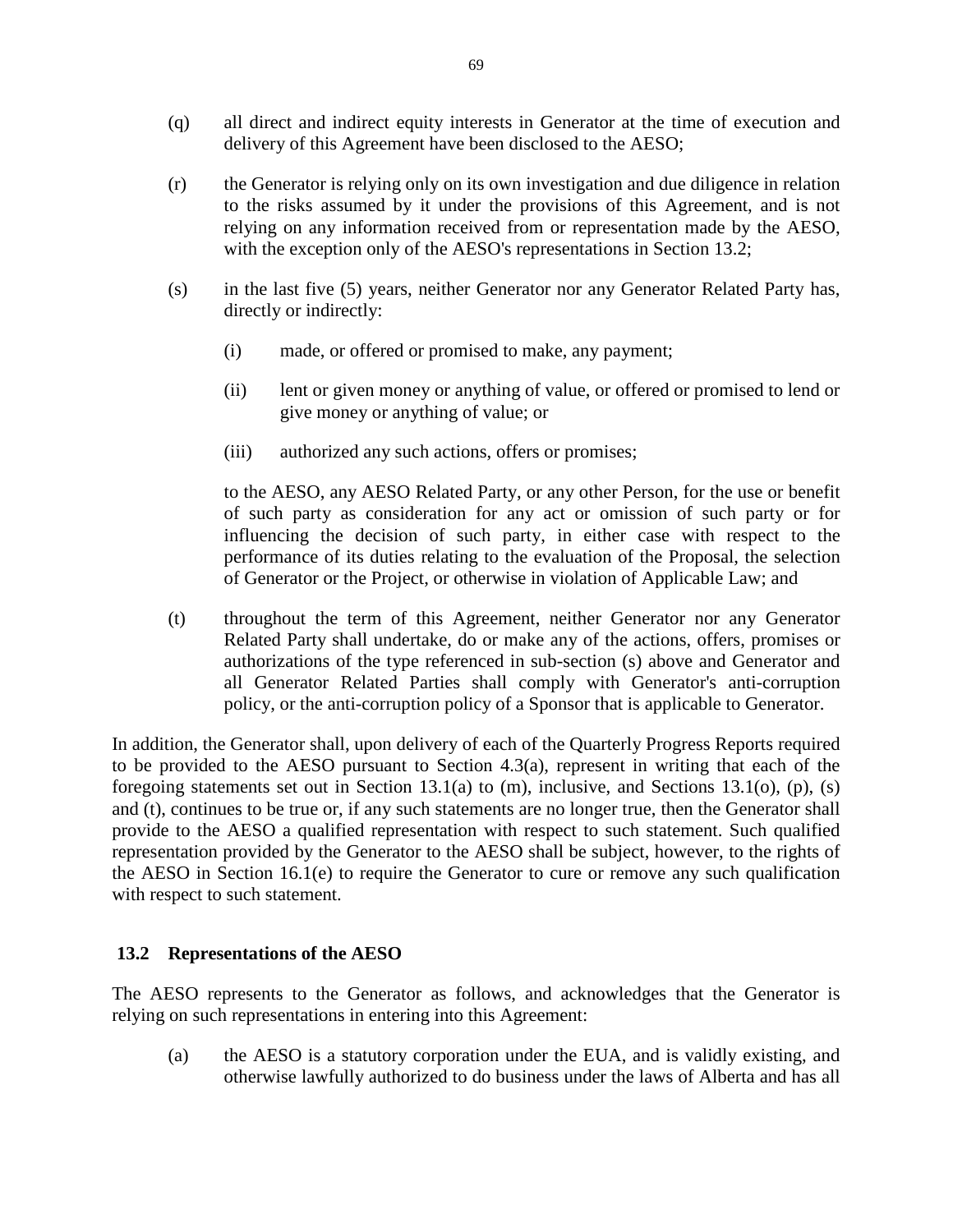(q) all direct and indirect equity interests in Generator at the time of execution and delivery of this Agreement have been disclosed to the AESO;

(r) the Generator is relying only on its own investigation and due diligence in relation to the risks assumed by it under the provisions of this Agreement, and is not relying on any information received from or representation made by the AESO, with the exception only of the AESO's representations in Section 13.2;

(s) in the last five (5) years, neither Generator nor any Generator Related Party has, directly or indirectly:

  (i) made, or offered or promised to make, any payment;

  (ii) lent or given money or anything of value, or offered or promised to lend or give money or anything of value; or

  (iii) authorized any such actions, offers or promises;

  to the AESO, any AESO Related Party, or any other Person, for the use or benefit of such party as consideration for any act or omission of such party or for influencing the decision of such party, in either case with respect to the performance of its duties relating to the evaluation of the Proposal, the selection of Generator or the Project, or otherwise in violation of Applicable Law; and

(t) throughout the term of this Agreement, neither Generator nor any Generator Related Party shall undertake, do or make any of the actions, offers, promises or authorizations of the type referenced in sub-section (s) above and Generator and all Generator Related Parties shall comply with Generator's anti-corruption policy, or the anti-corruption policy of a Sponsor that is applicable to Generator.

In addition, the Generator shall, upon delivery of each of the Quarterly Progress Reports required to be provided to the AESO pursuant to Section 4.3(a), represent in writing that each of the foregoing statements set out in Section 13.1(a) to (m), inclusive, and Sections 13.1(o), (p), (s) and (t), continues to be true or, if any such statements are no longer true, then the Generator shall provide to the AESO a qualified representation with respect to such statement. Such qualified representation provided by the Generator to the AESO shall be subject, however, to the rights of the AESO in Section 16.1(e) to require the Generator to cure or remove any such qualification with respect to such statement.

### 13.2 Representations of the AESO

The AESO represents to the Generator as follows, and acknowledges that the Generator is relying on such representations in entering into this Agreement:

(a) the AESO is a statutory corporation under the EUA, and is validly existing, and otherwise lawfully authorized to do business under the laws of Alberta and has all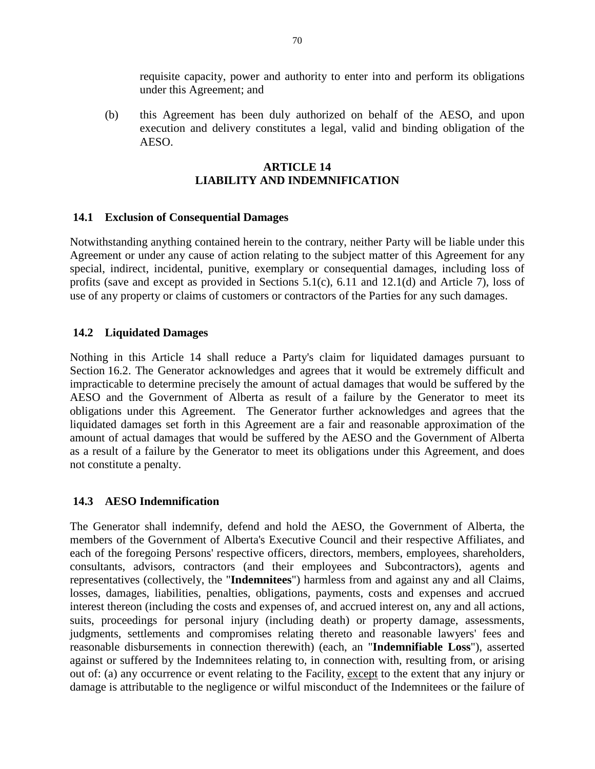requisite capacity, power and authority to enter into and perform its obligations under this Agreement; and

(b) this Agreement has been duly authorized on behalf of the AESO, and upon execution and delivery constitutes a legal, valid and binding obligation of the AESO.

## ARTICLE 14
## LIABILITY AND INDEMNIFICATION

### 14.1 Exclusion of Consequential Damages

Notwithstanding anything contained herein to the contrary, neither Party will be liable under this Agreement or under any cause of action relating to the subject matter of this Agreement for any special, indirect, incidental, punitive, exemplary or consequential damages, including loss of profits (save and except as provided in Sections 5.1(c), 6.11 and 12.1(d) and Article 7), loss of use of any property or claims of customers or contractors of the Parties for any such damages.

### 14.2 Liquidated Damages

Nothing in this Article 14 shall reduce a Party's claim for liquidated damages pursuant to Section 16.2. The Generator acknowledges and agrees that it would be extremely difficult and impracticable to determine precisely the amount of actual damages that would be suffered by the AESO and the Government of Alberta as result of a failure by the Generator to meet its obligations under this Agreement. The Generator further acknowledges and agrees that the liquidated damages set forth in this Agreement are a fair and reasonable approximation of the amount of actual damages that would be suffered by the AESO and the Government of Alberta as a result of a failure by the Generator to meet its obligations under this Agreement, and does not constitute a penalty.

### 14.3 AESO Indemnification

The Generator shall indemnify, defend and hold the AESO, the Government of Alberta, the members of the Government of Alberta's Executive Council and their respective Affiliates, and each of the foregoing Persons' respective officers, directors, members, employees, shareholders, consultants, advisors, contractors (and their employees and Subcontractors), agents and representatives (collectively, the "**Indemnitees**") harmless from and against any and all Claims, losses, damages, liabilities, penalties, obligations, payments, costs and expenses and accrued interest thereon (including the costs and expenses of, and accrued interest on, any and all actions, suits, proceedings for personal injury (including death) or property damage, assessments, judgments, settlements and compromises relating thereto and reasonable lawyers' fees and reasonable disbursements in connection therewith) (each, an "**Indemnifiable Loss**"), asserted against or suffered by the Indemnitees relating to, in connection with, resulting from, or arising out of: (a) any occurrence or event relating to the Facility, <u>except</u> to the extent that any injury or damage is attributable to the negligence or wilful misconduct of the Indemnitees or the failure of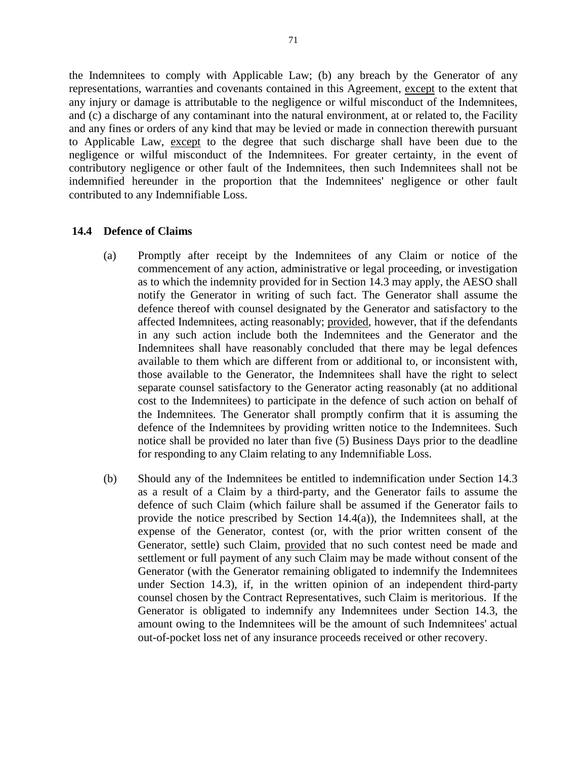the Indemnitees to comply with Applicable Law; (b) any breach by the Generator of any representations, warranties and covenants contained in this Agreement, except to the extent that any injury or damage is attributable to the negligence or wilful misconduct of the Indemnitees, and (c) a discharge of any contaminant into the natural environment, at or related to, the Facility and any fines or orders of any kind that may be levied or made in connection therewith pursuant to Applicable Law, except to the degree that such discharge shall have been due to the negligence or wilful misconduct of the Indemnitees. For greater certainty, in the event of contributory negligence or other fault of the Indemnitees, then such Indemnitees shall not be indemnified hereunder in the proportion that the Indemnitees' negligence or other fault contributed to any Indemnifiable Loss.

### 14.4 Defence of Claims

(a) Promptly after receipt by the Indemnitees of any Claim or notice of the commencement of any action, administrative or legal proceeding, or investigation as to which the indemnity provided for in Section 14.3 may apply, the AESO shall notify the Generator in writing of such fact. The Generator shall assume the defence thereof with counsel designated by the Generator and satisfactory to the affected Indemnitees, acting reasonably; provided, however, that if the defendants in any such action include both the Indemnitees and the Generator and the Indemnitees shall have reasonably concluded that there may be legal defences available to them which are different from or additional to, or inconsistent with, those available to the Generator, the Indemnitees shall have the right to select separate counsel satisfactory to the Generator acting reasonably (at no additional cost to the Indemnitees) to participate in the defence of such action on behalf of the Indemnitees. The Generator shall promptly confirm that it is assuming the defence of the Indemnitees by providing written notice to the Indemnitees. Such notice shall be provided no later than five (5) Business Days prior to the deadline for responding to any Claim relating to any Indemnifiable Loss.

(b) Should any of the Indemnitees be entitled to indemnification under Section 14.3 as a result of a Claim by a third-party, and the Generator fails to assume the defence of such Claim (which failure shall be assumed if the Generator fails to provide the notice prescribed by Section 14.4(a)), the Indemnitees shall, at the expense of the Generator, contest (or, with the prior written consent of the Generator, settle) such Claim, provided that no such contest need be made and settlement or full payment of any such Claim may be made without consent of the Generator (with the Generator remaining obligated to indemnify the Indemnitees under Section 14.3), if, in the written opinion of an independent third-party counsel chosen by the Contract Representatives, such Claim is meritorious. If the Generator is obligated to indemnify any Indemnitees under Section 14.3, the amount owing to the Indemnitees will be the amount of such Indemnitees' actual out-of-pocket loss net of any insurance proceeds received or other recovery.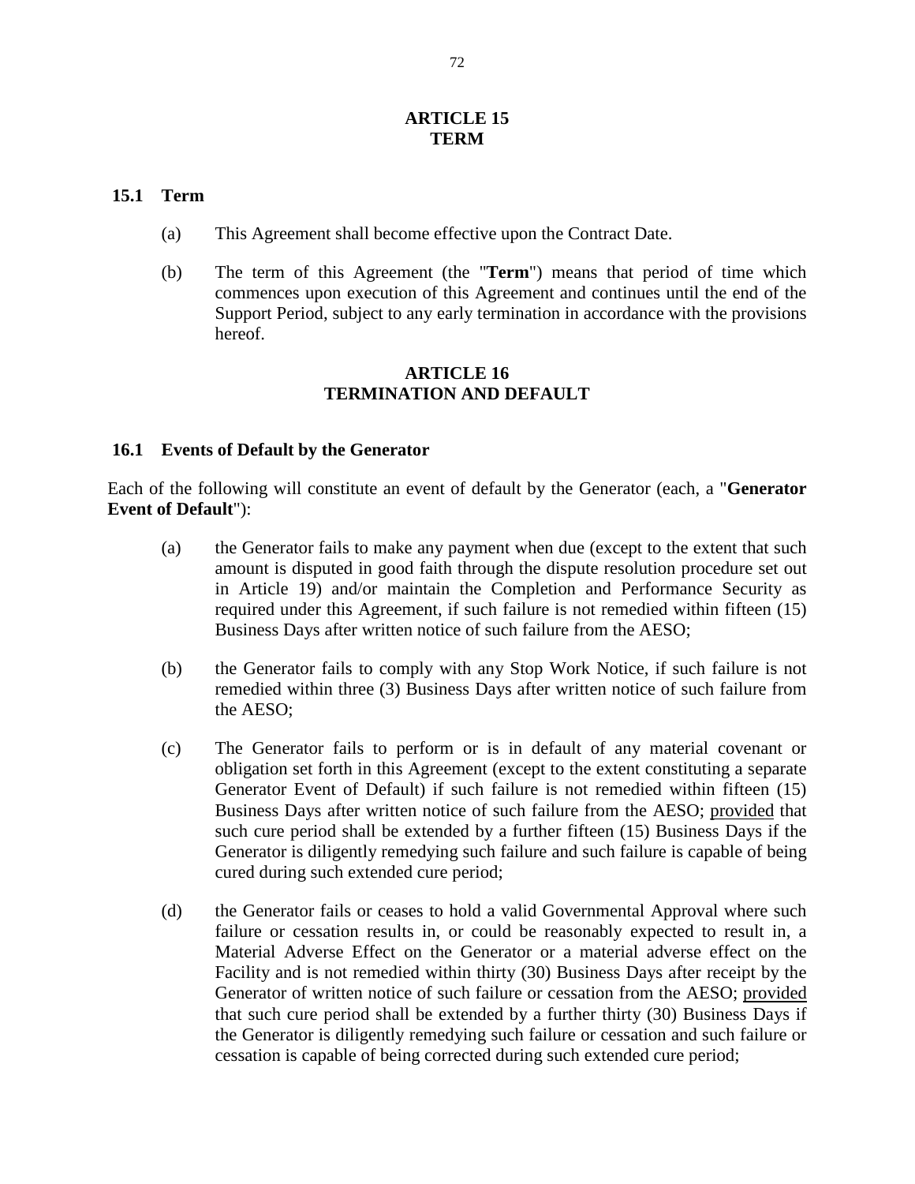# ARTICLE 15
# TERM

### 15.1 Term

(a) This Agreement shall become effective upon the Contract Date.

(b) The term of this Agreement (the "**Term**") means that period of time which commences upon execution of this Agreement and continues until the end of the Support Period, subject to any early termination in accordance with the provisions hereof.

# ARTICLE 16
# TERMINATION AND DEFAULT

### 16.1 Events of Default by the Generator

Each of the following will constitute an event of default by the Generator (each, a "**Generator Event of Default**"):

(a) the Generator fails to make any payment when due (except to the extent that such amount is disputed in good faith through the dispute resolution procedure set out in Article 19) and/or maintain the Completion and Performance Security as required under this Agreement, if such failure is not remedied within fifteen (15) Business Days after written notice of such failure from the AESO;

(b) the Generator fails to comply with any Stop Work Notice, if such failure is not remedied within three (3) Business Days after written notice of such failure from the AESO;

(c) The Generator fails to perform or is in default of any material covenant or obligation set forth in this Agreement (except to the extent constituting a separate Generator Event of Default) if such failure is not remedied within fifteen (15) Business Days after written notice of such failure from the AESO; provided that such cure period shall be extended by a further fifteen (15) Business Days if the Generator is diligently remedying such failure and such failure is capable of being cured during such extended cure period;

(d) the Generator fails or ceases to hold a valid Governmental Approval where such failure or cessation results in, or could be reasonably expected to result in, a Material Adverse Effect on the Generator or a material adverse effect on the Facility and is not remedied within thirty (30) Business Days after receipt by the Generator of written notice of such failure or cessation from the AESO; provided that such cure period shall be extended by a further thirty (30) Business Days if the Generator is diligently remedying such failure or cessation and such failure or cessation is capable of being corrected during such extended cure period;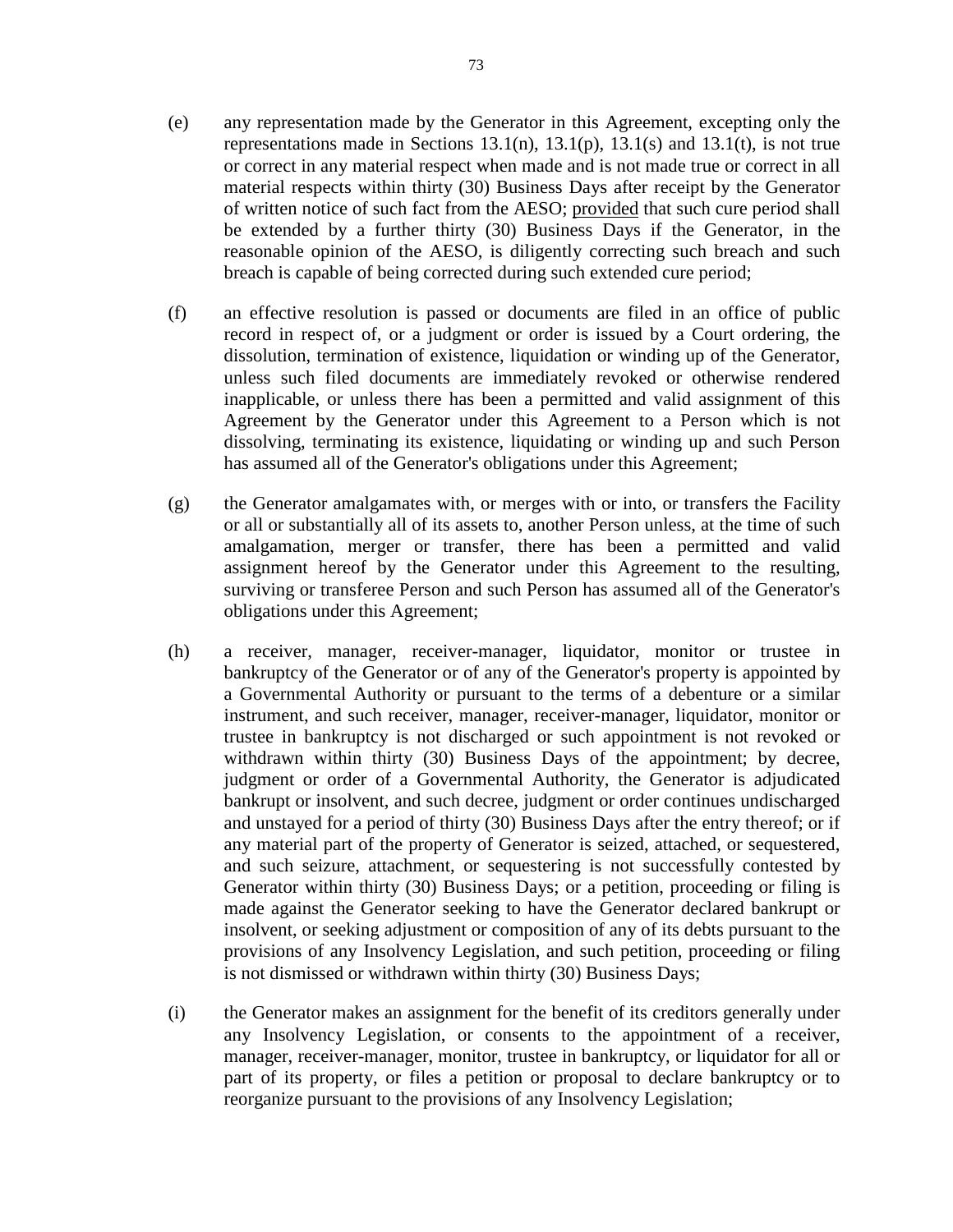(e) any representation made by the Generator in this Agreement, excepting only the representations made in Sections 13.1(n), 13.1(p), 13.1(s) and 13.1(t), is not true or correct in any material respect when made and is not made true or correct in all material respects within thirty (30) Business Days after receipt by the Generator of written notice of such fact from the AESO; provided that such cure period shall be extended by a further thirty (30) Business Days if the Generator, in the reasonable opinion of the AESO, is diligently correcting such breach and such breach is capable of being corrected during such extended cure period;

(f) an effective resolution is passed or documents are filed in an office of public record in respect of, or a judgment or order is issued by a Court ordering, the dissolution, termination of existence, liquidation or winding up of the Generator, unless such filed documents are immediately revoked or otherwise rendered inapplicable, or unless there has been a permitted and valid assignment of this Agreement by the Generator under this Agreement to a Person which is not dissolving, terminating its existence, liquidating or winding up and such Person has assumed all of the Generator's obligations under this Agreement;

(g) the Generator amalgamates with, or merges with or into, or transfers the Facility or all or substantially all of its assets to, another Person unless, at the time of such amalgamation, merger or transfer, there has been a permitted and valid assignment hereof by the Generator under this Agreement to the resulting, surviving or transferee Person and such Person has assumed all of the Generator's obligations under this Agreement;

(h) a receiver, manager, receiver-manager, liquidator, monitor or trustee in bankruptcy of the Generator or of any of the Generator's property is appointed by a Governmental Authority or pursuant to the terms of a debenture or a similar instrument, and such receiver, manager, receiver-manager, liquidator, monitor or trustee in bankruptcy is not discharged or such appointment is not revoked or withdrawn within thirty (30) Business Days of the appointment; by decree, judgment or order of a Governmental Authority, the Generator is adjudicated bankrupt or insolvent, and such decree, judgment or order continues undischarged and unstayed for a period of thirty (30) Business Days after the entry thereof; or if any material part of the property of Generator is seized, attached, or sequestered, and such seizure, attachment, or sequestering is not successfully contested by Generator within thirty (30) Business Days; or a petition, proceeding or filing is made against the Generator seeking to have the Generator declared bankrupt or insolvent, or seeking adjustment or composition of any of its debts pursuant to the provisions of any Insolvency Legislation, and such petition, proceeding or filing is not dismissed or withdrawn within thirty (30) Business Days;

(i) the Generator makes an assignment for the benefit of its creditors generally under any Insolvency Legislation, or consents to the appointment of a receiver, manager, receiver-manager, monitor, trustee in bankruptcy, or liquidator for all or part of its property, or files a petition or proposal to declare bankruptcy or to reorganize pursuant to the provisions of any Insolvency Legislation;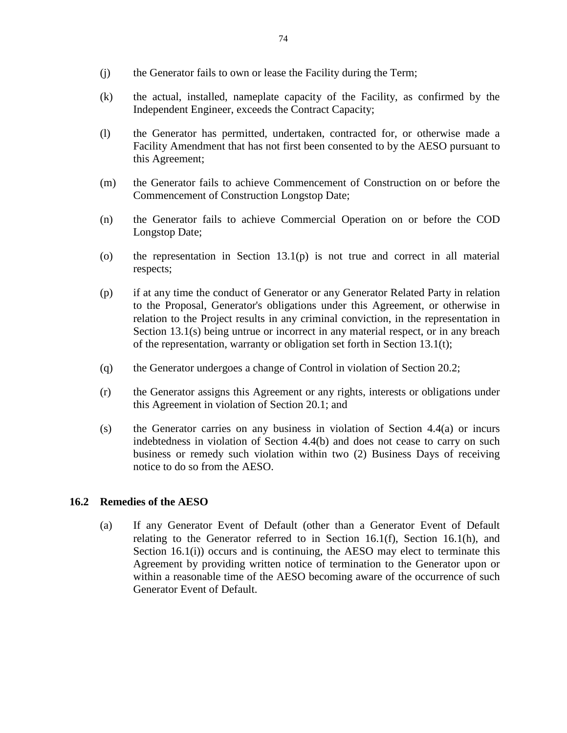(j) the Generator fails to own or lease the Facility during the Term;

(k) the actual, installed, nameplate capacity of the Facility, as confirmed by the Independent Engineer, exceeds the Contract Capacity;

(l) the Generator has permitted, undertaken, contracted for, or otherwise made a Facility Amendment that has not first been consented to by the AESO pursuant to this Agreement;

(m) the Generator fails to achieve Commencement of Construction on or before the Commencement of Construction Longstop Date;

(n) the Generator fails to achieve Commercial Operation on or before the COD Longstop Date;

(o) the representation in Section 13.1(p) is not true and correct in all material respects;

(p) if at any time the conduct of Generator or any Generator Related Party in relation to the Proposal, Generator's obligations under this Agreement, or otherwise in relation to the Project results in any criminal conviction, in the representation in Section 13.1(s) being untrue or incorrect in any material respect, or in any breach of the representation, warranty or obligation set forth in Section 13.1(t);

(q) the Generator undergoes a change of Control in violation of Section 20.2;

(r) the Generator assigns this Agreement or any rights, interests or obligations under this Agreement in violation of Section 20.1; and

(s) the Generator carries on any business in violation of Section 4.4(a) or incurs indebtedness in violation of Section 4.4(b) and does not cease to carry on such business or remedy such violation within two (2) Business Days of receiving notice to do so from the AESO.

## 16.2 Remedies of the AESO

(a) If any Generator Event of Default (other than a Generator Event of Default relating to the Generator referred to in Section 16.1(f), Section 16.1(h), and Section 16.1(i)) occurs and is continuing, the AESO may elect to terminate this Agreement by providing written notice of termination to the Generator upon or within a reasonable time of the AESO becoming aware of the occurrence of such Generator Event of Default.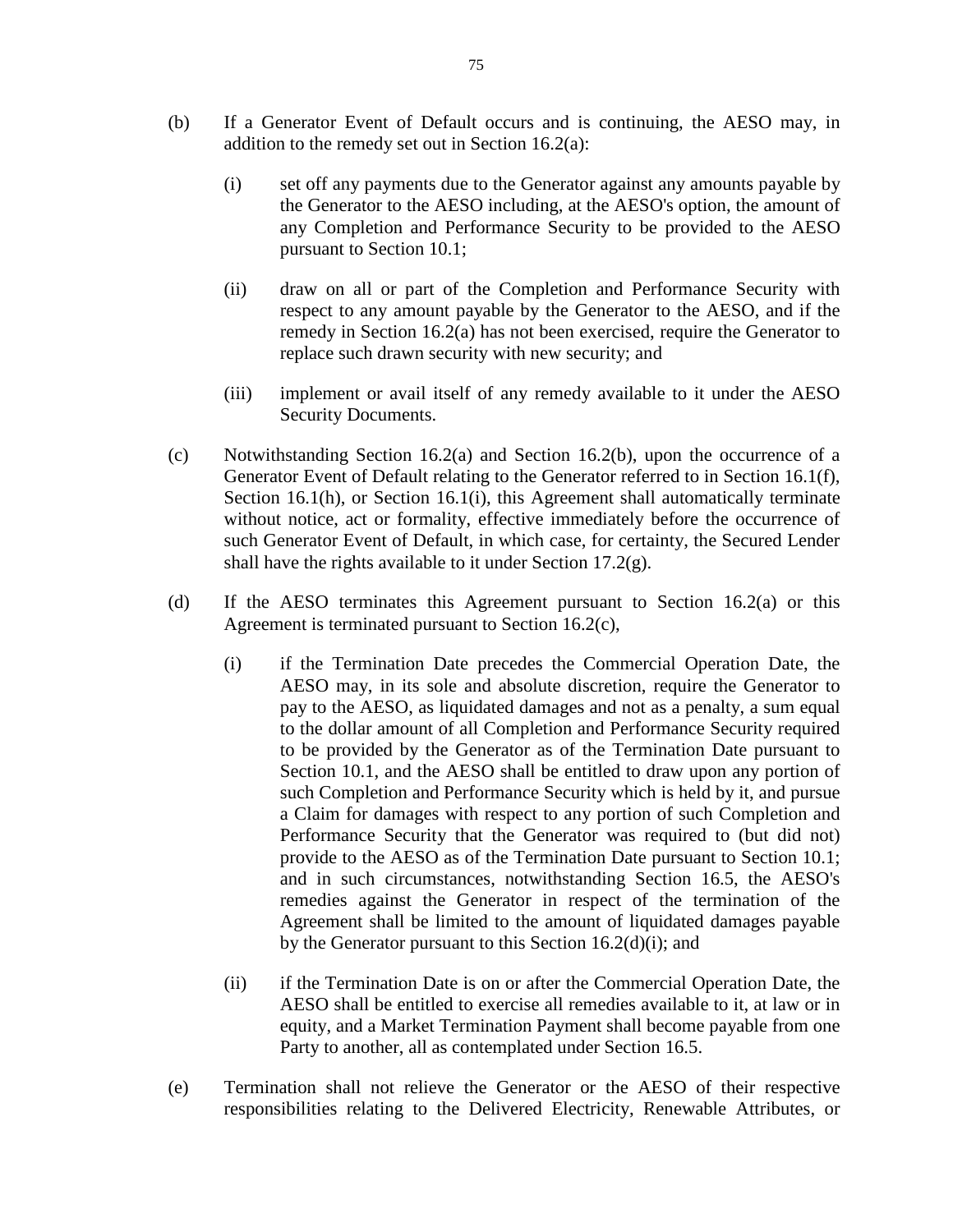(b) If a Generator Event of Default occurs and is continuing, the AESO may, in addition to the remedy set out in Section 16.2(a):

(i) set off any payments due to the Generator against any amounts payable by the Generator to the AESO including, at the AESO's option, the amount of any Completion and Performance Security to be provided to the AESO pursuant to Section 10.1;

(ii) draw on all or part of the Completion and Performance Security with respect to any amount payable by the Generator to the AESO, and if the remedy in Section 16.2(a) has not been exercised, require the Generator to replace such drawn security with new security; and

(iii) implement or avail itself of any remedy available to it under the AESO Security Documents.

(c) Notwithstanding Section 16.2(a) and Section 16.2(b), upon the occurrence of a Generator Event of Default relating to the Generator referred to in Section 16.1(f), Section 16.1(h), or Section 16.1(i), this Agreement shall automatically terminate without notice, act or formality, effective immediately before the occurrence of such Generator Event of Default, in which case, for certainty, the Secured Lender shall have the rights available to it under Section 17.2(g).

(d) If the AESO terminates this Agreement pursuant to Section 16.2(a) or this Agreement is terminated pursuant to Section 16.2(c),

(i) if the Termination Date precedes the Commercial Operation Date, the AESO may, in its sole and absolute discretion, require the Generator to pay to the AESO, as liquidated damages and not as a penalty, a sum equal to the dollar amount of all Completion and Performance Security required to be provided by the Generator as of the Termination Date pursuant to Section 10.1, and the AESO shall be entitled to draw upon any portion of such Completion and Performance Security which is held by it, and pursue a Claim for damages with respect to any portion of such Completion and Performance Security that the Generator was required to (but did not) provide to the AESO as of the Termination Date pursuant to Section 10.1; and in such circumstances, notwithstanding Section 16.5, the AESO's remedies against the Generator in respect of the termination of the Agreement shall be limited to the amount of liquidated damages payable by the Generator pursuant to this Section 16.2(d)(i); and

(ii) if the Termination Date is on or after the Commercial Operation Date, the AESO shall be entitled to exercise all remedies available to it, at law or in equity, and a Market Termination Payment shall become payable from one Party to another, all as contemplated under Section 16.5.

(e) Termination shall not relieve the Generator or the AESO of their respective responsibilities relating to the Delivered Electricity, Renewable Attributes, or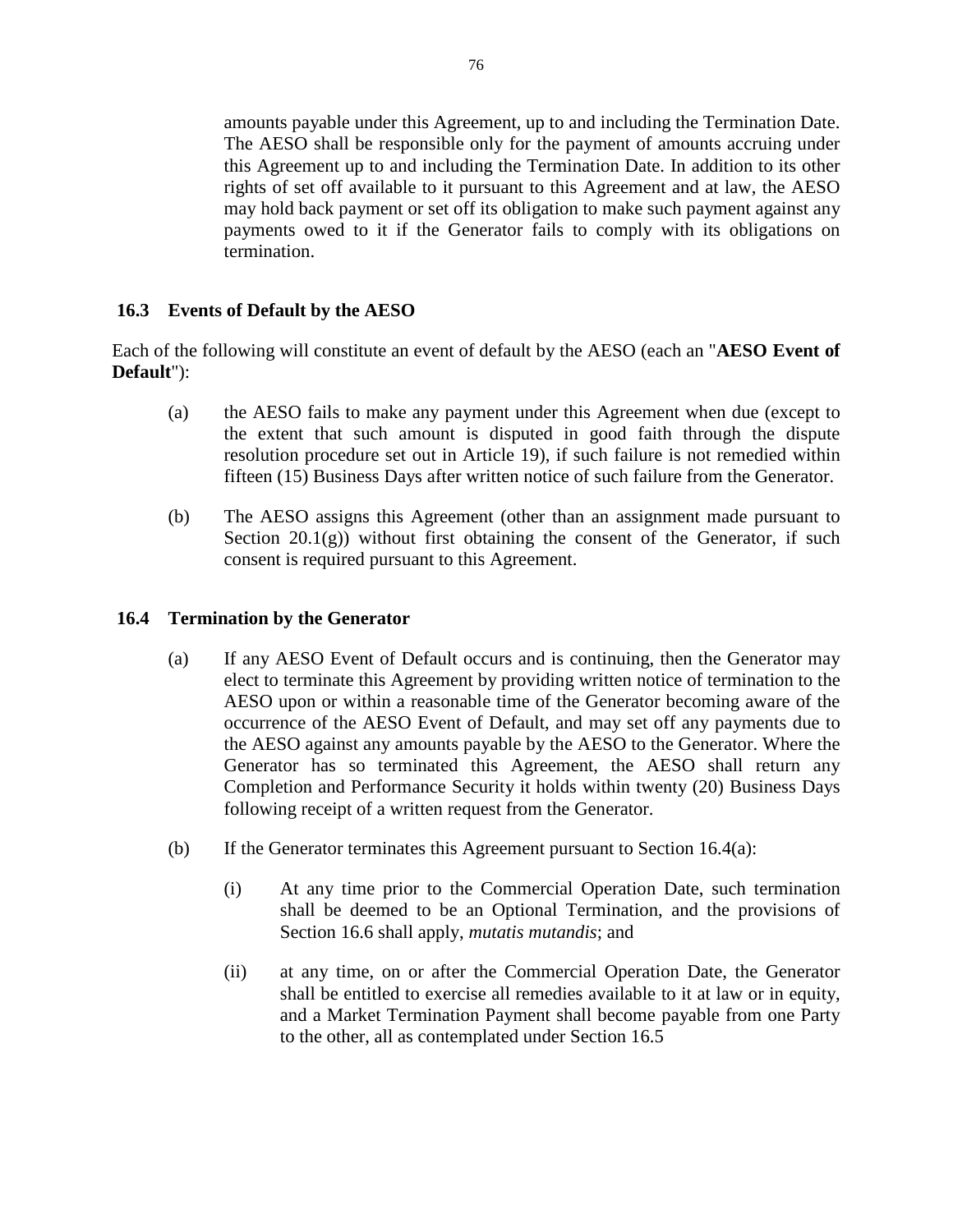amounts payable under this Agreement, up to and including the Termination Date. The AESO shall be responsible only for the payment of amounts accruing under this Agreement up to and including the Termination Date. In addition to its other rights of set off available to it pursuant to this Agreement and at law, the AESO may hold back payment or set off its obligation to make such payment against any payments owed to it if the Generator fails to comply with its obligations on termination.

### 16.3 Events of Default by the AESO

Each of the following will constitute an event of default by the AESO (each an "**AESO Event of Default**"):

(a) the AESO fails to make any payment under this Agreement when due (except to the extent that such amount is disputed in good faith through the dispute resolution procedure set out in Article 19), if such failure is not remedied within fifteen (15) Business Days after written notice of such failure from the Generator.

(b) The AESO assigns this Agreement (other than an assignment made pursuant to Section 20.1(g)) without first obtaining the consent of the Generator, if such consent is required pursuant to this Agreement.

### 16.4 Termination by the Generator

(a) If any AESO Event of Default occurs and is continuing, then the Generator may elect to terminate this Agreement by providing written notice of termination to the AESO upon or within a reasonable time of the Generator becoming aware of the occurrence of the AESO Event of Default, and may set off any payments due to the AESO against any amounts payable by the AESO to the Generator. Where the Generator has so terminated this Agreement, the AESO shall return any Completion and Performance Security it holds within twenty (20) Business Days following receipt of a written request from the Generator.

(b) If the Generator terminates this Agreement pursuant to Section 16.4(a):

(i) At any time prior to the Commercial Operation Date, such termination shall be deemed to be an Optional Termination, and the provisions of Section 16.6 shall apply, *mutatis mutandis*; and

(ii) at any time, on or after the Commercial Operation Date, the Generator shall be entitled to exercise all remedies available to it at law or in equity, and a Market Termination Payment shall become payable from one Party to the other, all as contemplated under Section 16.5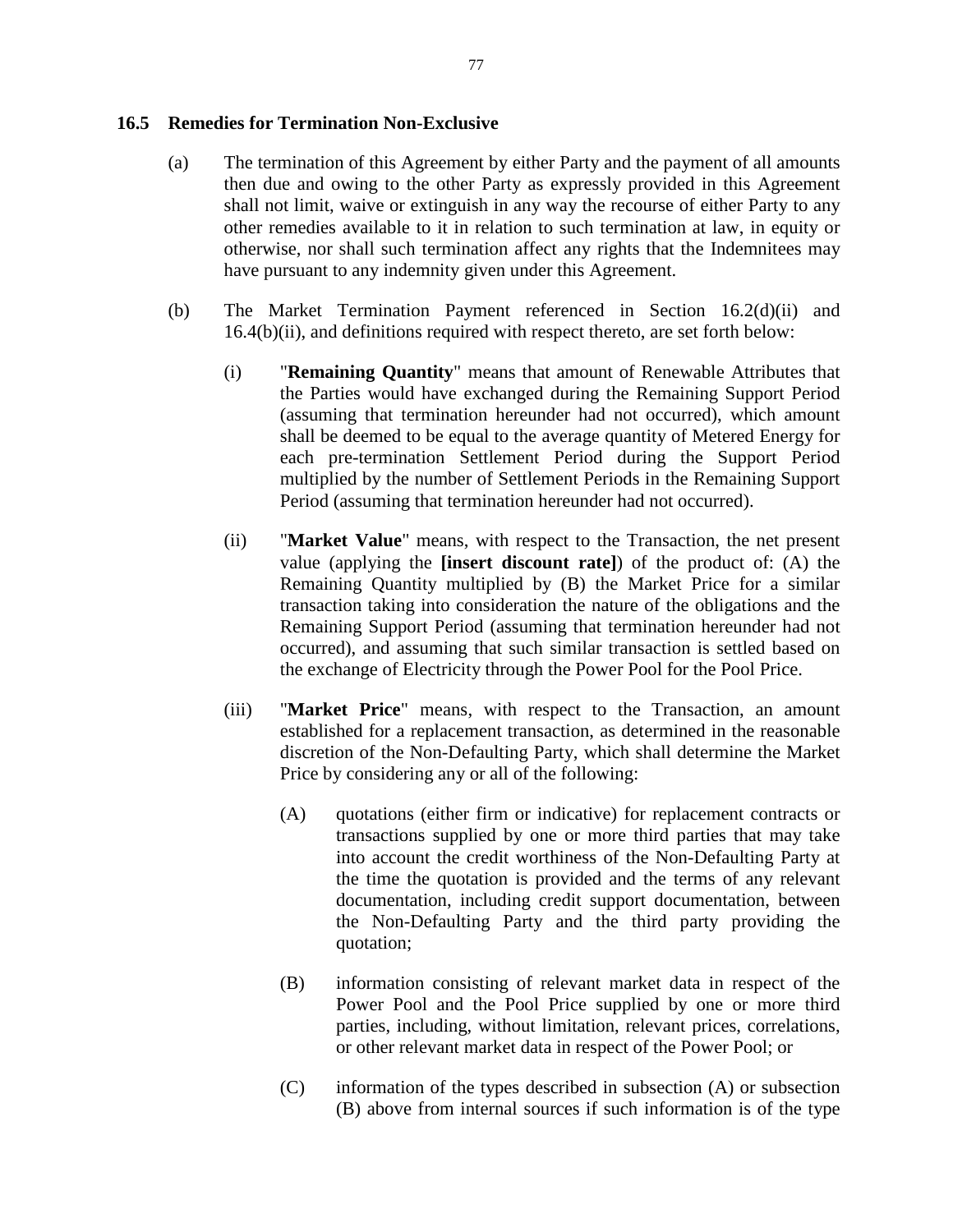### 16.5 Remedies for Termination Non-Exclusive

(a) The termination of this Agreement by either Party and the payment of all amounts then due and owing to the other Party as expressly provided in this Agreement shall not limit, waive or extinguish in any way the recourse of either Party to any other remedies available to it in relation to such termination at law, in equity or otherwise, nor shall such termination affect any rights that the Indemnitees may have pursuant to any indemnity given under this Agreement.

(b) The Market Termination Payment referenced in Section 16.2(d)(ii) and 16.4(b)(ii), and definitions required with respect thereto, are set forth below:

(i) "**Remaining Quantity**" means that amount of Renewable Attributes that the Parties would have exchanged during the Remaining Support Period (assuming that termination hereunder had not occurred), which amount shall be deemed to be equal to the average quantity of Metered Energy for each pre-termination Settlement Period during the Support Period multiplied by the number of Settlement Periods in the Remaining Support Period (assuming that termination hereunder had not occurred).

(ii) "**Market Value**" means, with respect to the Transaction, the net present value (applying the **[insert discount rate]**) of the product of: (A) the Remaining Quantity multiplied by (B) the Market Price for a similar transaction taking into consideration the nature of the obligations and the Remaining Support Period (assuming that termination hereunder had not occurred), and assuming that such similar transaction is settled based on the exchange of Electricity through the Power Pool for the Pool Price.

(iii) "**Market Price**" means, with respect to the Transaction, an amount established for a replacement transaction, as determined in the reasonable discretion of the Non-Defaulting Party, which shall determine the Market Price by considering any or all of the following:

(A) quotations (either firm or indicative) for replacement contracts or transactions supplied by one or more third parties that may take into account the credit worthiness of the Non-Defaulting Party at the time the quotation is provided and the terms of any relevant documentation, including credit support documentation, between the Non-Defaulting Party and the third party providing the quotation;

(B) information consisting of relevant market data in respect of the Power Pool and the Pool Price supplied by one or more third parties, including, without limitation, relevant prices, correlations, or other relevant market data in respect of the Power Pool; or

(C) information of the types described in subsection (A) or subsection (B) above from internal sources if such information is of the type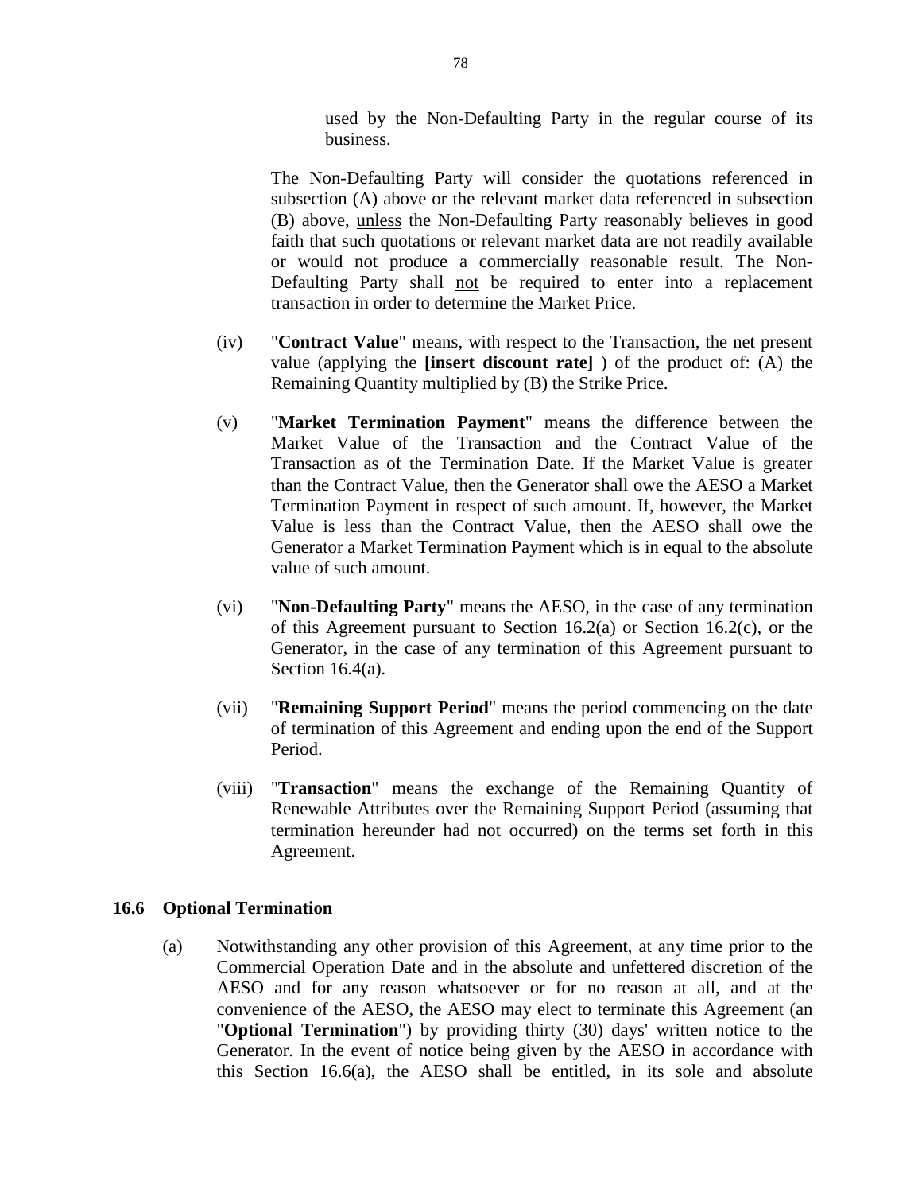used by the Non-Defaulting Party in the regular course of its business.

The Non-Defaulting Party will consider the quotations referenced in subsection (A) above or the relevant market data referenced in subsection (B) above, unless the Non-Defaulting Party reasonably believes in good faith that such quotations or relevant market data are not readily available or would not produce a commercially reasonable result. The Non-Defaulting Party shall not be required to enter into a replacement transaction in order to determine the Market Price.

(iv) "**Contract Value**" means, with respect to the Transaction, the net present value (applying the **[insert discount rate]** ) of the product of: (A) the Remaining Quantity multiplied by (B) the Strike Price.

(v) "**Market Termination Payment**" means the difference between the Market Value of the Transaction and the Contract Value of the Transaction as of the Termination Date. If the Market Value is greater than the Contract Value, then the Generator shall owe the AESO a Market Termination Payment in respect of such amount. If, however, the Market Value is less than the Contract Value, then the AESO shall owe the Generator a Market Termination Payment which is in equal to the absolute value of such amount.

(vi) "**Non-Defaulting Party**" means the AESO, in the case of any termination of this Agreement pursuant to Section 16.2(a) or Section 16.2(c), or the Generator, in the case of any termination of this Agreement pursuant to Section 16.4(a).

(vii) "**Remaining Support Period**" means the period commencing on the date of termination of this Agreement and ending upon the end of the Support Period.

(viii) "**Transaction**" means the exchange of the Remaining Quantity of Renewable Attributes over the Remaining Support Period (assuming that termination hereunder had not occurred) on the terms set forth in this Agreement.

### 16.6 Optional Termination

(a) Notwithstanding any other provision of this Agreement, at any time prior to the Commercial Operation Date and in the absolute and unfettered discretion of the AESO and for any reason whatsoever or for no reason at all, and at the convenience of the AESO, the AESO may elect to terminate this Agreement (an "**Optional Termination**") by providing thirty (30) days' written notice to the Generator. In the event of notice being given by the AESO in accordance with this Section 16.6(a), the AESO shall be entitled, in its sole and absolute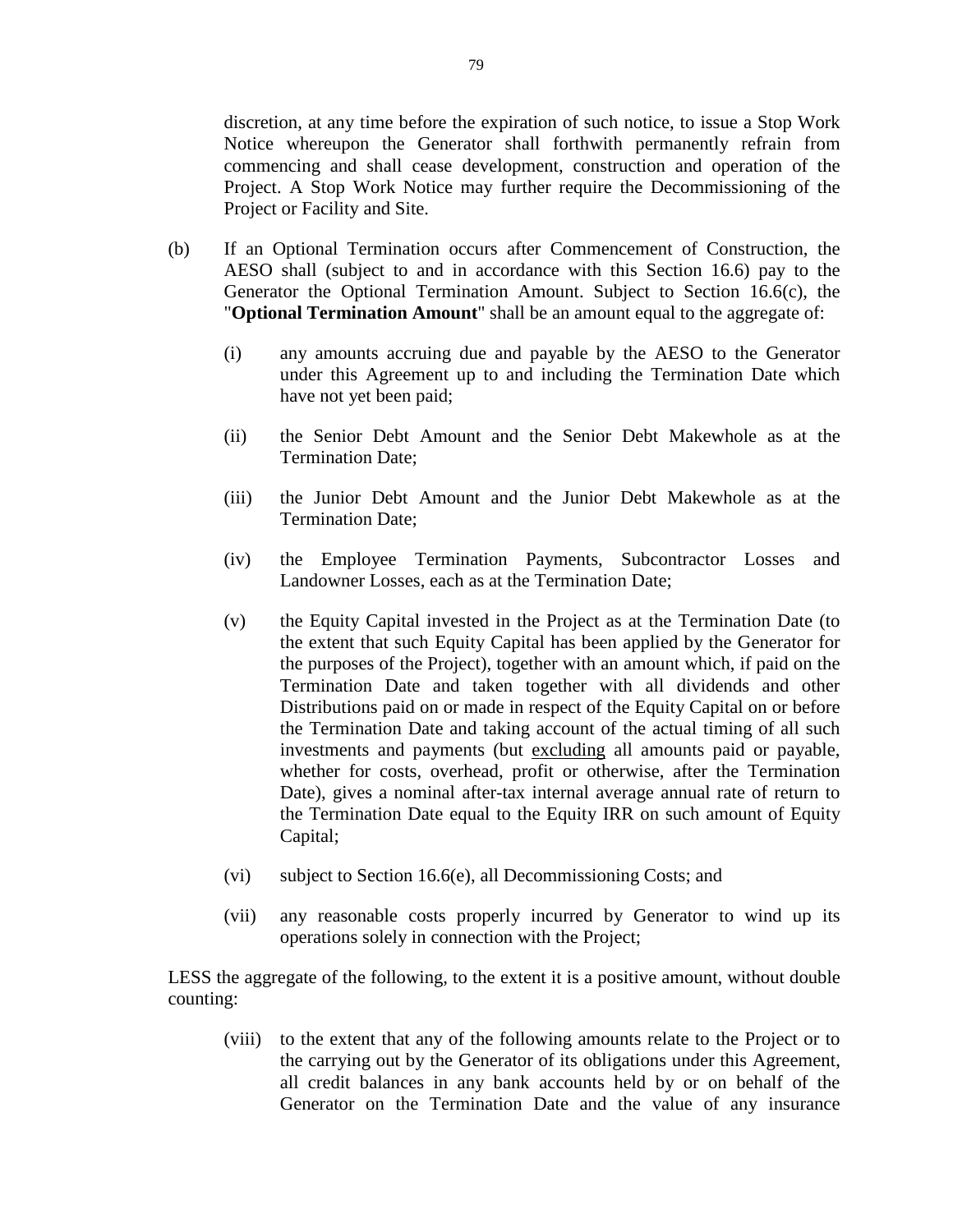discretion, at any time before the expiration of such notice, to issue a Stop Work Notice whereupon the Generator shall forthwith permanently refrain from commencing and shall cease development, construction and operation of the Project. A Stop Work Notice may further require the Decommissioning of the Project or Facility and Site.

(b) If an Optional Termination occurs after Commencement of Construction, the AESO shall (subject to and in accordance with this Section 16.6) pay to the Generator the Optional Termination Amount. Subject to Section 16.6(c), the "**Optional Termination Amount**" shall be an amount equal to the aggregate of:

(i) any amounts accruing due and payable by the AESO to the Generator under this Agreement up to and including the Termination Date which have not yet been paid;

(ii) the Senior Debt Amount and the Senior Debt Makewhole as at the Termination Date;

(iii) the Junior Debt Amount and the Junior Debt Makewhole as at the Termination Date;

(iv) the Employee Termination Payments, Subcontractor Losses and Landowner Losses, each as at the Termination Date;

(v) the Equity Capital invested in the Project as at the Termination Date (to the extent that such Equity Capital has been applied by the Generator for the purposes of the Project), together with an amount which, if paid on the Termination Date and taken together with all dividends and other Distributions paid on or made in respect of the Equity Capital on or before the Termination Date and taking account of the actual timing of all such investments and payments (but excluding all amounts paid or payable, whether for costs, overhead, profit or otherwise, after the Termination Date), gives a nominal after-tax internal average annual rate of return to the Termination Date equal to the Equity IRR on such amount of Equity Capital;

(vi) subject to Section 16.6(e), all Decommissioning Costs; and

(vii) any reasonable costs properly incurred by Generator to wind up its operations solely in connection with the Project;

LESS the aggregate of the following, to the extent it is a positive amount, without double counting:

(viii) to the extent that any of the following amounts relate to the Project or to the carrying out by the Generator of its obligations under this Agreement, all credit balances in any bank accounts held by or on behalf of the Generator on the Termination Date and the value of any insurance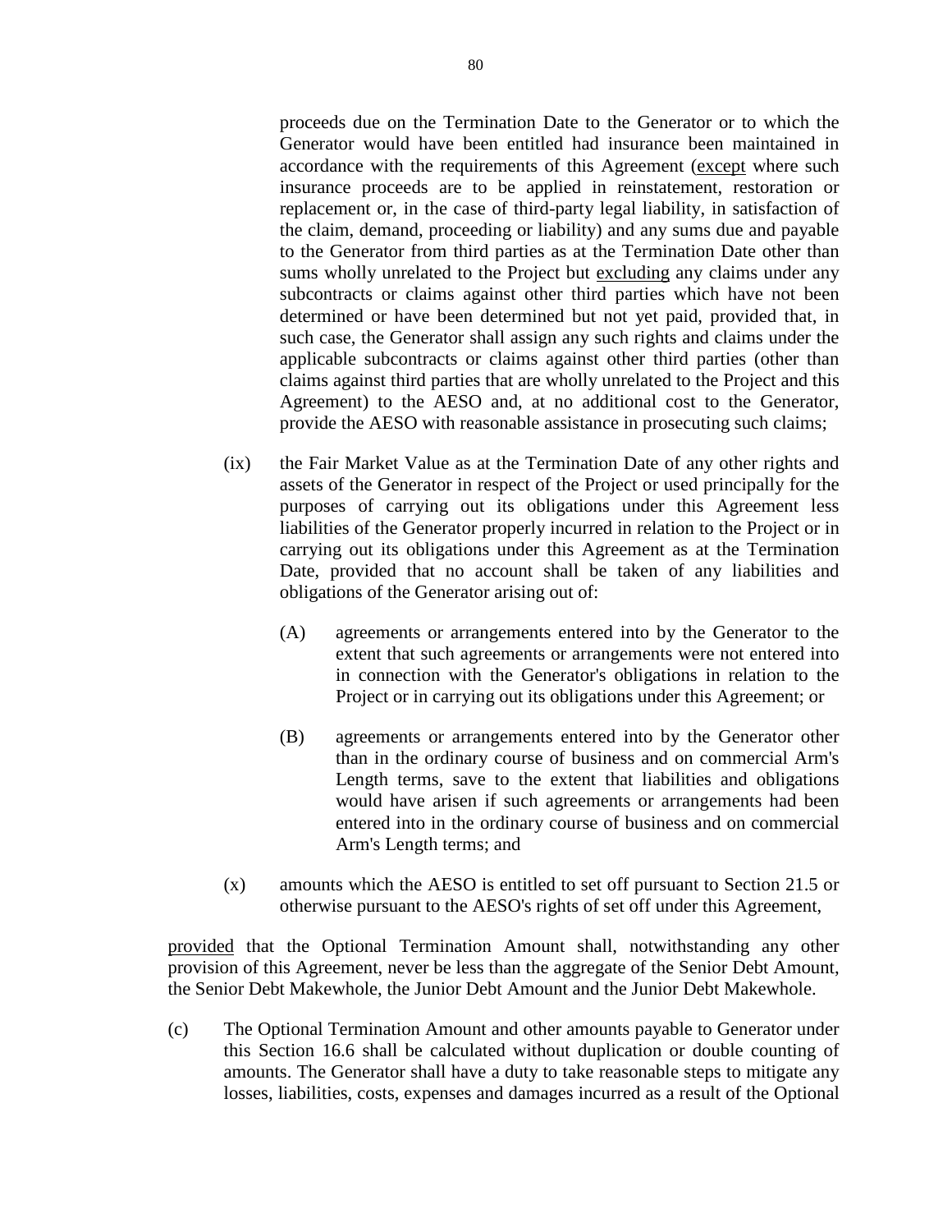proceeds due on the Termination Date to the Generator or to which the Generator would have been entitled had insurance been maintained in accordance with the requirements of this Agreement (except where such insurance proceeds are to be applied in reinstatement, restoration or replacement or, in the case of third-party legal liability, in satisfaction of the claim, demand, proceeding or liability) and any sums due and payable to the Generator from third parties as at the Termination Date other than sums wholly unrelated to the Project but excluding any claims under any subcontracts or claims against other third parties which have not been determined or have been determined but not yet paid, provided that, in such case, the Generator shall assign any such rights and claims under the applicable subcontracts or claims against other third parties (other than claims against third parties that are wholly unrelated to the Project and this Agreement) to the AESO and, at no additional cost to the Generator, provide the AESO with reasonable assistance in prosecuting such claims;

(ix) the Fair Market Value as at the Termination Date of any other rights and assets of the Generator in respect of the Project or used principally for the purposes of carrying out its obligations under this Agreement less liabilities of the Generator properly incurred in relation to the Project or in carrying out its obligations under this Agreement as at the Termination Date, provided that no account shall be taken of any liabilities and obligations of the Generator arising out of:

(A) agreements or arrangements entered into by the Generator to the extent that such agreements or arrangements were not entered into in connection with the Generator's obligations in relation to the Project or in carrying out its obligations under this Agreement; or

(B) agreements or arrangements entered into by the Generator other than in the ordinary course of business and on commercial Arm's Length terms, save to the extent that liabilities and obligations would have arisen if such agreements or arrangements had been entered into in the ordinary course of business and on commercial Arm's Length terms; and

(x) amounts which the AESO is entitled to set off pursuant to Section 21.5 or otherwise pursuant to the AESO's rights of set off under this Agreement,

provided that the Optional Termination Amount shall, notwithstanding any other provision of this Agreement, never be less than the aggregate of the Senior Debt Amount, the Senior Debt Makewhole, the Junior Debt Amount and the Junior Debt Makewhole.

(c) The Optional Termination Amount and other amounts payable to Generator under this Section 16.6 shall be calculated without duplication or double counting of amounts. The Generator shall have a duty to take reasonable steps to mitigate any losses, liabilities, costs, expenses and damages incurred as a result of the Optional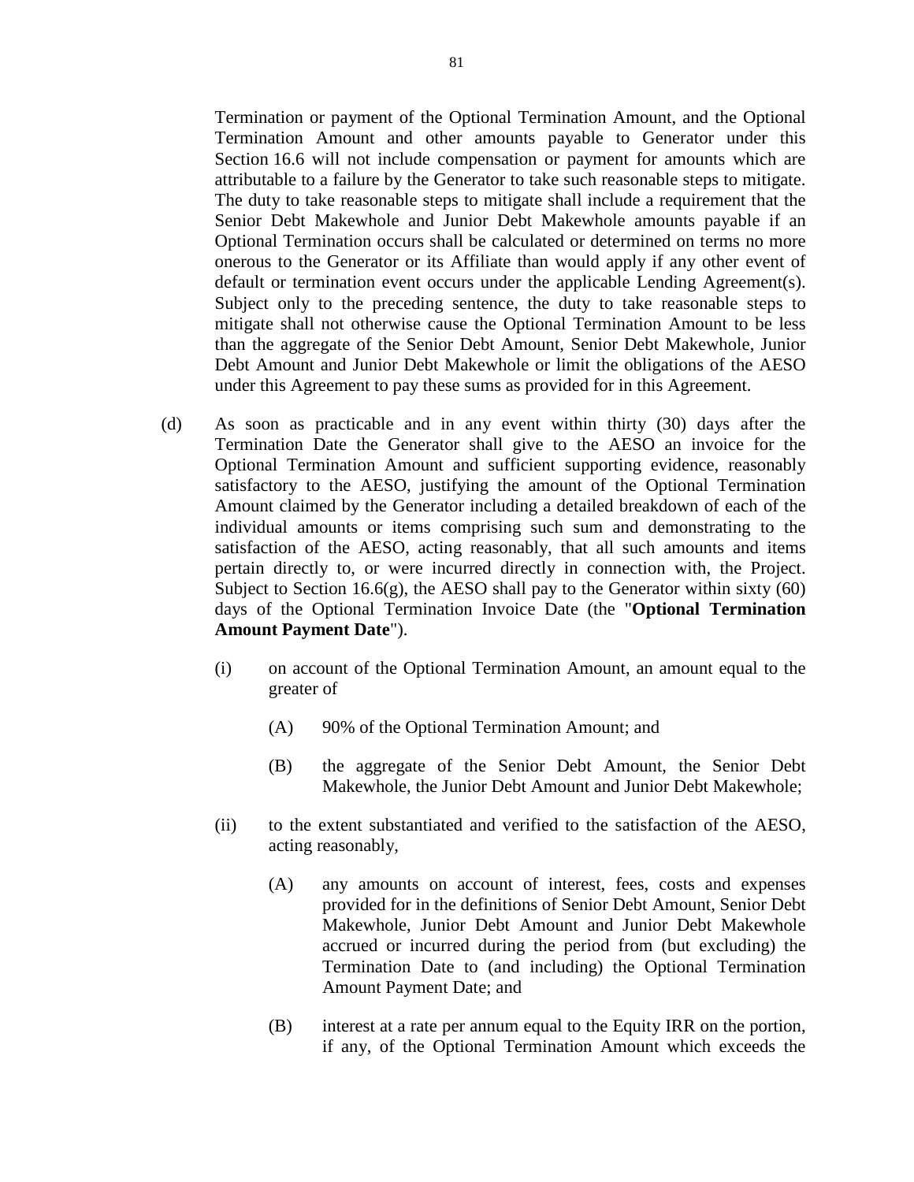Termination or payment of the Optional Termination Amount, and the Optional Termination Amount and other amounts payable to Generator under this Section 16.6 will not include compensation or payment for amounts which are attributable to a failure by the Generator to take such reasonable steps to mitigate. The duty to take reasonable steps to mitigate shall include a requirement that the Senior Debt Makewhole and Junior Debt Makewhole amounts payable if an Optional Termination occurs shall be calculated or determined on terms no more onerous to the Generator or its Affiliate than would apply if any other event of default or termination event occurs under the applicable Lending Agreement(s). Subject only to the preceding sentence, the duty to take reasonable steps to mitigate shall not otherwise cause the Optional Termination Amount to be less than the aggregate of the Senior Debt Amount, Senior Debt Makewhole, Junior Debt Amount and Junior Debt Makewhole or limit the obligations of the AESO under this Agreement to pay these sums as provided for in this Agreement.

(d) As soon as practicable and in any event within thirty (30) days after the Termination Date the Generator shall give to the AESO an invoice for the Optional Termination Amount and sufficient supporting evidence, reasonably satisfactory to the AESO, justifying the amount of the Optional Termination Amount claimed by the Generator including a detailed breakdown of each of the individual amounts or items comprising such sum and demonstrating to the satisfaction of the AESO, acting reasonably, that all such amounts and items pertain directly to, or were incurred directly in connection with, the Project. Subject to Section 16.6(g), the AESO shall pay to the Generator within sixty (60) days of the Optional Termination Invoice Date (the "**Optional Termination Amount Payment Date**").

   (i) on account of the Optional Termination Amount, an amount equal to the greater of

      (A) 90% of the Optional Termination Amount; and

      (B) the aggregate of the Senior Debt Amount, the Senior Debt Makewhole, the Junior Debt Amount and Junior Debt Makewhole;

   (ii) to the extent substantiated and verified to the satisfaction of the AESO, acting reasonably,

      (A) any amounts on account of interest, fees, costs and expenses provided for in the definitions of Senior Debt Amount, Senior Debt Makewhole, Junior Debt Amount and Junior Debt Makewhole accrued or incurred during the period from (but excluding) the Termination Date to (and including) the Optional Termination Amount Payment Date; and

      (B) interest at a rate per annum equal to the Equity IRR on the portion, if any, of the Optional Termination Amount which exceeds the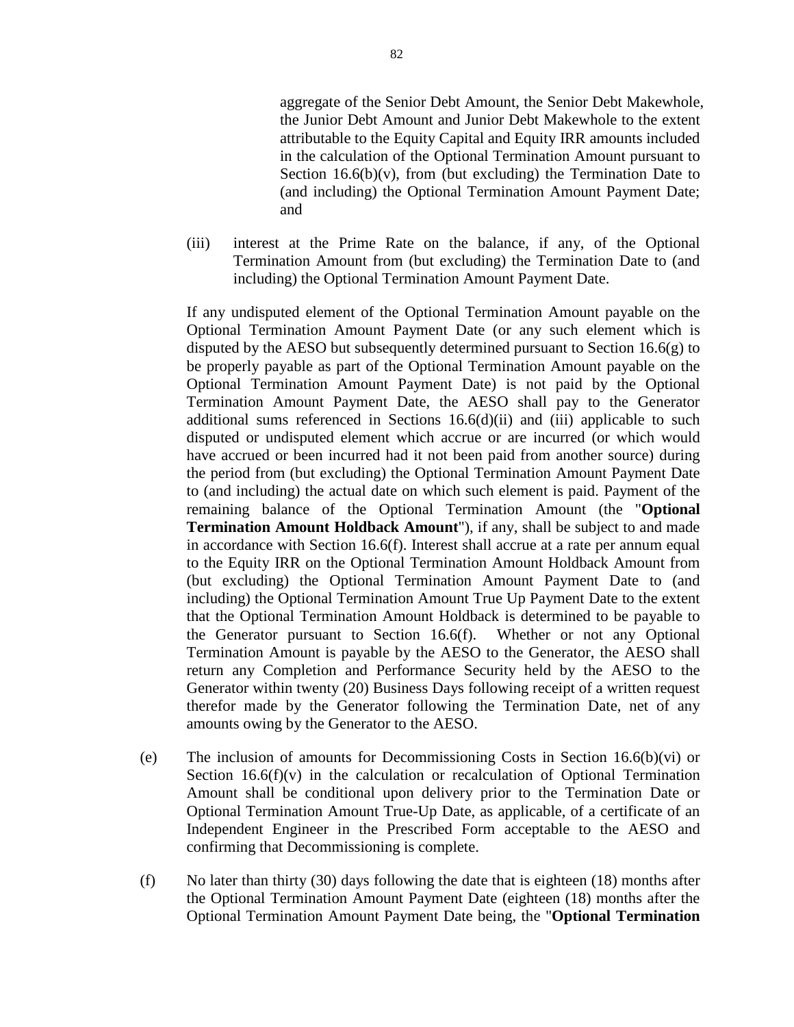aggregate of the Senior Debt Amount, the Senior Debt Makewhole, the Junior Debt Amount and Junior Debt Makewhole to the extent attributable to the Equity Capital and Equity IRR amounts included in the calculation of the Optional Termination Amount pursuant to Section 16.6(b)(v), from (but excluding) the Termination Date to (and including) the Optional Termination Amount Payment Date; and

(iii) interest at the Prime Rate on the balance, if any, of the Optional Termination Amount from (but excluding) the Termination Date to (and including) the Optional Termination Amount Payment Date.

If any undisputed element of the Optional Termination Amount payable on the Optional Termination Amount Payment Date (or any such element which is disputed by the AESO but subsequently determined pursuant to Section 16.6(g) to be properly payable as part of the Optional Termination Amount payable on the Optional Termination Amount Payment Date) is not paid by the Optional Termination Amount Payment Date, the AESO shall pay to the Generator additional sums referenced in Sections 16.6(d)(ii) and (iii) applicable to such disputed or undisputed element which accrue or are incurred (or which would have accrued or been incurred had it not been paid from another source) during the period from (but excluding) the Optional Termination Amount Payment Date to (and including) the actual date on which such element is paid. Payment of the remaining balance of the Optional Termination Amount (the "**Optional Termination Amount Holdback Amount**"), if any, shall be subject to and made in accordance with Section 16.6(f). Interest shall accrue at a rate per annum equal to the Equity IRR on the Optional Termination Amount Holdback Amount from (but excluding) the Optional Termination Amount Payment Date to (and including) the Optional Termination Amount True Up Payment Date to the extent that the Optional Termination Amount Holdback is determined to be payable to the Generator pursuant to Section 16.6(f). Whether or not any Optional Termination Amount is payable by the AESO to the Generator, the AESO shall return any Completion and Performance Security held by the AESO to the Generator within twenty (20) Business Days following receipt of a written request therefor made by the Generator following the Termination Date, net of any amounts owing by the Generator to the AESO.

(e) The inclusion of amounts for Decommissioning Costs in Section 16.6(b)(vi) or Section 16.6(f)(v) in the calculation or recalculation of Optional Termination Amount shall be conditional upon delivery prior to the Termination Date or Optional Termination Amount True-Up Date, as applicable, of a certificate of an Independent Engineer in the Prescribed Form acceptable to the AESO and confirming that Decommissioning is complete.

(f) No later than thirty (30) days following the date that is eighteen (18) months after the Optional Termination Amount Payment Date (eighteen (18) months after the Optional Termination Amount Payment Date being, the "**Optional Termination**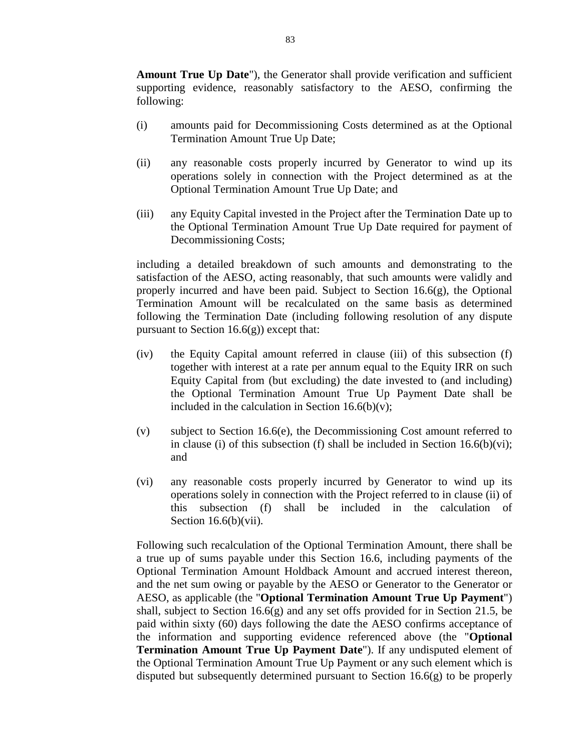**Amount True Up Date**"), the Generator shall provide verification and sufficient supporting evidence, reasonably satisfactory to the AESO, confirming the following:

(i) amounts paid for Decommissioning Costs determined as at the Optional Termination Amount True Up Date;

(ii) any reasonable costs properly incurred by Generator to wind up its operations solely in connection with the Project determined as at the Optional Termination Amount True Up Date; and

(iii) any Equity Capital invested in the Project after the Termination Date up to the Optional Termination Amount True Up Date required for payment of Decommissioning Costs;

including a detailed breakdown of such amounts and demonstrating to the satisfaction of the AESO, acting reasonably, that such amounts were validly and properly incurred and have been paid. Subject to Section 16.6(g), the Optional Termination Amount will be recalculated on the same basis as determined following the Termination Date (including following resolution of any dispute pursuant to Section 16.6(g)) except that:

(iv) the Equity Capital amount referred in clause (iii) of this subsection (f) together with interest at a rate per annum equal to the Equity IRR on such Equity Capital from (but excluding) the date invested to (and including) the Optional Termination Amount True Up Payment Date shall be included in the calculation in Section 16.6(b)(v);

(v) subject to Section 16.6(e), the Decommissioning Cost amount referred to in clause (i) of this subsection (f) shall be included in Section 16.6(b)(vi); and

(vi) any reasonable costs properly incurred by Generator to wind up its operations solely in connection with the Project referred to in clause (ii) of this subsection (f) shall be included in the calculation of Section 16.6(b)(vii).

Following such recalculation of the Optional Termination Amount, there shall be a true up of sums payable under this Section 16.6, including payments of the Optional Termination Amount Holdback Amount and accrued interest thereon, and the net sum owing or payable by the AESO or Generator to the Generator or AESO, as applicable (the "**Optional Termination Amount True Up Payment**") shall, subject to Section 16.6(g) and any set offs provided for in Section 21.5, be paid within sixty (60) days following the date the AESO confirms acceptance of the information and supporting evidence referenced above (the "**Optional Termination Amount True Up Payment Date**"). If any undisputed element of the Optional Termination Amount True Up Payment or any such element which is disputed but subsequently determined pursuant to Section 16.6(g) to be properly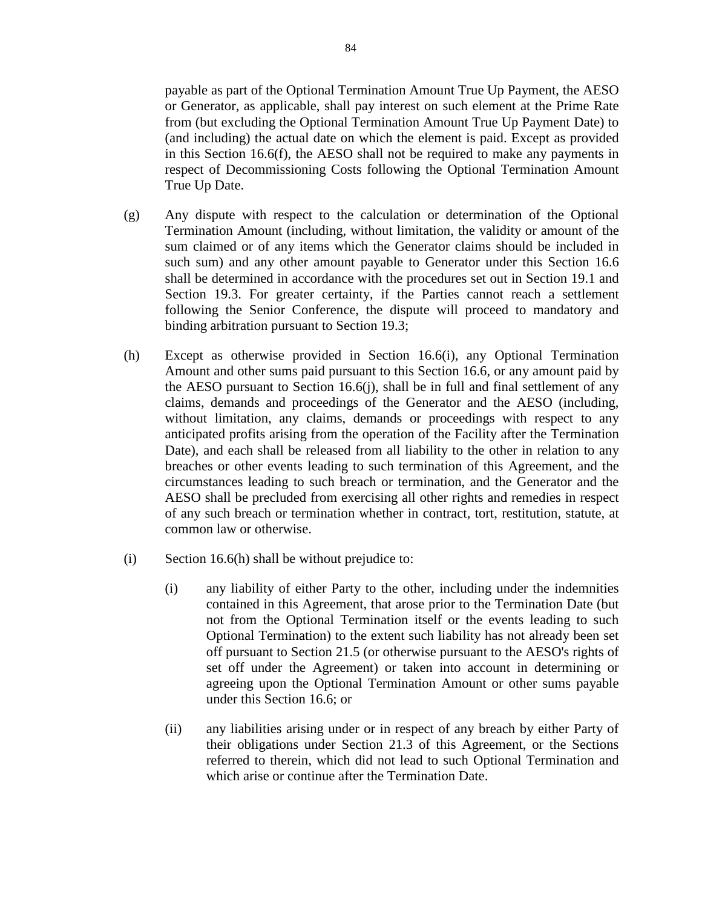payable as part of the Optional Termination Amount True Up Payment, the AESO or Generator, as applicable, shall pay interest on such element at the Prime Rate from (but excluding the Optional Termination Amount True Up Payment Date) to (and including) the actual date on which the element is paid. Except as provided in this Section 16.6(f), the AESO shall not be required to make any payments in respect of Decommissioning Costs following the Optional Termination Amount True Up Date.

(g) Any dispute with respect to the calculation or determination of the Optional Termination Amount (including, without limitation, the validity or amount of the sum claimed or of any items which the Generator claims should be included in such sum) and any other amount payable to Generator under this Section 16.6 shall be determined in accordance with the procedures set out in Section 19.1 and Section 19.3. For greater certainty, if the Parties cannot reach a settlement following the Senior Conference, the dispute will proceed to mandatory and binding arbitration pursuant to Section 19.3;

(h) Except as otherwise provided in Section 16.6(i), any Optional Termination Amount and other sums paid pursuant to this Section 16.6, or any amount paid by the AESO pursuant to Section 16.6(j), shall be in full and final settlement of any claims, demands and proceedings of the Generator and the AESO (including, without limitation, any claims, demands or proceedings with respect to any anticipated profits arising from the operation of the Facility after the Termination Date), and each shall be released from all liability to the other in relation to any breaches or other events leading to such termination of this Agreement, and the circumstances leading to such breach or termination, and the Generator and the AESO shall be precluded from exercising all other rights and remedies in respect of any such breach or termination whether in contract, tort, restitution, statute, at common law or otherwise.

(i) Section 16.6(h) shall be without prejudice to:

   (i) any liability of either Party to the other, including under the indemnities contained in this Agreement, that arose prior to the Termination Date (but not from the Optional Termination itself or the events leading to such Optional Termination) to the extent such liability has not already been set off pursuant to Section 21.5 (or otherwise pursuant to the AESO's rights of set off under the Agreement) or taken into account in determining or agreeing upon the Optional Termination Amount or other sums payable under this Section 16.6; or

   (ii) any liabilities arising under or in respect of any breach by either Party of their obligations under Section 21.3 of this Agreement, or the Sections referred to therein, which did not lead to such Optional Termination and which arise or continue after the Termination Date.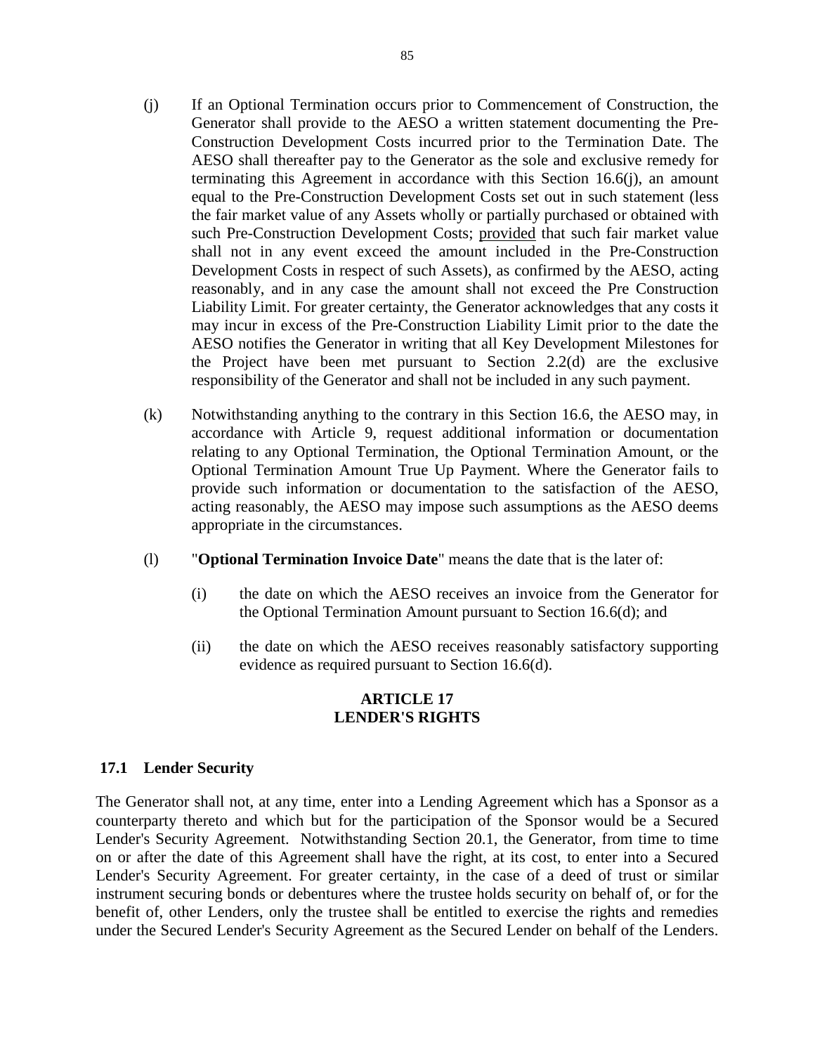(j) If an Optional Termination occurs prior to Commencement of Construction, the Generator shall provide to the AESO a written statement documenting the Pre-Construction Development Costs incurred prior to the Termination Date. The AESO shall thereafter pay to the Generator as the sole and exclusive remedy for terminating this Agreement in accordance with this Section 16.6(j), an amount equal to the Pre-Construction Development Costs set out in such statement (less the fair market value of any Assets wholly or partially purchased or obtained with such Pre-Construction Development Costs; provided that such fair market value shall not in any event exceed the amount included in the Pre-Construction Development Costs in respect of such Assets), as confirmed by the AESO, acting reasonably, and in any case the amount shall not exceed the Pre Construction Liability Limit. For greater certainty, the Generator acknowledges that any costs it may incur in excess of the Pre-Construction Liability Limit prior to the date the AESO notifies the Generator in writing that all Key Development Milestones for the Project have been met pursuant to Section 2.2(d) are the exclusive responsibility of the Generator and shall not be included in any such payment.

(k) Notwithstanding anything to the contrary in this Section 16.6, the AESO may, in accordance with Article 9, request additional information or documentation relating to any Optional Termination, the Optional Termination Amount, or the Optional Termination Amount True Up Payment. Where the Generator fails to provide such information or documentation to the satisfaction of the AESO, acting reasonably, the AESO may impose such assumptions as the AESO deems appropriate in the circumstances.

(l) "**Optional Termination Invoice Date**" means the date that is the later of:

   (i) the date on which the AESO receives an invoice from the Generator for the Optional Termination Amount pursuant to Section 16.6(d); and

   (ii) the date on which the AESO receives reasonably satisfactory supporting evidence as required pursuant to Section 16.6(d).

## ARTICLE 17
## LENDER'S RIGHTS

### 17.1 Lender Security

The Generator shall not, at any time, enter into a Lending Agreement which has a Sponsor as a counterparty thereto and which but for the participation of the Sponsor would be a Secured Lender's Security Agreement. Notwithstanding Section 20.1, the Generator, from time to time on or after the date of this Agreement shall have the right, at its cost, to enter into a Secured Lender's Security Agreement. For greater certainty, in the case of a deed of trust or similar instrument securing bonds or debentures where the trustee holds security on behalf of, or for the benefit of, other Lenders, only the trustee shall be entitled to exercise the rights and remedies under the Secured Lender's Security Agreement as the Secured Lender on behalf of the Lenders.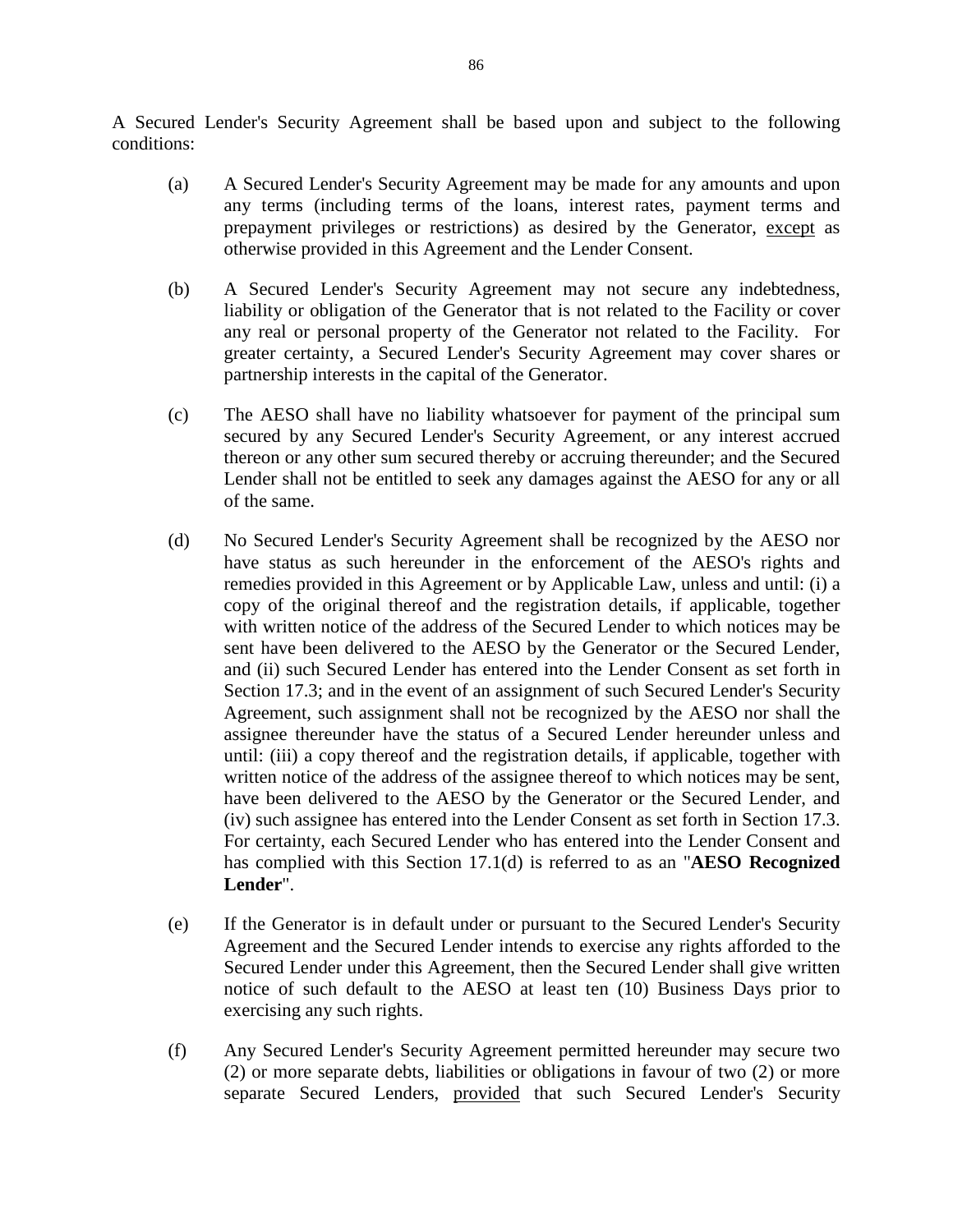A Secured Lender's Security Agreement shall be based upon and subject to the following conditions:

(a) A Secured Lender's Security Agreement may be made for any amounts and upon any terms (including terms of the loans, interest rates, payment terms and prepayment privileges or restrictions) as desired by the Generator, except as otherwise provided in this Agreement and the Lender Consent.

(b) A Secured Lender's Security Agreement may not secure any indebtedness, liability or obligation of the Generator that is not related to the Facility or cover any real or personal property of the Generator not related to the Facility. For greater certainty, a Secured Lender's Security Agreement may cover shares or partnership interests in the capital of the Generator.

(c) The AESO shall have no liability whatsoever for payment of the principal sum secured by any Secured Lender's Security Agreement, or any interest accrued thereon or any other sum secured thereby or accruing thereunder; and the Secured Lender shall not be entitled to seek any damages against the AESO for any or all of the same.

(d) No Secured Lender's Security Agreement shall be recognized by the AESO nor have status as such hereunder in the enforcement of the AESO's rights and remedies provided in this Agreement or by Applicable Law, unless and until: (i) a copy of the original thereof and the registration details, if applicable, together with written notice of the address of the Secured Lender to which notices may be sent have been delivered to the AESO by the Generator or the Secured Lender, and (ii) such Secured Lender has entered into the Lender Consent as set forth in Section 17.3; and in the event of an assignment of such Secured Lender's Security Agreement, such assignment shall not be recognized by the AESO nor shall the assignee thereunder have the status of a Secured Lender hereunder unless and until: (iii) a copy thereof and the registration details, if applicable, together with written notice of the address of the assignee thereof to which notices may be sent, have been delivered to the AESO by the Generator or the Secured Lender, and (iv) such assignee has entered into the Lender Consent as set forth in Section 17.3. For certainty, each Secured Lender who has entered into the Lender Consent and has complied with this Section 17.1(d) is referred to as an "**AESO Recognized Lender**".

(e) If the Generator is in default under or pursuant to the Secured Lender's Security Agreement and the Secured Lender intends to exercise any rights afforded to the Secured Lender under this Agreement, then the Secured Lender shall give written notice of such default to the AESO at least ten (10) Business Days prior to exercising any such rights.

(f) Any Secured Lender's Security Agreement permitted hereunder may secure two (2) or more separate debts, liabilities or obligations in favour of two (2) or more separate Secured Lenders, provided that such Secured Lender's Security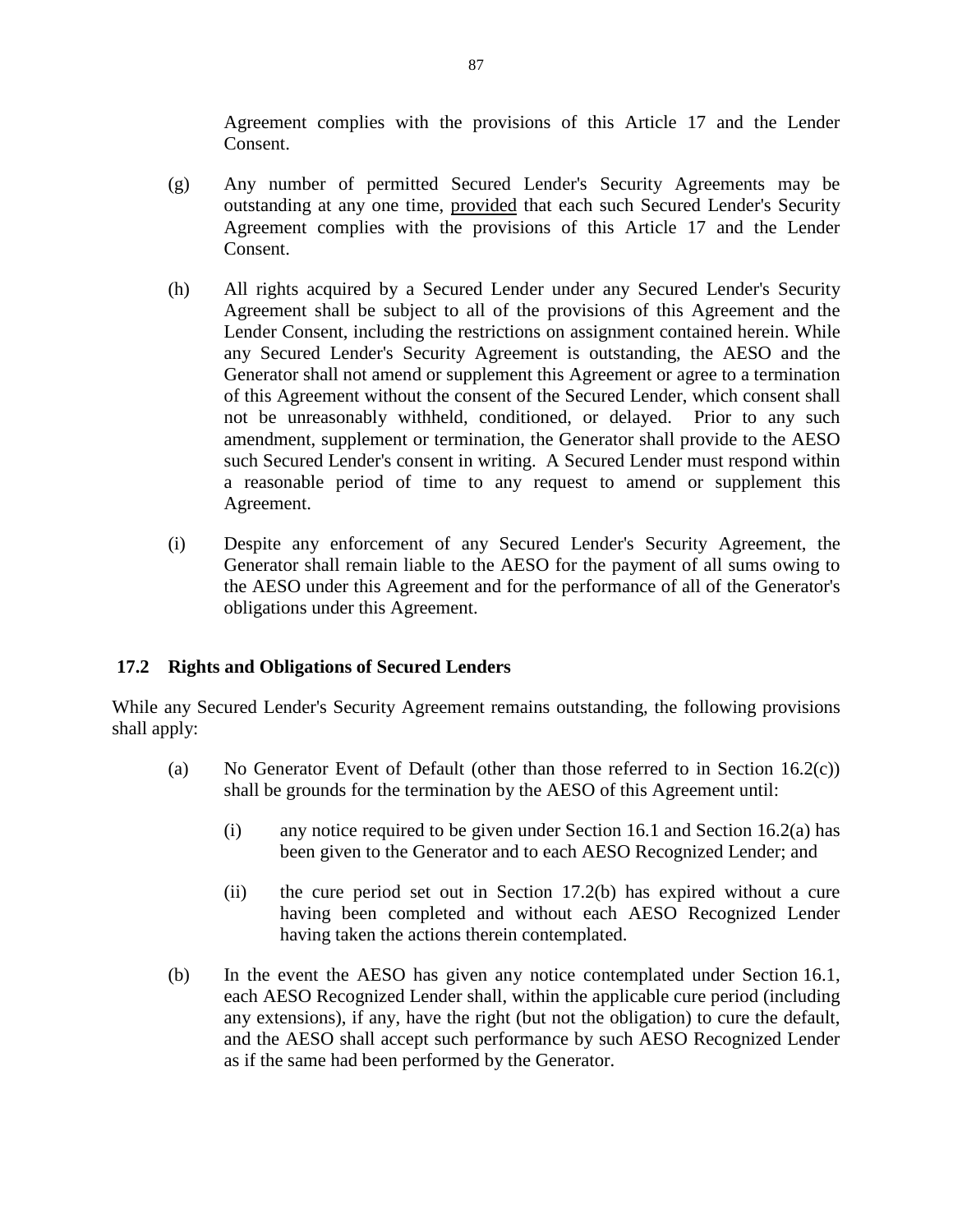Agreement complies with the provisions of this Article 17 and the Lender Consent.

(g) Any number of permitted Secured Lender's Security Agreements may be outstanding at any one time, provided that each such Secured Lender's Security Agreement complies with the provisions of this Article 17 and the Lender Consent.

(h) All rights acquired by a Secured Lender under any Secured Lender's Security Agreement shall be subject to all of the provisions of this Agreement and the Lender Consent, including the restrictions on assignment contained herein. While any Secured Lender's Security Agreement is outstanding, the AESO and the Generator shall not amend or supplement this Agreement or agree to a termination of this Agreement without the consent of the Secured Lender, which consent shall not be unreasonably withheld, conditioned, or delayed. Prior to any such amendment, supplement or termination, the Generator shall provide to the AESO such Secured Lender's consent in writing. A Secured Lender must respond within a reasonable period of time to any request to amend or supplement this Agreement.

(i) Despite any enforcement of any Secured Lender's Security Agreement, the Generator shall remain liable to the AESO for the payment of all sums owing to the AESO under this Agreement and for the performance of all of the Generator's obligations under this Agreement.

### 17.2 Rights and Obligations of Secured Lenders

While any Secured Lender's Security Agreement remains outstanding, the following provisions shall apply:

(a) No Generator Event of Default (other than those referred to in Section 16.2(c)) shall be grounds for the termination by the AESO of this Agreement until:

(i) any notice required to be given under Section 16.1 and Section 16.2(a) has been given to the Generator and to each AESO Recognized Lender; and

(ii) the cure period set out in Section 17.2(b) has expired without a cure having been completed and without each AESO Recognized Lender having taken the actions therein contemplated.

(b) In the event the AESO has given any notice contemplated under Section 16.1, each AESO Recognized Lender shall, within the applicable cure period (including any extensions), if any, have the right (but not the obligation) to cure the default, and the AESO shall accept such performance by such AESO Recognized Lender as if the same had been performed by the Generator.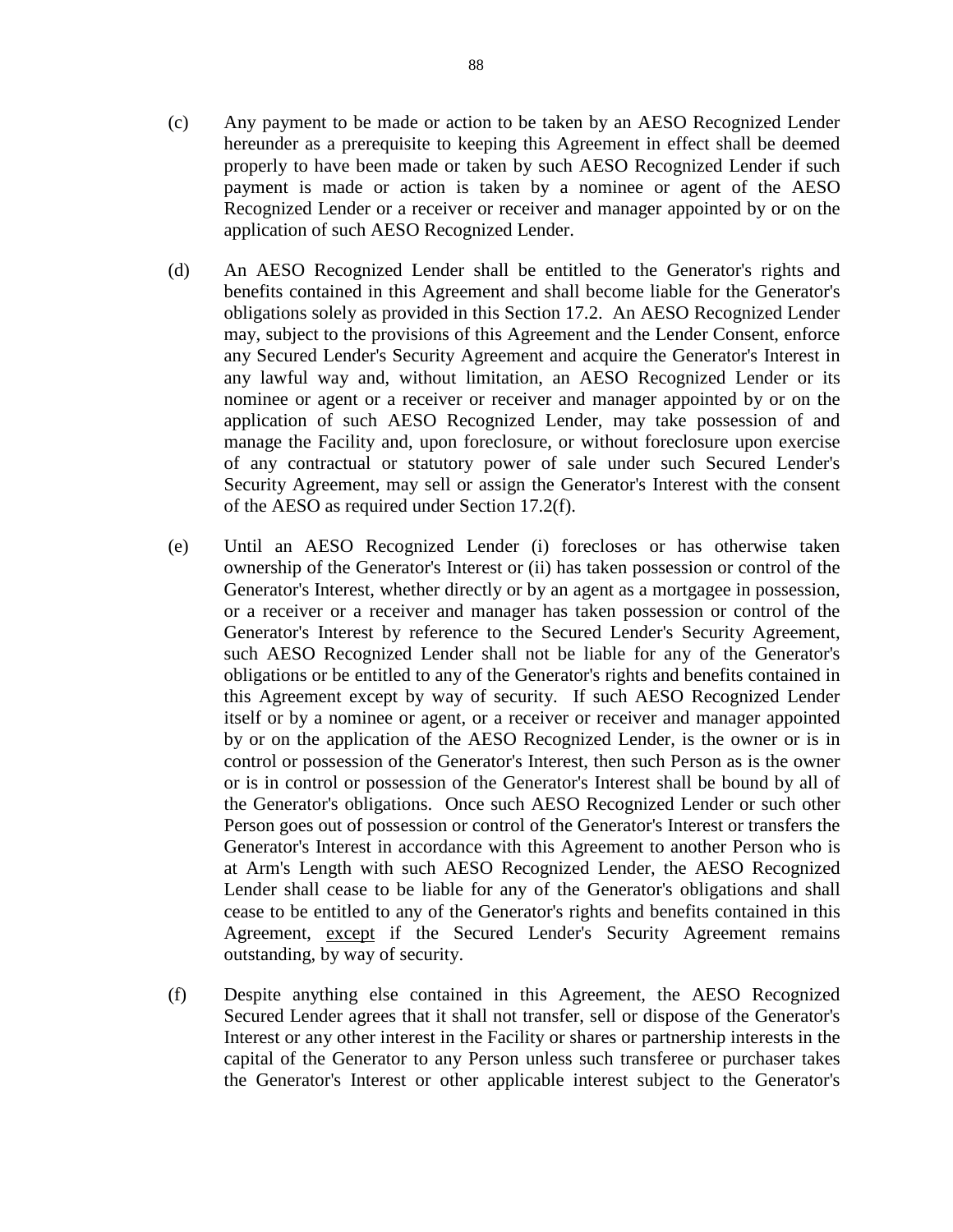(c) Any payment to be made or action to be taken by an AESO Recognized Lender hereunder as a prerequisite to keeping this Agreement in effect shall be deemed properly to have been made or taken by such AESO Recognized Lender if such payment is made or action is taken by a nominee or agent of the AESO Recognized Lender or a receiver or receiver and manager appointed by or on the application of such AESO Recognized Lender.

(d) An AESO Recognized Lender shall be entitled to the Generator's rights and benefits contained in this Agreement and shall become liable for the Generator's obligations solely as provided in this Section 17.2. An AESO Recognized Lender may, subject to the provisions of this Agreement and the Lender Consent, enforce any Secured Lender's Security Agreement and acquire the Generator's Interest in any lawful way and, without limitation, an AESO Recognized Lender or its nominee or agent or a receiver or receiver and manager appointed by or on the application of such AESO Recognized Lender, may take possession of and manage the Facility and, upon foreclosure, or without foreclosure upon exercise of any contractual or statutory power of sale under such Secured Lender's Security Agreement, may sell or assign the Generator's Interest with the consent of the AESO as required under Section 17.2(f).

(e) Until an AESO Recognized Lender (i) forecloses or has otherwise taken ownership of the Generator's Interest or (ii) has taken possession or control of the Generator's Interest, whether directly or by an agent as a mortgagee in possession, or a receiver or a receiver and manager has taken possession or control of the Generator's Interest by reference to the Secured Lender's Security Agreement, such AESO Recognized Lender shall not be liable for any of the Generator's obligations or be entitled to any of the Generator's rights and benefits contained in this Agreement except by way of security. If such AESO Recognized Lender itself or by a nominee or agent, or a receiver or receiver and manager appointed by or on the application of the AESO Recognized Lender, is the owner or is in control or possession of the Generator's Interest, then such Person as is the owner or is in control or possession of the Generator's Interest shall be bound by all of the Generator's obligations. Once such AESO Recognized Lender or such other Person goes out of possession or control of the Generator's Interest or transfers the Generator's Interest in accordance with this Agreement to another Person who is at Arm's Length with such AESO Recognized Lender, the AESO Recognized Lender shall cease to be liable for any of the Generator's obligations and shall cease to be entitled to any of the Generator's rights and benefits contained in this Agreement, <u>except</u> if the Secured Lender's Security Agreement remains outstanding, by way of security.

(f) Despite anything else contained in this Agreement, the AESO Recognized Secured Lender agrees that it shall not transfer, sell or dispose of the Generator's Interest or any other interest in the Facility or shares or partnership interests in the capital of the Generator to any Person unless such transferee or purchaser takes the Generator's Interest or other applicable interest subject to the Generator's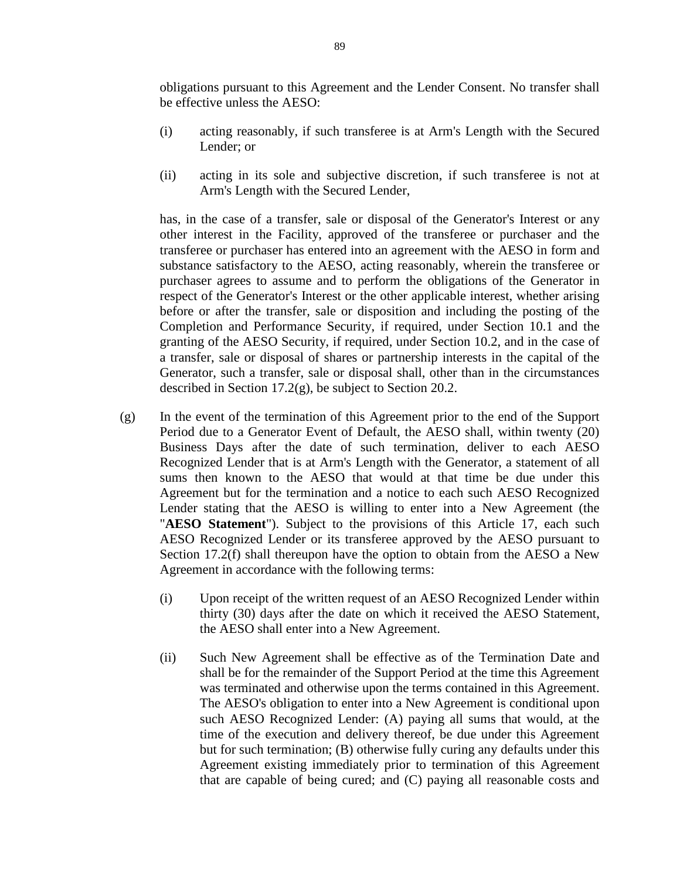obligations pursuant to this Agreement and the Lender Consent. No transfer shall be effective unless the AESO:

(i) acting reasonably, if such transferee is at Arm's Length with the Secured Lender; or

(ii) acting in its sole and subjective discretion, if such transferee is not at Arm's Length with the Secured Lender,

has, in the case of a transfer, sale or disposal of the Generator's Interest or any other interest in the Facility, approved of the transferee or purchaser and the transferee or purchaser has entered into an agreement with the AESO in form and substance satisfactory to the AESO, acting reasonably, wherein the transferee or purchaser agrees to assume and to perform the obligations of the Generator in respect of the Generator's Interest or the other applicable interest, whether arising before or after the transfer, sale or disposition and including the posting of the Completion and Performance Security, if required, under Section 10.1 and the granting of the AESO Security, if required, under Section 10.2, and in the case of a transfer, sale or disposal of shares or partnership interests in the capital of the Generator, such a transfer, sale or disposal shall, other than in the circumstances described in Section 17.2(g), be subject to Section 20.2.

(g) In the event of the termination of this Agreement prior to the end of the Support Period due to a Generator Event of Default, the AESO shall, within twenty (20) Business Days after the date of such termination, deliver to each AESO Recognized Lender that is at Arm's Length with the Generator, a statement of all sums then known to the AESO that would at that time be due under this Agreement but for the termination and a notice to each such AESO Recognized Lender stating that the AESO is willing to enter into a New Agreement (the "**AESO Statement**"). Subject to the provisions of this Article 17, each such AESO Recognized Lender or its transferee approved by the AESO pursuant to Section 17.2(f) shall thereupon have the option to obtain from the AESO a New Agreement in accordance with the following terms:

(i) Upon receipt of the written request of an AESO Recognized Lender within thirty (30) days after the date on which it received the AESO Statement, the AESO shall enter into a New Agreement.

(ii) Such New Agreement shall be effective as of the Termination Date and shall be for the remainder of the Support Period at the time this Agreement was terminated and otherwise upon the terms contained in this Agreement. The AESO's obligation to enter into a New Agreement is conditional upon such AESO Recognized Lender: (A) paying all sums that would, at the time of the execution and delivery thereof, be due under this Agreement but for such termination; (B) otherwise fully curing any defaults under this Agreement existing immediately prior to termination of this Agreement that are capable of being cured; and (C) paying all reasonable costs and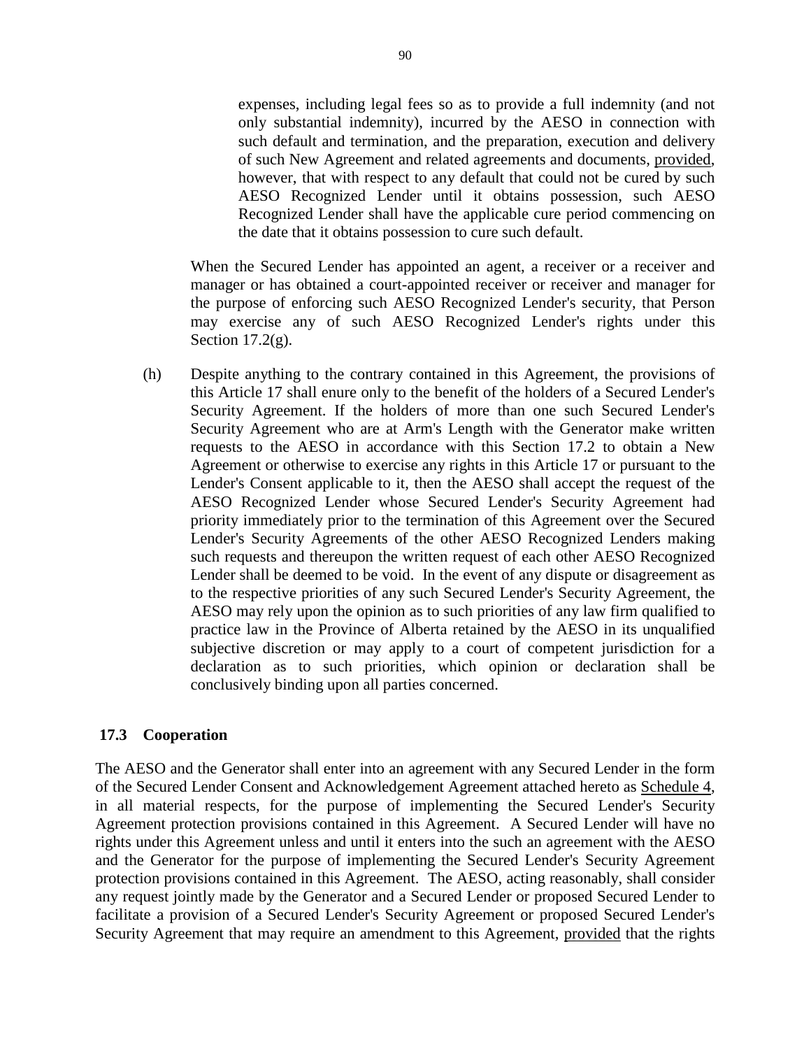expenses, including legal fees so as to provide a full indemnity (and not only substantial indemnity), incurred by the AESO in connection with such default and termination, and the preparation, execution and delivery of such New Agreement and related agreements and documents, provided, however, that with respect to any default that could not be cured by such AESO Recognized Lender until it obtains possession, such AESO Recognized Lender shall have the applicable cure period commencing on the date that it obtains possession to cure such default.

When the Secured Lender has appointed an agent, a receiver or a receiver and manager or has obtained a court-appointed receiver or receiver and manager for the purpose of enforcing such AESO Recognized Lender's security, that Person may exercise any of such AESO Recognized Lender's rights under this Section 17.2(g).

(h) Despite anything to the contrary contained in this Agreement, the provisions of this Article 17 shall enure only to the benefit of the holders of a Secured Lender's Security Agreement. If the holders of more than one such Secured Lender's Security Agreement who are at Arm's Length with the Generator make written requests to the AESO in accordance with this Section 17.2 to obtain a New Agreement or otherwise to exercise any rights in this Article 17 or pursuant to the Lender's Consent applicable to it, then the AESO shall accept the request of the AESO Recognized Lender whose Secured Lender's Security Agreement had priority immediately prior to the termination of this Agreement over the Secured Lender's Security Agreements of the other AESO Recognized Lenders making such requests and thereupon the written request of each other AESO Recognized Lender shall be deemed to be void. In the event of any dispute or disagreement as to the respective priorities of any such Secured Lender's Security Agreement, the AESO may rely upon the opinion as to such priorities of any law firm qualified to practice law in the Province of Alberta retained by the AESO in its unqualified subjective discretion or may apply to a court of competent jurisdiction for a declaration as to such priorities, which opinion or declaration shall be conclusively binding upon all parties concerned.

### 17.3 Cooperation

The AESO and the Generator shall enter into an agreement with any Secured Lender in the form of the Secured Lender Consent and Acknowledgement Agreement attached hereto as Schedule 4, in all material respects, for the purpose of implementing the Secured Lender's Security Agreement protection provisions contained in this Agreement. A Secured Lender will have no rights under this Agreement unless and until it enters into the such an agreement with the AESO and the Generator for the purpose of implementing the Secured Lender's Security Agreement protection provisions contained in this Agreement. The AESO, acting reasonably, shall consider any request jointly made by the Generator and a Secured Lender or proposed Secured Lender to facilitate a provision of a Secured Lender's Security Agreement or proposed Secured Lender's Security Agreement that may require an amendment to this Agreement, provided that the rights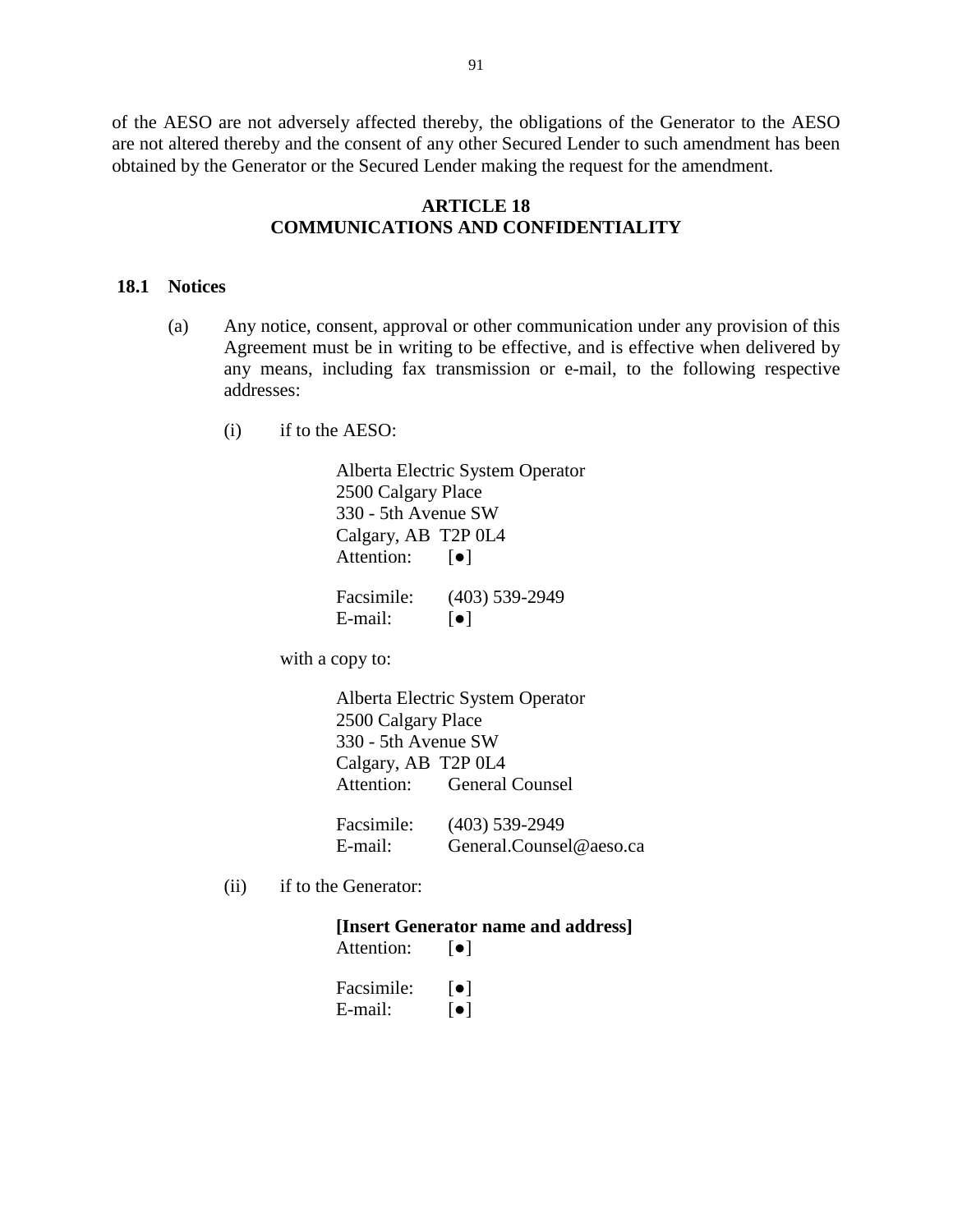of the AESO are not adversely affected thereby, the obligations of the Generator to the AESO are not altered thereby and the consent of any other Secured Lender to such amendment has been obtained by the Generator or the Secured Lender making the request for the amendment.

## ARTICLE 18
## COMMUNICATIONS AND CONFIDENTIALITY

### 18.1 Notices

(a) Any notice, consent, approval or other communication under any provision of this Agreement must be in writing to be effective, and is effective when delivered by any means, including fax transmission or e-mail, to the following respective addresses:

(i) if to the AESO:

Alberta Electric System Operator
2500 Calgary Place
330 - 5th Avenue SW
Calgary, AB T2P 0L4
Attention: [●]

Facsimile: (403) 539-2949
E-mail: [●]

with a copy to:

Alberta Electric System Operator
2500 Calgary Place
330 - 5th Avenue SW
Calgary, AB T2P 0L4
Attention: General Counsel

Facsimile: (403) 539-2949
E-mail: General.Counsel@aeso.ca

(ii) if to the Generator:

**[Insert Generator name and address]**
Attention: [●]

Facsimile: [●]
E-mail: [●]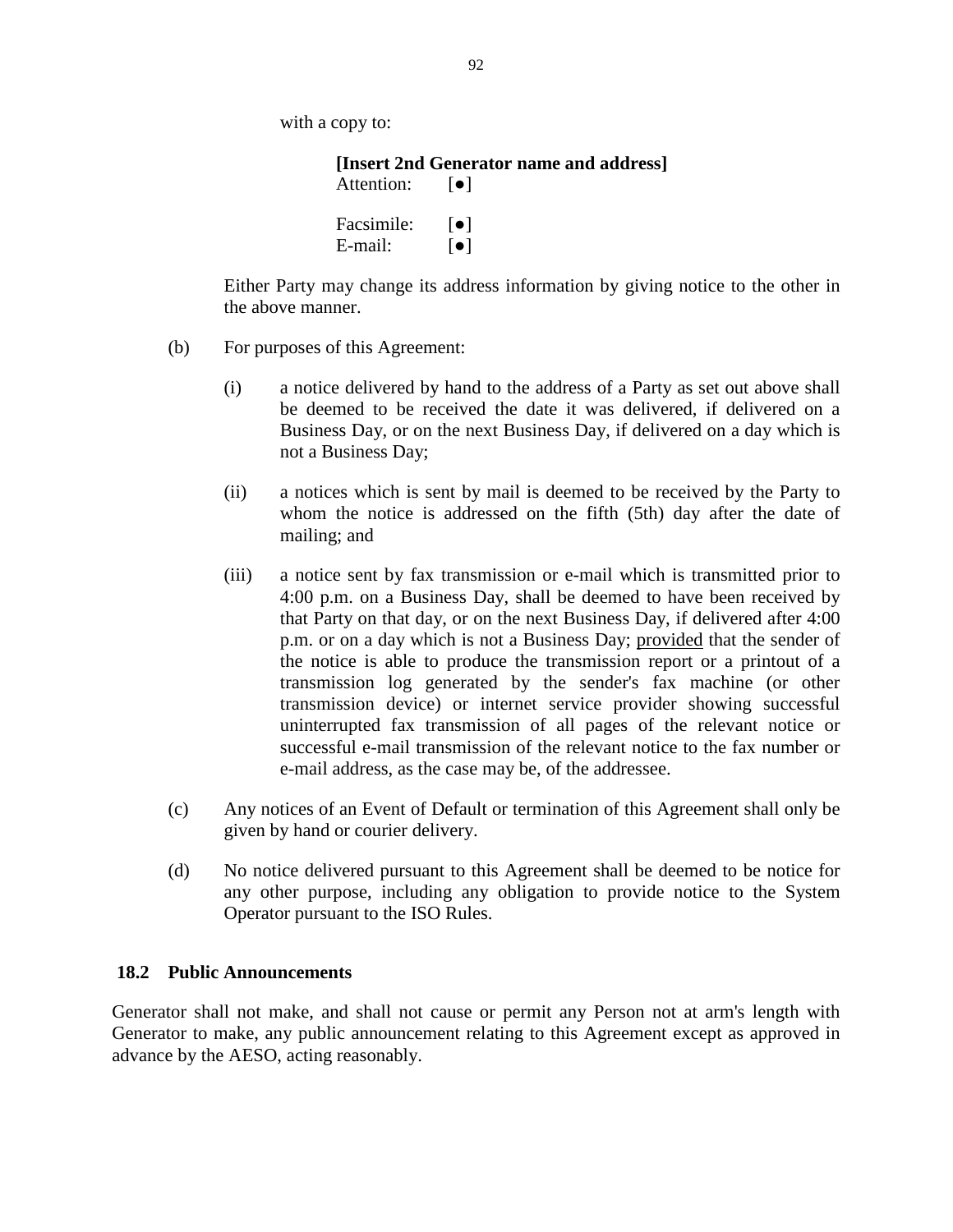with a copy to:

**[Insert 2nd Generator name and address]**
Attention: [●]

Facsimile: [●]
E-mail: [●]

Either Party may change its address information by giving notice to the other in the above manner.

(b) For purposes of this Agreement:

(i) a notice delivered by hand to the address of a Party as set out above shall be deemed to be received the date it was delivered, if delivered on a Business Day, or on the next Business Day, if delivered on a day which is not a Business Day;

(ii) a notices which is sent by mail is deemed to be received by the Party to whom the notice is addressed on the fifth (5th) day after the date of mailing; and

(iii) a notice sent by fax transmission or e-mail which is transmitted prior to 4:00 p.m. on a Business Day, shall be deemed to have been received by that Party on that day, or on the next Business Day, if delivered after 4:00 p.m. or on a day which is not a Business Day; provided that the sender of the notice is able to produce the transmission report or a printout of a transmission log generated by the sender's fax machine (or other transmission device) or internet service provider showing successful uninterrupted fax transmission of all pages of the relevant notice or successful e-mail transmission of the relevant notice to the fax number or e-mail address, as the case may be, of the addressee.

(c) Any notices of an Event of Default or termination of this Agreement shall only be given by hand or courier delivery.

(d) No notice delivered pursuant to this Agreement shall be deemed to be notice for any other purpose, including any obligation to provide notice to the System Operator pursuant to the ISO Rules.

### 18.2 Public Announcements

Generator shall not make, and shall not cause or permit any Person not at arm's length with Generator to make, any public announcement relating to this Agreement except as approved in advance by the AESO, acting reasonably.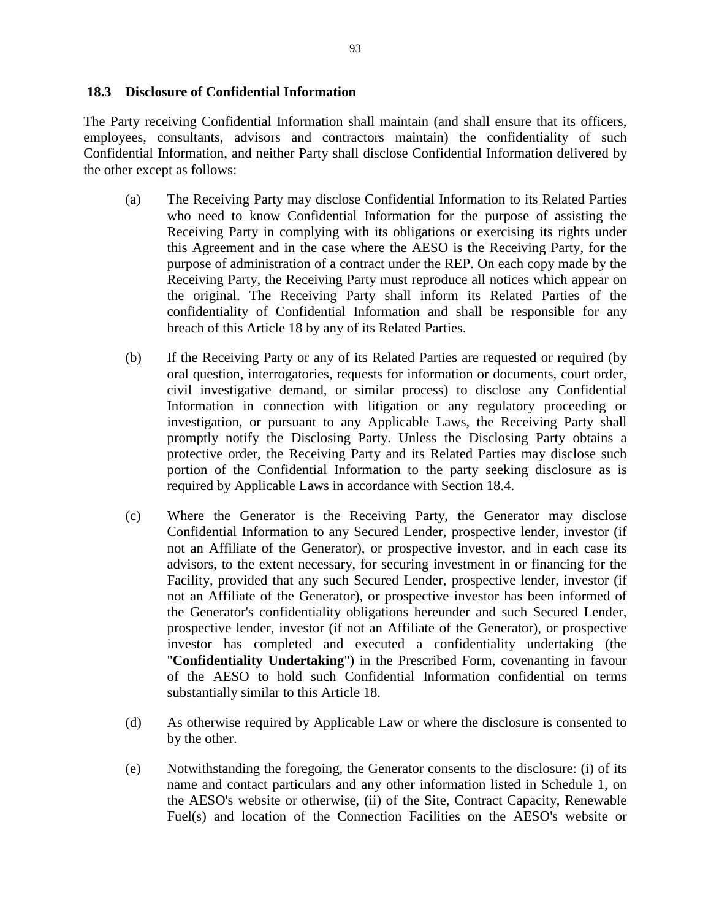### 18.3 Disclosure of Confidential Information

The Party receiving Confidential Information shall maintain (and shall ensure that its officers, employees, consultants, advisors and contractors maintain) the confidentiality of such Confidential Information, and neither Party shall disclose Confidential Information delivered by the other except as follows:

(a) The Receiving Party may disclose Confidential Information to its Related Parties who need to know Confidential Information for the purpose of assisting the Receiving Party in complying with its obligations or exercising its rights under this Agreement and in the case where the AESO is the Receiving Party, for the purpose of administration of a contract under the REP. On each copy made by the Receiving Party, the Receiving Party must reproduce all notices which appear on the original. The Receiving Party shall inform its Related Parties of the confidentiality of Confidential Information and shall be responsible for any breach of this Article 18 by any of its Related Parties.

(b) If the Receiving Party or any of its Related Parties are requested or required (by oral question, interrogatories, requests for information or documents, court order, civil investigative demand, or similar process) to disclose any Confidential Information in connection with litigation or any regulatory proceeding or investigation, or pursuant to any Applicable Laws, the Receiving Party shall promptly notify the Disclosing Party. Unless the Disclosing Party obtains a protective order, the Receiving Party and its Related Parties may disclose such portion of the Confidential Information to the party seeking disclosure as is required by Applicable Laws in accordance with Section 18.4.

(c) Where the Generator is the Receiving Party, the Generator may disclose Confidential Information to any Secured Lender, prospective lender, investor (if not an Affiliate of the Generator), or prospective investor, and in each case its advisors, to the extent necessary, for securing investment in or financing for the Facility, provided that any such Secured Lender, prospective lender, investor (if not an Affiliate of the Generator), or prospective investor has been informed of the Generator's confidentiality obligations hereunder and such Secured Lender, prospective lender, investor (if not an Affiliate of the Generator), or prospective investor has completed and executed a confidentiality undertaking (the "**Confidentiality Undertaking**") in the Prescribed Form, covenanting in favour of the AESO to hold such Confidential Information confidential on terms substantially similar to this Article 18.

(d) As otherwise required by Applicable Law or where the disclosure is consented to by the other.

(e) Notwithstanding the foregoing, the Generator consents to the disclosure: (i) of its name and contact particulars and any other information listed in Schedule 1, on the AESO's website or otherwise, (ii) of the Site, Contract Capacity, Renewable Fuel(s) and location of the Connection Facilities on the AESO's website or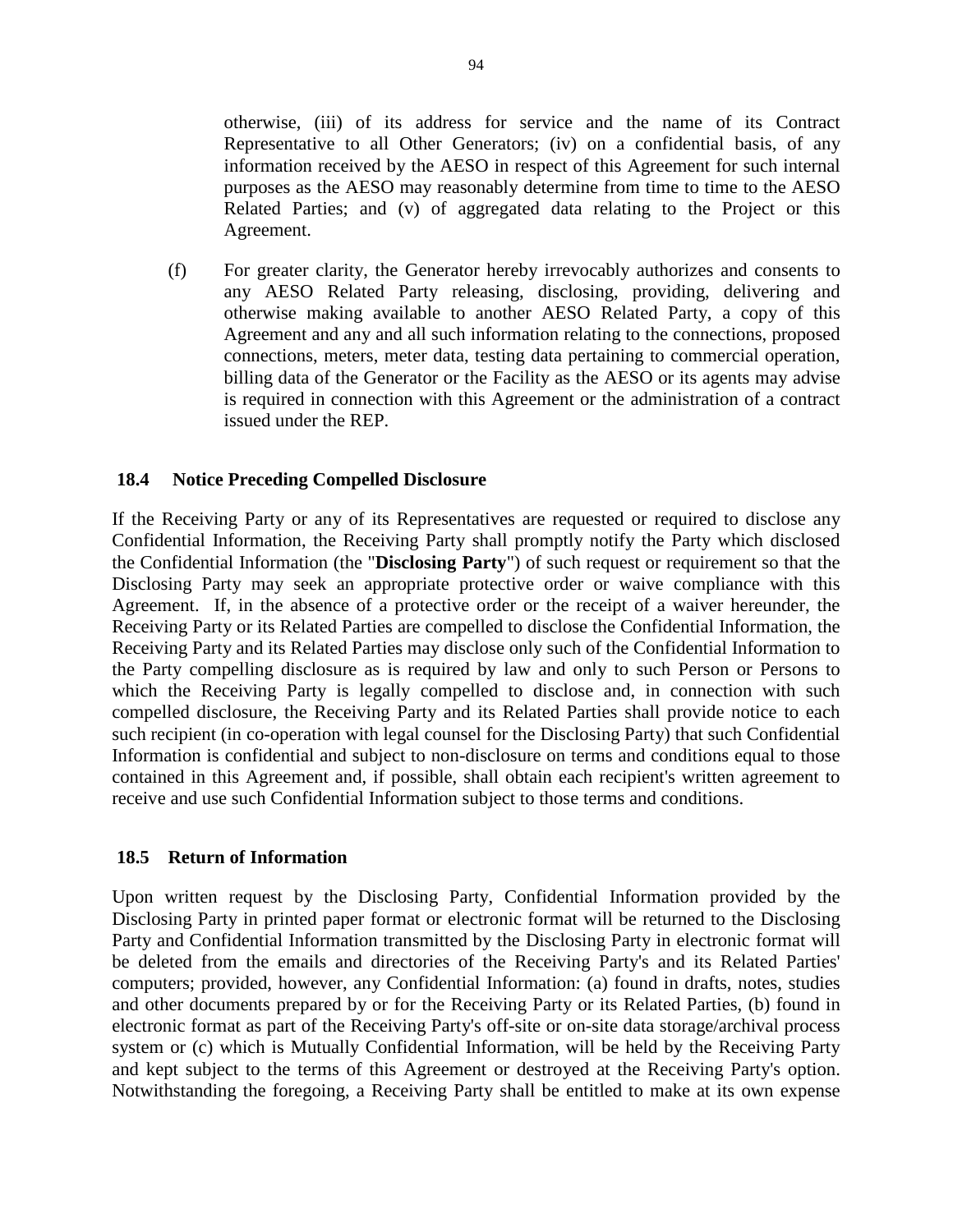otherwise, (iii) of its address for service and the name of its Contract Representative to all Other Generators; (iv) on a confidential basis, of any information received by the AESO in respect of this Agreement for such internal purposes as the AESO may reasonably determine from time to time to the AESO Related Parties; and (v) of aggregated data relating to the Project or this Agreement.

(f) For greater clarity, the Generator hereby irrevocably authorizes and consents to any AESO Related Party releasing, disclosing, providing, delivering and otherwise making available to another AESO Related Party, a copy of this Agreement and any and all such information relating to the connections, proposed connections, meters, meter data, testing data pertaining to commercial operation, billing data of the Generator or the Facility as the AESO or its agents may advise is required in connection with this Agreement or the administration of a contract issued under the REP.

### 18.4 Notice Preceding Compelled Disclosure

If the Receiving Party or any of its Representatives are requested or required to disclose any Confidential Information, the Receiving Party shall promptly notify the Party which disclosed the Confidential Information (the "**Disclosing Party**") of such request or requirement so that the Disclosing Party may seek an appropriate protective order or waive compliance with this Agreement. If, in the absence of a protective order or the receipt of a waiver hereunder, the Receiving Party or its Related Parties are compelled to disclose the Confidential Information, the Receiving Party and its Related Parties may disclose only such of the Confidential Information to the Party compelling disclosure as is required by law and only to such Person or Persons to which the Receiving Party is legally compelled to disclose and, in connection with such compelled disclosure, the Receiving Party and its Related Parties shall provide notice to each such recipient (in co-operation with legal counsel for the Disclosing Party) that such Confidential Information is confidential and subject to non-disclosure on terms and conditions equal to those contained in this Agreement and, if possible, shall obtain each recipient's written agreement to receive and use such Confidential Information subject to those terms and conditions.

### 18.5 Return of Information

Upon written request by the Disclosing Party, Confidential Information provided by the Disclosing Party in printed paper format or electronic format will be returned to the Disclosing Party and Confidential Information transmitted by the Disclosing Party in electronic format will be deleted from the emails and directories of the Receiving Party's and its Related Parties' computers; provided, however, any Confidential Information: (a) found in drafts, notes, studies and other documents prepared by or for the Receiving Party or its Related Parties, (b) found in electronic format as part of the Receiving Party's off-site or on-site data storage/archival process system or (c) which is Mutually Confidential Information, will be held by the Receiving Party and kept subject to the terms of this Agreement or destroyed at the Receiving Party's option. Notwithstanding the foregoing, a Receiving Party shall be entitled to make at its own expense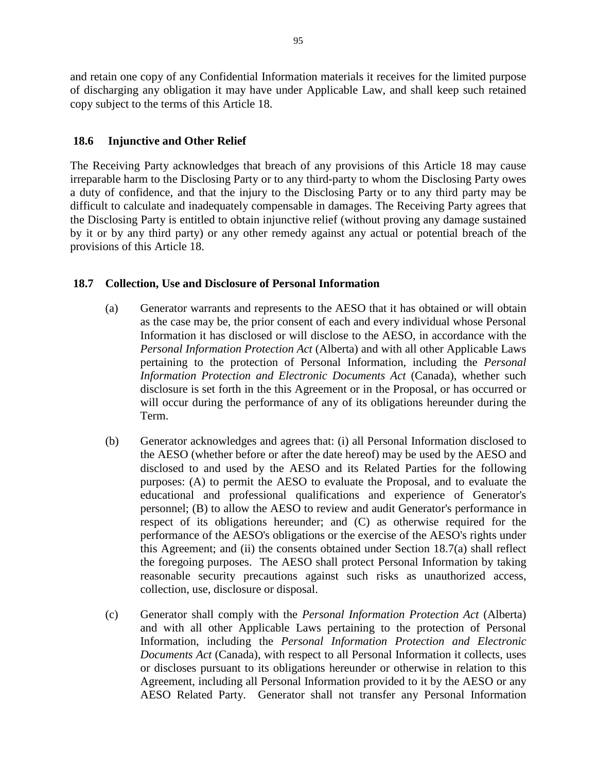and retain one copy of any Confidential Information materials it receives for the limited purpose of discharging any obligation it may have under Applicable Law, and shall keep such retained copy subject to the terms of this Article 18.

### 18.6 Injunctive and Other Relief

The Receiving Party acknowledges that breach of any provisions of this Article 18 may cause irreparable harm to the Disclosing Party or to any third-party to whom the Disclosing Party owes a duty of confidence, and that the injury to the Disclosing Party or to any third party may be difficult to calculate and inadequately compensable in damages. The Receiving Party agrees that the Disclosing Party is entitled to obtain injunctive relief (without proving any damage sustained by it or by any third party) or any other remedy against any actual or potential breach of the provisions of this Article 18.

### 18.7 Collection, Use and Disclosure of Personal Information

(a) Generator warrants and represents to the AESO that it has obtained or will obtain as the case may be, the prior consent of each and every individual whose Personal Information it has disclosed or will disclose to the AESO, in accordance with the *Personal Information Protection Act* (Alberta) and with all other Applicable Laws pertaining to the protection of Personal Information, including the *Personal Information Protection and Electronic Documents Act* (Canada), whether such disclosure is set forth in the this Agreement or in the Proposal, or has occurred or will occur during the performance of any of its obligations hereunder during the Term.

(b) Generator acknowledges and agrees that: (i) all Personal Information disclosed to the AESO (whether before or after the date hereof) may be used by the AESO and disclosed to and used by the AESO and its Related Parties for the following purposes: (A) to permit the AESO to evaluate the Proposal, and to evaluate the educational and professional qualifications and experience of Generator's personnel; (B) to allow the AESO to review and audit Generator's performance in respect of its obligations hereunder; and (C) as otherwise required for the performance of the AESO's obligations or the exercise of the AESO's rights under this Agreement; and (ii) the consents obtained under Section 18.7(a) shall reflect the foregoing purposes. The AESO shall protect Personal Information by taking reasonable security precautions against such risks as unauthorized access, collection, use, disclosure or disposal.

(c) Generator shall comply with the *Personal Information Protection Act* (Alberta) and with all other Applicable Laws pertaining to the protection of Personal Information, including the *Personal Information Protection and Electronic Documents Act* (Canada), with respect to all Personal Information it collects, uses or discloses pursuant to its obligations hereunder or otherwise in relation to this Agreement, including all Personal Information provided to it by the AESO or any AESO Related Party. Generator shall not transfer any Personal Information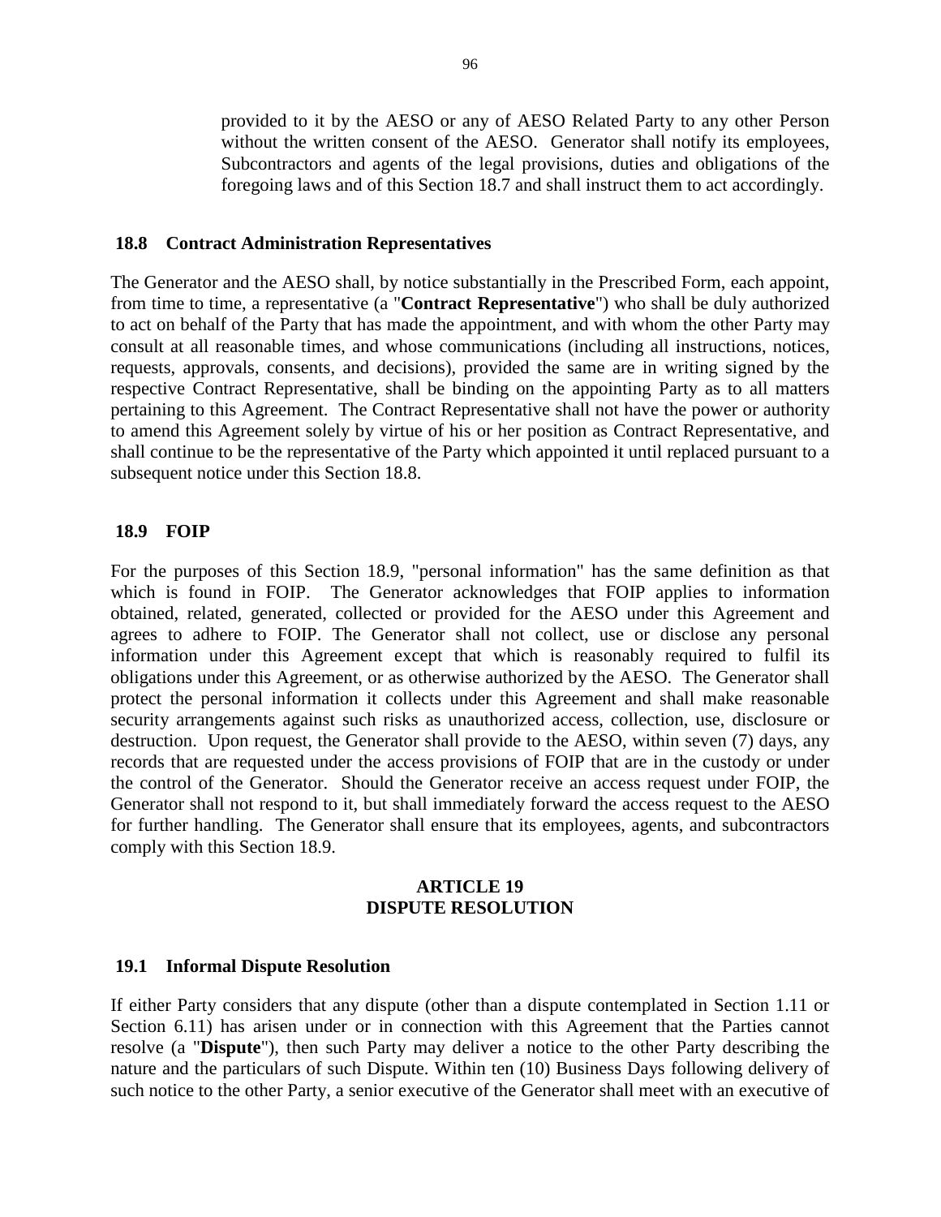provided to it by the AESO or any of AESO Related Party to any other Person without the written consent of the AESO. Generator shall notify its employees, Subcontractors and agents of the legal provisions, duties and obligations of the foregoing laws and of this Section 18.7 and shall instruct them to act accordingly.

### 18.8 Contract Administration Representatives

The Generator and the AESO shall, by notice substantially in the Prescribed Form, each appoint, from time to time, a representative (a "**Contract Representative**") who shall be duly authorized to act on behalf of the Party that has made the appointment, and with whom the other Party may consult at all reasonable times, and whose communications (including all instructions, notices, requests, approvals, consents, and decisions), provided the same are in writing signed by the respective Contract Representative, shall be binding on the appointing Party as to all matters pertaining to this Agreement. The Contract Representative shall not have the power or authority to amend this Agreement solely by virtue of his or her position as Contract Representative, and shall continue to be the representative of the Party which appointed it until replaced pursuant to a subsequent notice under this Section 18.8.

### 18.9 FOIP

For the purposes of this Section 18.9, "personal information" has the same definition as that which is found in FOIP. The Generator acknowledges that FOIP applies to information obtained, related, generated, collected or provided for the AESO under this Agreement and agrees to adhere to FOIP. The Generator shall not collect, use or disclose any personal information under this Agreement except that which is reasonably required to fulfil its obligations under this Agreement, or as otherwise authorized by the AESO. The Generator shall protect the personal information it collects under this Agreement and shall make reasonable security arrangements against such risks as unauthorized access, collection, use, disclosure or destruction. Upon request, the Generator shall provide to the AESO, within seven (7) days, any records that are requested under the access provisions of FOIP that are in the custody or under the control of the Generator. Should the Generator receive an access request under FOIP, the Generator shall not respond to it, but shall immediately forward the access request to the AESO for further handling. The Generator shall ensure that its employees, agents, and subcontractors comply with this Section 18.9.

## ARTICLE 19
## DISPUTE RESOLUTION

### 19.1 Informal Dispute Resolution

If either Party considers that any dispute (other than a dispute contemplated in Section 1.11 or Section 6.11) has arisen under or in connection with this Agreement that the Parties cannot resolve (a "**Dispute**"), then such Party may deliver a notice to the other Party describing the nature and the particulars of such Dispute. Within ten (10) Business Days following delivery of such notice to the other Party, a senior executive of the Generator shall meet with an executive of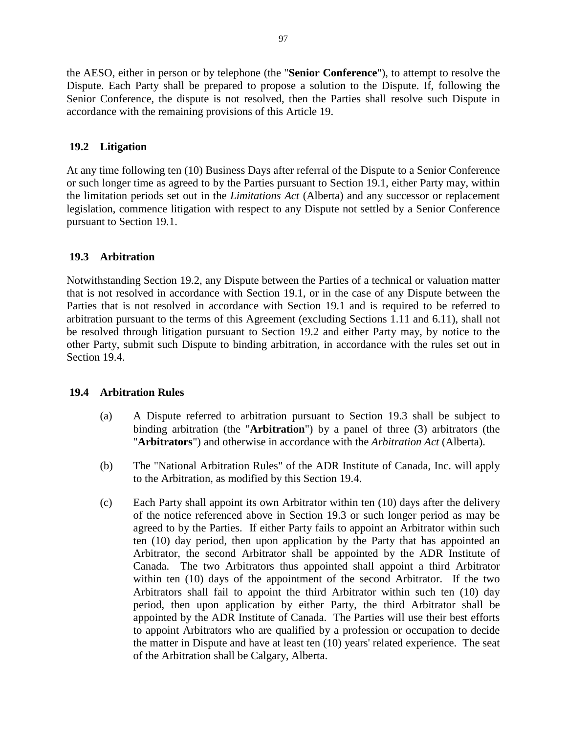the AESO, either in person or by telephone (the "**Senior Conference**"), to attempt to resolve the Dispute. Each Party shall be prepared to propose a solution to the Dispute. If, following the Senior Conference, the dispute is not resolved, then the Parties shall resolve such Dispute in accordance with the remaining provisions of this Article 19.

### 19.2 Litigation

At any time following ten (10) Business Days after referral of the Dispute to a Senior Conference or such longer time as agreed to by the Parties pursuant to Section 19.1, either Party may, within the limitation periods set out in the *Limitations Act* (Alberta) and any successor or replacement legislation, commence litigation with respect to any Dispute not settled by a Senior Conference pursuant to Section 19.1.

### 19.3 Arbitration

Notwithstanding Section 19.2, any Dispute between the Parties of a technical or valuation matter that is not resolved in accordance with Section 19.1, or in the case of any Dispute between the Parties that is not resolved in accordance with Section 19.1 and is required to be referred to arbitration pursuant to the terms of this Agreement (excluding Sections 1.11 and 6.11), shall not be resolved through litigation pursuant to Section 19.2 and either Party may, by notice to the other Party, submit such Dispute to binding arbitration, in accordance with the rules set out in Section 19.4.

### 19.4 Arbitration Rules

(a) A Dispute referred to arbitration pursuant to Section 19.3 shall be subject to binding arbitration (the "**Arbitration**") by a panel of three (3) arbitrators (the "**Arbitrators**") and otherwise in accordance with the *Arbitration Act* (Alberta).

(b) The "National Arbitration Rules" of the ADR Institute of Canada, Inc. will apply to the Arbitration, as modified by this Section 19.4.

(c) Each Party shall appoint its own Arbitrator within ten (10) days after the delivery of the notice referenced above in Section 19.3 or such longer period as may be agreed to by the Parties. If either Party fails to appoint an Arbitrator within such ten (10) day period, then upon application by the Party that has appointed an Arbitrator, the second Arbitrator shall be appointed by the ADR Institute of Canada. The two Arbitrators thus appointed shall appoint a third Arbitrator within ten (10) days of the appointment of the second Arbitrator. If the two Arbitrators shall fail to appoint the third Arbitrator within such ten (10) day period, then upon application by either Party, the third Arbitrator shall be appointed by the ADR Institute of Canada. The Parties will use their best efforts to appoint Arbitrators who are qualified by a profession or occupation to decide the matter in Dispute and have at least ten (10) years' related experience. The seat of the Arbitration shall be Calgary, Alberta.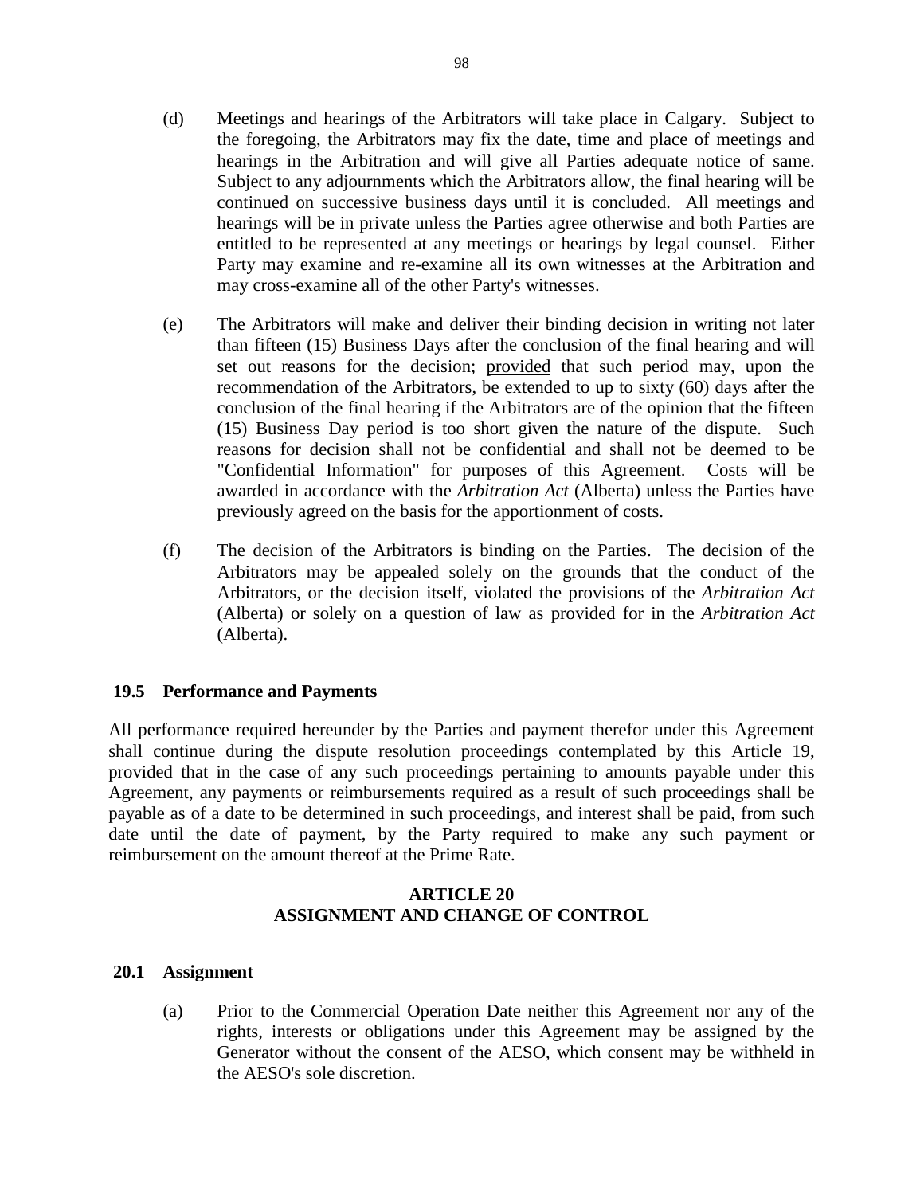(d) Meetings and hearings of the Arbitrators will take place in Calgary. Subject to the foregoing, the Arbitrators may fix the date, time and place of meetings and hearings in the Arbitration and will give all Parties adequate notice of same. Subject to any adjournments which the Arbitrators allow, the final hearing will be continued on successive business days until it is concluded. All meetings and hearings will be in private unless the Parties agree otherwise and both Parties are entitled to be represented at any meetings or hearings by legal counsel. Either Party may examine and re-examine all its own witnesses at the Arbitration and may cross-examine all of the other Party's witnesses.

(e) The Arbitrators will make and deliver their binding decision in writing not later than fifteen (15) Business Days after the conclusion of the final hearing and will set out reasons for the decision; provided that such period may, upon the recommendation of the Arbitrators, be extended to up to sixty (60) days after the conclusion of the final hearing if the Arbitrators are of the opinion that the fifteen (15) Business Day period is too short given the nature of the dispute. Such reasons for decision shall not be confidential and shall not be deemed to be "Confidential Information" for purposes of this Agreement. Costs will be awarded in accordance with the *Arbitration Act* (Alberta) unless the Parties have previously agreed on the basis for the apportionment of costs.

(f) The decision of the Arbitrators is binding on the Parties. The decision of the Arbitrators may be appealed solely on the grounds that the conduct of the Arbitrators, or the decision itself, violated the provisions of the *Arbitration Act* (Alberta) or solely on a question of law as provided for in the *Arbitration Act* (Alberta).

### 19.5 Performance and Payments

All performance required hereunder by the Parties and payment therefor under this Agreement shall continue during the dispute resolution proceedings contemplated by this Article 19, provided that in the case of any such proceedings pertaining to amounts payable under this Agreement, any payments or reimbursements required as a result of such proceedings shall be payable as of a date to be determined in such proceedings, and interest shall be paid, from such date until the date of payment, by the Party required to make any such payment or reimbursement on the amount thereof at the Prime Rate.

## ARTICLE 20
## ASSIGNMENT AND CHANGE OF CONTROL

### 20.1 Assignment

(a) Prior to the Commercial Operation Date neither this Agreement nor any of the rights, interests or obligations under this Agreement may be assigned by the Generator without the consent of the AESO, which consent may be withheld in the AESO's sole discretion.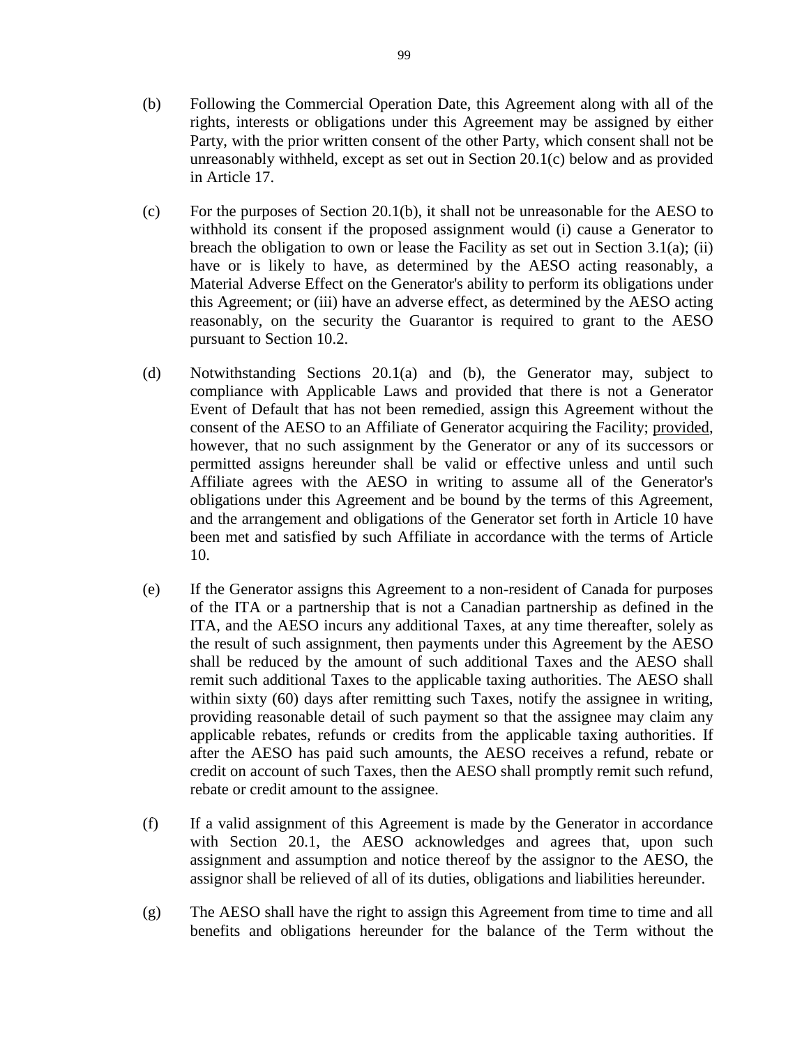(b) Following the Commercial Operation Date, this Agreement along with all of the rights, interests or obligations under this Agreement may be assigned by either Party, with the prior written consent of the other Party, which consent shall not be unreasonably withheld, except as set out in Section 20.1(c) below and as provided in Article 17.

(c) For the purposes of Section 20.1(b), it shall not be unreasonable for the AESO to withhold its consent if the proposed assignment would (i) cause a Generator to breach the obligation to own or lease the Facility as set out in Section 3.1(a); (ii) have or is likely to have, as determined by the AESO acting reasonably, a Material Adverse Effect on the Generator's ability to perform its obligations under this Agreement; or (iii) have an adverse effect, as determined by the AESO acting reasonably, on the security the Guarantor is required to grant to the AESO pursuant to Section 10.2.

(d) Notwithstanding Sections 20.1(a) and (b), the Generator may, subject to compliance with Applicable Laws and provided that there is not a Generator Event of Default that has not been remedied, assign this Agreement without the consent of the AESO to an Affiliate of Generator acquiring the Facility; provided, however, that no such assignment by the Generator or any of its successors or permitted assigns hereunder shall be valid or effective unless and until such Affiliate agrees with the AESO in writing to assume all of the Generator's obligations under this Agreement and be bound by the terms of this Agreement, and the arrangement and obligations of the Generator set forth in Article 10 have been met and satisfied by such Affiliate in accordance with the terms of Article 10.

(e) If the Generator assigns this Agreement to a non-resident of Canada for purposes of the ITA or a partnership that is not a Canadian partnership as defined in the ITA, and the AESO incurs any additional Taxes, at any time thereafter, solely as the result of such assignment, then payments under this Agreement by the AESO shall be reduced by the amount of such additional Taxes and the AESO shall remit such additional Taxes to the applicable taxing authorities. The AESO shall within sixty (60) days after remitting such Taxes, notify the assignee in writing, providing reasonable detail of such payment so that the assignee may claim any applicable rebates, refunds or credits from the applicable taxing authorities. If after the AESO has paid such amounts, the AESO receives a refund, rebate or credit on account of such Taxes, then the AESO shall promptly remit such refund, rebate or credit amount to the assignee.

(f) If a valid assignment of this Agreement is made by the Generator in accordance with Section 20.1, the AESO acknowledges and agrees that, upon such assignment and assumption and notice thereof by the assignor to the AESO, the assignor shall be relieved of all of its duties, obligations and liabilities hereunder.

(g) The AESO shall have the right to assign this Agreement from time to time and all benefits and obligations hereunder for the balance of the Term without the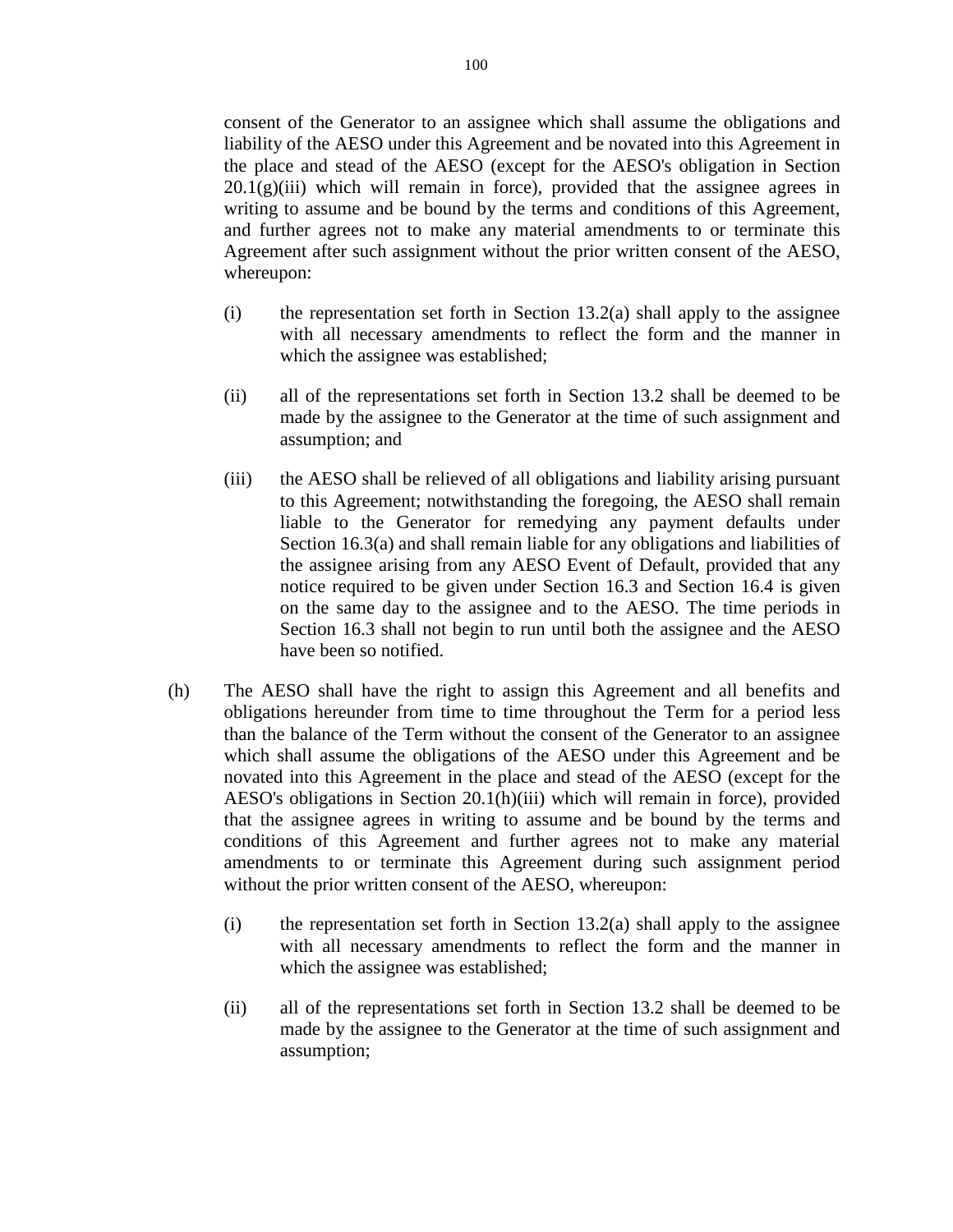consent of the Generator to an assignee which shall assume the obligations and liability of the AESO under this Agreement and be novated into this Agreement in the place and stead of the AESO (except for the AESO's obligation in Section 20.1(g)(iii) which will remain in force), provided that the assignee agrees in writing to assume and be bound by the terms and conditions of this Agreement, and further agrees not to make any material amendments to or terminate this Agreement after such assignment without the prior written consent of the AESO, whereupon:

(i) the representation set forth in Section 13.2(a) shall apply to the assignee with all necessary amendments to reflect the form and the manner in which the assignee was established;

(ii) all of the representations set forth in Section 13.2 shall be deemed to be made by the assignee to the Generator at the time of such assignment and assumption; and

(iii) the AESO shall be relieved of all obligations and liability arising pursuant to this Agreement; notwithstanding the foregoing, the AESO shall remain liable to the Generator for remedying any payment defaults under Section 16.3(a) and shall remain liable for any obligations and liabilities of the assignee arising from any AESO Event of Default, provided that any notice required to be given under Section 16.3 and Section 16.4 is given on the same day to the assignee and to the AESO. The time periods in Section 16.3 shall not begin to run until both the assignee and the AESO have been so notified.

(h) The AESO shall have the right to assign this Agreement and all benefits and obligations hereunder from time to time throughout the Term for a period less than the balance of the Term without the consent of the Generator to an assignee which shall assume the obligations of the AESO under this Agreement and be novated into this Agreement in the place and stead of the AESO (except for the AESO's obligations in Section 20.1(h)(iii) which will remain in force), provided that the assignee agrees in writing to assume and be bound by the terms and conditions of this Agreement and further agrees not to make any material amendments to or terminate this Agreement during such assignment period without the prior written consent of the AESO, whereupon:

(i) the representation set forth in Section 13.2(a) shall apply to the assignee with all necessary amendments to reflect the form and the manner in which the assignee was established;

(ii) all of the representations set forth in Section 13.2 shall be deemed to be made by the assignee to the Generator at the time of such assignment and assumption;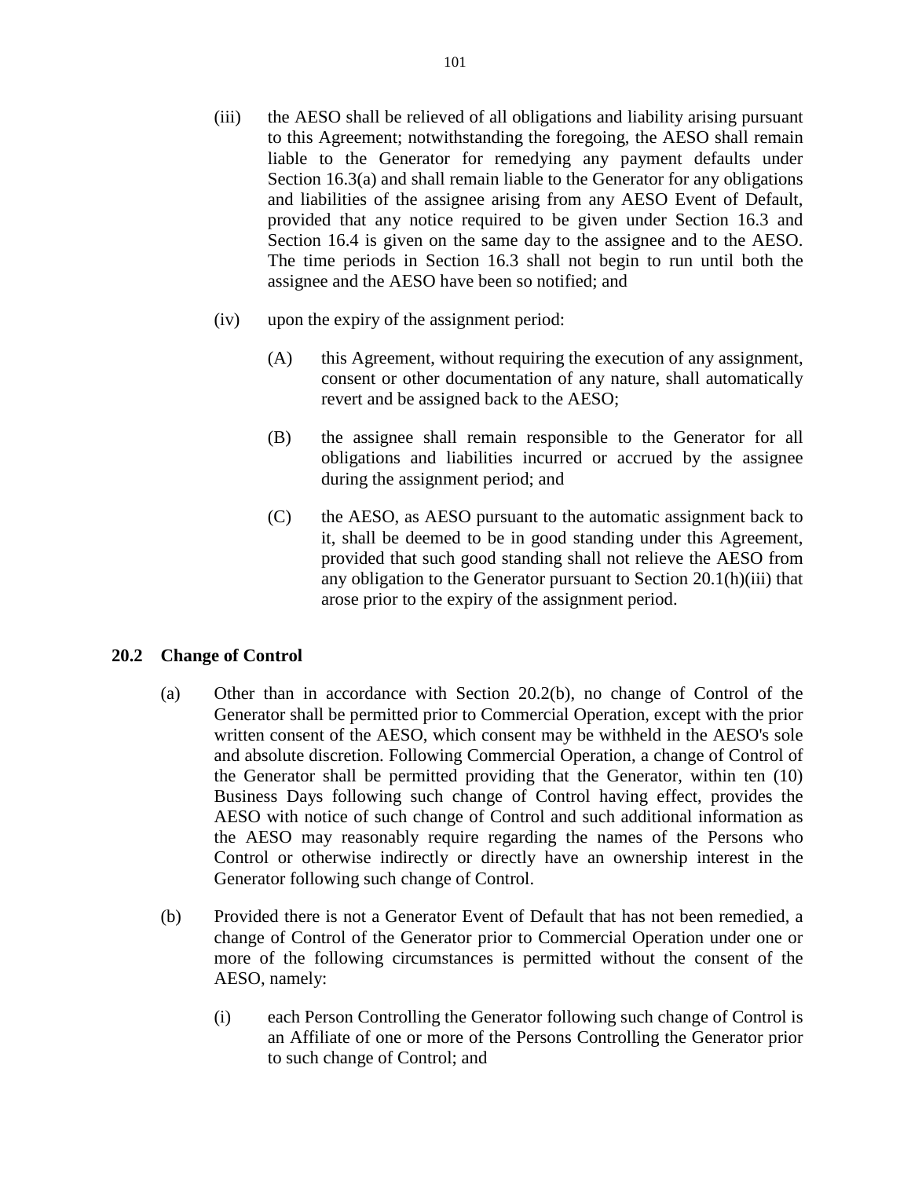(iii) the AESO shall be relieved of all obligations and liability arising pursuant to this Agreement; notwithstanding the foregoing, the AESO shall remain liable to the Generator for remedying any payment defaults under Section 16.3(a) and shall remain liable to the Generator for any obligations and liabilities of the assignee arising from any AESO Event of Default, provided that any notice required to be given under Section 16.3 and Section 16.4 is given on the same day to the assignee and to the AESO. The time periods in Section 16.3 shall not begin to run until both the assignee and the AESO have been so notified; and

(iv) upon the expiry of the assignment period:

(A) this Agreement, without requiring the execution of any assignment, consent or other documentation of any nature, shall automatically revert and be assigned back to the AESO;

(B) the assignee shall remain responsible to the Generator for all obligations and liabilities incurred or accrued by the assignee during the assignment period; and

(C) the AESO, as AESO pursuant to the automatic assignment back to it, shall be deemed to be in good standing under this Agreement, provided that such good standing shall not relieve the AESO from any obligation to the Generator pursuant to Section 20.1(h)(iii) that arose prior to the expiry of the assignment period.

### 20.2 Change of Control

(a) Other than in accordance with Section 20.2(b), no change of Control of the Generator shall be permitted prior to Commercial Operation, except with the prior written consent of the AESO, which consent may be withheld in the AESO's sole and absolute discretion. Following Commercial Operation, a change of Control of the Generator shall be permitted providing that the Generator, within ten (10) Business Days following such change of Control having effect, provides the AESO with notice of such change of Control and such additional information as the AESO may reasonably require regarding the names of the Persons who Control or otherwise indirectly or directly have an ownership interest in the Generator following such change of Control.

(b) Provided there is not a Generator Event of Default that has not been remedied, a change of Control of the Generator prior to Commercial Operation under one or more of the following circumstances is permitted without the consent of the AESO, namely:

(i) each Person Controlling the Generator following such change of Control is an Affiliate of one or more of the Persons Controlling the Generator prior to such change of Control; and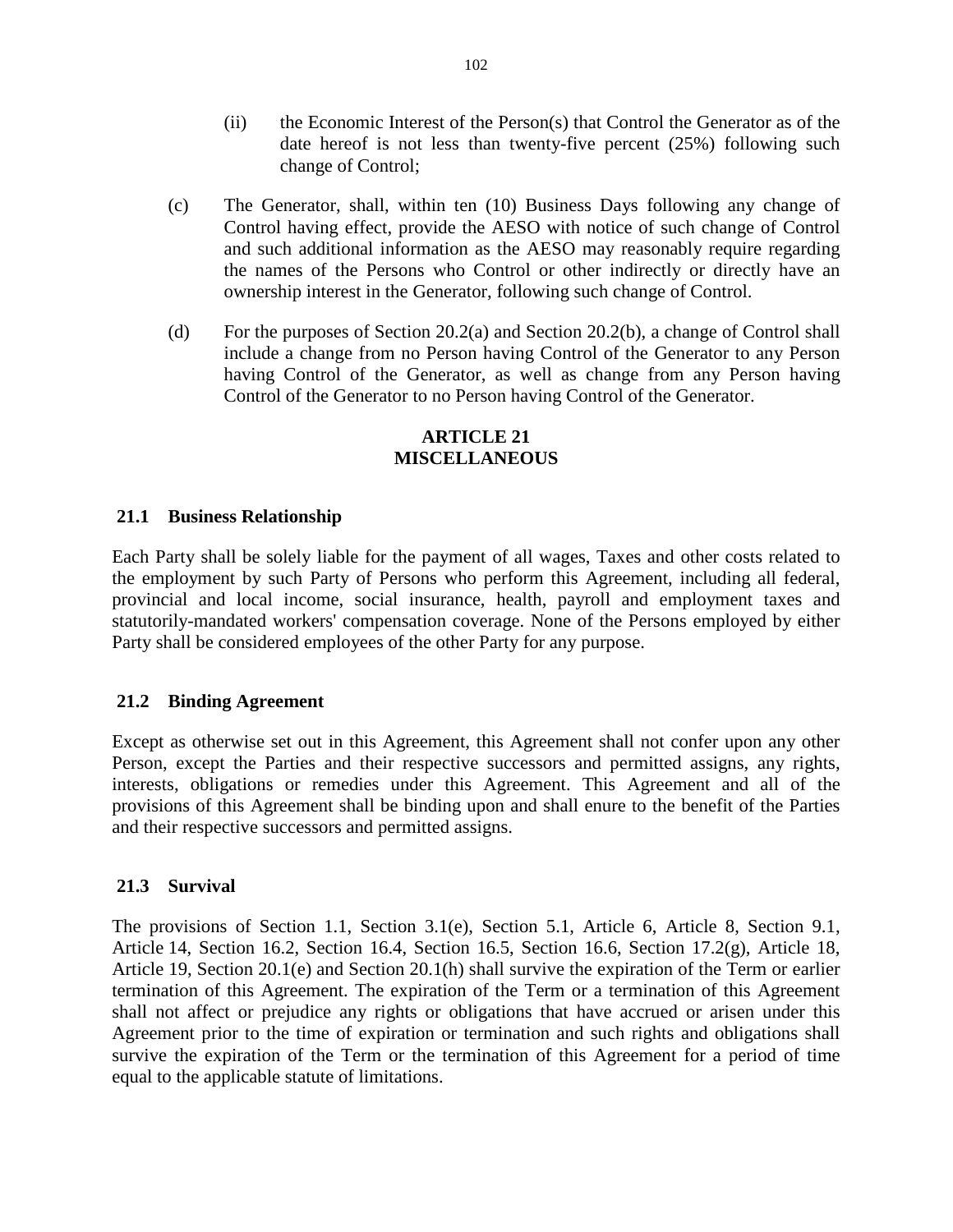(ii) the Economic Interest of the Person(s) that Control the Generator as of the date hereof is not less than twenty-five percent (25%) following such change of Control;

(c) The Generator, shall, within ten (10) Business Days following any change of Control having effect, provide the AESO with notice of such change of Control and such additional information as the AESO may reasonably require regarding the names of the Persons who Control or other indirectly or directly have an ownership interest in the Generator, following such change of Control.

(d) For the purposes of Section 20.2(a) and Section 20.2(b), a change of Control shall include a change from no Person having Control of the Generator to any Person having Control of the Generator, as well as change from any Person having Control of the Generator to no Person having Control of the Generator.

## ARTICLE 21
## MISCELLANEOUS

### 21.1 Business Relationship

Each Party shall be solely liable for the payment of all wages, Taxes and other costs related to the employment by such Party of Persons who perform this Agreement, including all federal, provincial and local income, social insurance, health, payroll and employment taxes and statutorily-mandated workers' compensation coverage. None of the Persons employed by either Party shall be considered employees of the other Party for any purpose.

### 21.2 Binding Agreement

Except as otherwise set out in this Agreement, this Agreement shall not confer upon any other Person, except the Parties and their respective successors and permitted assigns, any rights, interests, obligations or remedies under this Agreement. This Agreement and all of the provisions of this Agreement shall be binding upon and shall enure to the benefit of the Parties and their respective successors and permitted assigns.

### 21.3 Survival

The provisions of Section 1.1, Section 3.1(e), Section 5.1, Article 6, Article 8, Section 9.1, Article 14, Section 16.2, Section 16.4, Section 16.5, Section 16.6, Section 17.2(g), Article 18, Article 19, Section 20.1(e) and Section 20.1(h) shall survive the expiration of the Term or earlier termination of this Agreement. The expiration of the Term or a termination of this Agreement shall not affect or prejudice any rights or obligations that have accrued or arisen under this Agreement prior to the time of expiration or termination and such rights and obligations shall survive the expiration of the Term or the termination of this Agreement for a period of time equal to the applicable statute of limitations.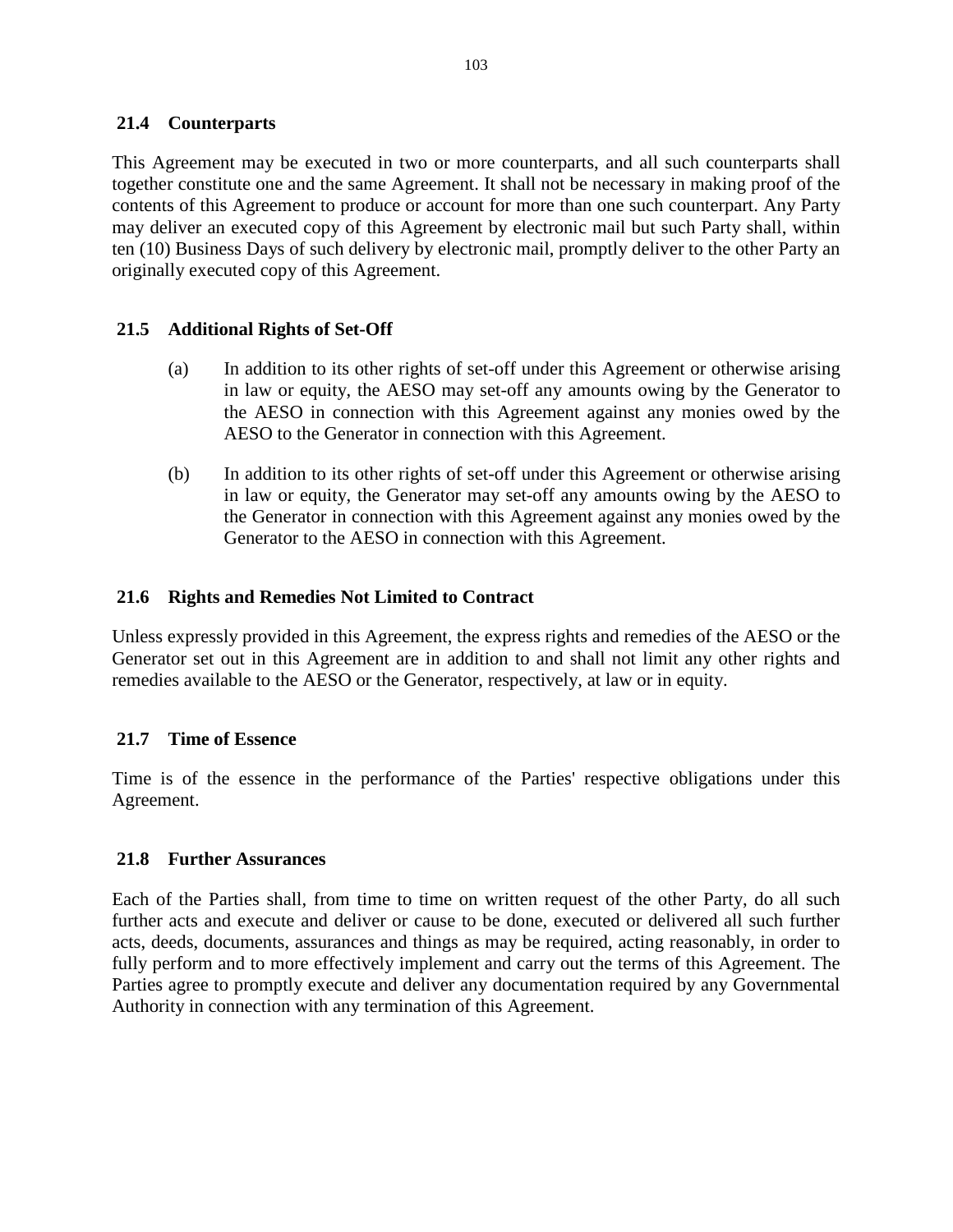### 21.4 Counterparts

This Agreement may be executed in two or more counterparts, and all such counterparts shall together constitute one and the same Agreement. It shall not be necessary in making proof of the contents of this Agreement to produce or account for more than one such counterpart. Any Party may deliver an executed copy of this Agreement by electronic mail but such Party shall, within ten (10) Business Days of such delivery by electronic mail, promptly deliver to the other Party an originally executed copy of this Agreement.

### 21.5 Additional Rights of Set-Off

(a) In addition to its other rights of set-off under this Agreement or otherwise arising in law or equity, the AESO may set-off any amounts owing by the Generator to the AESO in connection with this Agreement against any monies owed by the AESO to the Generator in connection with this Agreement.

(b) In addition to its other rights of set-off under this Agreement or otherwise arising in law or equity, the Generator may set-off any amounts owing by the AESO to the Generator in connection with this Agreement against any monies owed by the Generator to the AESO in connection with this Agreement.

### 21.6 Rights and Remedies Not Limited to Contract

Unless expressly provided in this Agreement, the express rights and remedies of the AESO or the Generator set out in this Agreement are in addition to and shall not limit any other rights and remedies available to the AESO or the Generator, respectively, at law or in equity.

### 21.7 Time of Essence

Time is of the essence in the performance of the Parties' respective obligations under this Agreement.

### 21.8 Further Assurances

Each of the Parties shall, from time to time on written request of the other Party, do all such further acts and execute and deliver or cause to be done, executed or delivered all such further acts, deeds, documents, assurances and things as may be required, acting reasonably, in order to fully perform and to more effectively implement and carry out the terms of this Agreement. The Parties agree to promptly execute and deliver any documentation required by any Governmental Authority in connection with any termination of this Agreement.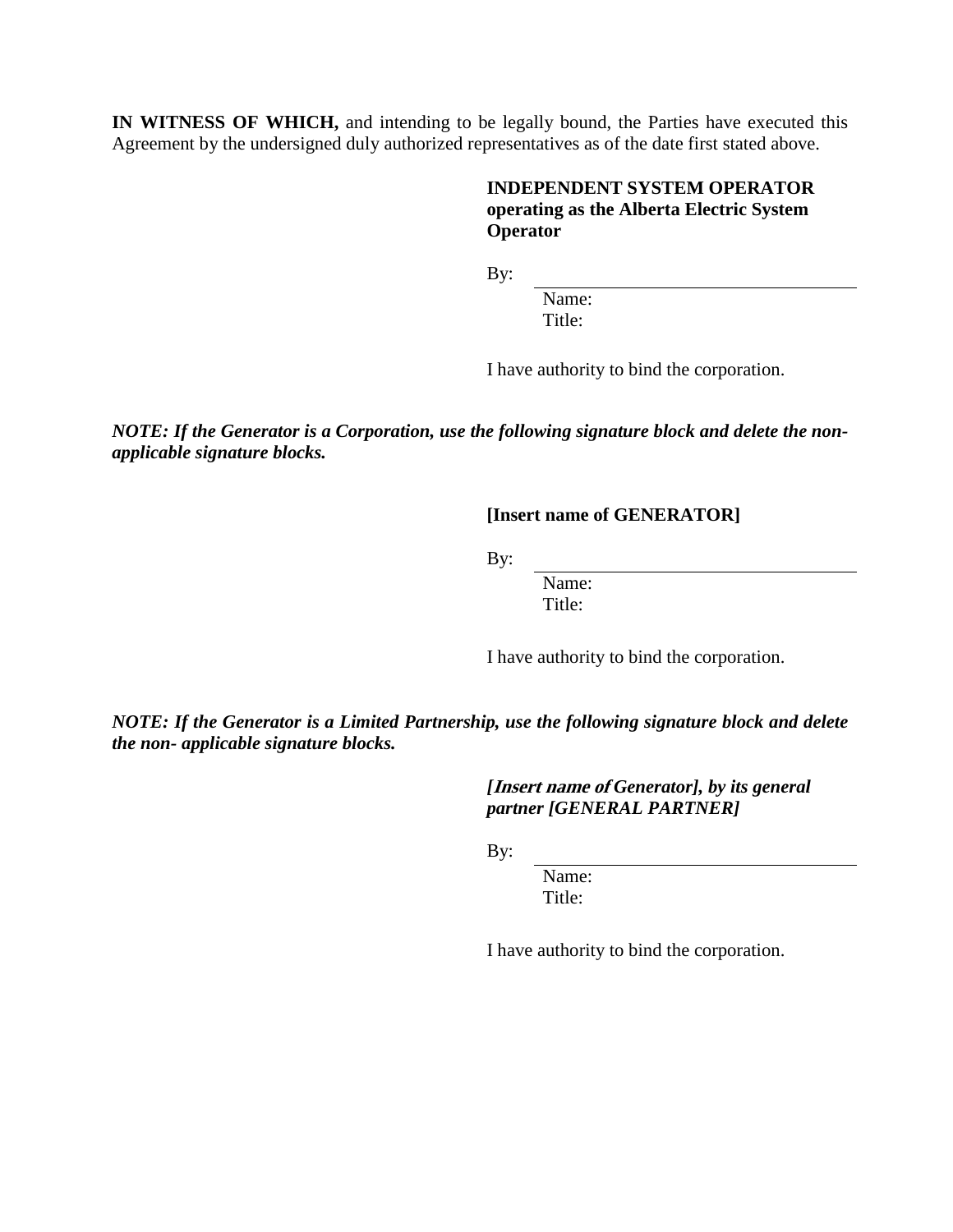**IN WITNESS OF WHICH,** and intending to be legally bound, the Parties have executed this Agreement by the undersigned duly authorized representatives as of the date first stated above.

**INDEPENDENT SYSTEM OPERATOR operating as the Alberta Electric System Operator**

By: ________________________________

Name:
Title:

I have authority to bind the corporation.

***NOTE: If the Generator is a Corporation, use the following signature block and delete the non-applicable signature blocks.***

**[Insert name of GENERATOR]**

By: ________________________________

Name:
Title:

I have authority to bind the corporation.

***NOTE: If the Generator is a Limited Partnership, use the following signature block and delete the non- applicable signature blocks.***

***[Insert name of Generator], by its general partner [GENERAL PARTNER]***

By: ________________________________

Name:
Title:

I have authority to bind the corporation.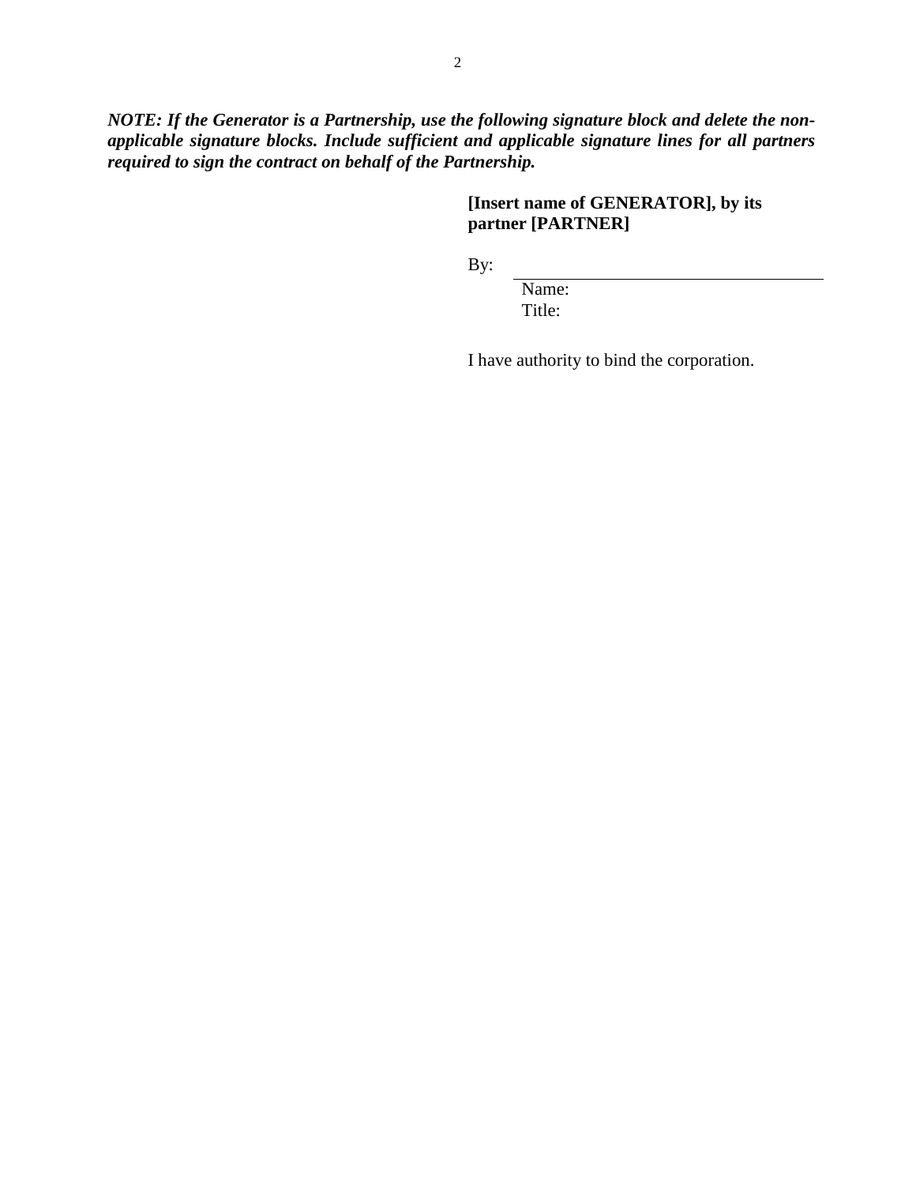***NOTE: If the Generator is a Partnership, use the following signature block and delete the non-applicable signature blocks. Include sufficient and applicable signature lines for all partners required to sign the contract on behalf of the Partnership.***

**[Insert name of GENERATOR], by its partner [PARTNER]**

By: \_\_\_\_\_\_\_\_\_\_\_\_\_\_\_\_\_\_\_\_\_\_\_\_\_\_\_\_\_\_
Name:
Title:

I have authority to bind the corporation.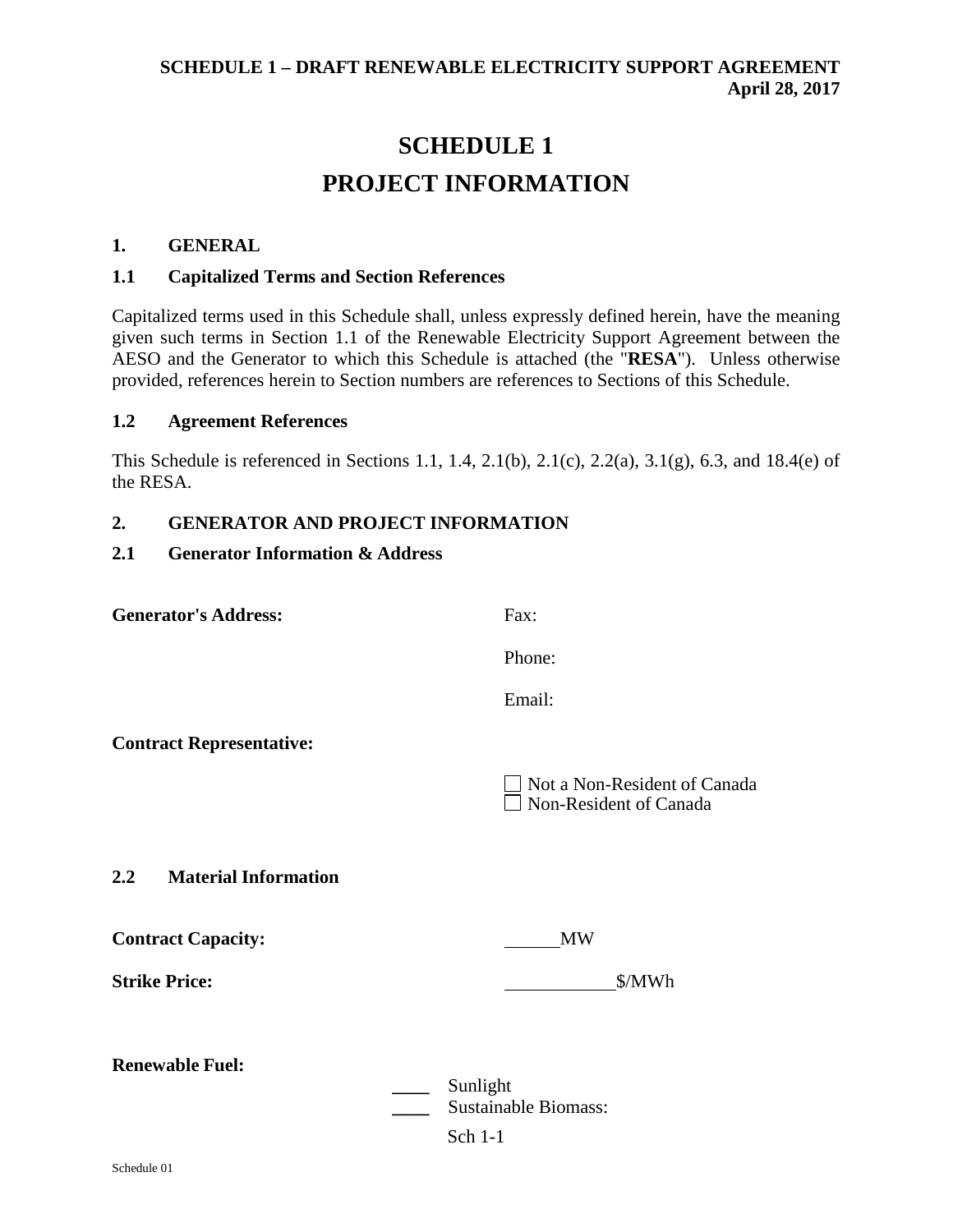# SCHEDULE 1

# PROJECT INFORMATION

## 1. GENERAL

### 1.1 Capitalized Terms and Section References

Capitalized terms used in this Schedule shall, unless expressly defined herein, have the meaning given such terms in Section 1.1 of the Renewable Electricity Support Agreement between the AESO and the Generator to which this Schedule is attached (the "**RESA**"). Unless otherwise provided, references herein to Section numbers are references to Sections of this Schedule.

### 1.2 Agreement References

This Schedule is referenced in Sections 1.1, 1.4, 2.1(b), 2.1(c), 2.2(a), 3.1(g), 6.3, and 18.4(e) of the RESA.

## 2. GENERATOR AND PROJECT INFORMATION

### 2.1 Generator Information & Address

**Generator's Address:**

Fax:

Phone:

Email:

**Contract Representative:**

☐ Not a Non-Resident of Canada
☐ Non-Resident of Canada

### 2.2 Material Information

**Contract Capacity:** ______MW

**Strike Price:** ____________$/MWh

**Renewable Fuel:**

____ Sunlight
____ Sustainable Biomass: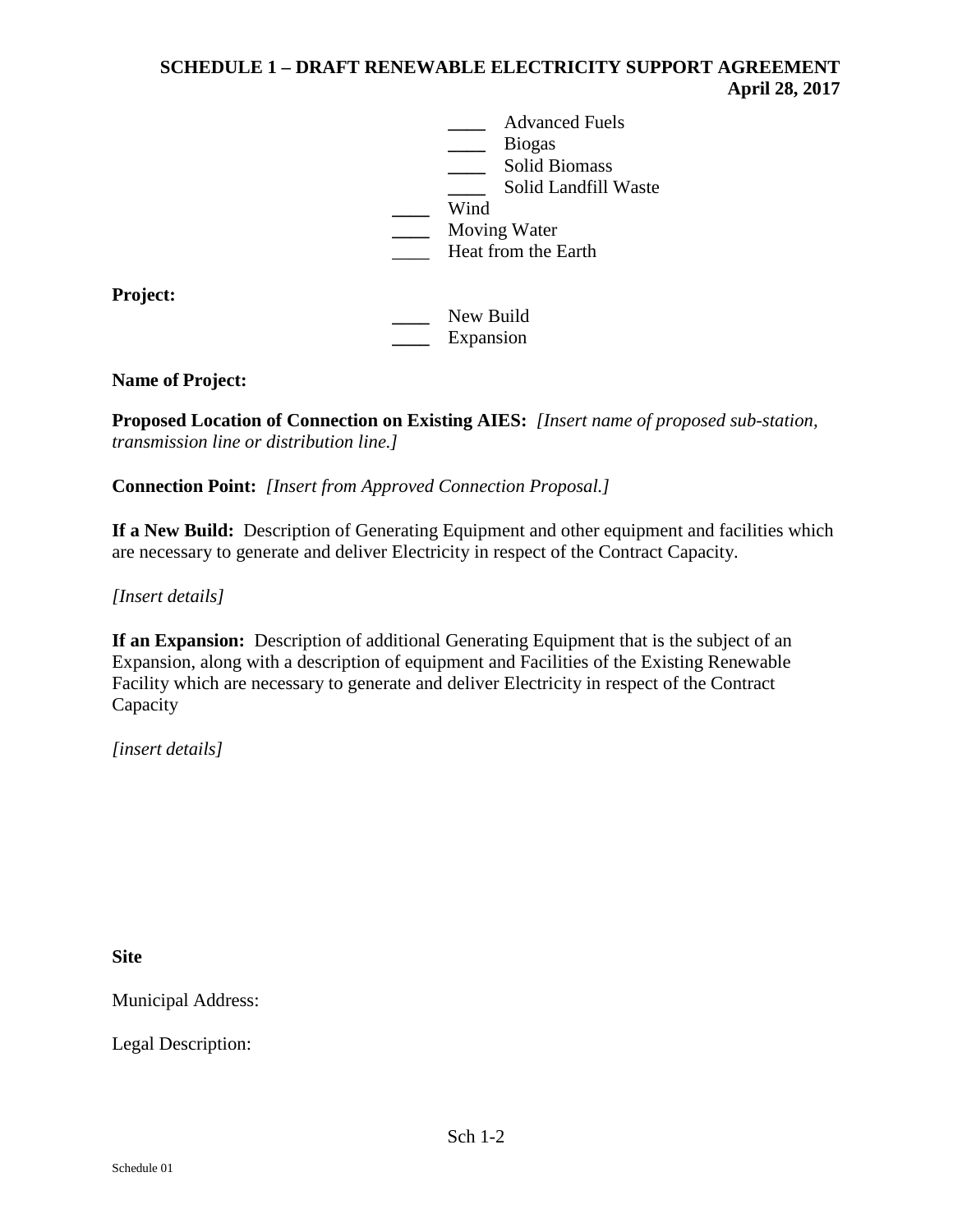____ Advanced Fuels
____ Biogas
____ Solid Biomass
____ Solid Landfill Waste

____ Wind
____ Moving Water
____ Heat from the Earth

**Project:**

____ New Build
____ Expansion

**Name of Project:**

**Proposed Location of Connection on Existing AIES:** *[Insert name of proposed sub-station, transmission line or distribution line.]*

**Connection Point:** *[Insert from Approved Connection Proposal.]*

**If a New Build:** Description of Generating Equipment and other equipment and facilities which are necessary to generate and deliver Electricity in respect of the Contract Capacity.

*[Insert details]*

**If an Expansion:** Description of additional Generating Equipment that is the subject of an Expansion, along with a description of equipment and Facilities of the Existing Renewable Facility which are necessary to generate and deliver Electricity in respect of the Contract Capacity

*[insert details]*

**Site**

Municipal Address:

Legal Description: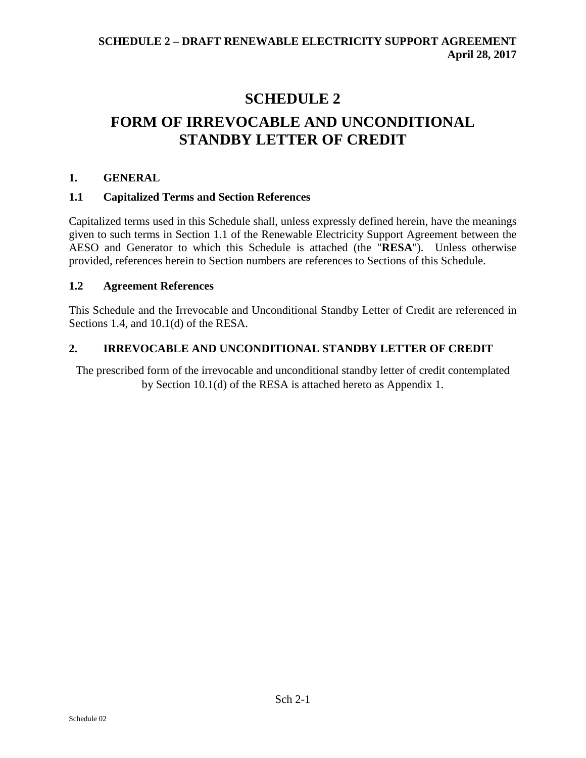# SCHEDULE 2

# FORM OF IRREVOCABLE AND UNCONDITIONAL STANDBY LETTER OF CREDIT

## 1. GENERAL

### 1.1 Capitalized Terms and Section References

Capitalized terms used in this Schedule shall, unless expressly defined herein, have the meanings given to such terms in Section 1.1 of the Renewable Electricity Support Agreement between the AESO and Generator to which this Schedule is attached (the "**RESA**"). Unless otherwise provided, references herein to Section numbers are references to Sections of this Schedule.

### 1.2 Agreement References

This Schedule and the Irrevocable and Unconditional Standby Letter of Credit are referenced in Sections 1.4, and 10.1(d) of the RESA.

## 2. IRREVOCABLE AND UNCONDITIONAL STANDBY LETTER OF CREDIT

The prescribed form of the irrevocable and unconditional standby letter of credit contemplated by Section 10.1(d) of the RESA is attached hereto as Appendix 1.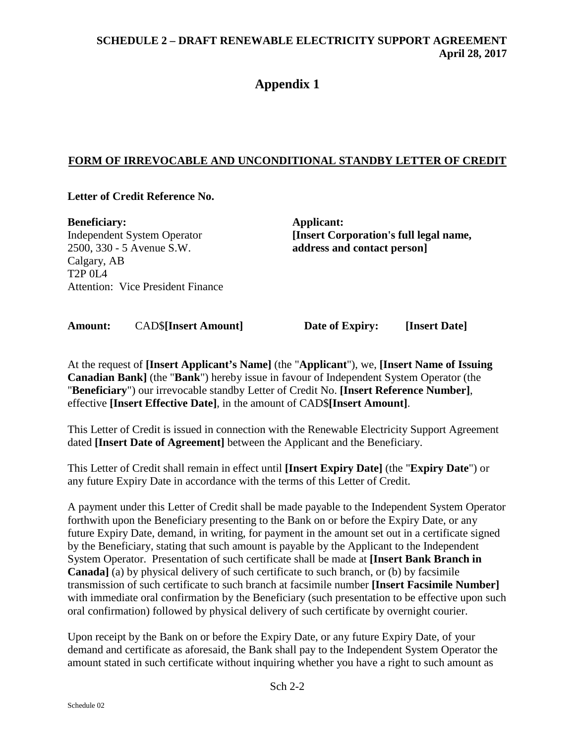# Appendix 1

## FORM OF IRREVOCABLE AND UNCONDITIONAL STANDBY LETTER OF CREDIT

**Letter of Credit Reference No.**

**Beneficiary:**
Independent System Operator
2500, 330 - 5 Avenue S.W.
Calgary, AB
T2P 0L4
Attention: Vice President Finance

**Applicant:**
**[Insert Corporation's full legal name, address and contact person]**

**Amount:** CAD$**[Insert Amount]** **Date of Expiry:** **[Insert Date]**

At the request of **[Insert Applicant's Name]** (the "**Applicant**"), we, **[Insert Name of Issuing Canadian Bank]** (the "**Bank**") hereby issue in favour of Independent System Operator (the "**Beneficiary**") our irrevocable standby Letter of Credit No. **[Insert Reference Number]**, effective **[Insert Effective Date]**, in the amount of CAD$**[Insert Amount]**.

This Letter of Credit is issued in connection with the Renewable Electricity Support Agreement dated **[Insert Date of Agreement]** between the Applicant and the Beneficiary.

This Letter of Credit shall remain in effect until **[Insert Expiry Date]** (the "**Expiry Date**") or any future Expiry Date in accordance with the terms of this Letter of Credit.

A payment under this Letter of Credit shall be made payable to the Independent System Operator forthwith upon the Beneficiary presenting to the Bank on or before the Expiry Date, or any future Expiry Date, demand, in writing, for payment in the amount set out in a certificate signed by the Beneficiary, stating that such amount is payable by the Applicant to the Independent System Operator. Presentation of such certificate shall be made at **[Insert Bank Branch in Canada]** (a) by physical delivery of such certificate to such branch, or (b) by facsimile transmission of such certificate to such branch at facsimile number **[Insert Facsimile Number]** with immediate oral confirmation by the Beneficiary (such presentation to be effective upon such oral confirmation) followed by physical delivery of such certificate by overnight courier.

Upon receipt by the Bank on or before the Expiry Date, or any future Expiry Date, of your demand and certificate as aforesaid, the Bank shall pay to the Independent System Operator the amount stated in such certificate without inquiring whether you have a right to such amount as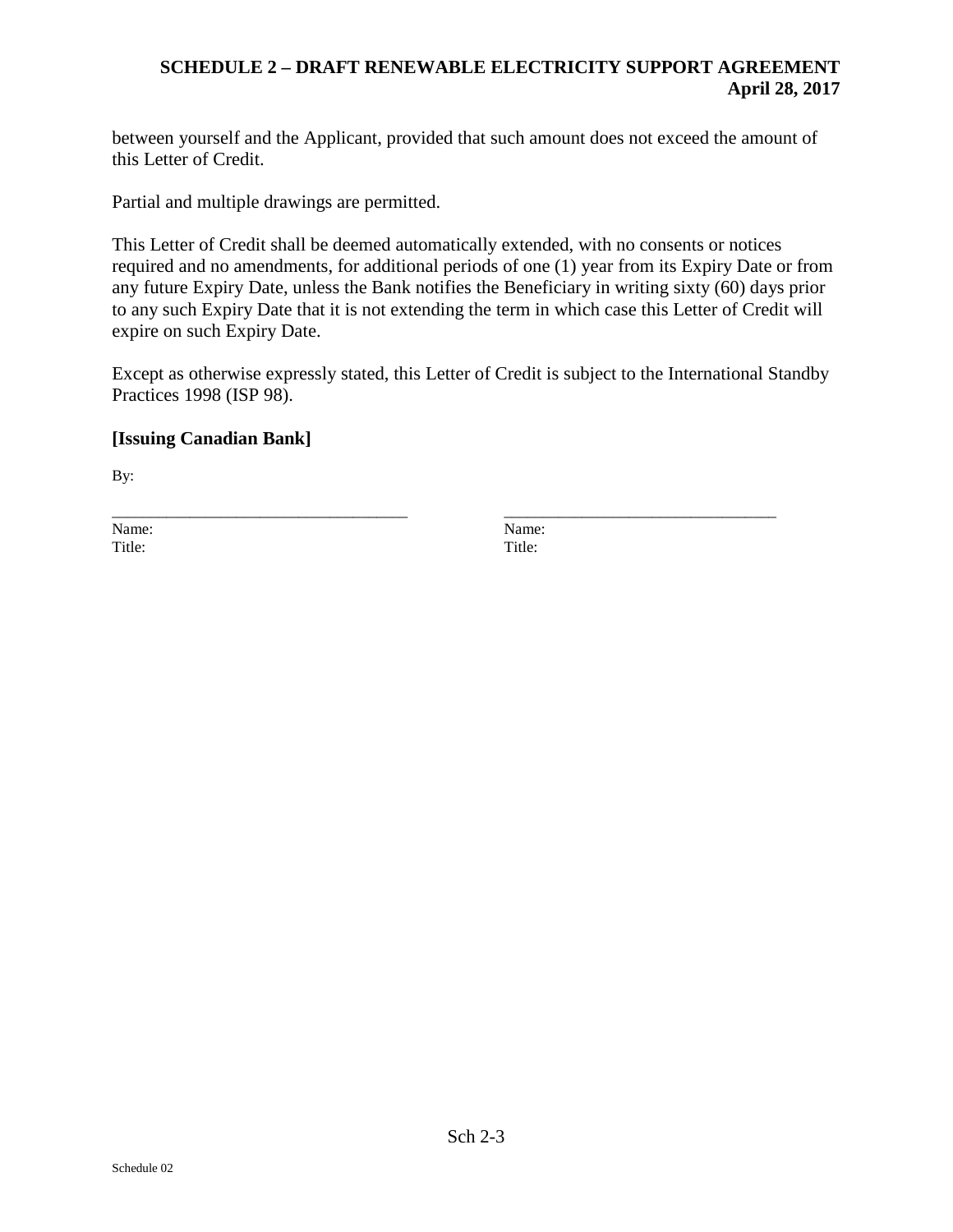between yourself and the Applicant, provided that such amount does not exceed the amount of this Letter of Credit.

Partial and multiple drawings are permitted.

This Letter of Credit shall be deemed automatically extended, with no consents or notices required and no amendments, for additional periods of one (1) year from its Expiry Date or from any future Expiry Date, unless the Bank notifies the Beneficiary in writing sixty (60) days prior to any such Expiry Date that it is not extending the term in which case this Letter of Credit will expire on such Expiry Date.

Except as otherwise expressly stated, this Letter of Credit is subject to the International Standby Practices 1998 (ISP 98).

**[Issuing Canadian Bank]**

By:

| ___________________________________ | ___________________________________ |
|---|---|
| Name: | Name: |
| Title: | Title: |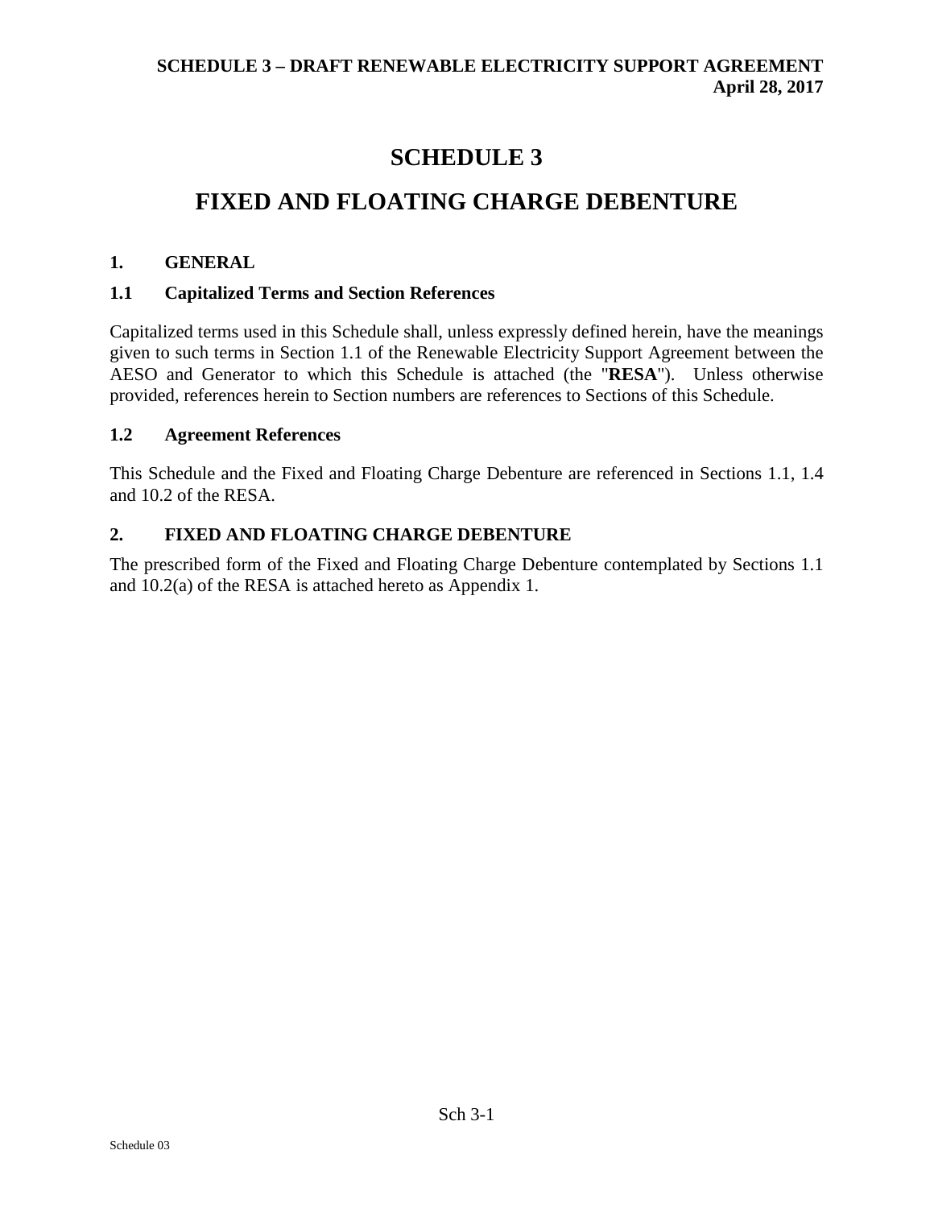# SCHEDULE 3

# FIXED AND FLOATING CHARGE DEBENTURE

## 1. GENERAL

### 1.1 Capitalized Terms and Section References

Capitalized terms used in this Schedule shall, unless expressly defined herein, have the meanings given to such terms in Section 1.1 of the Renewable Electricity Support Agreement between the AESO and Generator to which this Schedule is attached (the "**RESA**"). Unless otherwise provided, references herein to Section numbers are references to Sections of this Schedule.

### 1.2 Agreement References

This Schedule and the Fixed and Floating Charge Debenture are referenced in Sections 1.1, 1.4 and 10.2 of the RESA.

## 2. FIXED AND FLOATING CHARGE DEBENTURE

The prescribed form of the Fixed and Floating Charge Debenture contemplated by Sections 1.1 and 10.2(a) of the RESA is attached hereto as Appendix 1.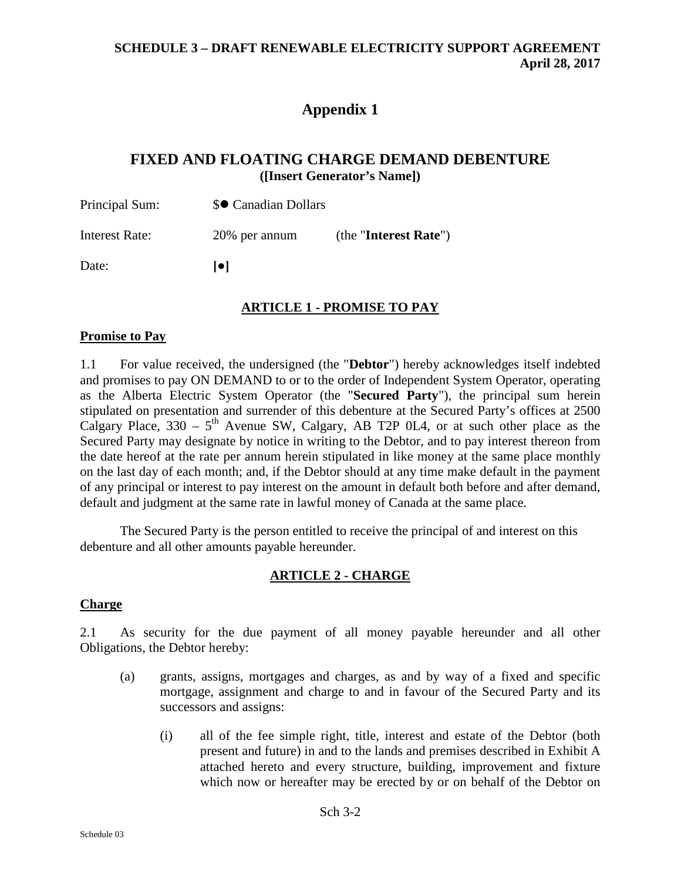# Appendix 1

## FIXED AND FLOATING CHARGE DEMAND DEBENTURE

**([Insert Generator's Name])**

Principal Sum: $● Canadian Dollars

Interest Rate: 20% per annum (the "**Interest Rate**")

Date: **[●]**

### ARTICLE 1 - PROMISE TO PAY

**Promise to Pay**

1.1 For value received, the undersigned (the "**Debtor**") hereby acknowledges itself indebted and promises to pay ON DEMAND to or to the order of Independent System Operator, operating as the Alberta Electric System Operator (the "**Secured Party**"), the principal sum herein stipulated on presentation and surrender of this debenture at the Secured Party's offices at 2500 Calgary Place, 330 – 5th Avenue SW, Calgary, AB T2P 0L4, or at such other place as the Secured Party may designate by notice in writing to the Debtor, and to pay interest thereon from the date hereof at the rate per annum herein stipulated in like money at the same place monthly on the last day of each month; and, if the Debtor should at any time make default in the payment of any principal or interest to pay interest on the amount in default both before and after demand, default and judgment at the same rate in lawful money of Canada at the same place.

The Secured Party is the person entitled to receive the principal of and interest on this debenture and all other amounts payable hereunder.

### ARTICLE 2 - CHARGE

**Charge**

2.1 As security for the due payment of all money payable hereunder and all other Obligations, the Debtor hereby:

(a) grants, assigns, mortgages and charges, as and by way of a fixed and specific mortgage, assignment and charge to and in favour of the Secured Party and its successors and assigns:

(i) all of the fee simple right, title, interest and estate of the Debtor (both present and future) in and to the lands and premises described in Exhibit A attached hereto and every structure, building, improvement and fixture which now or hereafter may be erected by or on behalf of the Debtor on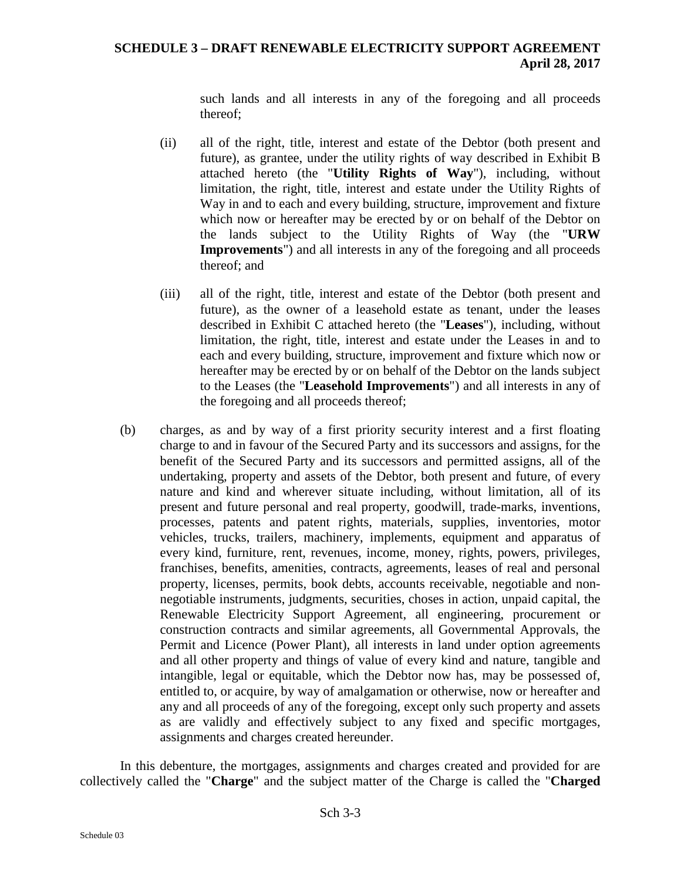such lands and all interests in any of the foregoing and all proceeds thereof;

(ii) all of the right, title, interest and estate of the Debtor (both present and future), as grantee, under the utility rights of way described in Exhibit B attached hereto (the "**Utility Rights of Way**"), including, without limitation, the right, title, interest and estate under the Utility Rights of Way in and to each and every building, structure, improvement and fixture which now or hereafter may be erected by or on behalf of the Debtor on the lands subject to the Utility Rights of Way (the "**URW Improvements**") and all interests in any of the foregoing and all proceeds thereof; and

(iii) all of the right, title, interest and estate of the Debtor (both present and future), as the owner of a leasehold estate as tenant, under the leases described in Exhibit C attached hereto (the "**Leases**"), including, without limitation, the right, title, interest and estate under the Leases in and to each and every building, structure, improvement and fixture which now or hereafter may be erected by or on behalf of the Debtor on the lands subject to the Leases (the "**Leasehold Improvements**") and all interests in any of the foregoing and all proceeds thereof;

(b) charges, as and by way of a first priority security interest and a first floating charge to and in favour of the Secured Party and its successors and assigns, for the benefit of the Secured Party and its successors and permitted assigns, all of the undertaking, property and assets of the Debtor, both present and future, of every nature and kind and wherever situate including, without limitation, all of its present and future personal and real property, goodwill, trade-marks, inventions, processes, patents and patent rights, materials, supplies, inventories, motor vehicles, trucks, trailers, machinery, implements, equipment and apparatus of every kind, furniture, rent, revenues, income, money, rights, powers, privileges, franchises, benefits, amenities, contracts, agreements, leases of real and personal property, licenses, permits, book debts, accounts receivable, negotiable and non-negotiable instruments, judgments, securities, choses in action, unpaid capital, the Renewable Electricity Support Agreement, all engineering, procurement or construction contracts and similar agreements, all Governmental Approvals, the Permit and Licence (Power Plant), all interests in land under option agreements and all other property and things of value of every kind and nature, tangible and intangible, legal or equitable, which the Debtor now has, may be possessed of, entitled to, or acquire, by way of amalgamation or otherwise, now or hereafter and any and all proceeds of any of the foregoing, except only such property and assets as are validly and effectively subject to any fixed and specific mortgages, assignments and charges created hereunder.

In this debenture, the mortgages, assignments and charges created and provided for are collectively called the "**Charge**" and the subject matter of the Charge is called the "**Charged**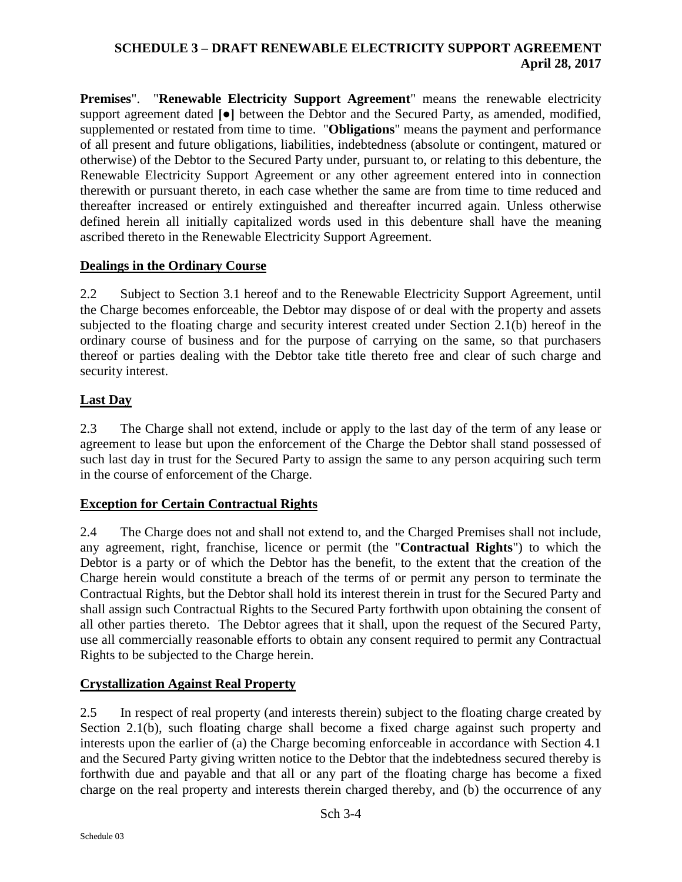**Premises**". "**Renewable Electricity Support Agreement**" means the renewable electricity support agreement dated **[●]** between the Debtor and the Secured Party, as amended, modified, supplemented or restated from time to time. "**Obligations**" means the payment and performance of all present and future obligations, liabilities, indebtedness (absolute or contingent, matured or otherwise) of the Debtor to the Secured Party under, pursuant to, or relating to this debenture, the Renewable Electricity Support Agreement or any other agreement entered into in connection therewith or pursuant thereto, in each case whether the same are from time to time reduced and thereafter increased or entirely extinguished and thereafter incurred again. Unless otherwise defined herein all initially capitalized words used in this debenture shall have the meaning ascribed thereto in the Renewable Electricity Support Agreement.

**Dealings in the Ordinary Course**

2.2 Subject to Section 3.1 hereof and to the Renewable Electricity Support Agreement, until the Charge becomes enforceable, the Debtor may dispose of or deal with the property and assets subjected to the floating charge and security interest created under Section 2.1(b) hereof in the ordinary course of business and for the purpose of carrying on the same, so that purchasers thereof or parties dealing with the Debtor take title thereto free and clear of such charge and security interest.

**Last Day**

2.3 The Charge shall not extend, include or apply to the last day of the term of any lease or agreement to lease but upon the enforcement of the Charge the Debtor shall stand possessed of such last day in trust for the Secured Party to assign the same to any person acquiring such term in the course of enforcement of the Charge.

**Exception for Certain Contractual Rights**

2.4 The Charge does not and shall not extend to, and the Charged Premises shall not include, any agreement, right, franchise, licence or permit (the "**Contractual Rights**") to which the Debtor is a party or of which the Debtor has the benefit, to the extent that the creation of the Charge herein would constitute a breach of the terms of or permit any person to terminate the Contractual Rights, but the Debtor shall hold its interest therein in trust for the Secured Party and shall assign such Contractual Rights to the Secured Party forthwith upon obtaining the consent of all other parties thereto. The Debtor agrees that it shall, upon the request of the Secured Party, use all commercially reasonable efforts to obtain any consent required to permit any Contractual Rights to be subjected to the Charge herein.

**Crystallization Against Real Property**

2.5 In respect of real property (and interests therein) subject to the floating charge created by Section 2.1(b), such floating charge shall become a fixed charge against such property and interests upon the earlier of (a) the Charge becoming enforceable in accordance with Section 4.1 and the Secured Party giving written notice to the Debtor that the indebtedness secured thereby is forthwith due and payable and that all or any part of the floating charge has become a fixed charge on the real property and interests therein charged thereby, and (b) the occurrence of any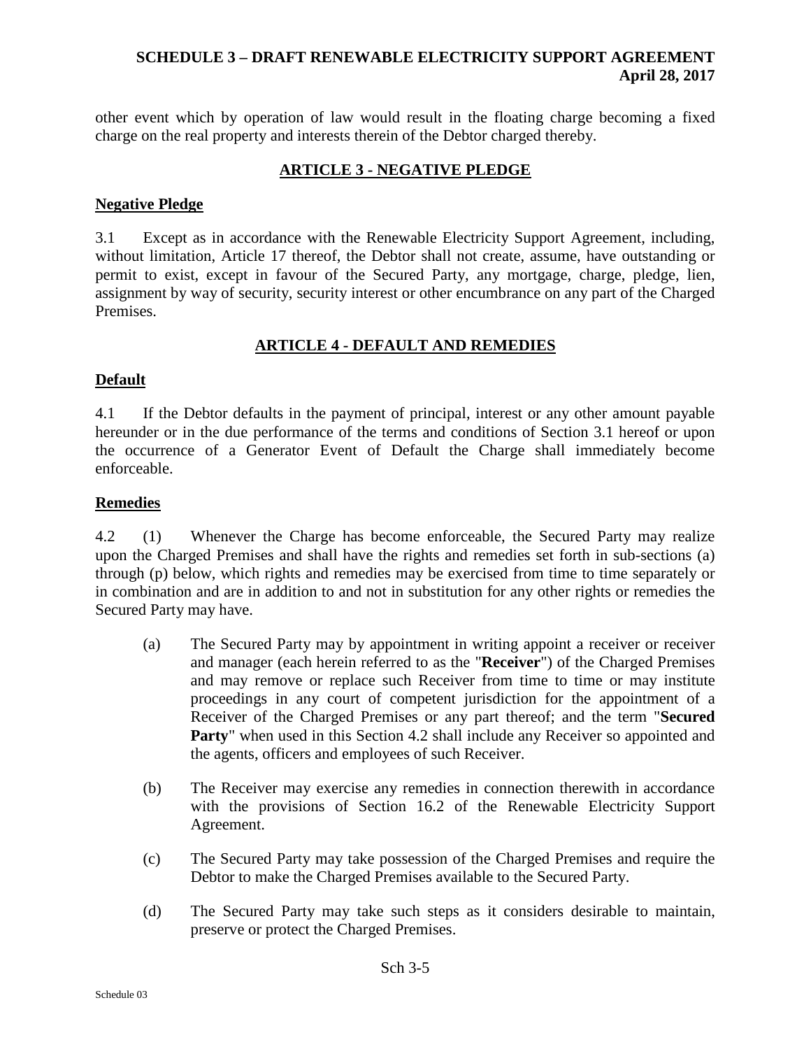other event which by operation of law would result in the floating charge becoming a fixed charge on the real property and interests therein of the Debtor charged thereby.

## ARTICLE 3 - NEGATIVE PLEDGE

### Negative Pledge

3.1 Except as in accordance with the Renewable Electricity Support Agreement, including, without limitation, Article 17 thereof, the Debtor shall not create, assume, have outstanding or permit to exist, except in favour of the Secured Party, any mortgage, charge, pledge, lien, assignment by way of security, security interest or other encumbrance on any part of the Charged Premises.

## ARTICLE 4 - DEFAULT AND REMEDIES

### Default

4.1 If the Debtor defaults in the payment of principal, interest or any other amount payable hereunder or in the due performance of the terms and conditions of Section 3.1 hereof or upon the occurrence of a Generator Event of Default the Charge shall immediately become enforceable.

### Remedies

4.2 (1) Whenever the Charge has become enforceable, the Secured Party may realize upon the Charged Premises and shall have the rights and remedies set forth in sub-sections (a) through (p) below, which rights and remedies may be exercised from time to time separately or in combination and are in addition to and not in substitution for any other rights or remedies the Secured Party may have.

(a) The Secured Party may by appointment in writing appoint a receiver or receiver and manager (each herein referred to as the "**Receiver**") of the Charged Premises and may remove or replace such Receiver from time to time or may institute proceedings in any court of competent jurisdiction for the appointment of a Receiver of the Charged Premises or any part thereof; and the term "**Secured Party**" when used in this Section 4.2 shall include any Receiver so appointed and the agents, officers and employees of such Receiver.

(b) The Receiver may exercise any remedies in connection therewith in accordance with the provisions of Section 16.2 of the Renewable Electricity Support Agreement.

(c) The Secured Party may take possession of the Charged Premises and require the Debtor to make the Charged Premises available to the Secured Party.

(d) The Secured Party may take such steps as it considers desirable to maintain, preserve or protect the Charged Premises.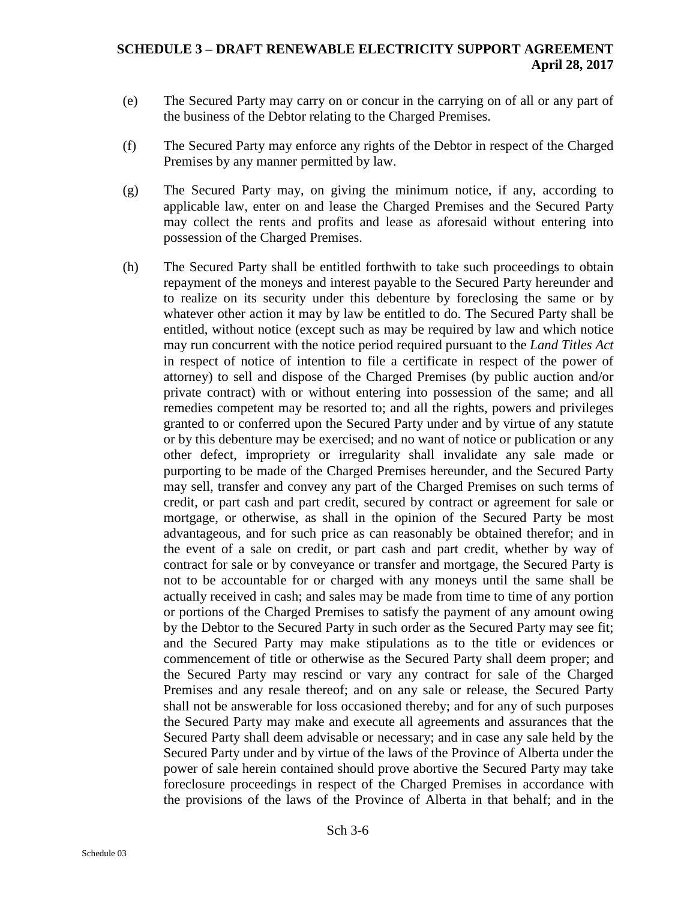(e) The Secured Party may carry on or concur in the carrying on of all or any part of the business of the Debtor relating to the Charged Premises.

(f) The Secured Party may enforce any rights of the Debtor in respect of the Charged Premises by any manner permitted by law.

(g) The Secured Party may, on giving the minimum notice, if any, according to applicable law, enter on and lease the Charged Premises and the Secured Party may collect the rents and profits and lease as aforesaid without entering into possession of the Charged Premises.

(h) The Secured Party shall be entitled forthwith to take such proceedings to obtain repayment of the moneys and interest payable to the Secured Party hereunder and to realize on its security under this debenture by foreclosing the same or by whatever other action it may by law be entitled to do. The Secured Party shall be entitled, without notice (except such as may be required by law and which notice may run concurrent with the notice period required pursuant to the *Land Titles Act* in respect of notice of intention to file a certificate in respect of the power of attorney) to sell and dispose of the Charged Premises (by public auction and/or private contract) with or without entering into possession of the same; and all remedies competent may be resorted to; and all the rights, powers and privileges granted to or conferred upon the Secured Party under and by virtue of any statute or by this debenture may be exercised; and no want of notice or publication or any other defect, impropriety or irregularity shall invalidate any sale made or purporting to be made of the Charged Premises hereunder, and the Secured Party may sell, transfer and convey any part of the Charged Premises on such terms of credit, or part cash and part credit, secured by contract or agreement for sale or mortgage, or otherwise, as shall in the opinion of the Secured Party be most advantageous, and for such price as can reasonably be obtained therefor; and in the event of a sale on credit, or part cash and part credit, whether by way of contract for sale or by conveyance or transfer and mortgage, the Secured Party is not to be accountable for or charged with any moneys until the same shall be actually received in cash; and sales may be made from time to time of any portion or portions of the Charged Premises to satisfy the payment of any amount owing by the Debtor to the Secured Party in such order as the Secured Party may see fit; and the Secured Party may make stipulations as to the title or evidences or commencement of title or otherwise as the Secured Party shall deem proper; and the Secured Party may rescind or vary any contract for sale of the Charged Premises and any resale thereof; and on any sale or release, the Secured Party shall not be answerable for loss occasioned thereby; and for any of such purposes the Secured Party may make and execute all agreements and assurances that the Secured Party shall deem advisable or necessary; and in case any sale held by the Secured Party under and by virtue of the laws of the Province of Alberta under the power of sale herein contained should prove abortive the Secured Party may take foreclosure proceedings in respect of the Charged Premises in accordance with the provisions of the laws of the Province of Alberta in that behalf; and in the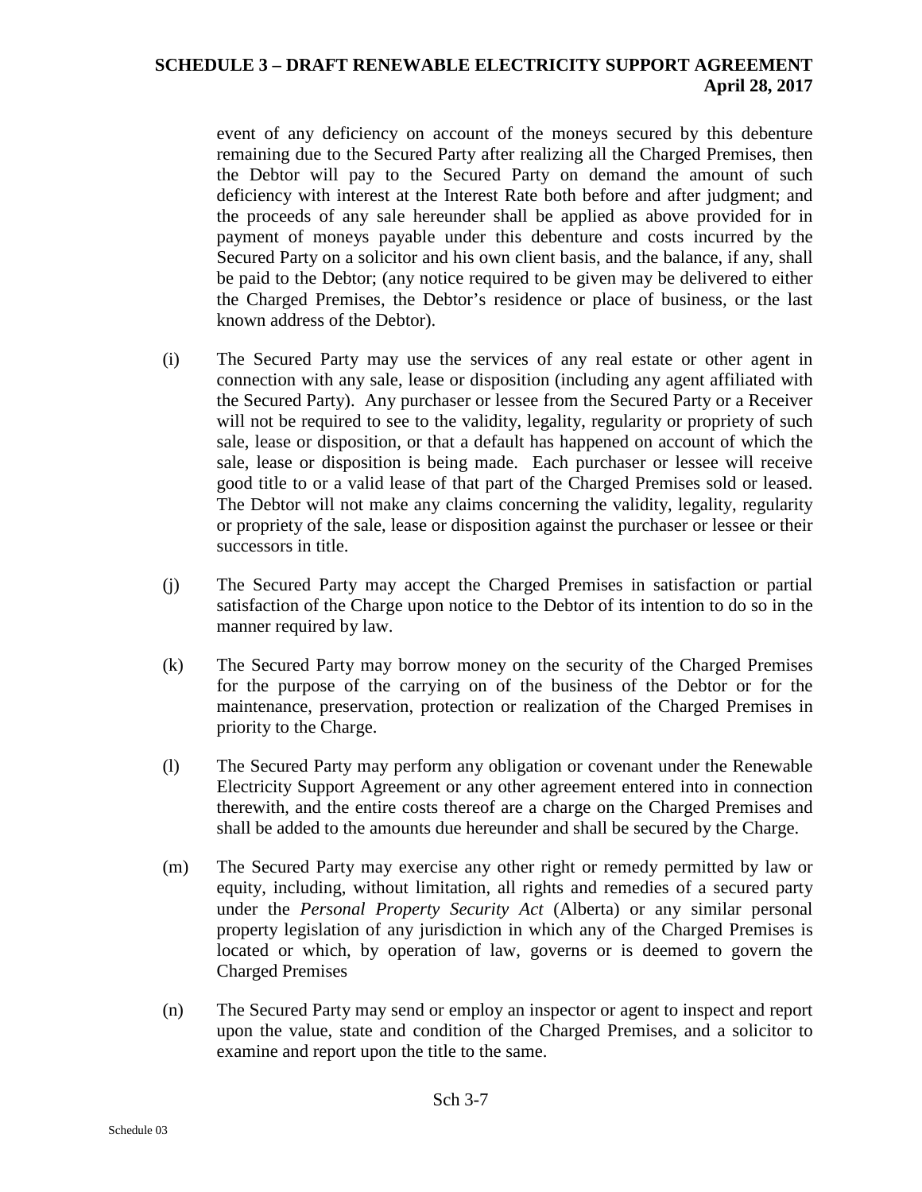event of any deficiency on account of the moneys secured by this debenture remaining due to the Secured Party after realizing all the Charged Premises, then the Debtor will pay to the Secured Party on demand the amount of such deficiency with interest at the Interest Rate both before and after judgment; and the proceeds of any sale hereunder shall be applied as above provided for in payment of moneys payable under this debenture and costs incurred by the Secured Party on a solicitor and his own client basis, and the balance, if any, shall be paid to the Debtor; (any notice required to be given may be delivered to either the Charged Premises, the Debtor's residence or place of business, or the last known address of the Debtor).

(i) The Secured Party may use the services of any real estate or other agent in connection with any sale, lease or disposition (including any agent affiliated with the Secured Party). Any purchaser or lessee from the Secured Party or a Receiver will not be required to see to the validity, legality, regularity or propriety of such sale, lease or disposition, or that a default has happened on account of which the sale, lease or disposition is being made. Each purchaser or lessee will receive good title to or a valid lease of that part of the Charged Premises sold or leased. The Debtor will not make any claims concerning the validity, legality, regularity or propriety of the sale, lease or disposition against the purchaser or lessee or their successors in title.

(j) The Secured Party may accept the Charged Premises in satisfaction or partial satisfaction of the Charge upon notice to the Debtor of its intention to do so in the manner required by law.

(k) The Secured Party may borrow money on the security of the Charged Premises for the purpose of the carrying on of the business of the Debtor or for the maintenance, preservation, protection or realization of the Charged Premises in priority to the Charge.

(l) The Secured Party may perform any obligation or covenant under the Renewable Electricity Support Agreement or any other agreement entered into in connection therewith, and the entire costs thereof are a charge on the Charged Premises and shall be added to the amounts due hereunder and shall be secured by the Charge.

(m) The Secured Party may exercise any other right or remedy permitted by law or equity, including, without limitation, all rights and remedies of a secured party under the *Personal Property Security Act* (Alberta) or any similar personal property legislation of any jurisdiction in which any of the Charged Premises is located or which, by operation of law, governs or is deemed to govern the Charged Premises

(n) The Secured Party may send or employ an inspector or agent to inspect and report upon the value, state and condition of the Charged Premises, and a solicitor to examine and report upon the title to the same.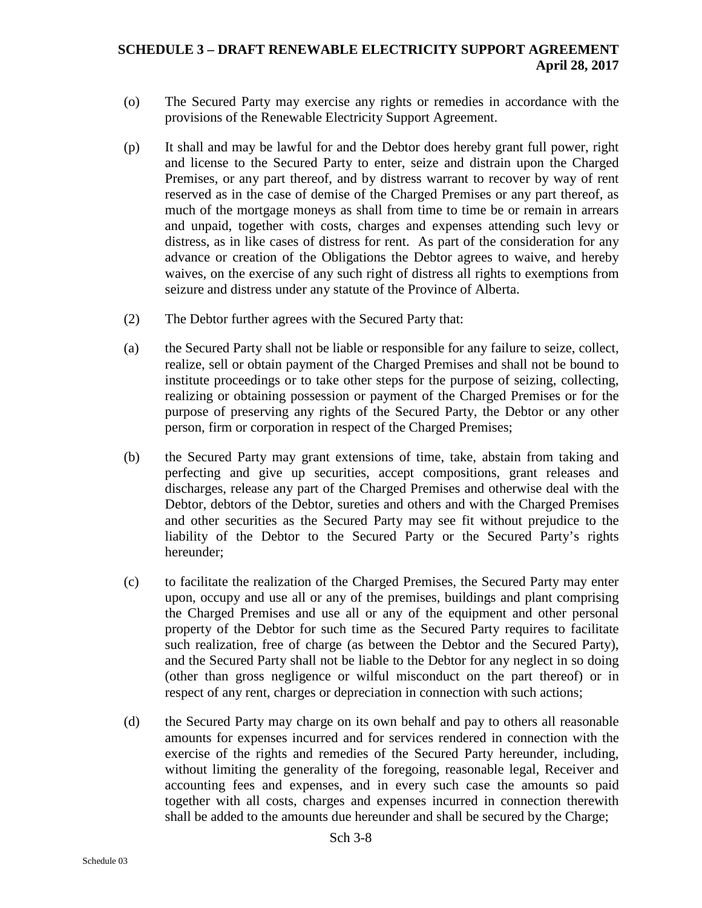(o) The Secured Party may exercise any rights or remedies in accordance with the provisions of the Renewable Electricity Support Agreement.

(p) It shall and may be lawful for and the Debtor does hereby grant full power, right and license to the Secured Party to enter, seize and distrain upon the Charged Premises, or any part thereof, and by distress warrant to recover by way of rent reserved as in the case of demise of the Charged Premises or any part thereof, as much of the mortgage moneys as shall from time to time be or remain in arrears and unpaid, together with costs, charges and expenses attending such levy or distress, as in like cases of distress for rent. As part of the consideration for any advance or creation of the Obligations the Debtor agrees to waive, and hereby waives, on the exercise of any such right of distress all rights to exemptions from seizure and distress under any statute of the Province of Alberta.

(2) The Debtor further agrees with the Secured Party that:

(a) the Secured Party shall not be liable or responsible for any failure to seize, collect, realize, sell or obtain payment of the Charged Premises and shall not be bound to institute proceedings or to take other steps for the purpose of seizing, collecting, realizing or obtaining possession or payment of the Charged Premises or for the purpose of preserving any rights of the Secured Party, the Debtor or any other person, firm or corporation in respect of the Charged Premises;

(b) the Secured Party may grant extensions of time, take, abstain from taking and perfecting and give up securities, accept compositions, grant releases and discharges, release any part of the Charged Premises and otherwise deal with the Debtor, debtors of the Debtor, sureties and others and with the Charged Premises and other securities as the Secured Party may see fit without prejudice to the liability of the Debtor to the Secured Party or the Secured Party's rights hereunder;

(c) to facilitate the realization of the Charged Premises, the Secured Party may enter upon, occupy and use all or any of the premises, buildings and plant comprising the Charged Premises and use all or any of the equipment and other personal property of the Debtor for such time as the Secured Party requires to facilitate such realization, free of charge (as between the Debtor and the Secured Party), and the Secured Party shall not be liable to the Debtor for any neglect in so doing (other than gross negligence or wilful misconduct on the part thereof) or in respect of any rent, charges or depreciation in connection with such actions;

(d) the Secured Party may charge on its own behalf and pay to others all reasonable amounts for expenses incurred and for services rendered in connection with the exercise of the rights and remedies of the Secured Party hereunder, including, without limiting the generality of the foregoing, reasonable legal, Receiver and accounting fees and expenses, and in every such case the amounts so paid together with all costs, charges and expenses incurred in connection therewith shall be added to the amounts due hereunder and shall be secured by the Charge;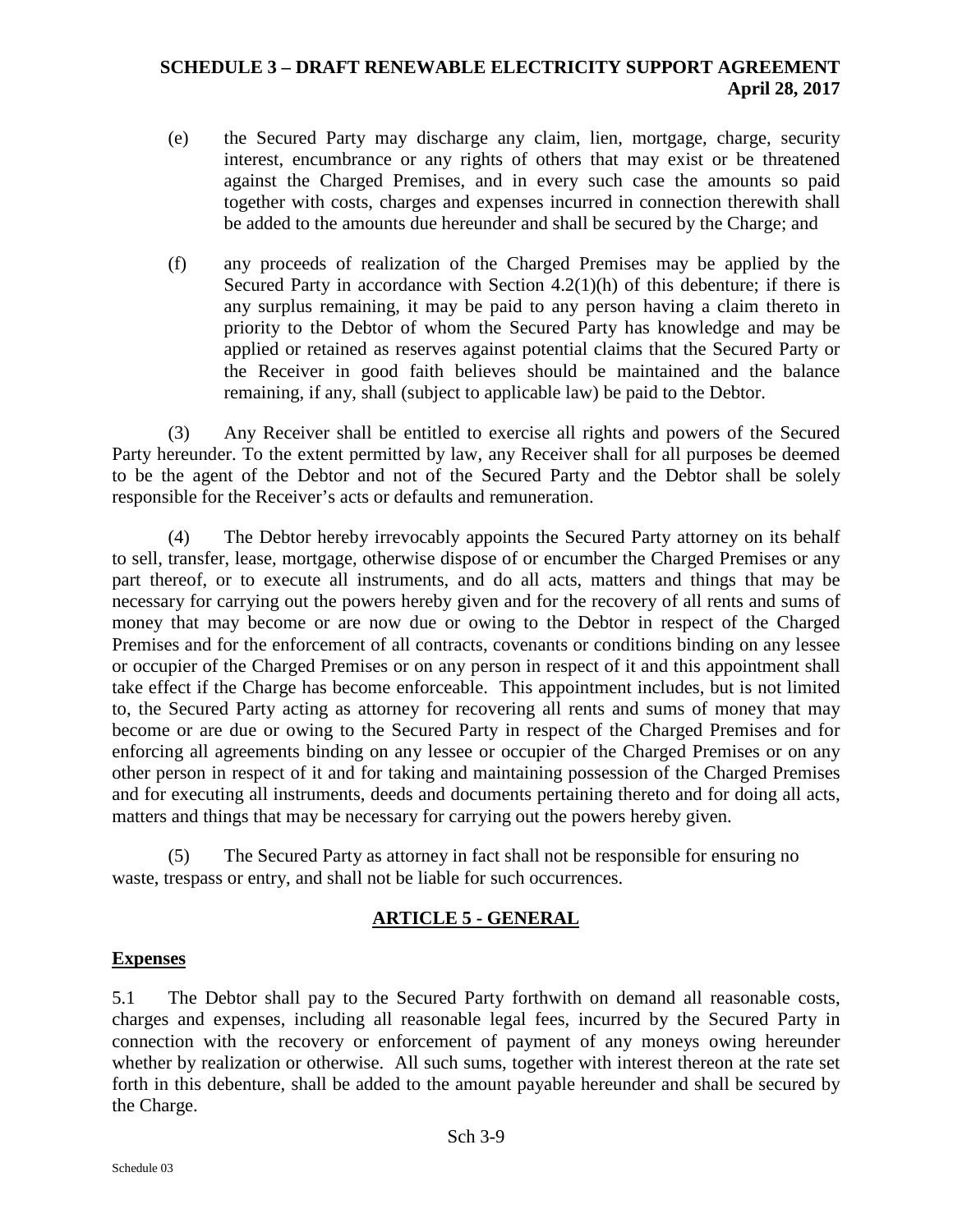(e) the Secured Party may discharge any claim, lien, mortgage, charge, security interest, encumbrance or any rights of others that may exist or be threatened against the Charged Premises, and in every such case the amounts so paid together with costs, charges and expenses incurred in connection therewith shall be added to the amounts due hereunder and shall be secured by the Charge; and

(f) any proceeds of realization of the Charged Premises may be applied by the Secured Party in accordance with Section 4.2(1)(h) of this debenture; if there is any surplus remaining, it may be paid to any person having a claim thereto in priority to the Debtor of whom the Secured Party has knowledge and may be applied or retained as reserves against potential claims that the Secured Party or the Receiver in good faith believes should be maintained and the balance remaining, if any, shall (subject to applicable law) be paid to the Debtor.

(3) Any Receiver shall be entitled to exercise all rights and powers of the Secured Party hereunder. To the extent permitted by law, any Receiver shall for all purposes be deemed to be the agent of the Debtor and not of the Secured Party and the Debtor shall be solely responsible for the Receiver's acts or defaults and remuneration.

(4) The Debtor hereby irrevocably appoints the Secured Party attorney on its behalf to sell, transfer, lease, mortgage, otherwise dispose of or encumber the Charged Premises or any part thereof, or to execute all instruments, and do all acts, matters and things that may be necessary for carrying out the powers hereby given and for the recovery of all rents and sums of money that may become or are now due or owing to the Debtor in respect of the Charged Premises and for the enforcement of all contracts, covenants or conditions binding on any lessee or occupier of the Charged Premises or on any person in respect of it and this appointment shall take effect if the Charge has become enforceable. This appointment includes, but is not limited to, the Secured Party acting as attorney for recovering all rents and sums of money that may become or are due or owing to the Secured Party in respect of the Charged Premises and for enforcing all agreements binding on any lessee or occupier of the Charged Premises or on any other person in respect of it and for taking and maintaining possession of the Charged Premises and for executing all instruments, deeds and documents pertaining thereto and for doing all acts, matters and things that may be necessary for carrying out the powers hereby given.

(5) The Secured Party as attorney in fact shall not be responsible for ensuring no waste, trespass or entry, and shall not be liable for such occurrences.

## ARTICLE 5 - GENERAL

**Expenses**

5.1 The Debtor shall pay to the Secured Party forthwith on demand all reasonable costs, charges and expenses, including all reasonable legal fees, incurred by the Secured Party in connection with the recovery or enforcement of payment of any moneys owing hereunder whether by realization or otherwise. All such sums, together with interest thereon at the rate set forth in this debenture, shall be added to the amount payable hereunder and shall be secured by the Charge.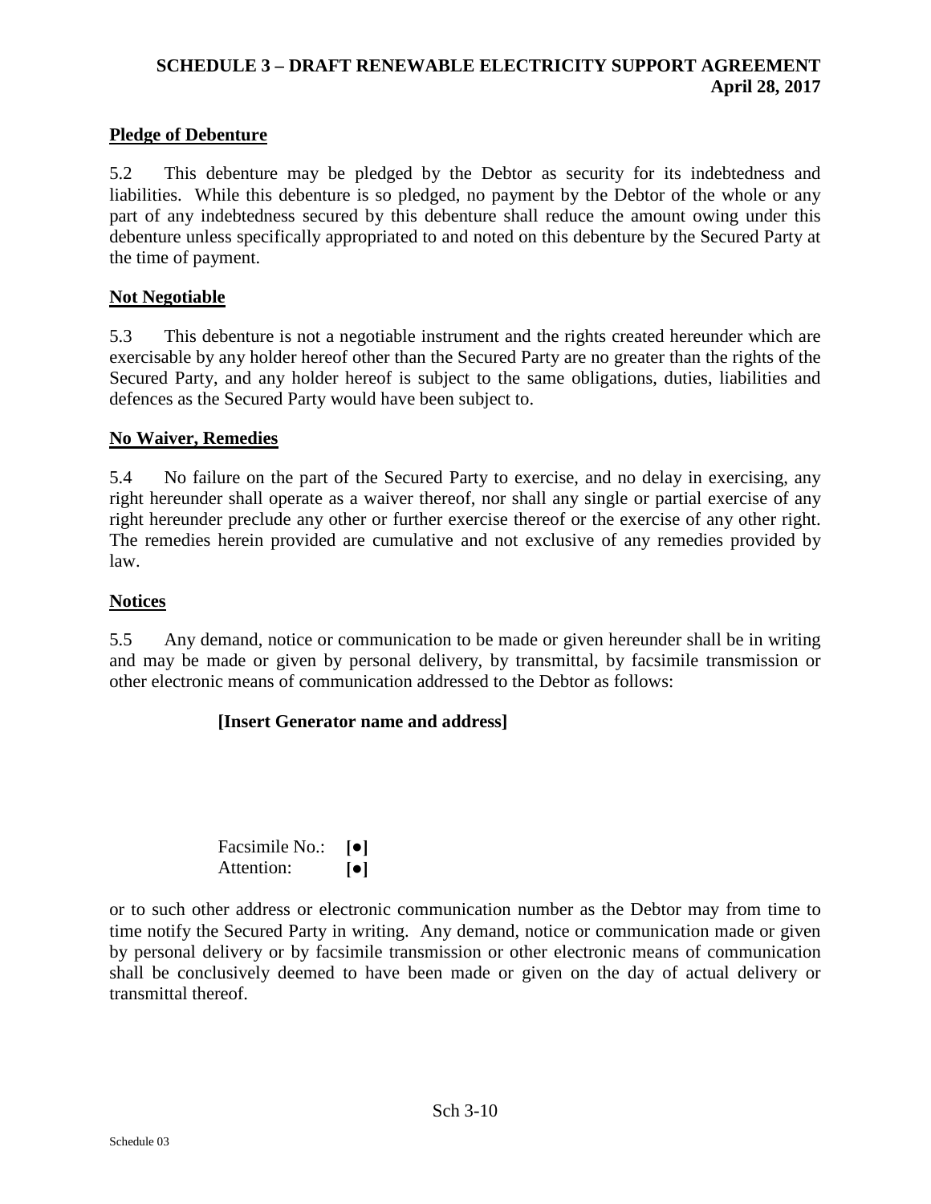**Pledge of Debenture**

5.2 This debenture may be pledged by the Debtor as security for its indebtedness and liabilities. While this debenture is so pledged, no payment by the Debtor of the whole or any part of any indebtedness secured by this debenture shall reduce the amount owing under this debenture unless specifically appropriated to and noted on this debenture by the Secured Party at the time of payment.

**Not Negotiable**

5.3 This debenture is not a negotiable instrument and the rights created hereunder which are exercisable by any holder hereof other than the Secured Party are no greater than the rights of the Secured Party, and any holder hereof is subject to the same obligations, duties, liabilities and defences as the Secured Party would have been subject to.

**No Waiver, Remedies**

5.4 No failure on the part of the Secured Party to exercise, and no delay in exercising, any right hereunder shall operate as a waiver thereof, nor shall any single or partial exercise of any right hereunder preclude any other or further exercise thereof or the exercise of any other right. The remedies herein provided are cumulative and not exclusive of any remedies provided by law.

**Notices**

5.5 Any demand, notice or communication to be made or given hereunder shall be in writing and may be made or given by personal delivery, by transmittal, by facsimile transmission or other electronic means of communication addressed to the Debtor as follows:

**[Insert Generator name and address]**

Facsimile No.: **[●]**
Attention: **[●]**

or to such other address or electronic communication number as the Debtor may from time to time notify the Secured Party in writing. Any demand, notice or communication made or given by personal delivery or by facsimile transmission or other electronic means of communication shall be conclusively deemed to have been made or given on the day of actual delivery or transmittal thereof.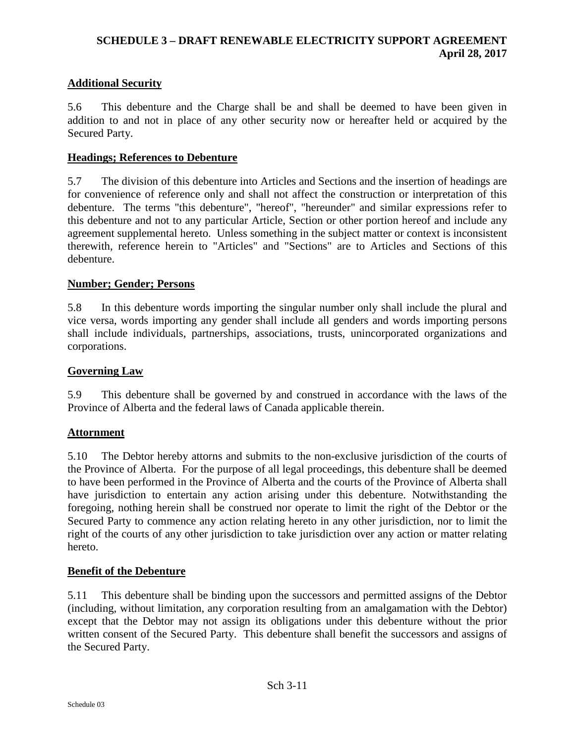**Additional Security**

5.6 This debenture and the Charge shall be and shall be deemed to have been given in addition to and not in place of any other security now or hereafter held or acquired by the Secured Party.

**Headings; References to Debenture**

5.7 The division of this debenture into Articles and Sections and the insertion of headings are for convenience of reference only and shall not affect the construction or interpretation of this debenture. The terms "this debenture", "hereof", "hereunder" and similar expressions refer to this debenture and not to any particular Article, Section or other portion hereof and include any agreement supplemental hereto. Unless something in the subject matter or context is inconsistent therewith, reference herein to "Articles" and "Sections" are to Articles and Sections of this debenture.

**Number; Gender; Persons**

5.8 In this debenture words importing the singular number only shall include the plural and vice versa, words importing any gender shall include all genders and words importing persons shall include individuals, partnerships, associations, trusts, unincorporated organizations and corporations.

**Governing Law**

5.9 This debenture shall be governed by and construed in accordance with the laws of the Province of Alberta and the federal laws of Canada applicable therein.

**Attornment**

5.10 The Debtor hereby attorns and submits to the non-exclusive jurisdiction of the courts of the Province of Alberta. For the purpose of all legal proceedings, this debenture shall be deemed to have been performed in the Province of Alberta and the courts of the Province of Alberta shall have jurisdiction to entertain any action arising under this debenture. Notwithstanding the foregoing, nothing herein shall be construed nor operate to limit the right of the Debtor or the Secured Party to commence any action relating hereto in any other jurisdiction, nor to limit the right of the courts of any other jurisdiction to take jurisdiction over any action or matter relating hereto.

**Benefit of the Debenture**

5.11 This debenture shall be binding upon the successors and permitted assigns of the Debtor (including, without limitation, any corporation resulting from an amalgamation with the Debtor) except that the Debtor may not assign its obligations under this debenture without the prior written consent of the Secured Party. This debenture shall benefit the successors and assigns of the Secured Party.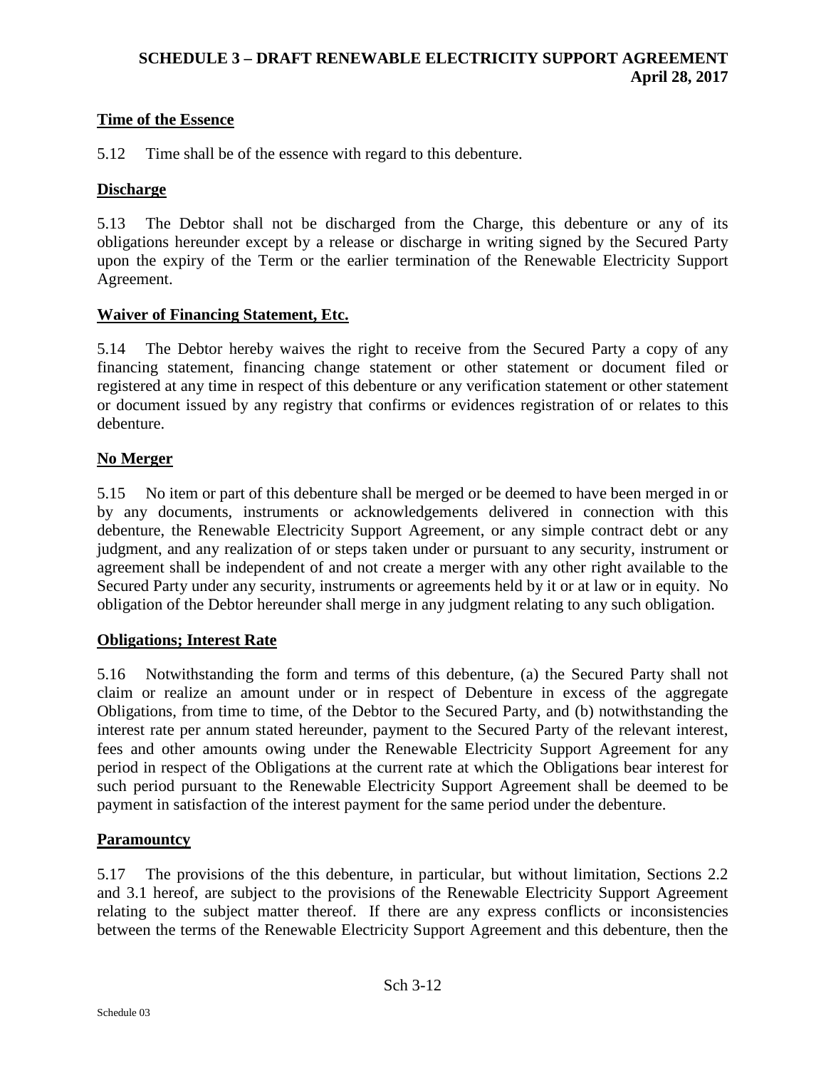**Time of the Essence**

5.12 Time shall be of the essence with regard to this debenture.

**Discharge**

5.13 The Debtor shall not be discharged from the Charge, this debenture or any of its obligations hereunder except by a release or discharge in writing signed by the Secured Party upon the expiry of the Term or the earlier termination of the Renewable Electricity Support Agreement.

**Waiver of Financing Statement, Etc.**

5.14 The Debtor hereby waives the right to receive from the Secured Party a copy of any financing statement, financing change statement or other statement or document filed or registered at any time in respect of this debenture or any verification statement or other statement or document issued by any registry that confirms or evidences registration of or relates to this debenture.

**No Merger**

5.15 No item or part of this debenture shall be merged or be deemed to have been merged in or by any documents, instruments or acknowledgements delivered in connection with this debenture, the Renewable Electricity Support Agreement, or any simple contract debt or any judgment, and any realization of or steps taken under or pursuant to any security, instrument or agreement shall be independent of and not create a merger with any other right available to the Secured Party under any security, instruments or agreements held by it or at law or in equity. No obligation of the Debtor hereunder shall merge in any judgment relating to any such obligation.

**Obligations; Interest Rate**

5.16 Notwithstanding the form and terms of this debenture, (a) the Secured Party shall not claim or realize an amount under or in respect of Debenture in excess of the aggregate Obligations, from time to time, of the Debtor to the Secured Party, and (b) notwithstanding the interest rate per annum stated hereunder, payment to the Secured Party of the relevant interest, fees and other amounts owing under the Renewable Electricity Support Agreement for any period in respect of the Obligations at the current rate at which the Obligations bear interest for such period pursuant to the Renewable Electricity Support Agreement shall be deemed to be payment in satisfaction of the interest payment for the same period under the debenture.

**Paramountcy**

5.17 The provisions of the this debenture, in particular, but without limitation, Sections 2.2 and 3.1 hereof, are subject to the provisions of the Renewable Electricity Support Agreement relating to the subject matter thereof. If there are any express conflicts or inconsistencies between the terms of the Renewable Electricity Support Agreement and this debenture, then the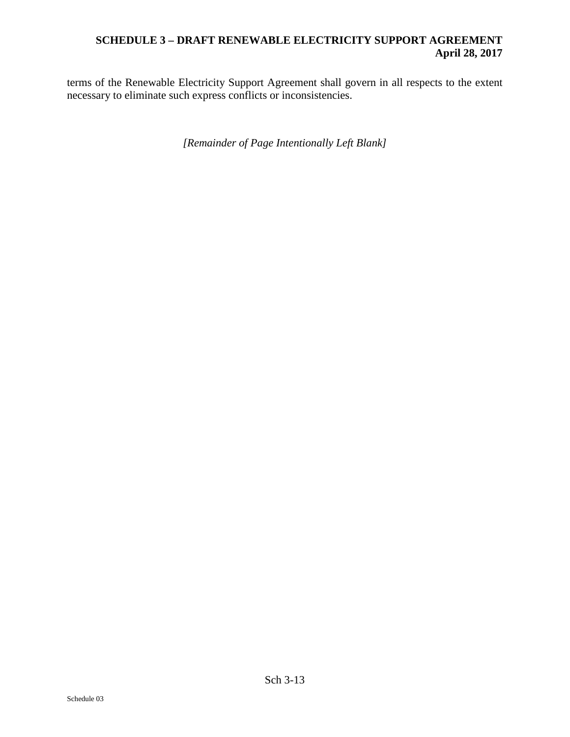terms of the Renewable Electricity Support Agreement shall govern in all respects to the extent necessary to eliminate such express conflicts or inconsistencies.

*[Remainder of Page Intentionally Left Blank]*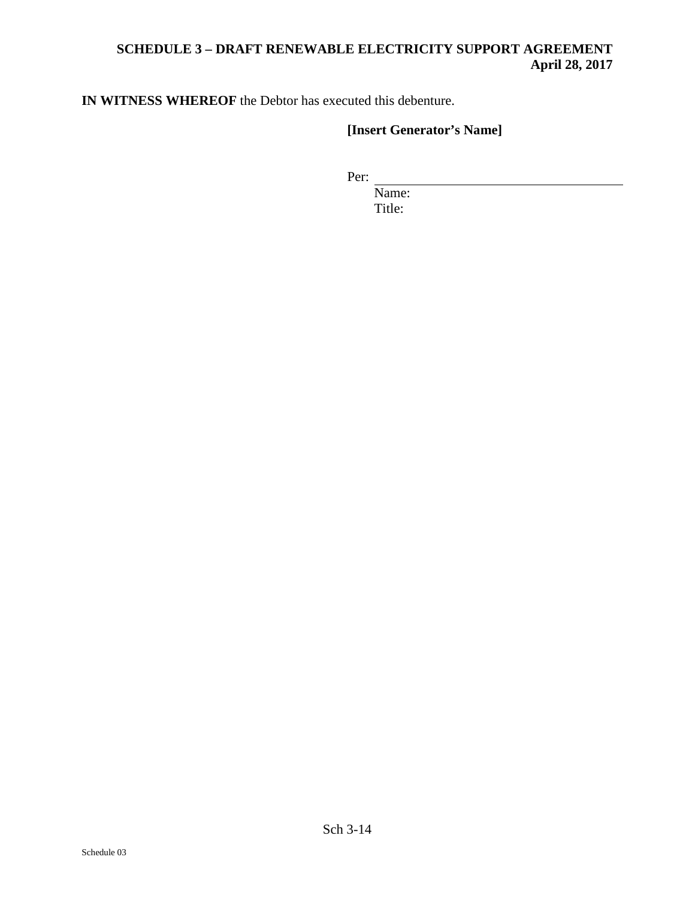**IN WITNESS WHEREOF** the Debtor has executed this debenture.

**[Insert Generator's Name]**

Per: ________________________________

Name:

Title: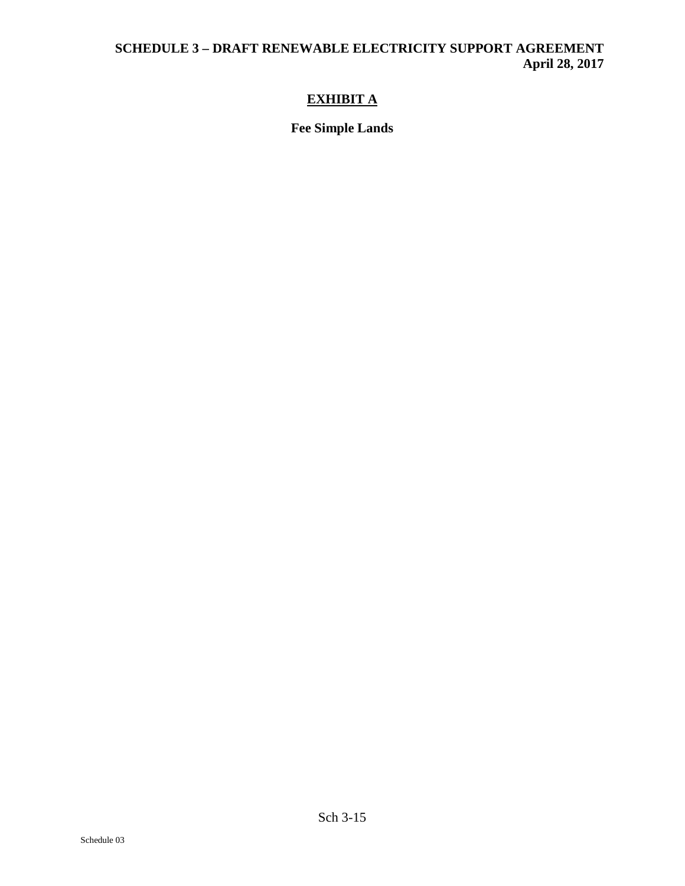# EXHIBIT A

**Fee Simple Lands**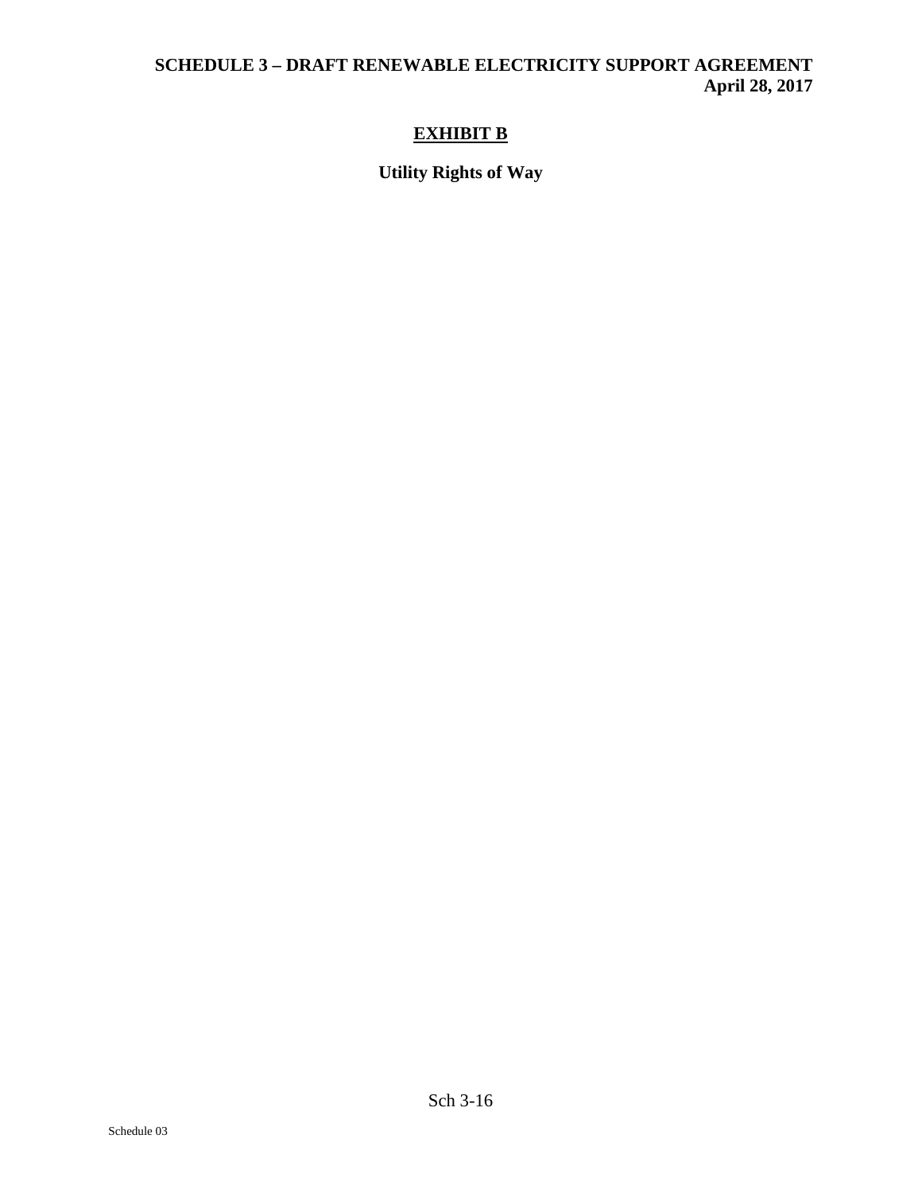# EXHIBIT B

## Utility Rights of Way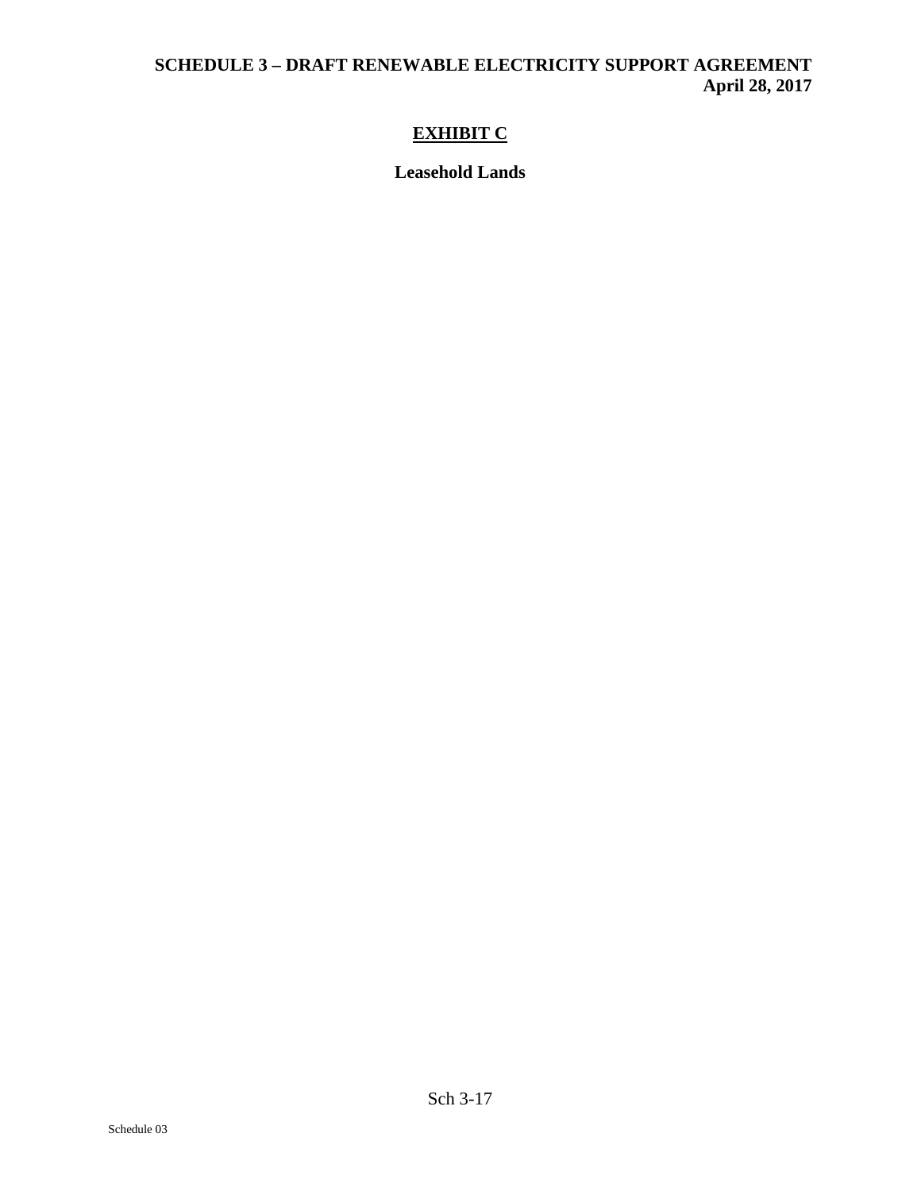# EXHIBIT C

## Leasehold Lands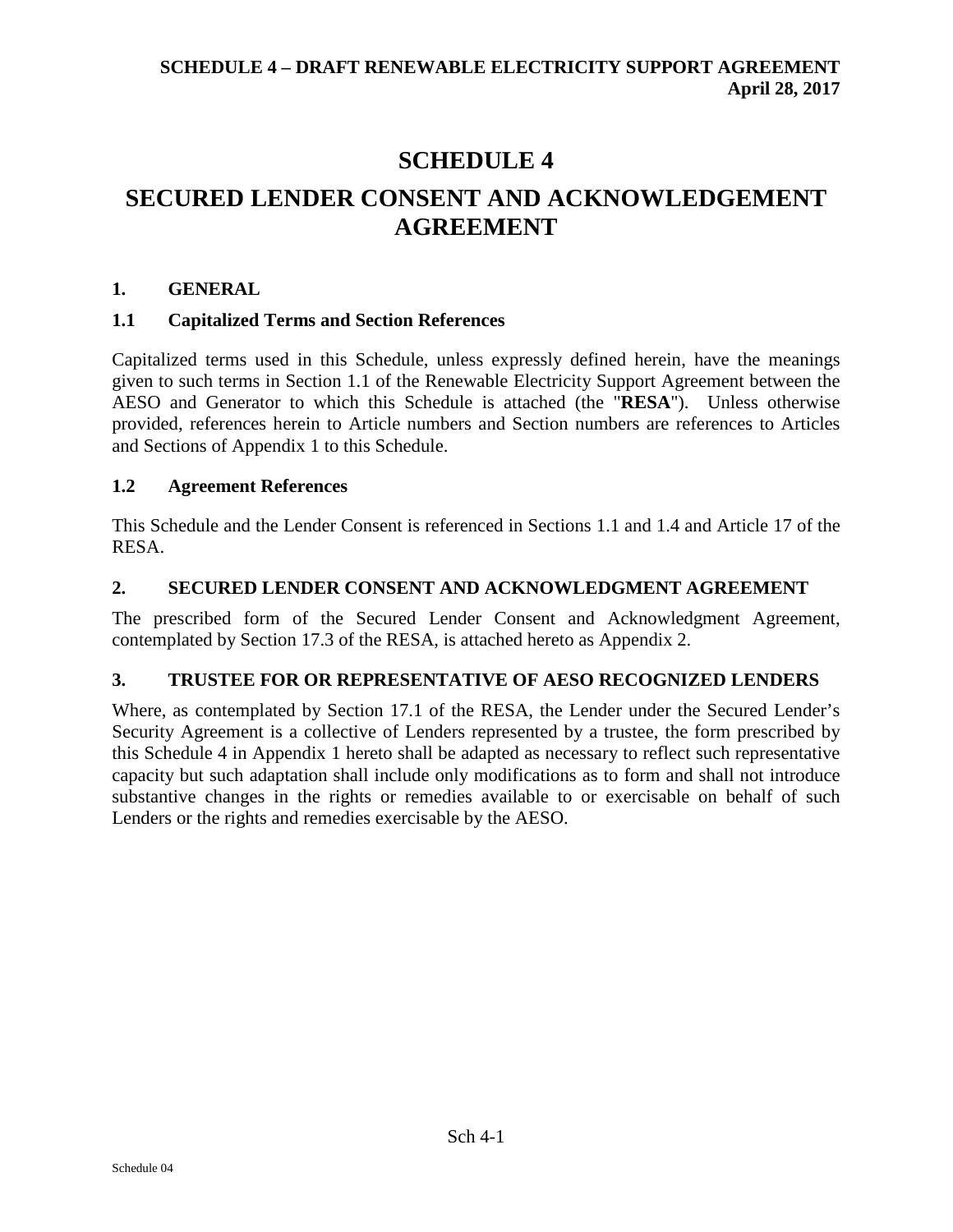# SCHEDULE 4

# SECURED LENDER CONSENT AND ACKNOWLEDGEMENT AGREEMENT

## 1. GENERAL

### 1.1 Capitalized Terms and Section References

Capitalized terms used in this Schedule, unless expressly defined herein, have the meanings given to such terms in Section 1.1 of the Renewable Electricity Support Agreement between the AESO and Generator to which this Schedule is attached (the "**RESA**"). Unless otherwise provided, references herein to Article numbers and Section numbers are references to Articles and Sections of Appendix 1 to this Schedule.

### 1.2 Agreement References

This Schedule and the Lender Consent is referenced in Sections 1.1 and 1.4 and Article 17 of the RESA.

## 2. SECURED LENDER CONSENT AND ACKNOWLEDGMENT AGREEMENT

The prescribed form of the Secured Lender Consent and Acknowledgment Agreement, contemplated by Section 17.3 of the RESA, is attached hereto as Appendix 2.

## 3. TRUSTEE FOR OR REPRESENTATIVE OF AESO RECOGNIZED LENDERS

Where, as contemplated by Section 17.1 of the RESA, the Lender under the Secured Lender's Security Agreement is a collective of Lenders represented by a trustee, the form prescribed by this Schedule 4 in Appendix 1 hereto shall be adapted as necessary to reflect such representative capacity but such adaptation shall include only modifications as to form and shall not introduce substantive changes in the rights or remedies available to or exercisable on behalf of such Lenders or the rights and remedies exercisable by the AESO.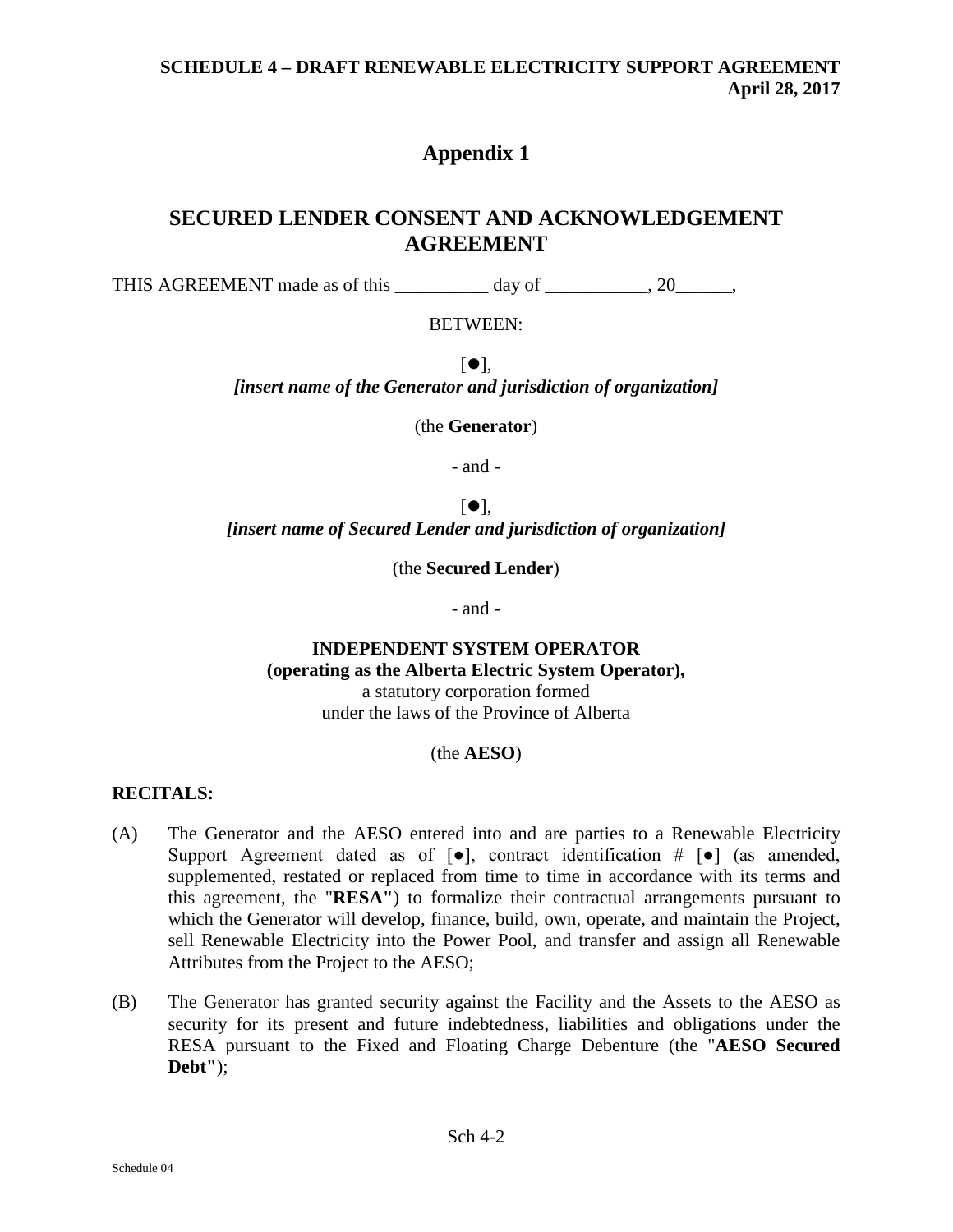# Appendix 1

## SECURED LENDER CONSENT AND ACKNOWLEDGEMENT AGREEMENT

THIS AGREEMENT made as of this __________ day of ___________, 20______,

BETWEEN:

[●],
***[insert name of the Generator and jurisdiction of organization]***

(the **Generator**)

\- and -

[●],
***[insert name of Secured Lender and jurisdiction of organization]***

(the **Secured Lender**)

\- and -

**INDEPENDENT SYSTEM OPERATOR**
**(operating as the Alberta Electric System Operator),**
a statutory corporation formed
under the laws of the Province of Alberta

(the **AESO**)

**RECITALS:**

(A) The Generator and the AESO entered into and are parties to a Renewable Electricity Support Agreement dated as of [●], contract identification # [●] (as amended, supplemented, restated or replaced from time to time in accordance with its terms and this agreement, the "**RESA**") to formalize their contractual arrangements pursuant to which the Generator will develop, finance, build, own, operate, and maintain the Project, sell Renewable Electricity into the Power Pool, and transfer and assign all Renewable Attributes from the Project to the AESO;

(B) The Generator has granted security against the Facility and the Assets to the AESO as security for its present and future indebtedness, liabilities and obligations under the RESA pursuant to the Fixed and Floating Charge Debenture (the "**AESO Secured Debt**");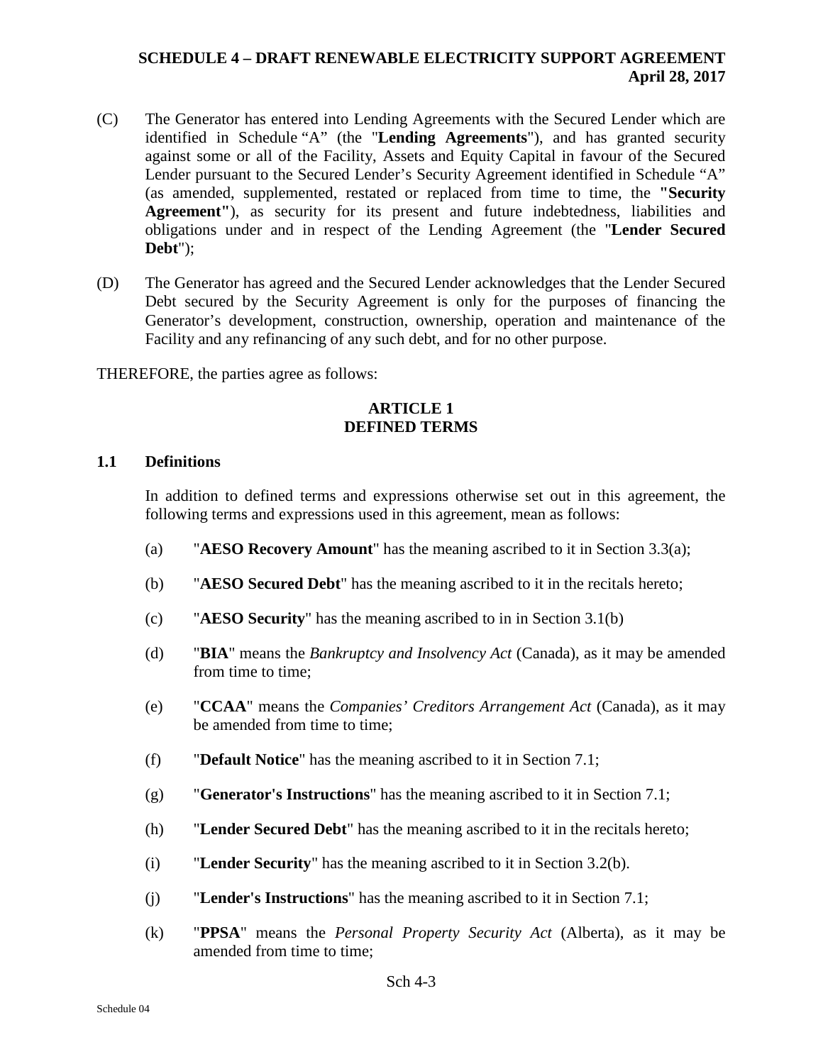(C) The Generator has entered into Lending Agreements with the Secured Lender which are identified in Schedule "A" (the "**Lending Agreements**"), and has granted security against some or all of the Facility, Assets and Equity Capital in favour of the Secured Lender pursuant to the Secured Lender's Security Agreement identified in Schedule "A" (as amended, supplemented, restated or replaced from time to time, the **"Security Agreement"**), as security for its present and future indebtedness, liabilities and obligations under and in respect of the Lending Agreement (the "**Lender Secured Debt**");

(D) The Generator has agreed and the Secured Lender acknowledges that the Lender Secured Debt secured by the Security Agreement is only for the purposes of financing the Generator's development, construction, ownership, operation and maintenance of the Facility and any refinancing of any such debt, and for no other purpose.

THEREFORE, the parties agree as follows:

## ARTICLE 1
## DEFINED TERMS

### 1.1 Definitions

In addition to defined terms and expressions otherwise set out in this agreement, the following terms and expressions used in this agreement, mean as follows:

(a) "**AESO Recovery Amount**" has the meaning ascribed to it in Section 3.3(a);

(b) "**AESO Secured Debt**" has the meaning ascribed to it in the recitals hereto;

(c) "**AESO Security**" has the meaning ascribed to in in Section 3.1(b)

(d) "**BIA**" means the *Bankruptcy and Insolvency Act* (Canada), as it may be amended from time to time;

(e) "**CCAA**" means the *Companies' Creditors Arrangement Act* (Canada), as it may be amended from time to time;

(f) "**Default Notice**" has the meaning ascribed to it in Section 7.1;

(g) "**Generator's Instructions**" has the meaning ascribed to it in Section 7.1;

(h) "**Lender Secured Debt**" has the meaning ascribed to it in the recitals hereto;

(i) "**Lender Security**" has the meaning ascribed to it in Section 3.2(b).

(j) "**Lender's Instructions**" has the meaning ascribed to it in Section 7.1;

(k) "**PPSA**" means the *Personal Property Security Act* (Alberta), as it may be amended from time to time;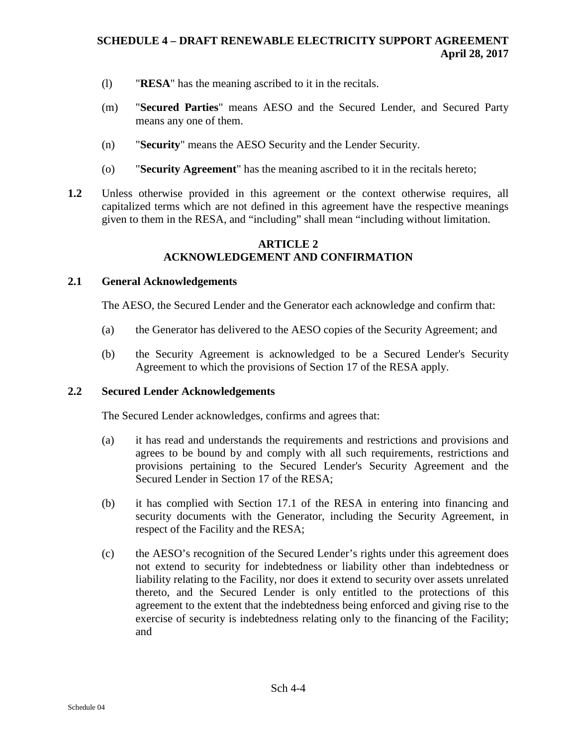(l) "**RESA**" has the meaning ascribed to it in the recitals.

(m) "**Secured Parties**" means AESO and the Secured Lender, and Secured Party means any one of them.

(n) "**Security**" means the AESO Security and the Lender Security.

(o) "**Security Agreement**" has the meaning ascribed to it in the recitals hereto;

**1.2** Unless otherwise provided in this agreement or the context otherwise requires, all capitalized terms which are not defined in this agreement have the respective meanings given to them in the RESA, and "including" shall mean "including without limitation.

## ARTICLE 2
## ACKNOWLEDGEMENT AND CONFIRMATION

### 2.1 General Acknowledgements

The AESO, the Secured Lender and the Generator each acknowledge and confirm that:

(a) the Generator has delivered to the AESO copies of the Security Agreement; and

(b) the Security Agreement is acknowledged to be a Secured Lender's Security Agreement to which the provisions of Section 17 of the RESA apply.

### 2.2 Secured Lender Acknowledgements

The Secured Lender acknowledges, confirms and agrees that:

(a) it has read and understands the requirements and restrictions and provisions and agrees to be bound by and comply with all such requirements, restrictions and provisions pertaining to the Secured Lender's Security Agreement and the Secured Lender in Section 17 of the RESA;

(b) it has complied with Section 17.1 of the RESA in entering into financing and security documents with the Generator, including the Security Agreement, in respect of the Facility and the RESA;

(c) the AESO's recognition of the Secured Lender's rights under this agreement does not extend to security for indebtedness or liability other than indebtedness or liability relating to the Facility, nor does it extend to security over assets unrelated thereto, and the Secured Lender is only entitled to the protections of this agreement to the extent that the indebtedness being enforced and giving rise to the exercise of security is indebtedness relating only to the financing of the Facility; and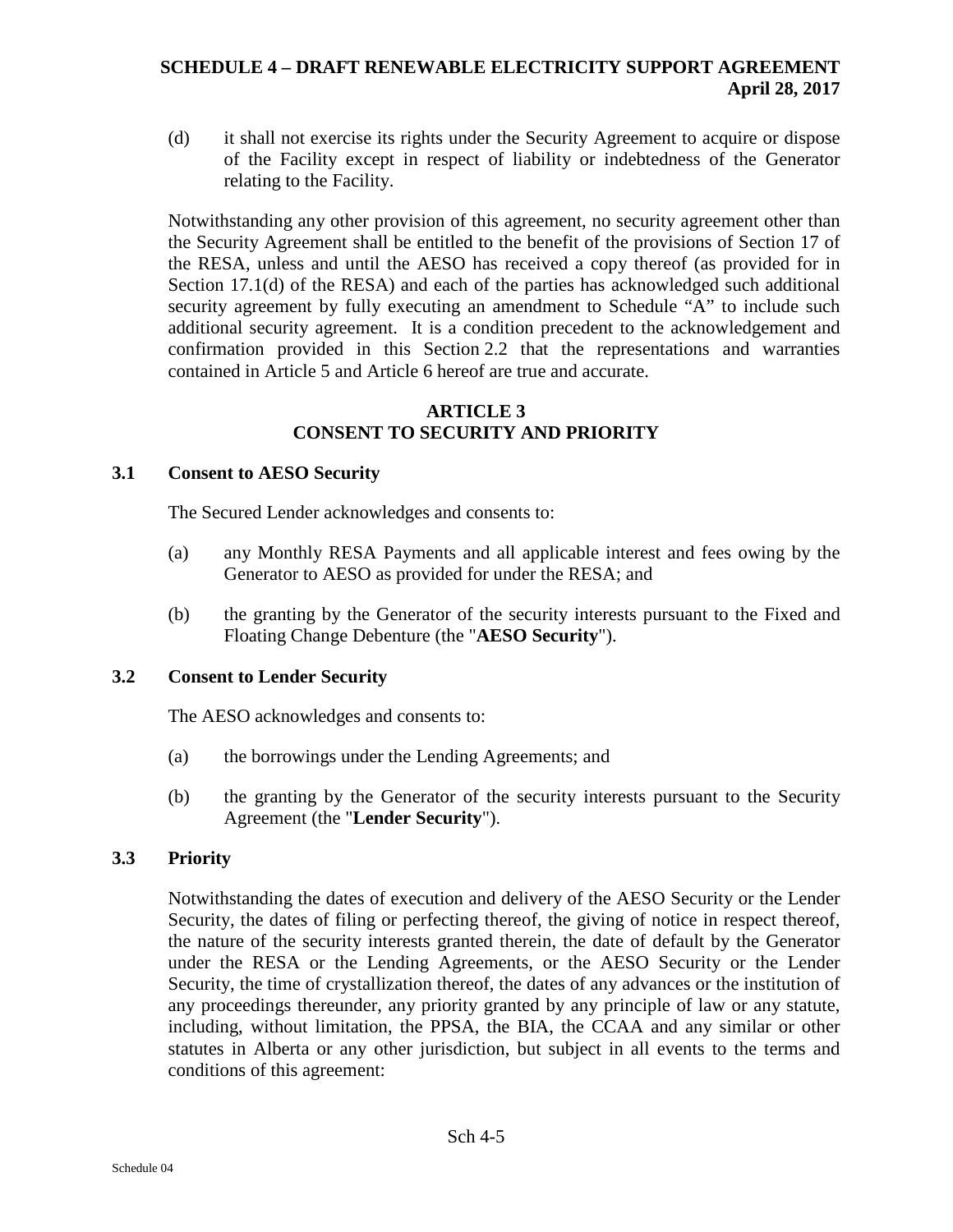(d) it shall not exercise its rights under the Security Agreement to acquire or dispose of the Facility except in respect of liability or indebtedness of the Generator relating to the Facility.

Notwithstanding any other provision of this agreement, no security agreement other than the Security Agreement shall be entitled to the benefit of the provisions of Section 17 of the RESA, unless and until the AESO has received a copy thereof (as provided for in Section 17.1(d) of the RESA) and each of the parties has acknowledged such additional security agreement by fully executing an amendment to Schedule "A" to include such additional security agreement. It is a condition precedent to the acknowledgement and confirmation provided in this Section 2.2 that the representations and warranties contained in Article 5 and Article 6 hereof are true and accurate.

## ARTICLE 3
## CONSENT TO SECURITY AND PRIORITY

### 3.1 Consent to AESO Security

The Secured Lender acknowledges and consents to:

(a) any Monthly RESA Payments and all applicable interest and fees owing by the Generator to AESO as provided for under the RESA; and

(b) the granting by the Generator of the security interests pursuant to the Fixed and Floating Change Debenture (the "**AESO Security**").

### 3.2 Consent to Lender Security

The AESO acknowledges and consents to:

(a) the borrowings under the Lending Agreements; and

(b) the granting by the Generator of the security interests pursuant to the Security Agreement (the "**Lender Security**").

### 3.3 Priority

Notwithstanding the dates of execution and delivery of the AESO Security or the Lender Security, the dates of filing or perfecting thereof, the giving of notice in respect thereof, the nature of the security interests granted therein, the date of default by the Generator under the RESA or the Lending Agreements, or the AESO Security or the Lender Security, the time of crystallization thereof, the dates of any advances or the institution of any proceedings thereunder, any priority granted by any principle of law or any statute, including, without limitation, the PPSA, the BIA, the CCAA and any similar or other statutes in Alberta or any other jurisdiction, but subject in all events to the terms and conditions of this agreement: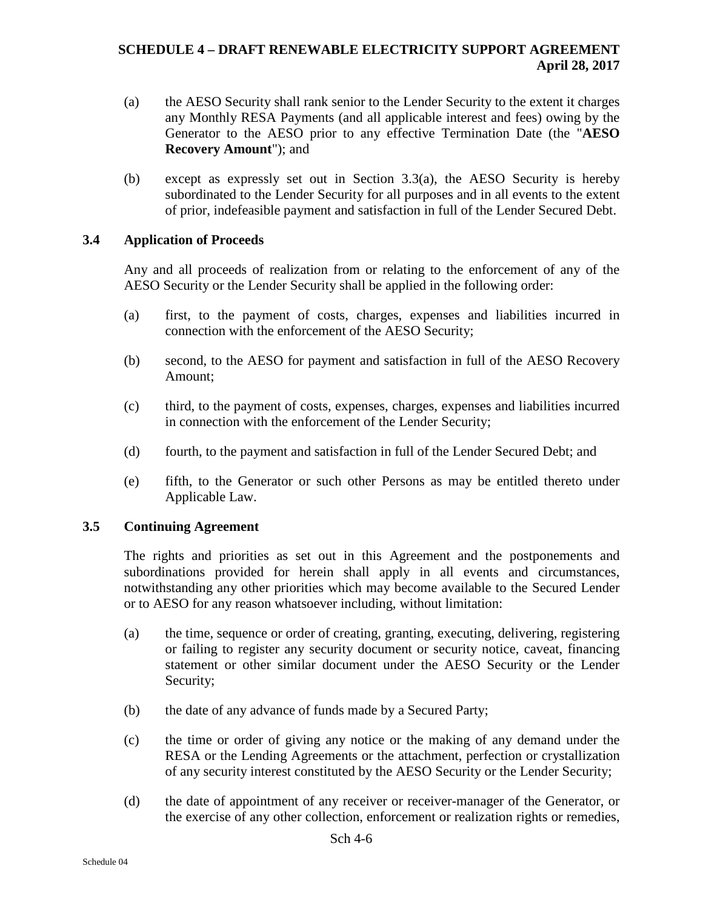(a) the AESO Security shall rank senior to the Lender Security to the extent it charges any Monthly RESA Payments (and all applicable interest and fees) owing by the Generator to the AESO prior to any effective Termination Date (the "**AESO Recovery Amount**"); and

(b) except as expressly set out in Section 3.3(a), the AESO Security is hereby subordinated to the Lender Security for all purposes and in all events to the extent of prior, indefeasible payment and satisfaction in full of the Lender Secured Debt.

### 3.4 Application of Proceeds

Any and all proceeds of realization from or relating to the enforcement of any of the AESO Security or the Lender Security shall be applied in the following order:

(a) first, to the payment of costs, charges, expenses and liabilities incurred in connection with the enforcement of the AESO Security;

(b) second, to the AESO for payment and satisfaction in full of the AESO Recovery Amount;

(c) third, to the payment of costs, expenses, charges, expenses and liabilities incurred in connection with the enforcement of the Lender Security;

(d) fourth, to the payment and satisfaction in full of the Lender Secured Debt; and

(e) fifth, to the Generator or such other Persons as may be entitled thereto under Applicable Law.

### 3.5 Continuing Agreement

The rights and priorities as set out in this Agreement and the postponements and subordinations provided for herein shall apply in all events and circumstances, notwithstanding any other priorities which may become available to the Secured Lender or to AESO for any reason whatsoever including, without limitation:

(a) the time, sequence or order of creating, granting, executing, delivering, registering or failing to register any security document or security notice, caveat, financing statement or other similar document under the AESO Security or the Lender Security;

(b) the date of any advance of funds made by a Secured Party;

(c) the time or order of giving any notice or the making of any demand under the RESA or the Lending Agreements or the attachment, perfection or crystallization of any security interest constituted by the AESO Security or the Lender Security;

(d) the date of appointment of any receiver or receiver-manager of the Generator, or the exercise of any other collection, enforcement or realization rights or remedies,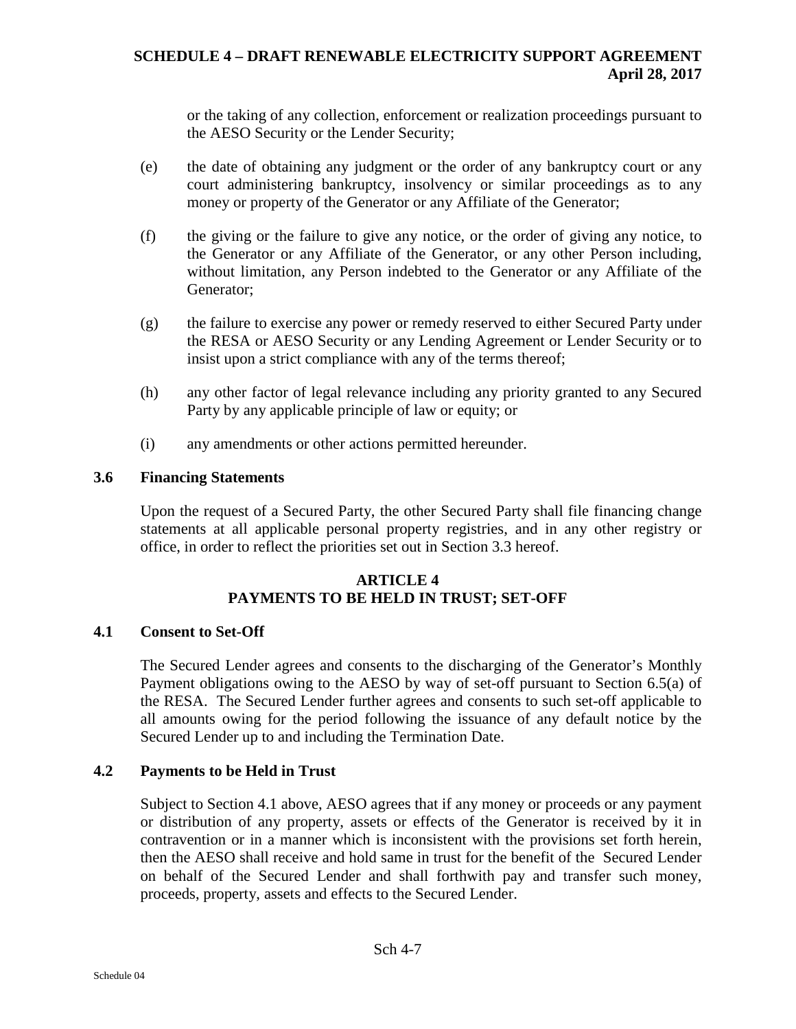or the taking of any collection, enforcement or realization proceedings pursuant to the AESO Security or the Lender Security;

(e) the date of obtaining any judgment or the order of any bankruptcy court or any court administering bankruptcy, insolvency or similar proceedings as to any money or property of the Generator or any Affiliate of the Generator;

(f) the giving or the failure to give any notice, or the order of giving any notice, to the Generator or any Affiliate of the Generator, or any other Person including, without limitation, any Person indebted to the Generator or any Affiliate of the Generator;

(g) the failure to exercise any power or remedy reserved to either Secured Party under the RESA or AESO Security or any Lending Agreement or Lender Security or to insist upon a strict compliance with any of the terms thereof;

(h) any other factor of legal relevance including any priority granted to any Secured Party by any applicable principle of law or equity; or

(i) any amendments or other actions permitted hereunder.

### 3.6 Financing Statements

Upon the request of a Secured Party, the other Secured Party shall file financing change statements at all applicable personal property registries, and in any other registry or office, in order to reflect the priorities set out in Section 3.3 hereof.

## ARTICLE 4
## PAYMENTS TO BE HELD IN TRUST; SET-OFF

### 4.1 Consent to Set-Off

The Secured Lender agrees and consents to the discharging of the Generator's Monthly Payment obligations owing to the AESO by way of set-off pursuant to Section 6.5(a) of the RESA. The Secured Lender further agrees and consents to such set-off applicable to all amounts owing for the period following the issuance of any default notice by the Secured Lender up to and including the Termination Date.

### 4.2 Payments to be Held in Trust

Subject to Section 4.1 above, AESO agrees that if any money or proceeds or any payment or distribution of any property, assets or effects of the Generator is received by it in contravention or in a manner which is inconsistent with the provisions set forth herein, then the AESO shall receive and hold same in trust for the benefit of the Secured Lender on behalf of the Secured Lender and shall forthwith pay and transfer such money, proceeds, property, assets and effects to the Secured Lender.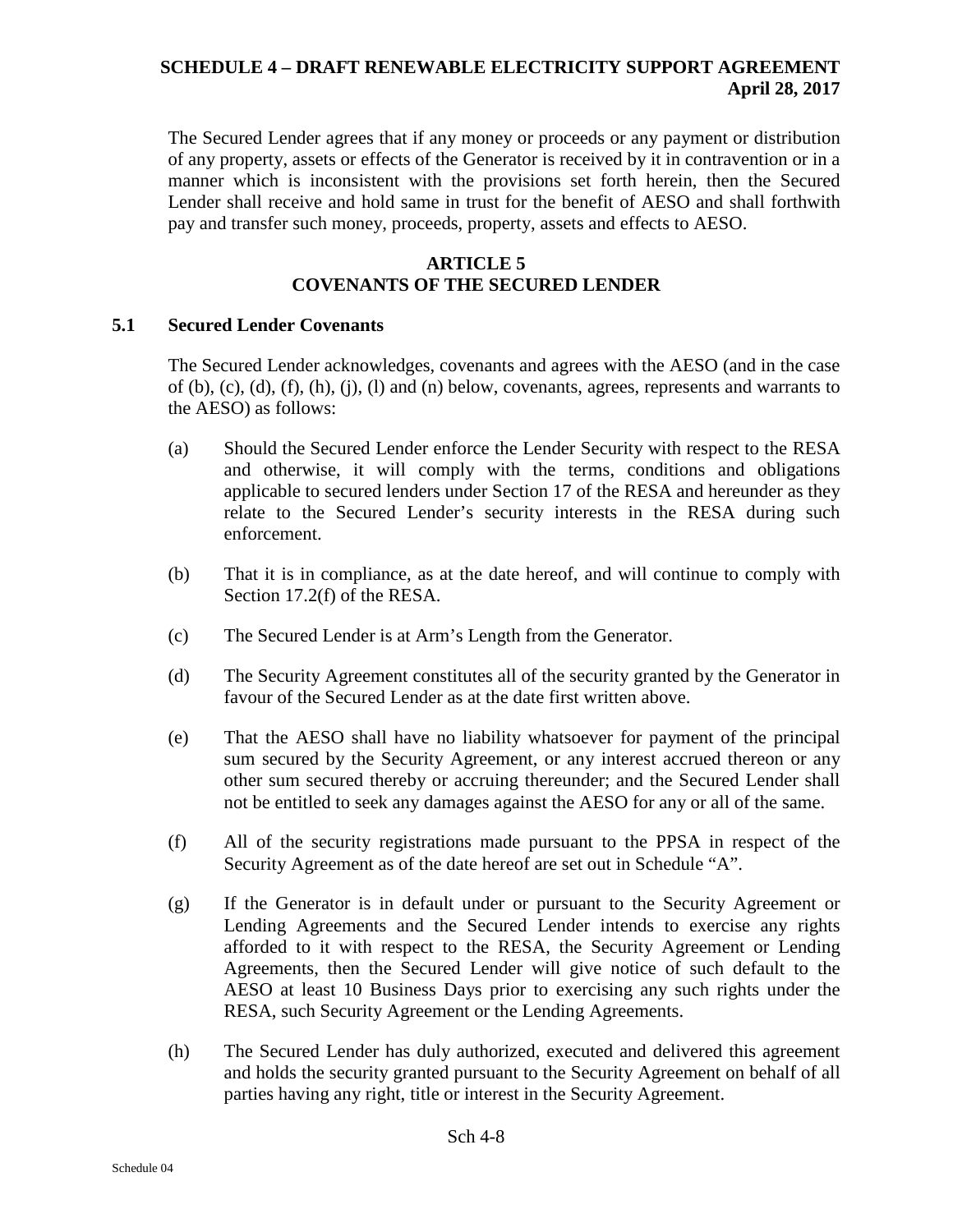The Secured Lender agrees that if any money or proceeds or any payment or distribution of any property, assets or effects of the Generator is received by it in contravention or in a manner which is inconsistent with the provisions set forth herein, then the Secured Lender shall receive and hold same in trust for the benefit of AESO and shall forthwith pay and transfer such money, proceeds, property, assets and effects to AESO.

## ARTICLE 5
## COVENANTS OF THE SECURED LENDER

### 5.1 Secured Lender Covenants

The Secured Lender acknowledges, covenants and agrees with the AESO (and in the case of (b), (c), (d), (f), (h), (j), (l) and (n) below, covenants, agrees, represents and warrants to the AESO) as follows:

(a) Should the Secured Lender enforce the Lender Security with respect to the RESA and otherwise, it will comply with the terms, conditions and obligations applicable to secured lenders under Section 17 of the RESA and hereunder as they relate to the Secured Lender's security interests in the RESA during such enforcement.

(b) That it is in compliance, as at the date hereof, and will continue to comply with Section 17.2(f) of the RESA.

(c) The Secured Lender is at Arm's Length from the Generator.

(d) The Security Agreement constitutes all of the security granted by the Generator in favour of the Secured Lender as at the date first written above.

(e) That the AESO shall have no liability whatsoever for payment of the principal sum secured by the Security Agreement, or any interest accrued thereon or any other sum secured thereby or accruing thereunder; and the Secured Lender shall not be entitled to seek any damages against the AESO for any or all of the same.

(f) All of the security registrations made pursuant to the PPSA in respect of the Security Agreement as of the date hereof are set out in Schedule "A".

(g) If the Generator is in default under or pursuant to the Security Agreement or Lending Agreements and the Secured Lender intends to exercise any rights afforded to it with respect to the RESA, the Security Agreement or Lending Agreements, then the Secured Lender will give notice of such default to the AESO at least 10 Business Days prior to exercising any such rights under the RESA, such Security Agreement or the Lending Agreements.

(h) The Secured Lender has duly authorized, executed and delivered this agreement and holds the security granted pursuant to the Security Agreement on behalf of all parties having any right, title or interest in the Security Agreement.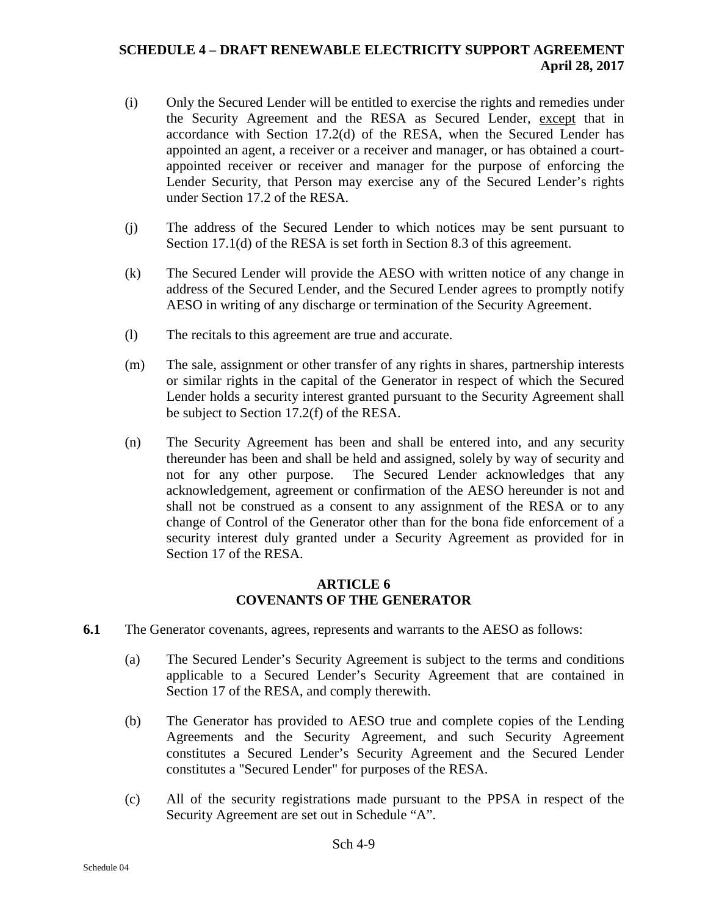(i) Only the Secured Lender will be entitled to exercise the rights and remedies under the Security Agreement and the RESA as Secured Lender, except that in accordance with Section 17.2(d) of the RESA, when the Secured Lender has appointed an agent, a receiver or a receiver and manager, or has obtained a court-appointed receiver or receiver and manager for the purpose of enforcing the Lender Security, that Person may exercise any of the Secured Lender's rights under Section 17.2 of the RESA.

(j) The address of the Secured Lender to which notices may be sent pursuant to Section 17.1(d) of the RESA is set forth in Section 8.3 of this agreement.

(k) The Secured Lender will provide the AESO with written notice of any change in address of the Secured Lender, and the Secured Lender agrees to promptly notify AESO in writing of any discharge or termination of the Security Agreement.

(l) The recitals to this agreement are true and accurate.

(m) The sale, assignment or other transfer of any rights in shares, partnership interests or similar rights in the capital of the Generator in respect of which the Secured Lender holds a security interest granted pursuant to the Security Agreement shall be subject to Section 17.2(f) of the RESA.

(n) The Security Agreement has been and shall be entered into, and any security thereunder has been and shall be held and assigned, solely by way of security and not for any other purpose. The Secured Lender acknowledges that any acknowledgement, agreement or confirmation of the AESO hereunder is not and shall not be construed as a consent to any assignment of the RESA or to any change of Control of the Generator other than for the bona fide enforcement of a security interest duly granted under a Security Agreement as provided for in Section 17 of the RESA.

## ARTICLE 6
## COVENANTS OF THE GENERATOR

**6.1** The Generator covenants, agrees, represents and warrants to the AESO as follows:

(a) The Secured Lender's Security Agreement is subject to the terms and conditions applicable to a Secured Lender's Security Agreement that are contained in Section 17 of the RESA, and comply therewith.

(b) The Generator has provided to AESO true and complete copies of the Lending Agreements and the Security Agreement, and such Security Agreement constitutes a Secured Lender's Security Agreement and the Secured Lender constitutes a "Secured Lender" for purposes of the RESA.

(c) All of the security registrations made pursuant to the PPSA in respect of the Security Agreement are set out in Schedule "A".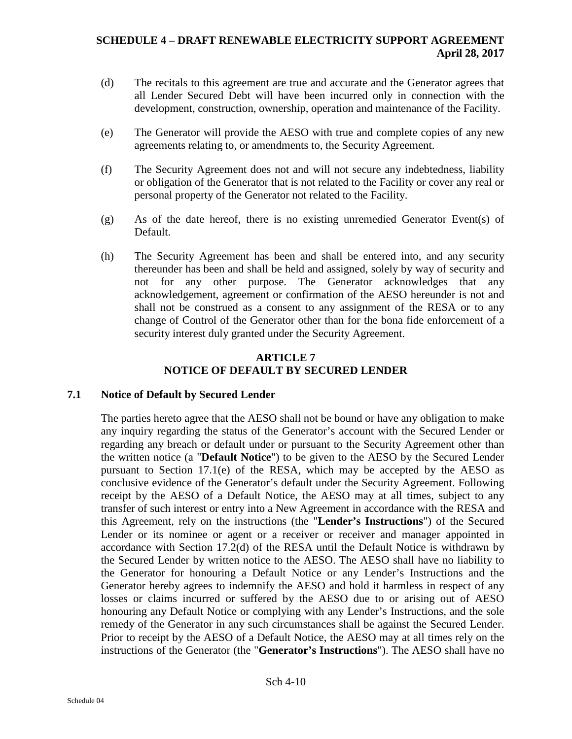(d) The recitals to this agreement are true and accurate and the Generator agrees that all Lender Secured Debt will have been incurred only in connection with the development, construction, ownership, operation and maintenance of the Facility.

(e) The Generator will provide the AESO with true and complete copies of any new agreements relating to, or amendments to, the Security Agreement.

(f) The Security Agreement does not and will not secure any indebtedness, liability or obligation of the Generator that is not related to the Facility or cover any real or personal property of the Generator not related to the Facility.

(g) As of the date hereof, there is no existing unremedied Generator Event(s) of Default.

(h) The Security Agreement has been and shall be entered into, and any security thereunder has been and shall be held and assigned, solely by way of security and not for any other purpose. The Generator acknowledges that any acknowledgement, agreement or confirmation of the AESO hereunder is not and shall not be construed as a consent to any assignment of the RESA or to any change of Control of the Generator other than for the bona fide enforcement of a security interest duly granted under the Security Agreement.

## ARTICLE 7
## NOTICE OF DEFAULT BY SECURED LENDER

### 7.1 Notice of Default by Secured Lender

The parties hereto agree that the AESO shall not be bound or have any obligation to make any inquiry regarding the status of the Generator's account with the Secured Lender or regarding any breach or default under or pursuant to the Security Agreement other than the written notice (a "**Default Notice**") to be given to the AESO by the Secured Lender pursuant to Section 17.1(e) of the RESA, which may be accepted by the AESO as conclusive evidence of the Generator's default under the Security Agreement. Following receipt by the AESO of a Default Notice, the AESO may at all times, subject to any transfer of such interest or entry into a New Agreement in accordance with the RESA and this Agreement, rely on the instructions (the "**Lender's Instructions**") of the Secured Lender or its nominee or agent or a receiver or receiver and manager appointed in accordance with Section 17.2(d) of the RESA until the Default Notice is withdrawn by the Secured Lender by written notice to the AESO. The AESO shall have no liability to the Generator for honouring a Default Notice or any Lender's Instructions and the Generator hereby agrees to indemnify the AESO and hold it harmless in respect of any losses or claims incurred or suffered by the AESO due to or arising out of AESO honouring any Default Notice or complying with any Lender's Instructions, and the sole remedy of the Generator in any such circumstances shall be against the Secured Lender. Prior to receipt by the AESO of a Default Notice, the AESO may at all times rely on the instructions of the Generator (the "**Generator's Instructions**"). The AESO shall have no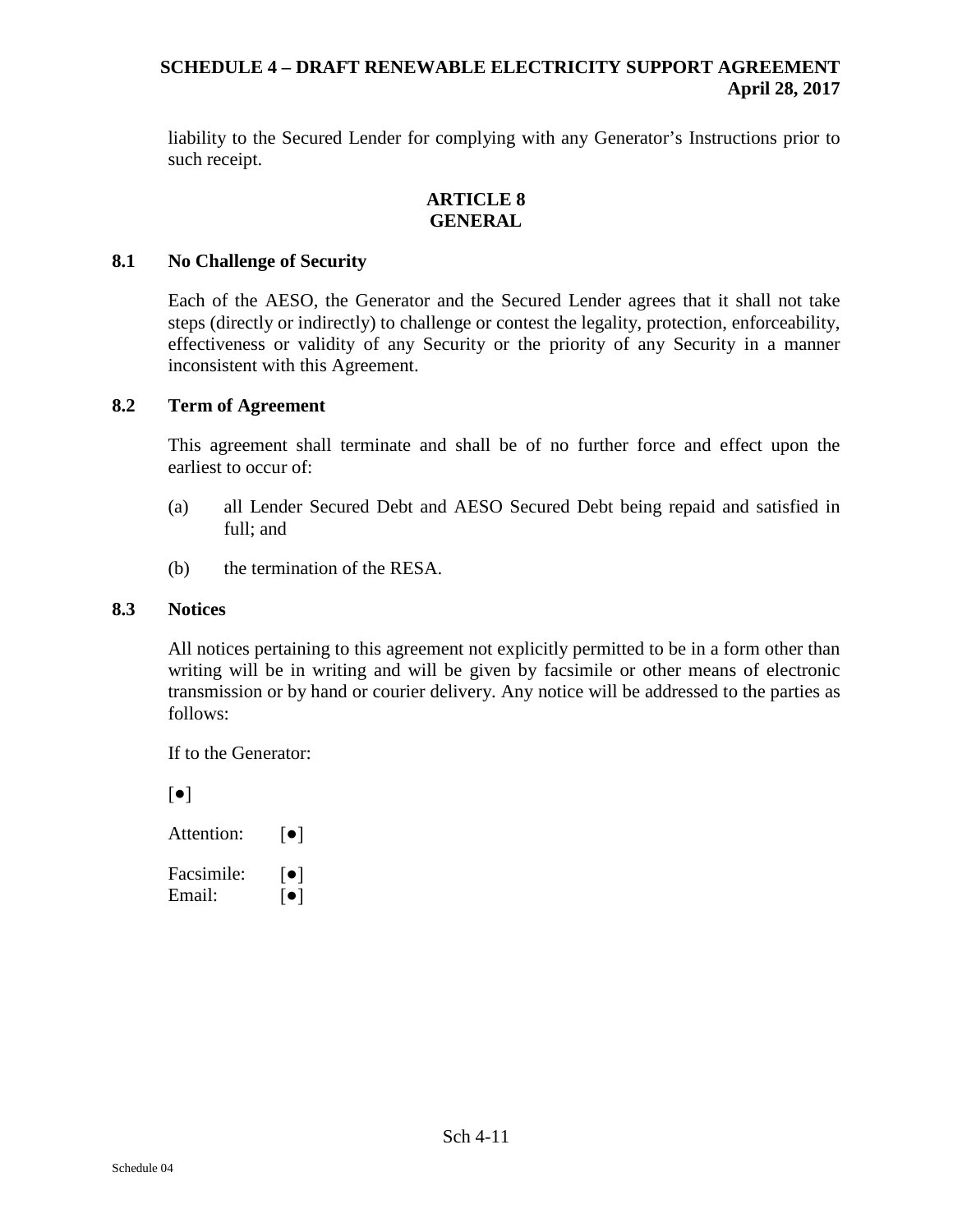liability to the Secured Lender for complying with any Generator's Instructions prior to such receipt.

## ARTICLE 8
## GENERAL

### 8.1 No Challenge of Security

Each of the AESO, the Generator and the Secured Lender agrees that it shall not take steps (directly or indirectly) to challenge or contest the legality, protection, enforceability, effectiveness or validity of any Security or the priority of any Security in a manner inconsistent with this Agreement.

### 8.2 Term of Agreement

This agreement shall terminate and shall be of no further force and effect upon the earliest to occur of:

(a) all Lender Secured Debt and AESO Secured Debt being repaid and satisfied in full; and

(b) the termination of the RESA.

### 8.3 Notices

All notices pertaining to this agreement not explicitly permitted to be in a form other than writing will be in writing and will be given by facsimile or other means of electronic transmission or by hand or courier delivery. Any notice will be addressed to the parties as follows:

If to the Generator:

[●]

Attention: [●]

Facsimile: [●]
Email: [●]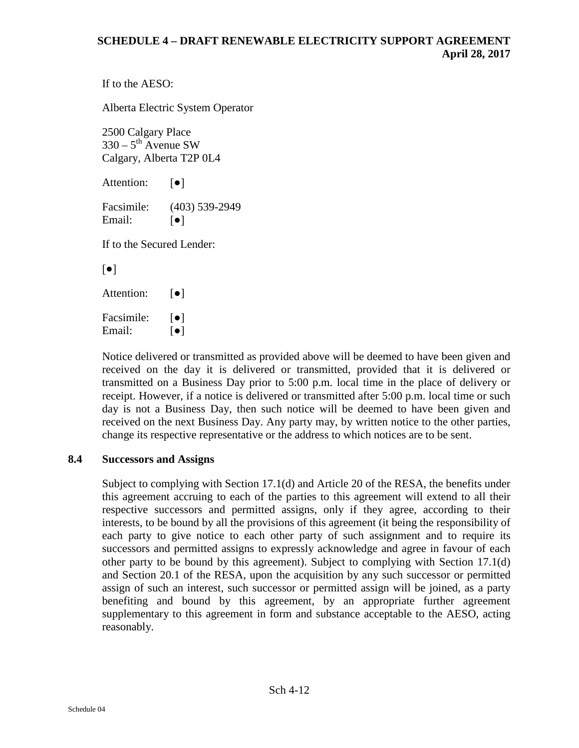If to the AESO:

Alberta Electric System Operator

2500 Calgary Place
330 – 5th Avenue SW
Calgary, Alberta T2P 0L4

Attention: [●]

Facsimile: (403) 539-2949
Email: [●]

If to the Secured Lender:

[●]

Attention: [●]

Facsimile: [●]
Email: [●]

Notice delivered or transmitted as provided above will be deemed to have been given and received on the day it is delivered or transmitted, provided that it is delivered or transmitted on a Business Day prior to 5:00 p.m. local time in the place of delivery or receipt. However, if a notice is delivered or transmitted after 5:00 p.m. local time or such day is not a Business Day, then such notice will be deemed to have been given and received on the next Business Day. Any party may, by written notice to the other parties, change its respective representative or the address to which notices are to be sent.

### 8.4 Successors and Assigns

Subject to complying with Section 17.1(d) and Article 20 of the RESA, the benefits under this agreement accruing to each of the parties to this agreement will extend to all their respective successors and permitted assigns, only if they agree, according to their interests, to be bound by all the provisions of this agreement (it being the responsibility of each party to give notice to each other party of such assignment and to require its successors and permitted assigns to expressly acknowledge and agree in favour of each other party to be bound by this agreement). Subject to complying with Section 17.1(d) and Section 20.1 of the RESA, upon the acquisition by any such successor or permitted assign of such an interest, such successor or permitted assign will be joined, as a party benefiting and bound by this agreement, by an appropriate further agreement supplementary to this agreement in form and substance acceptable to the AESO, acting reasonably.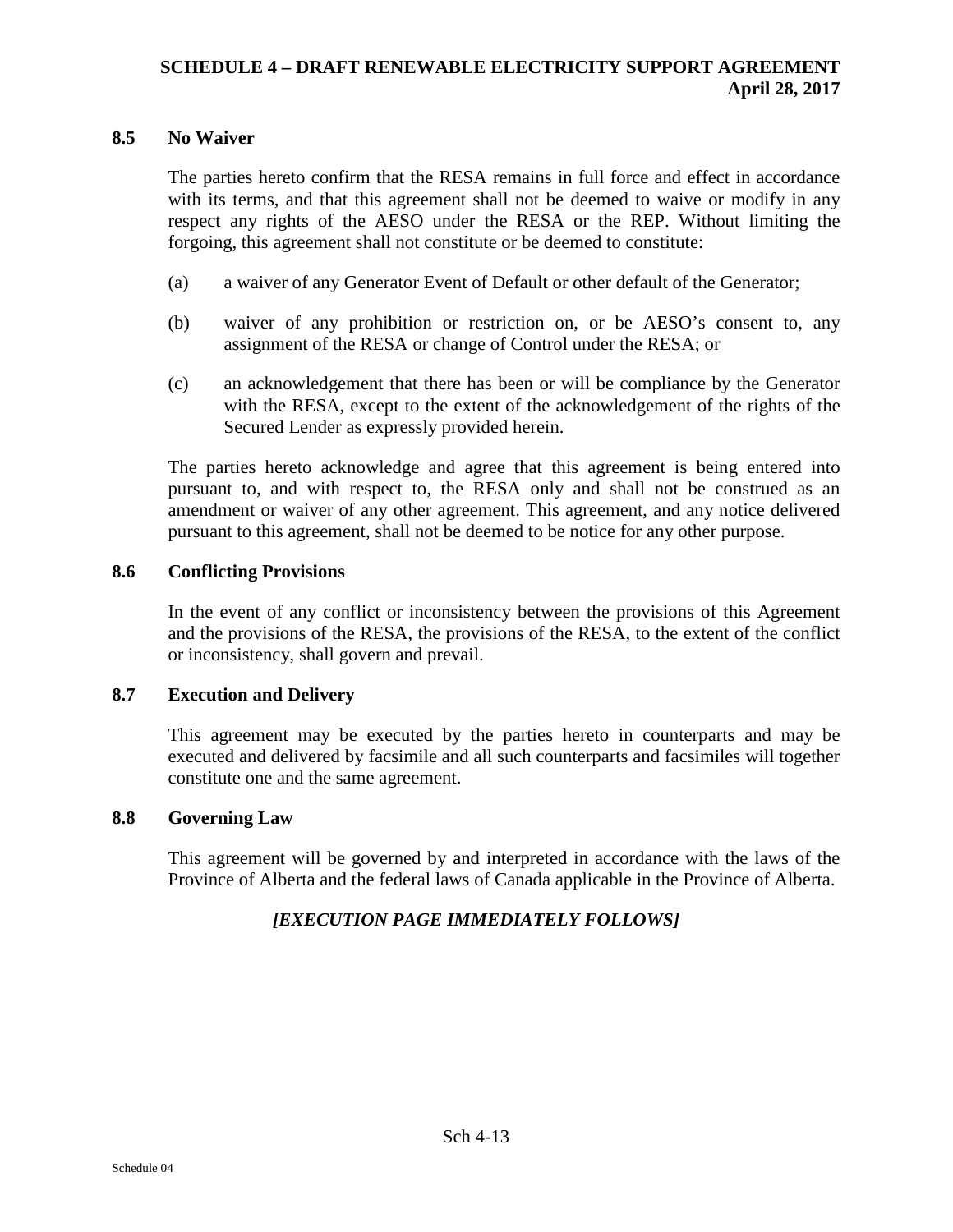### 8.5 No Waiver

The parties hereto confirm that the RESA remains in full force and effect in accordance with its terms, and that this agreement shall not be deemed to waive or modify in any respect any rights of the AESO under the RESA or the REP. Without limiting the forgoing, this agreement shall not constitute or be deemed to constitute:

(a) a waiver of any Generator Event of Default or other default of the Generator;

(b) waiver of any prohibition or restriction on, or be AESO's consent to, any assignment of the RESA or change of Control under the RESA; or

(c) an acknowledgement that there has been or will be compliance by the Generator with the RESA, except to the extent of the acknowledgement of the rights of the Secured Lender as expressly provided herein.

The parties hereto acknowledge and agree that this agreement is being entered into pursuant to, and with respect to, the RESA only and shall not be construed as an amendment or waiver of any other agreement. This agreement, and any notice delivered pursuant to this agreement, shall not be deemed to be notice for any other purpose.

### 8.6 Conflicting Provisions

In the event of any conflict or inconsistency between the provisions of this Agreement and the provisions of the RESA, the provisions of the RESA, to the extent of the conflict or inconsistency, shall govern and prevail.

### 8.7 Execution and Delivery

This agreement may be executed by the parties hereto in counterparts and may be executed and delivered by facsimile and all such counterparts and facsimiles will together constitute one and the same agreement.

### 8.8 Governing Law

This agreement will be governed by and interpreted in accordance with the laws of the Province of Alberta and the federal laws of Canada applicable in the Province of Alberta.

***[EXECUTION PAGE IMMEDIATELY FOLLOWS]***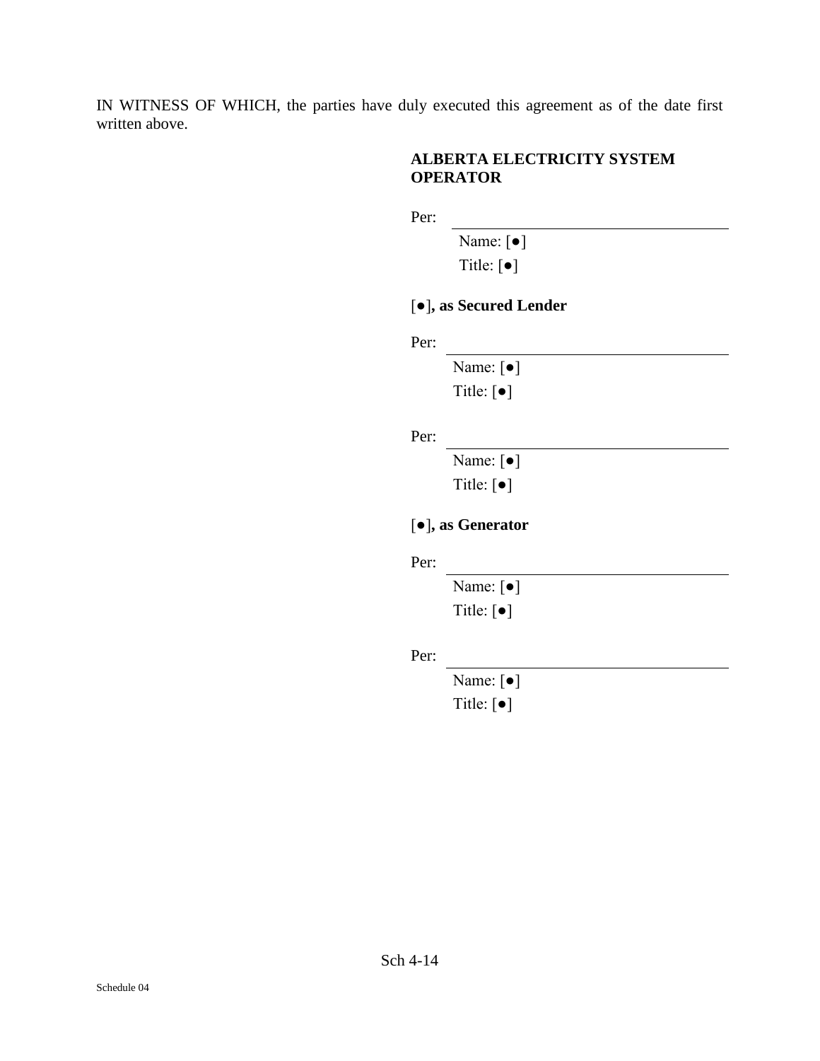IN WITNESS OF WHICH, the parties have duly executed this agreement as of the date first written above.

**ALBERTA ELECTRICITY SYSTEM OPERATOR**

Per: ______________________________

Name: [●]
Title: [●]

[●]**, as Secured Lender**

Per: ______________________________

Name: [●]
Title: [●]

Per: ______________________________

Name: [●]
Title: [●]

[●]**, as Generator**

Per: ______________________________

Name: [●]
Title: [●]

Per: ______________________________

Name: [●]
Title: [●]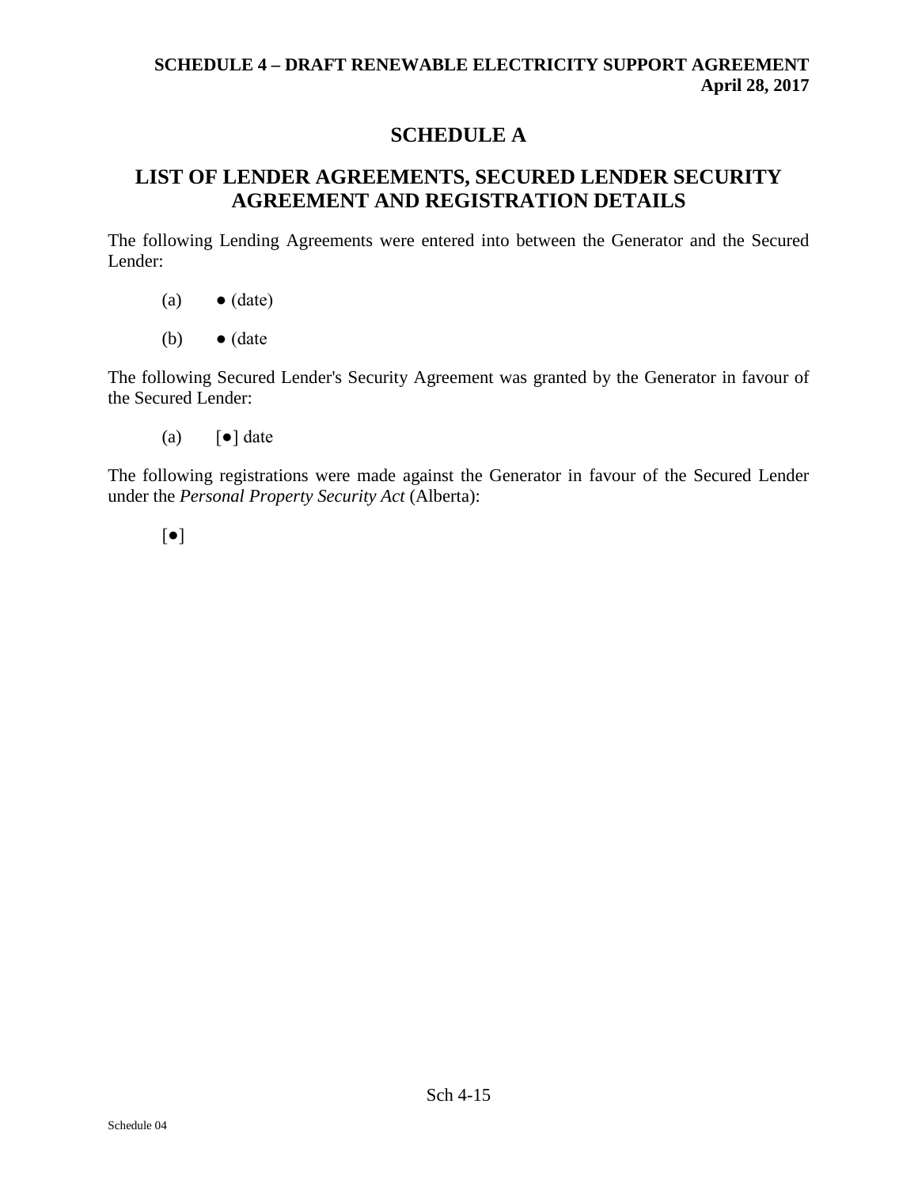# SCHEDULE A

## LIST OF LENDER AGREEMENTS, SECURED LENDER SECURITY AGREEMENT AND REGISTRATION DETAILS

The following Lending Agreements were entered into between the Generator and the Secured Lender:

(a) ● (date)

(b) ● (date

The following Secured Lender's Security Agreement was granted by the Generator in favour of the Secured Lender:

(a) [●] date

The following registrations were made against the Generator in favour of the Secured Lender under the *Personal Property Security Act* (Alberta):

[●]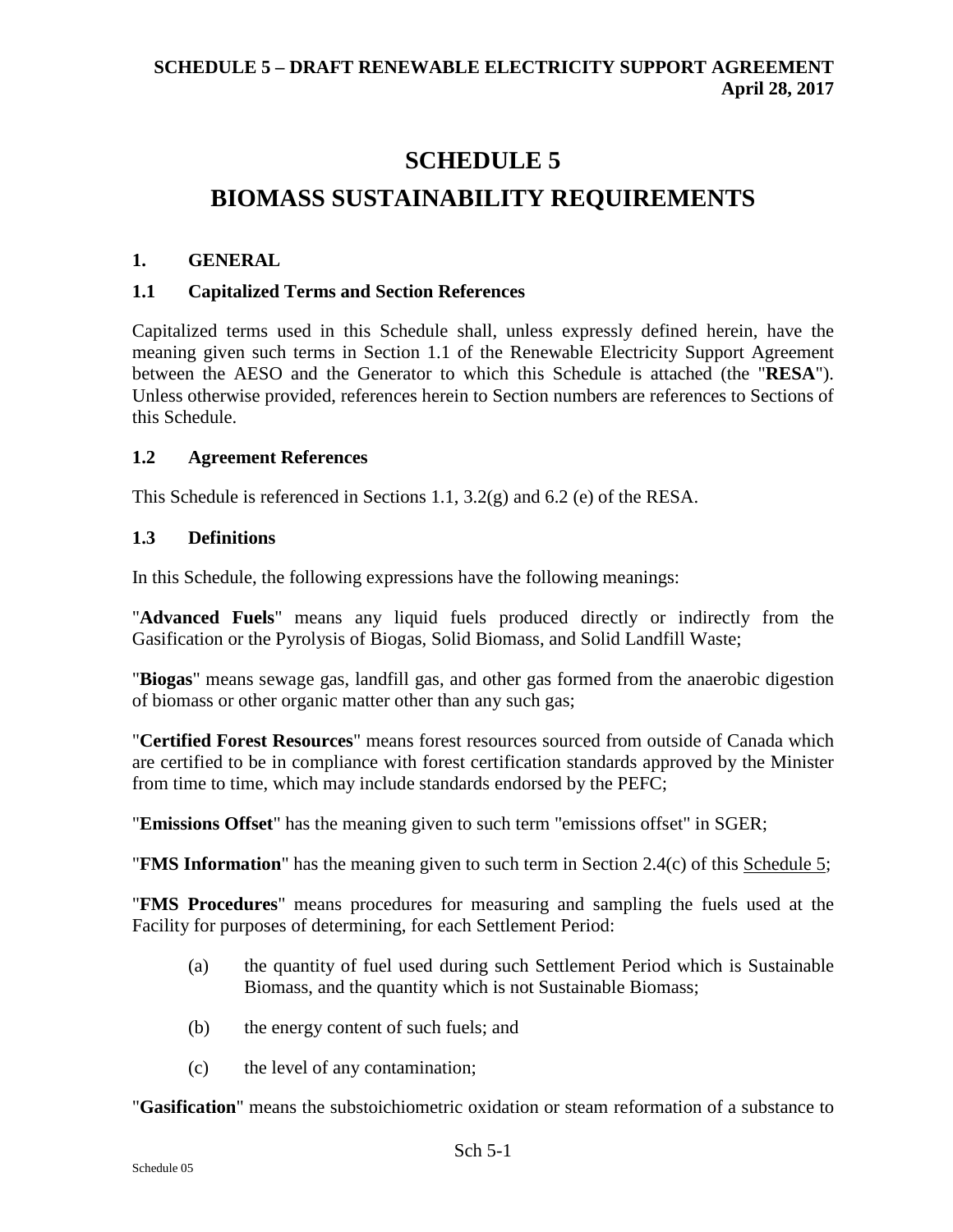# SCHEDULE 5

# BIOMASS SUSTAINABILITY REQUIREMENTS

## 1. GENERAL

### 1.1 Capitalized Terms and Section References

Capitalized terms used in this Schedule shall, unless expressly defined herein, have the meaning given such terms in Section 1.1 of the Renewable Electricity Support Agreement between the AESO and the Generator to which this Schedule is attached (the "**RESA**"). Unless otherwise provided, references herein to Section numbers are references to Sections of this Schedule.

### 1.2 Agreement References

This Schedule is referenced in Sections 1.1, 3.2(g) and 6.2 (e) of the RESA.

### 1.3 Definitions

In this Schedule, the following expressions have the following meanings:

"**Advanced Fuels**" means any liquid fuels produced directly or indirectly from the Gasification or the Pyrolysis of Biogas, Solid Biomass, and Solid Landfill Waste;

"**Biogas**" means sewage gas, landfill gas, and other gas formed from the anaerobic digestion of biomass or other organic matter other than any such gas;

"**Certified Forest Resources**" means forest resources sourced from outside of Canada which are certified to be in compliance with forest certification standards approved by the Minister from time to time, which may include standards endorsed by the PEFC;

"**Emissions Offset**" has the meaning given to such term "emissions offset" in SGER;

"**FMS Information**" has the meaning given to such term in Section 2.4(c) of this Schedule 5;

"**FMS Procedures**" means procedures for measuring and sampling the fuels used at the Facility for purposes of determining, for each Settlement Period:

(a) the quantity of fuel used during such Settlement Period which is Sustainable Biomass, and the quantity which is not Sustainable Biomass;

(b) the energy content of such fuels; and

(c) the level of any contamination;

"**Gasification**" means the substoichiometric oxidation or steam reformation of a substance to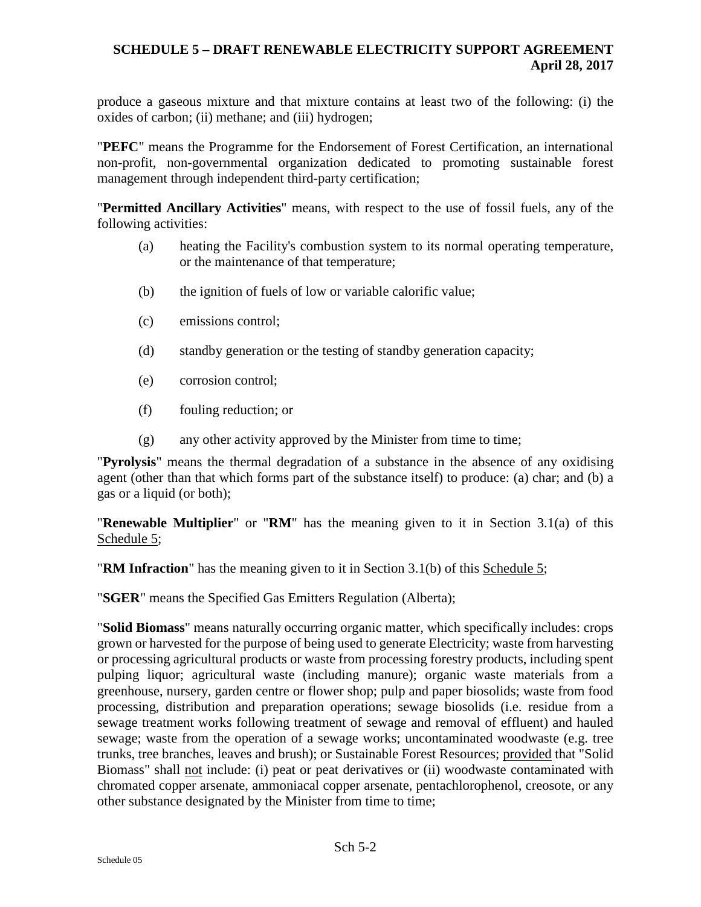produce a gaseous mixture and that mixture contains at least two of the following: (i) the oxides of carbon; (ii) methane; and (iii) hydrogen;

"**PEFC**" means the Programme for the Endorsement of Forest Certification, an international non-profit, non-governmental organization dedicated to promoting sustainable forest management through independent third-party certification;

"**Permitted Ancillary Activities**" means, with respect to the use of fossil fuels, any of the following activities:

(a) heating the Facility's combustion system to its normal operating temperature, or the maintenance of that temperature;

(b) the ignition of fuels of low or variable calorific value;

(c) emissions control;

(d) standby generation or the testing of standby generation capacity;

(e) corrosion control;

(f) fouling reduction; or

(g) any other activity approved by the Minister from time to time;

"**Pyrolysis**" means the thermal degradation of a substance in the absence of any oxidising agent (other than that which forms part of the substance itself) to produce: (a) char; and (b) a gas or a liquid (or both);

"**Renewable Multiplier**" or "**RM**" has the meaning given to it in Section 3.1(a) of this Schedule 5;

"**RM Infraction**" has the meaning given to it in Section 3.1(b) of this Schedule 5;

"**SGER**" means the Specified Gas Emitters Regulation (Alberta);

"**Solid Biomass**" means naturally occurring organic matter, which specifically includes: crops grown or harvested for the purpose of being used to generate Electricity; waste from harvesting or processing agricultural products or waste from processing forestry products, including spent pulping liquor; agricultural waste (including manure); organic waste materials from a greenhouse, nursery, garden centre or flower shop; pulp and paper biosolids; waste from food processing, distribution and preparation operations; sewage biosolids (i.e. residue from a sewage treatment works following treatment of sewage and removal of effluent) and hauled sewage; waste from the operation of a sewage works; uncontaminated woodwaste (e.g. tree trunks, tree branches, leaves and brush); or Sustainable Forest Resources; provided that "Solid Biomass" shall not include: (i) peat or peat derivatives or (ii) woodwaste contaminated with chromated copper arsenate, ammoniacal copper arsenate, pentachlorophenol, creosote, or any other substance designated by the Minister from time to time;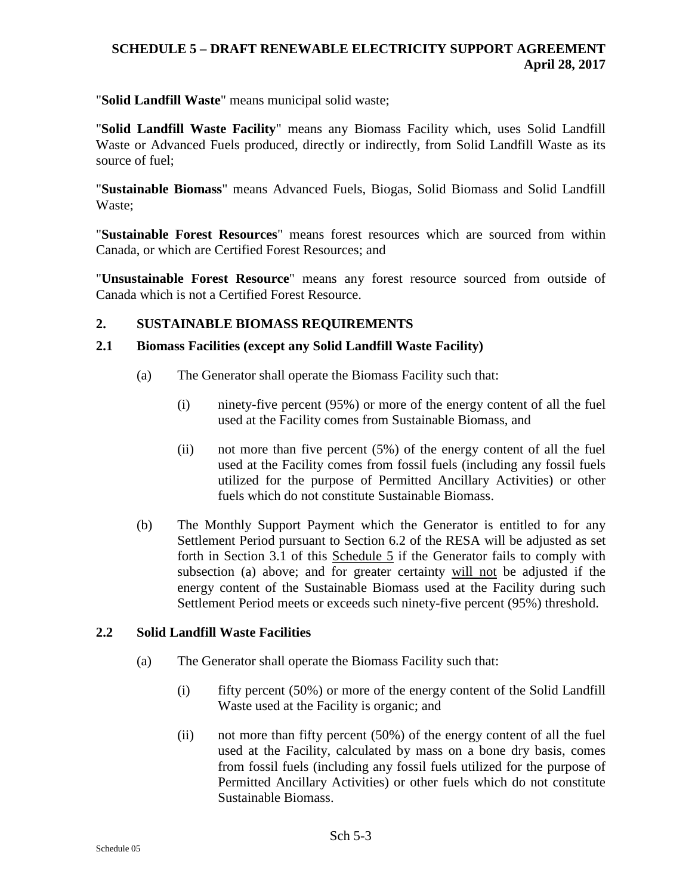"**Solid Landfill Waste**" means municipal solid waste;

"**Solid Landfill Waste Facility**" means any Biomass Facility which, uses Solid Landfill Waste or Advanced Fuels produced, directly or indirectly, from Solid Landfill Waste as its source of fuel;

"**Sustainable Biomass**" means Advanced Fuels, Biogas, Solid Biomass and Solid Landfill Waste;

"**Sustainable Forest Resources**" means forest resources which are sourced from within Canada, or which are Certified Forest Resources; and

"**Unsustainable Forest Resource**" means any forest resource sourced from outside of Canada which is not a Certified Forest Resource.

## 2. SUSTAINABLE BIOMASS REQUIREMENTS

### 2.1 Biomass Facilities (except any Solid Landfill Waste Facility)

(a) The Generator shall operate the Biomass Facility such that:

(i) ninety-five percent (95%) or more of the energy content of all the fuel used at the Facility comes from Sustainable Biomass, and

(ii) not more than five percent (5%) of the energy content of all the fuel used at the Facility comes from fossil fuels (including any fossil fuels utilized for the purpose of Permitted Ancillary Activities) or other fuels which do not constitute Sustainable Biomass.

(b) The Monthly Support Payment which the Generator is entitled to for any Settlement Period pursuant to Section 6.2 of the RESA will be adjusted as set forth in Section 3.1 of this Schedule 5 if the Generator fails to comply with subsection (a) above; and for greater certainty will not be adjusted if the energy content of the Sustainable Biomass used at the Facility during such Settlement Period meets or exceeds such ninety-five percent (95%) threshold.

### 2.2 Solid Landfill Waste Facilities

(a) The Generator shall operate the Biomass Facility such that:

(i) fifty percent (50%) or more of the energy content of the Solid Landfill Waste used at the Facility is organic; and

(ii) not more than fifty percent (50%) of the energy content of all the fuel used at the Facility, calculated by mass on a bone dry basis, comes from fossil fuels (including any fossil fuels utilized for the purpose of Permitted Ancillary Activities) or other fuels which do not constitute Sustainable Biomass.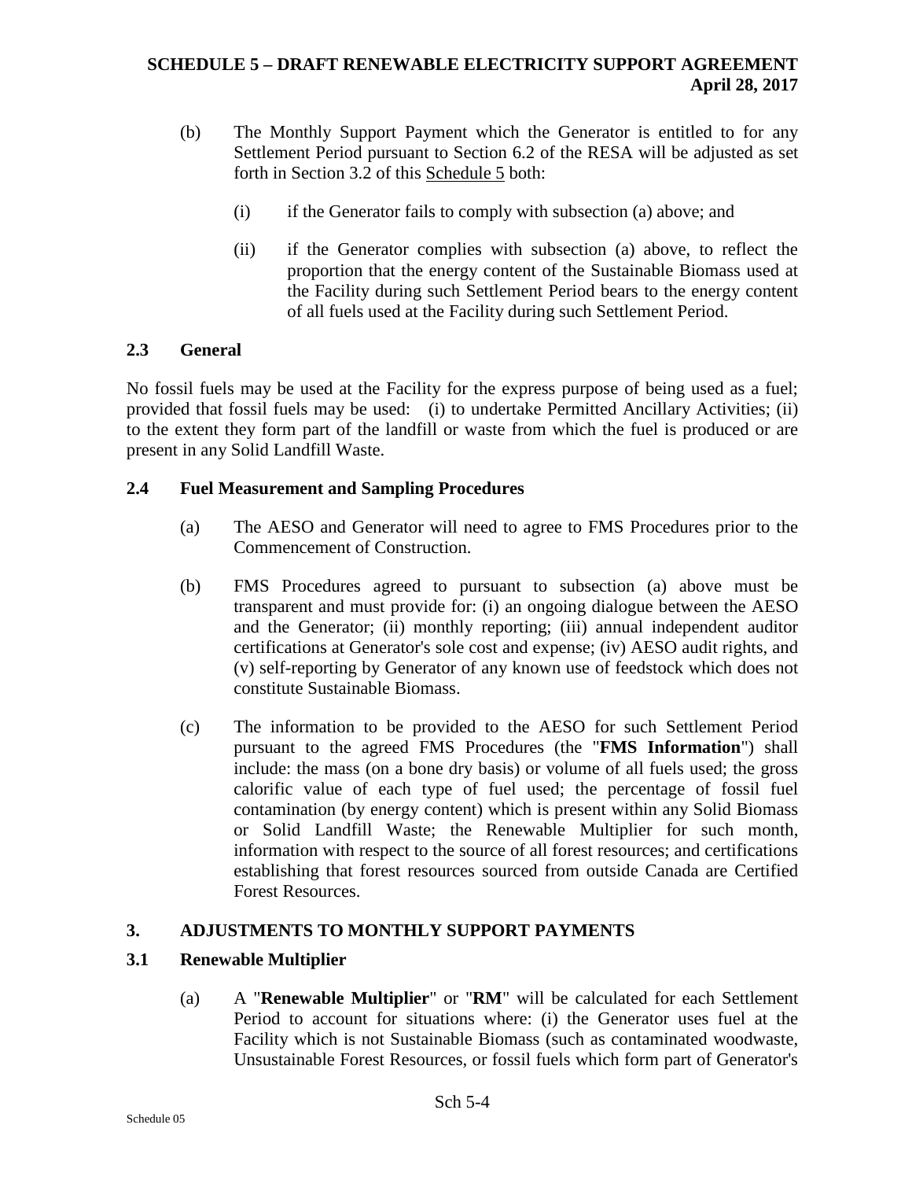(b) The Monthly Support Payment which the Generator is entitled to for any Settlement Period pursuant to Section 6.2 of the RESA will be adjusted as set forth in Section 3.2 of this Schedule 5 both:

  (i) if the Generator fails to comply with subsection (a) above; and

  (ii) if the Generator complies with subsection (a) above, to reflect the proportion that the energy content of the Sustainable Biomass used at the Facility during such Settlement Period bears to the energy content of all fuels used at the Facility during such Settlement Period.

### 2.3 General

No fossil fuels may be used at the Facility for the express purpose of being used as a fuel; provided that fossil fuels may be used: (i) to undertake Permitted Ancillary Activities; (ii) to the extent they form part of the landfill or waste from which the fuel is produced or are present in any Solid Landfill Waste.

### 2.4 Fuel Measurement and Sampling Procedures

(a) The AESO and Generator will need to agree to FMS Procedures prior to the Commencement of Construction.

(b) FMS Procedures agreed to pursuant to subsection (a) above must be transparent and must provide for: (i) an ongoing dialogue between the AESO and the Generator; (ii) monthly reporting; (iii) annual independent auditor certifications at Generator's sole cost and expense; (iv) AESO audit rights, and (v) self-reporting by Generator of any known use of feedstock which does not constitute Sustainable Biomass.

(c) The information to be provided to the AESO for such Settlement Period pursuant to the agreed FMS Procedures (the "**FMS Information**") shall include: the mass (on a bone dry basis) or volume of all fuels used; the gross calorific value of each type of fuel used; the percentage of fossil fuel contamination (by energy content) which is present within any Solid Biomass or Solid Landfill Waste; the Renewable Multiplier for such month, information with respect to the source of all forest resources; and certifications establishing that forest resources sourced from outside Canada are Certified Forest Resources.

## 3. ADJUSTMENTS TO MONTHLY SUPPORT PAYMENTS

### 3.1 Renewable Multiplier

(a) A "**Renewable Multiplier**" or "**RM**" will be calculated for each Settlement Period to account for situations where: (i) the Generator uses fuel at the Facility which is not Sustainable Biomass (such as contaminated woodwaste, Unsustainable Forest Resources, or fossil fuels which form part of Generator's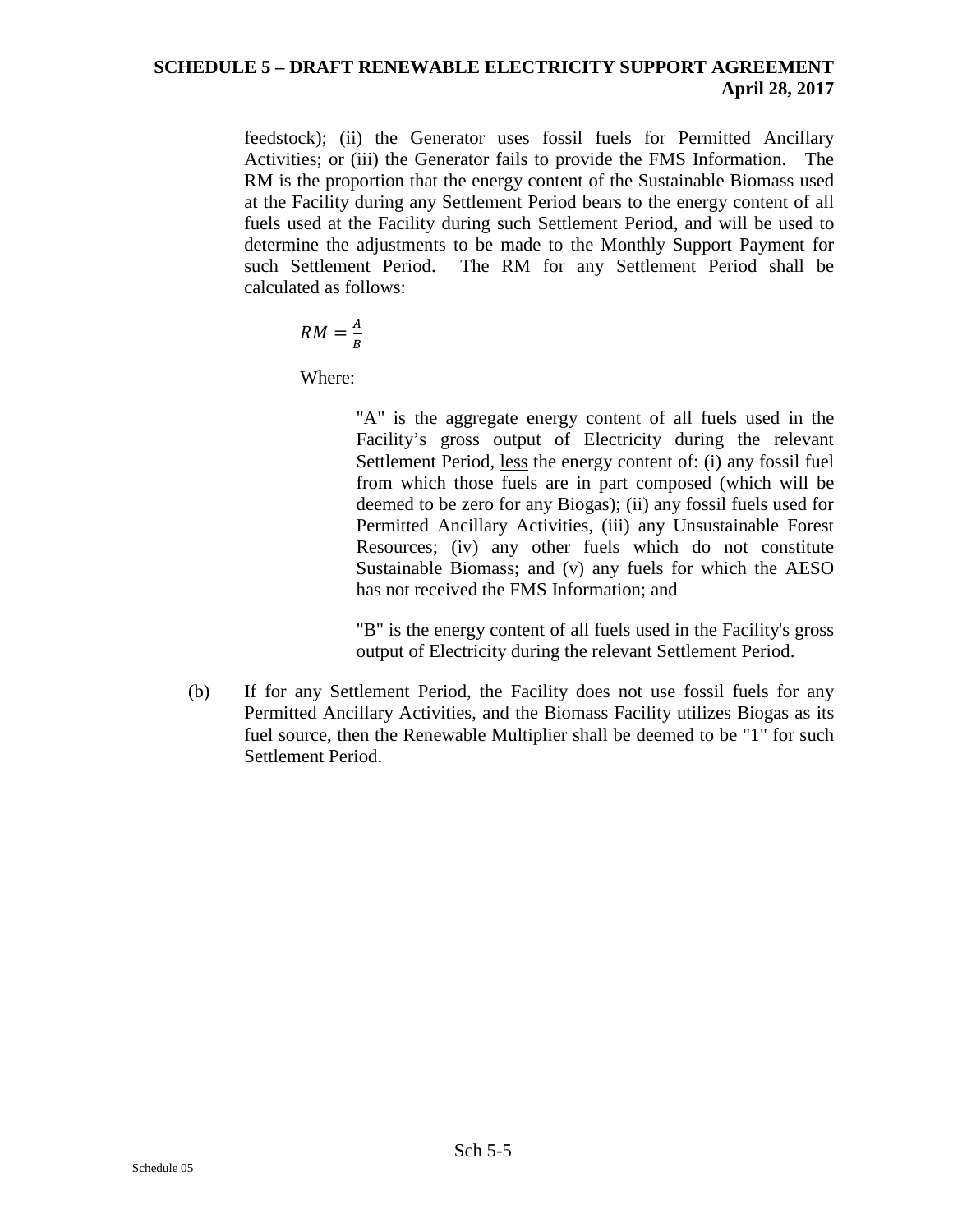feedstock); (ii) the Generator uses fossil fuels for Permitted Ancillary Activities; or (iii) the Generator fails to provide the FMS Information. The RM is the proportion that the energy content of the Sustainable Biomass used at the Facility during any Settlement Period bears to the energy content of all fuels used at the Facility during such Settlement Period, and will be used to determine the adjustments to be made to the Monthly Support Payment for such Settlement Period. The RM for any Settlement Period shall be calculated as follows:

$$RM = \frac{A}{B}$$

Where:

"A" is the aggregate energy content of all fuels used in the Facility's gross output of Electricity during the relevant Settlement Period, less the energy content of: (i) any fossil fuel from which those fuels are in part composed (which will be deemed to be zero for any Biogas); (ii) any fossil fuels used for Permitted Ancillary Activities, (iii) any Unsustainable Forest Resources; (iv) any other fuels which do not constitute Sustainable Biomass; and (v) any fuels for which the AESO has not received the FMS Information; and

"B" is the energy content of all fuels used in the Facility's gross output of Electricity during the relevant Settlement Period.

(b) If for any Settlement Period, the Facility does not use fossil fuels for any Permitted Ancillary Activities, and the Biomass Facility utilizes Biogas as its fuel source, then the Renewable Multiplier shall be deemed to be "1" for such Settlement Period.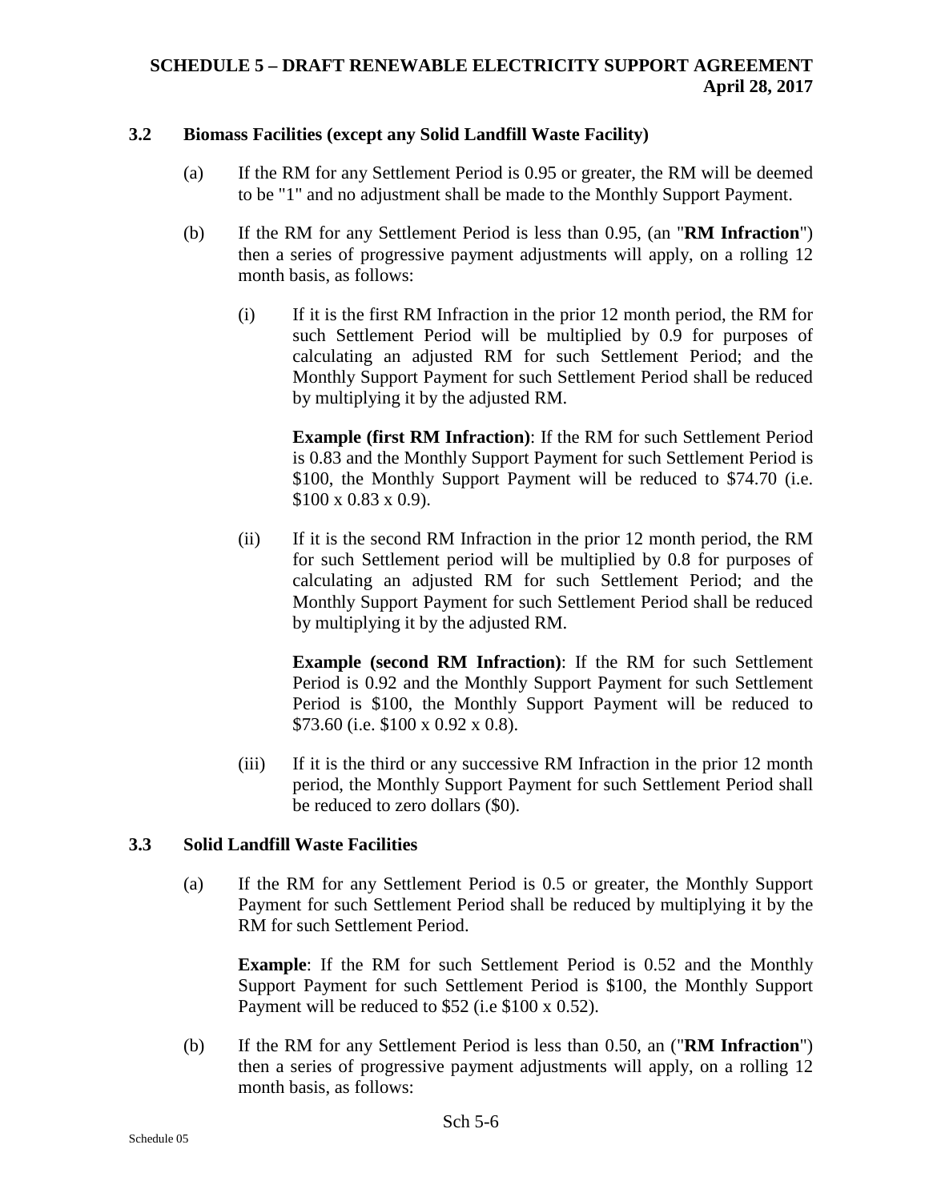### 3.2 Biomass Facilities (except any Solid Landfill Waste Facility)

(a) If the RM for any Settlement Period is 0.95 or greater, the RM will be deemed to be "1" and no adjustment shall be made to the Monthly Support Payment.

(b) If the RM for any Settlement Period is less than 0.95, (an "**RM Infraction**") then a series of progressive payment adjustments will apply, on a rolling 12 month basis, as follows:

(i) If it is the first RM Infraction in the prior 12 month period, the RM for such Settlement Period will be multiplied by 0.9 for purposes of calculating an adjusted RM for such Settlement Period; and the Monthly Support Payment for such Settlement Period shall be reduced by multiplying it by the adjusted RM.

**Example (first RM Infraction)**: If the RM for such Settlement Period is 0.83 and the Monthly Support Payment for such Settlement Period is $100, the Monthly Support Payment will be reduced to $74.70 (i.e. $100 x 0.83 x 0.9).

(ii) If it is the second RM Infraction in the prior 12 month period, the RM for such Settlement period will be multiplied by 0.8 for purposes of calculating an adjusted RM for such Settlement Period; and the Monthly Support Payment for such Settlement Period shall be reduced by multiplying it by the adjusted RM.

**Example (second RM Infraction)**: If the RM for such Settlement Period is 0.92 and the Monthly Support Payment for such Settlement Period is $100, the Monthly Support Payment will be reduced to $73.60 (i.e. $100 x 0.92 x 0.8).

(iii) If it is the third or any successive RM Infraction in the prior 12 month period, the Monthly Support Payment for such Settlement Period shall be reduced to zero dollars ($0).

### 3.3 Solid Landfill Waste Facilities

(a) If the RM for any Settlement Period is 0.5 or greater, the Monthly Support Payment for such Settlement Period shall be reduced by multiplying it by the RM for such Settlement Period.

**Example**: If the RM for such Settlement Period is 0.52 and the Monthly Support Payment for such Settlement Period is $100, the Monthly Support Payment will be reduced to $52 (i.e $100 x 0.52).

(b) If the RM for any Settlement Period is less than 0.50, an ("**RM Infraction**") then a series of progressive payment adjustments will apply, on a rolling 12 month basis, as follows: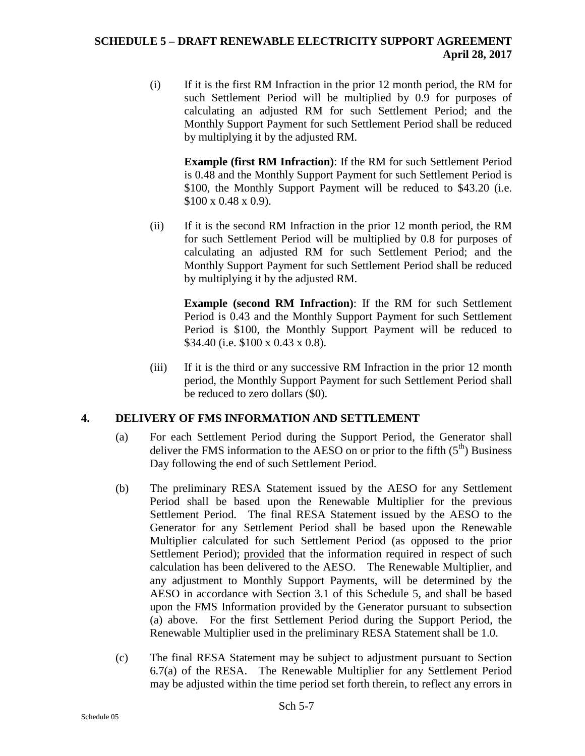(i) If it is the first RM Infraction in the prior 12 month period, the RM for such Settlement Period will be multiplied by 0.9 for purposes of calculating an adjusted RM for such Settlement Period; and the Monthly Support Payment for such Settlement Period shall be reduced by multiplying it by the adjusted RM.

**Example (first RM Infraction)**: If the RM for such Settlement Period is 0.48 and the Monthly Support Payment for such Settlement Period is $100, the Monthly Support Payment will be reduced to $43.20 (i.e. $100 x 0.48 x 0.9).

(ii) If it is the second RM Infraction in the prior 12 month period, the RM for such Settlement Period will be multiplied by 0.8 for purposes of calculating an adjusted RM for such Settlement Period; and the Monthly Support Payment for such Settlement Period shall be reduced by multiplying it by the adjusted RM.

**Example (second RM Infraction)**: If the RM for such Settlement Period is 0.43 and the Monthly Support Payment for such Settlement Period is $100, the Monthly Support Payment will be reduced to $34.40 (i.e. $100 x 0.43 x 0.8).

(iii) If it is the third or any successive RM Infraction in the prior 12 month period, the Monthly Support Payment for such Settlement Period shall be reduced to zero dollars ($0).

## 4. DELIVERY OF FMS INFORMATION AND SETTLEMENT

(a) For each Settlement Period during the Support Period, the Generator shall deliver the FMS information to the AESO on or prior to the fifth ($5^{th}$) Business Day following the end of such Settlement Period.

(b) The preliminary RESA Statement issued by the AESO for any Settlement Period shall be based upon the Renewable Multiplier for the previous Settlement Period. The final RESA Statement issued by the AESO to the Generator for any Settlement Period shall be based upon the Renewable Multiplier calculated for such Settlement Period (as opposed to the prior Settlement Period); provided that the information required in respect of such calculation has been delivered to the AESO. The Renewable Multiplier, and any adjustment to Monthly Support Payments, will be determined by the AESO in accordance with Section 3.1 of this Schedule 5, and shall be based upon the FMS Information provided by the Generator pursuant to subsection (a) above. For the first Settlement Period during the Support Period, the Renewable Multiplier used in the preliminary RESA Statement shall be 1.0.

(c) The final RESA Statement may be subject to adjustment pursuant to Section 6.7(a) of the RESA. The Renewable Multiplier for any Settlement Period may be adjusted within the time period set forth therein, to reflect any errors in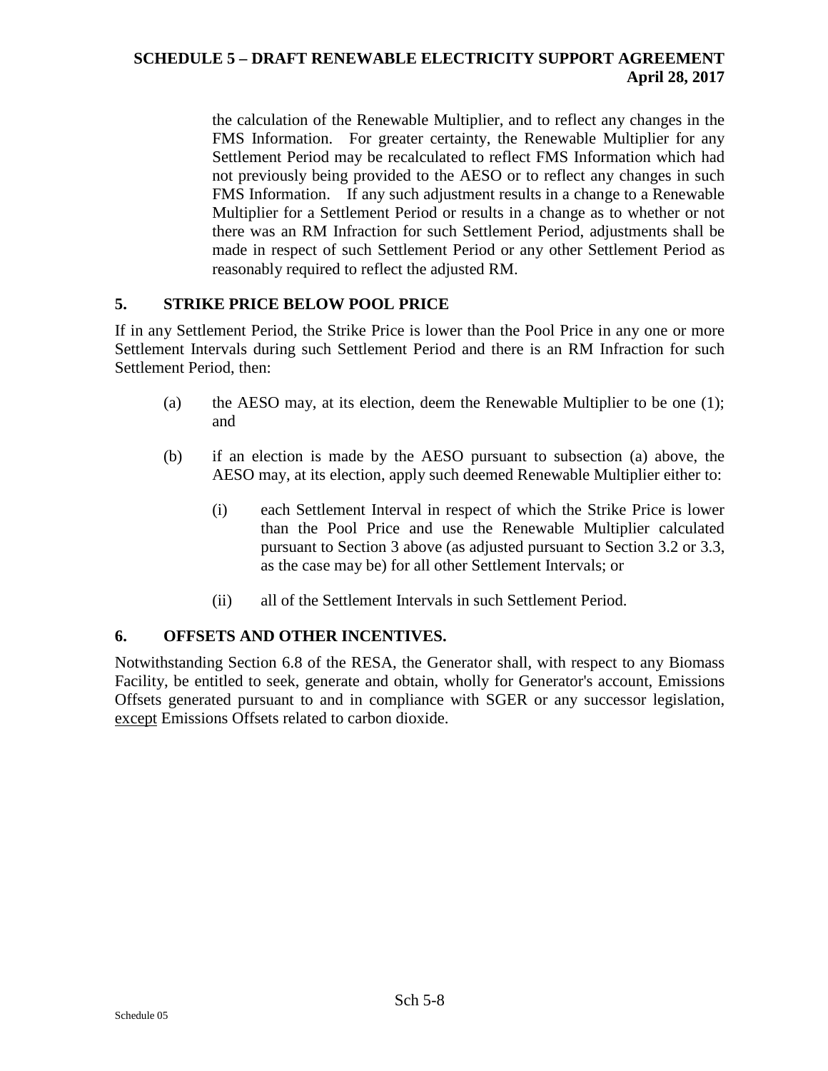the calculation of the Renewable Multiplier, and to reflect any changes in the FMS Information. For greater certainty, the Renewable Multiplier for any Settlement Period may be recalculated to reflect FMS Information which had not previously being provided to the AESO or to reflect any changes in such FMS Information. If any such adjustment results in a change to a Renewable Multiplier for a Settlement Period or results in a change as to whether or not there was an RM Infraction for such Settlement Period, adjustments shall be made in respect of such Settlement Period or any other Settlement Period as reasonably required to reflect the adjusted RM.

## 5. STRIKE PRICE BELOW POOL PRICE

If in any Settlement Period, the Strike Price is lower than the Pool Price in any one or more Settlement Intervals during such Settlement Period and there is an RM Infraction for such Settlement Period, then:

(a) the AESO may, at its election, deem the Renewable Multiplier to be one (1); and

(b) if an election is made by the AESO pursuant to subsection (a) above, the AESO may, at its election, apply such deemed Renewable Multiplier either to:

  (i) each Settlement Interval in respect of which the Strike Price is lower than the Pool Price and use the Renewable Multiplier calculated pursuant to Section 3 above (as adjusted pursuant to Section 3.2 or 3.3, as the case may be) for all other Settlement Intervals; or

  (ii) all of the Settlement Intervals in such Settlement Period.

## 6. OFFSETS AND OTHER INCENTIVES.

Notwithstanding Section 6.8 of the RESA, the Generator shall, with respect to any Biomass Facility, be entitled to seek, generate and obtain, wholly for Generator's account, Emissions Offsets generated pursuant to and in compliance with SGER or any successor legislation, <u>except</u> Emissions Offsets related to carbon dioxide.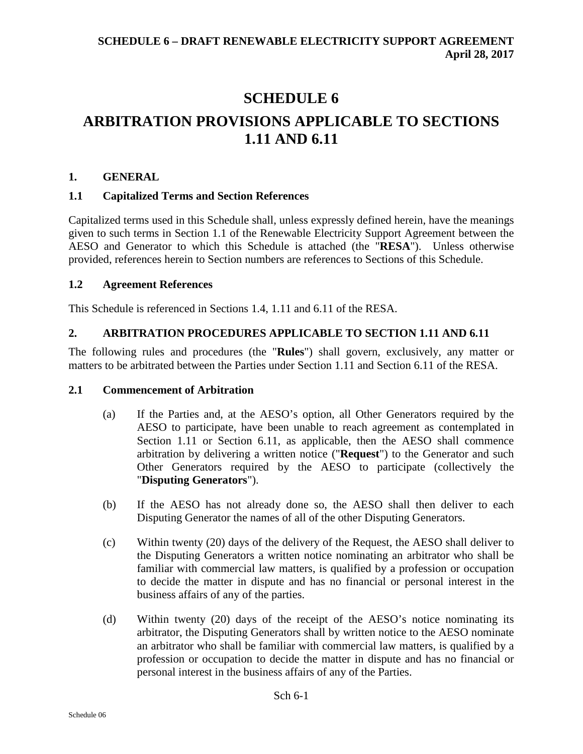# SCHEDULE 6

# ARBITRATION PROVISIONS APPLICABLE TO SECTIONS 1.11 AND 6.11

## 1. GENERAL

### 1.1 Capitalized Terms and Section References

Capitalized terms used in this Schedule shall, unless expressly defined herein, have the meanings given to such terms in Section 1.1 of the Renewable Electricity Support Agreement between the AESO and Generator to which this Schedule is attached (the "**RESA**"). Unless otherwise provided, references herein to Section numbers are references to Sections of this Schedule.

### 1.2 Agreement References

This Schedule is referenced in Sections 1.4, 1.11 and 6.11 of the RESA.

## 2. ARBITRATION PROCEDURES APPLICABLE TO SECTION 1.11 AND 6.11

The following rules and procedures (the "**Rules**") shall govern, exclusively, any matter or matters to be arbitrated between the Parties under Section 1.11 and Section 6.11 of the RESA.

### 2.1 Commencement of Arbitration

(a) If the Parties and, at the AESO's option, all Other Generators required by the AESO to participate, have been unable to reach agreement as contemplated in Section 1.11 or Section 6.11, as applicable, then the AESO shall commence arbitration by delivering a written notice ("**Request**") to the Generator and such Other Generators required by the AESO to participate (collectively the "**Disputing Generators**").

(b) If the AESO has not already done so, the AESO shall then deliver to each Disputing Generator the names of all of the other Disputing Generators.

(c) Within twenty (20) days of the delivery of the Request, the AESO shall deliver to the Disputing Generators a written notice nominating an arbitrator who shall be familiar with commercial law matters, is qualified by a profession or occupation to decide the matter in dispute and has no financial or personal interest in the business affairs of any of the parties.

(d) Within twenty (20) days of the receipt of the AESO's notice nominating its arbitrator, the Disputing Generators shall by written notice to the AESO nominate an arbitrator who shall be familiar with commercial law matters, is qualified by a profession or occupation to decide the matter in dispute and has no financial or personal interest in the business affairs of any of the Parties.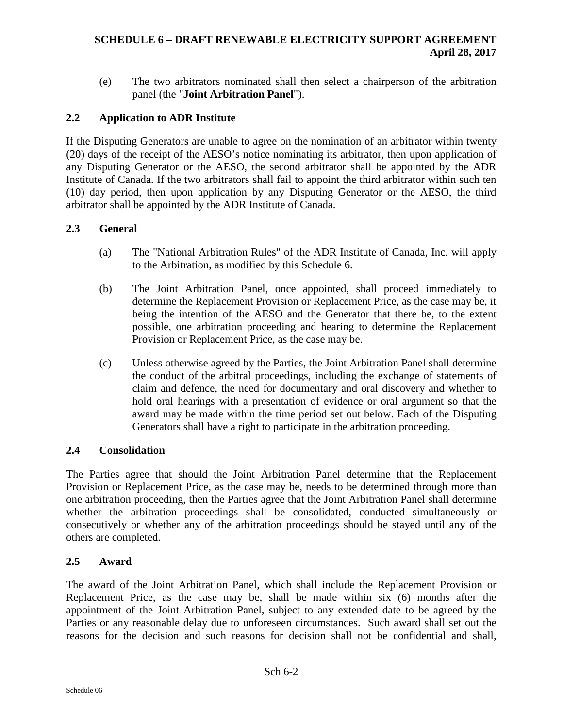(e) The two arbitrators nominated shall then select a chairperson of the arbitration panel (the "**Joint Arbitration Panel**").

### 2.2 Application to ADR Institute

If the Disputing Generators are unable to agree on the nomination of an arbitrator within twenty (20) days of the receipt of the AESO's notice nominating its arbitrator, then upon application of any Disputing Generator or the AESO, the second arbitrator shall be appointed by the ADR Institute of Canada. If the two arbitrators shall fail to appoint the third arbitrator within such ten (10) day period, then upon application by any Disputing Generator or the AESO, the third arbitrator shall be appointed by the ADR Institute of Canada.

### 2.3 General

(a) The "National Arbitration Rules" of the ADR Institute of Canada, Inc. will apply to the Arbitration, as modified by this Schedule 6.

(b) The Joint Arbitration Panel, once appointed, shall proceed immediately to determine the Replacement Provision or Replacement Price, as the case may be, it being the intention of the AESO and the Generator that there be, to the extent possible, one arbitration proceeding and hearing to determine the Replacement Provision or Replacement Price, as the case may be.

(c) Unless otherwise agreed by the Parties, the Joint Arbitration Panel shall determine the conduct of the arbitral proceedings, including the exchange of statements of claim and defence, the need for documentary and oral discovery and whether to hold oral hearings with a presentation of evidence or oral argument so that the award may be made within the time period set out below. Each of the Disputing Generators shall have a right to participate in the arbitration proceeding.

### 2.4 Consolidation

The Parties agree that should the Joint Arbitration Panel determine that the Replacement Provision or Replacement Price, as the case may be, needs to be determined through more than one arbitration proceeding, then the Parties agree that the Joint Arbitration Panel shall determine whether the arbitration proceedings shall be consolidated, conducted simultaneously or consecutively or whether any of the arbitration proceedings should be stayed until any of the others are completed.

### 2.5 Award

The award of the Joint Arbitration Panel, which shall include the Replacement Provision or Replacement Price, as the case may be, shall be made within six (6) months after the appointment of the Joint Arbitration Panel, subject to any extended date to be agreed by the Parties or any reasonable delay due to unforeseen circumstances. Such award shall set out the reasons for the decision and such reasons for decision shall not be confidential and shall,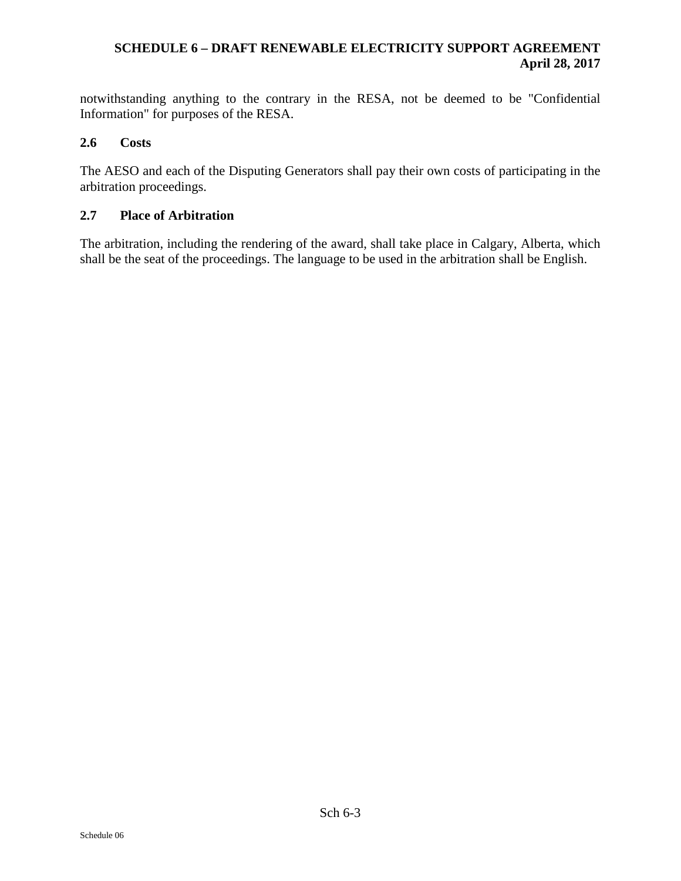notwithstanding anything to the contrary in the RESA, not be deemed to be "Confidential Information" for purposes of the RESA.

### 2.6 Costs

The AESO and each of the Disputing Generators shall pay their own costs of participating in the arbitration proceedings.

### 2.7 Place of Arbitration

The arbitration, including the rendering of the award, shall take place in Calgary, Alberta, which shall be the seat of the proceedings. The language to be used in the arbitration shall be English.